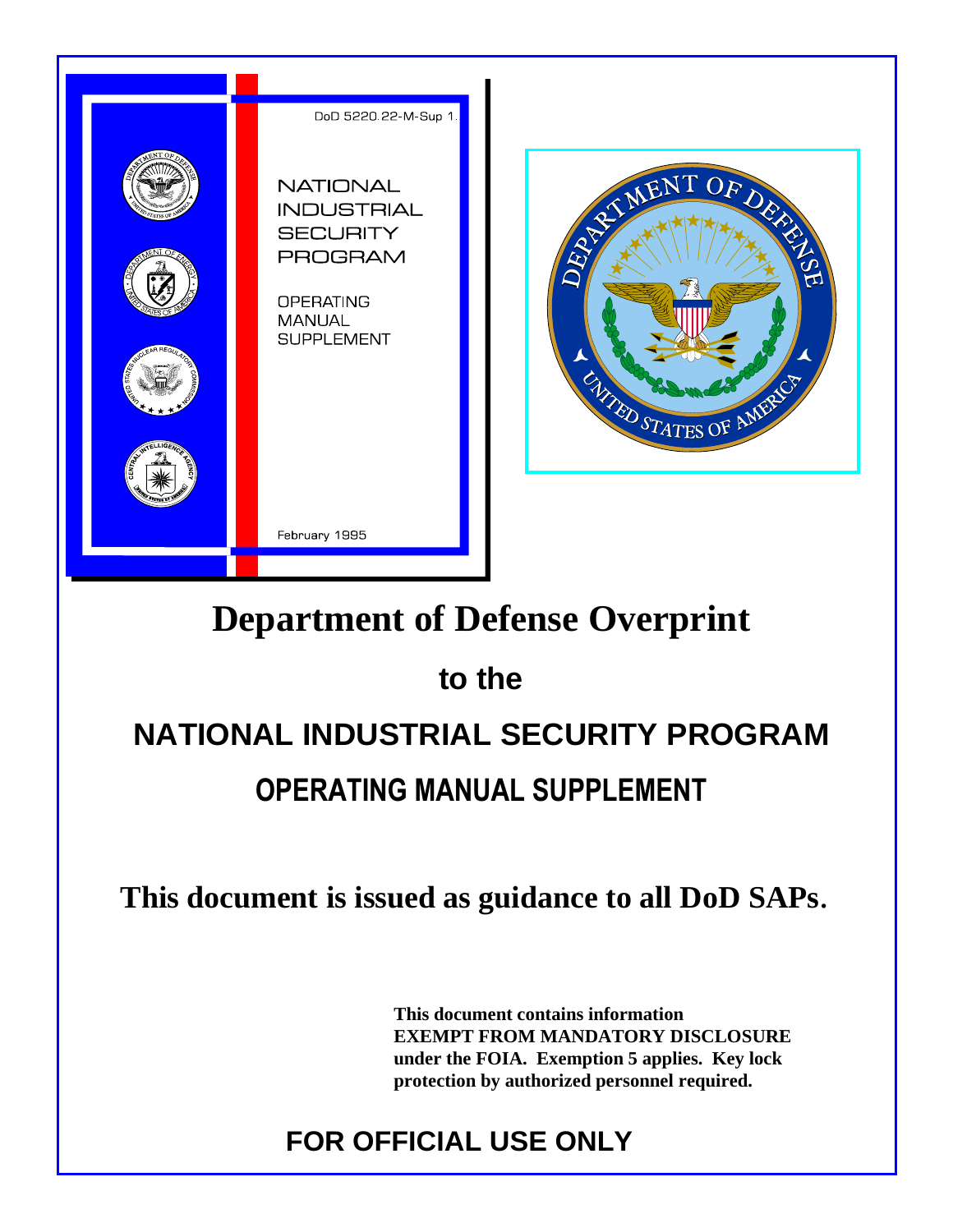DoD 5220.22-M-Sup 1.

NATIONAL INDUSTRIAL SECURITY PROGRAM

OPERATING MANUAL SUPPLEMENT

February 1995

# Department of Defense Overprint

## to the

# NATIONAL INDUSTRIAL SECURITY PROGRAM

# OPERATING MANUAL SUPPLEMENT

**This document is issued as guidance to all DoD SAPs.**

**This document contains information EXEMPT FROM MANDATORY DISCLOSURE under the FOIA. Exemption 5 applies. Key lock protection by authorized personnel required.**

**FOR OFFICIAL USE ONLY**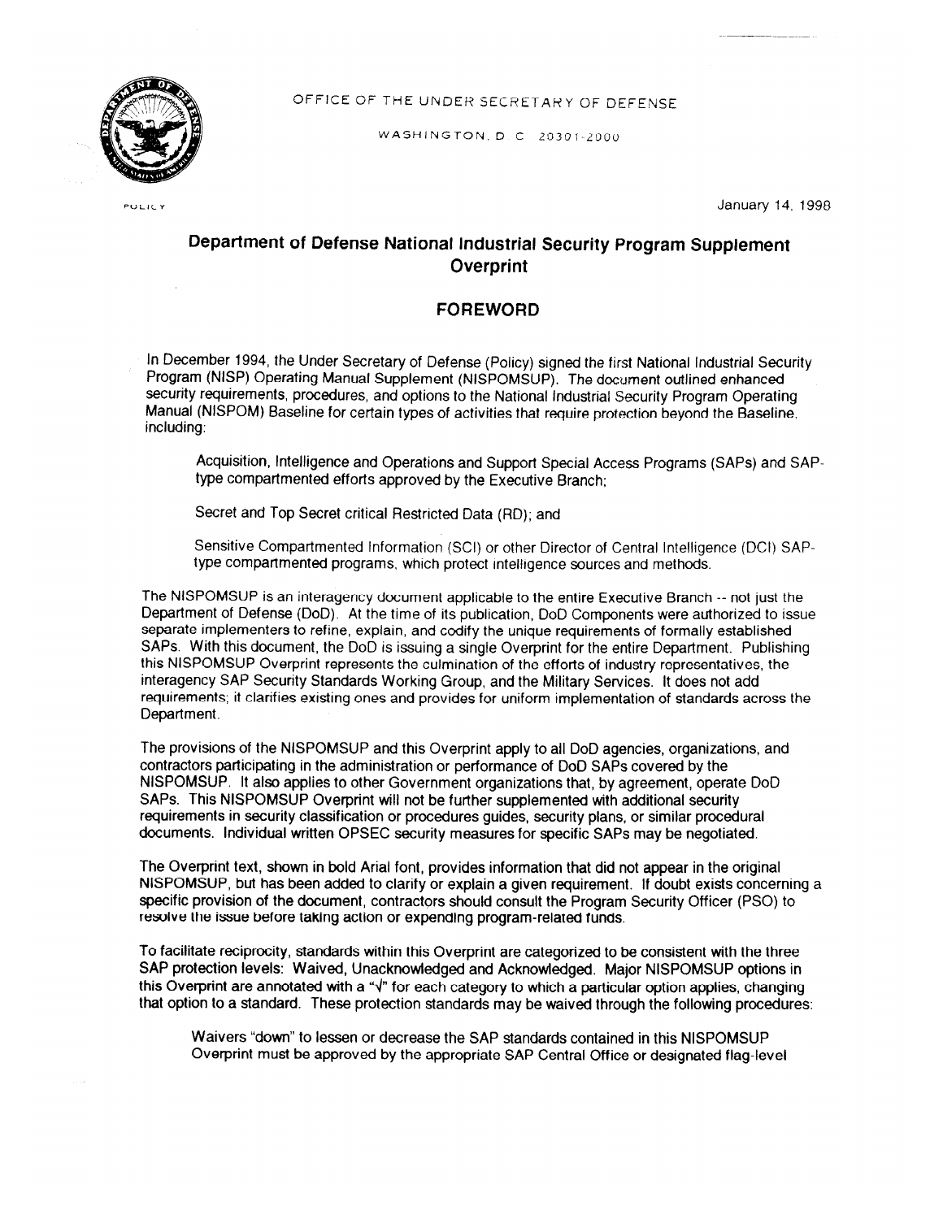OFFICE OF THE UNDER SECRETARY OF DEFENSE

WASHINGTON, D C 20301-2000

POLICY

January 14, 1998

# Department of Defense National Industrial Security Program Supplement Overprint

## FOREWORD

In December 1994, the Under Secretary of Defense (Policy) signed the first National Industrial Security Program (NISP) Operating Manual Supplement (NISPOMSUP). The document outlined enhanced security requirements, procedures, and options to the National Industrial Security Program Operating Manual (NISPOM) Baseline for certain types of activities that require protection beyond the Baseline, including:

> Acquisition, Intelligence and Operations and Support Special Access Programs (SAPs) and SAP-type compartmented efforts approved by the Executive Branch;
>
> Secret and Top Secret critical Restricted Data (RD); and
>
> Sensitive Compartmented Information (SCI) or other Director of Central Intelligence (DCI) SAP-type compartmented programs, which protect intelligence sources and methods.

The NISPOMSUP is an interagency document applicable to the entire Executive Branch -- not just the Department of Defense (DoD). At the time of its publication, DoD Components were authorized to issue separate implementers to refine, explain, and codify the unique requirements of formally established SAPs. With this document, the DoD is issuing a single Overprint for the entire Department. Publishing this NISPOMSUP Overprint represents the culmination of the efforts of industry representatives, the interagency SAP Security Standards Working Group, and the Military Services. It does not add requirements; it clarifies existing ones and provides for uniform implementation of standards across the Department.

The provisions of the NISPOMSUP and this Overprint apply to all DoD agencies, organizations, and contractors participating in the administration or performance of DoD SAPs covered by the NISPOMSUP. It also applies to other Government organizations that, by agreement, operate DoD SAPs. This NISPOMSUP Overprint will not be further supplemented with additional security requirements in security classification or procedures guides, security plans, or similar procedural documents. Individual written OPSEC security measures for specific SAPs may be negotiated.

The Overprint text, shown in bold Arial font, provides information that did not appear in the original NISPOMSUP, but has been added to clarify or explain a given requirement. If doubt exists concerning a specific provision of the document, contractors should consult the Program Security Officer (PSO) to resolve the issue before taking action or expending program-related funds.

To facilitate reciprocity, standards within this Overprint are categorized to be consistent with the three SAP protection levels: Waived, Unacknowledged and Acknowledged. Major NISPOMSUP options in this Overprint are annotated with a "√" for each category to which a particular option applies, changing that option to a standard. These protection standards may be waived through the following procedures:

> Waivers "down" to lessen or decrease the SAP standards contained in this NISPOMSUP Overprint must be approved by the appropriate SAP Central Office or designated flag-level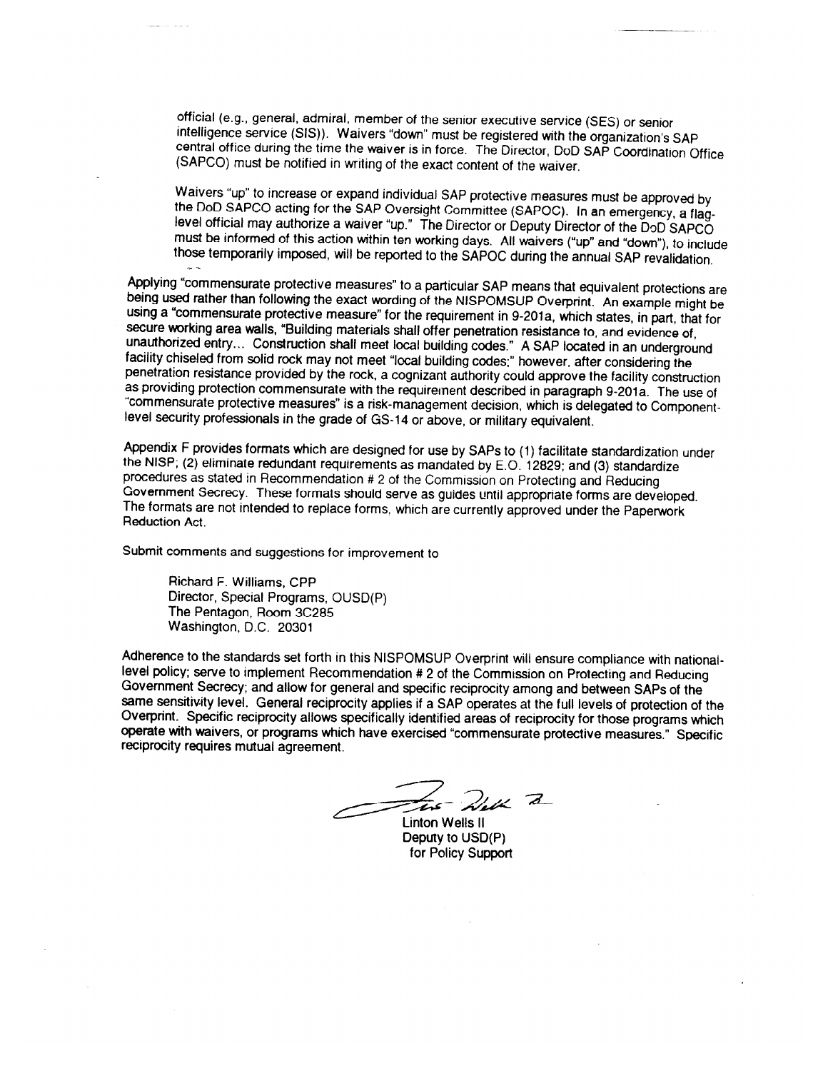official (e.g., general, admiral, member of the senior executive service (SES) or senior intelligence service (SIS)). Waivers "down" must be registered with the organization's SAP central office during the time the waiver is in force. The Director, DoD SAP Coordination Office (SAPCO) must be notified in writing of the exact content of the waiver.

Waivers "up" to increase or expand individual SAP protective measures must be approved by the DoD SAPCO acting for the SAP Oversight Committee (SAPOC). In an emergency, a flag-level official may authorize a waiver "up." The Director or Deputy Director of the DoD SAPCO must be informed of this action within ten working days. All waivers ("up" and "down"), to include those temporarily imposed, will be reported to the SAPOC during the annual SAP revalidation.

Applying "commensurate protective measures" to a particular SAP means that equivalent protections are being used rather than following the exact wording of the NISPOMSUP Overprint. An example might be using a "commensurate protective measure" for the requirement in 9-201a, which states, in part, that for secure working area walls, "Building materials shall offer penetration resistance to, and evidence of, unauthorized entry... Construction shall meet local building codes." A SAP located in an underground facility chiseled from solid rock may not meet "local building codes;" however, after considering the penetration resistance provided by the rock, a cognizant authority could approve the facility construction as providing protection commensurate with the requirement described in paragraph 9-201a. The use of "commensurate protective measures" is a risk-management decision, which is delegated to Component-level security professionals in the grade of GS-14 or above, or military equivalent.

Appendix F provides formats which are designed for use by SAPs to (1) facilitate standardization under the NISP; (2) eliminate redundant requirements as mandated by E.O. 12829; and (3) standardize procedures as stated in Recommendation # 2 of the Commission on Protecting and Reducing Government Secrecy. These formats should serve as guides until appropriate forms are developed. The formats are not intended to replace forms, which are currently approved under the Paperwork Reduction Act.

Submit comments and suggestions for improvement to

Richard F. Williams, CPP
Director, Special Programs, OUSD(P)
The Pentagon, Room 3C285
Washington, D.C. 20301

Adherence to the standards set forth in this NISPOMSUP Overprint will ensure compliance with national-level policy; serve to implement Recommendation # 2 of the Commission on Protecting and Reducing Government Secrecy; and allow for general and specific reciprocity among and between SAPs of the same sensitivity level. General reciprocity applies if a SAP operates at the full levels of protection of the Overprint. Specific reciprocity allows specifically identified areas of reciprocity for those programs which operate with waivers, or programs which have exercised "commensurate protective measures." Specific reciprocity requires mutual agreement.

Linton Wells II
Deputy to USD(P)
for Policy Support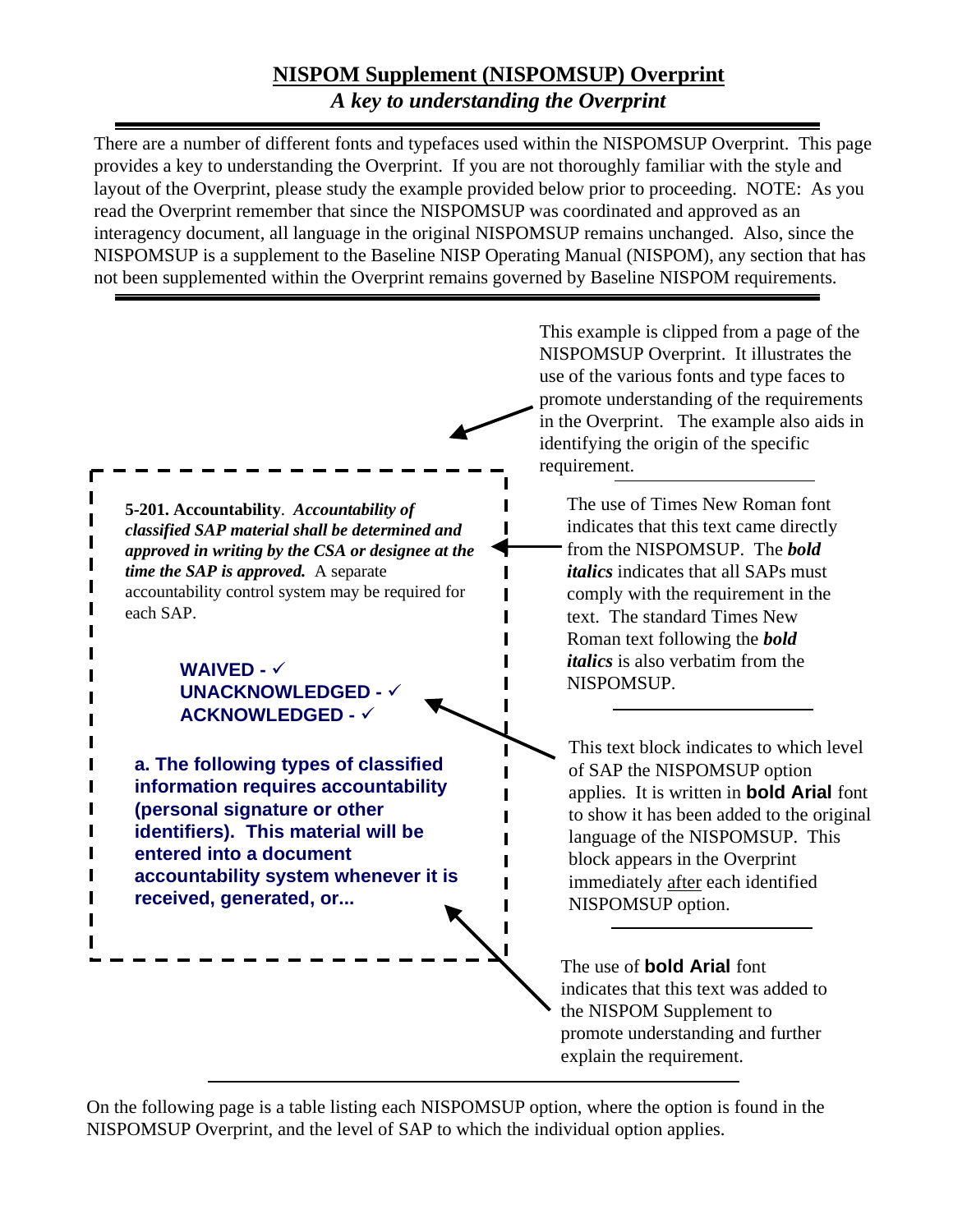# NISPOM Supplement (NISPOMSUP) Overprint

***A key to understanding the Overprint***

---

There are a number of different fonts and typefaces used within the NISPOMSUP Overprint. This page provides a key to understanding the Overprint. If you are not thoroughly familiar with the style and layout of the Overprint, please study the example provided below prior to proceeding. NOTE: As you read the Overprint remember that since the NISPOMSUP was coordinated and approved as an interagency document, all language in the original NISPOMSUP remains unchanged. Also, since the NISPOMSUP is a supplement to the Baseline NISP Operating Manual (NISPOM), any section that has not been supplemented within the Overprint remains governed by Baseline NISPOM requirements.

---

This example is clipped from a page of the NISPOMSUP Overprint. It illustrates the use of the various fonts and type faces to promote understanding of the requirements in the Overprint. The example also aids in identifying the origin of the specific requirement.

> **5-201. Accountability**. ***Accountability of classified SAP material shall be determined and approved in writing by the CSA or designee at the time the SAP is approved.*** A separate accountability control system may be required for each SAP.
>
> **WAIVED - ✓**
> **UNACKNOWLEDGED - ✓**
> **ACKNOWLEDGED - ✓**
>
> **a. The following types of classified information requires accountability (personal signature or other identifiers). This material will be entered into a document accountability system whenever it is received, generated, or...**

The use of Times New Roman font indicates that this text came directly from the NISPOMSUP. The ***bold italics*** indicates that all SAPs must comply with the requirement in the text. The standard Times New Roman text following the ***bold italics*** is also verbatim from the NISPOMSUP.

This text block indicates to which level of SAP the NISPOMSUP option applies. It is written in **bold Arial** font to show it has been added to the original language of the NISPOMSUP. This block appears in the Overprint immediately after each identified NISPOMSUP option.

The use of **bold Arial** font indicates that this text was added to the NISPOM Supplement to promote understanding and further explain the requirement.

---

On the following page is a table listing each NISPOMSUP option, where the option is found in the NISPOMSUP Overprint, and the level of SAP to which the individual option applies.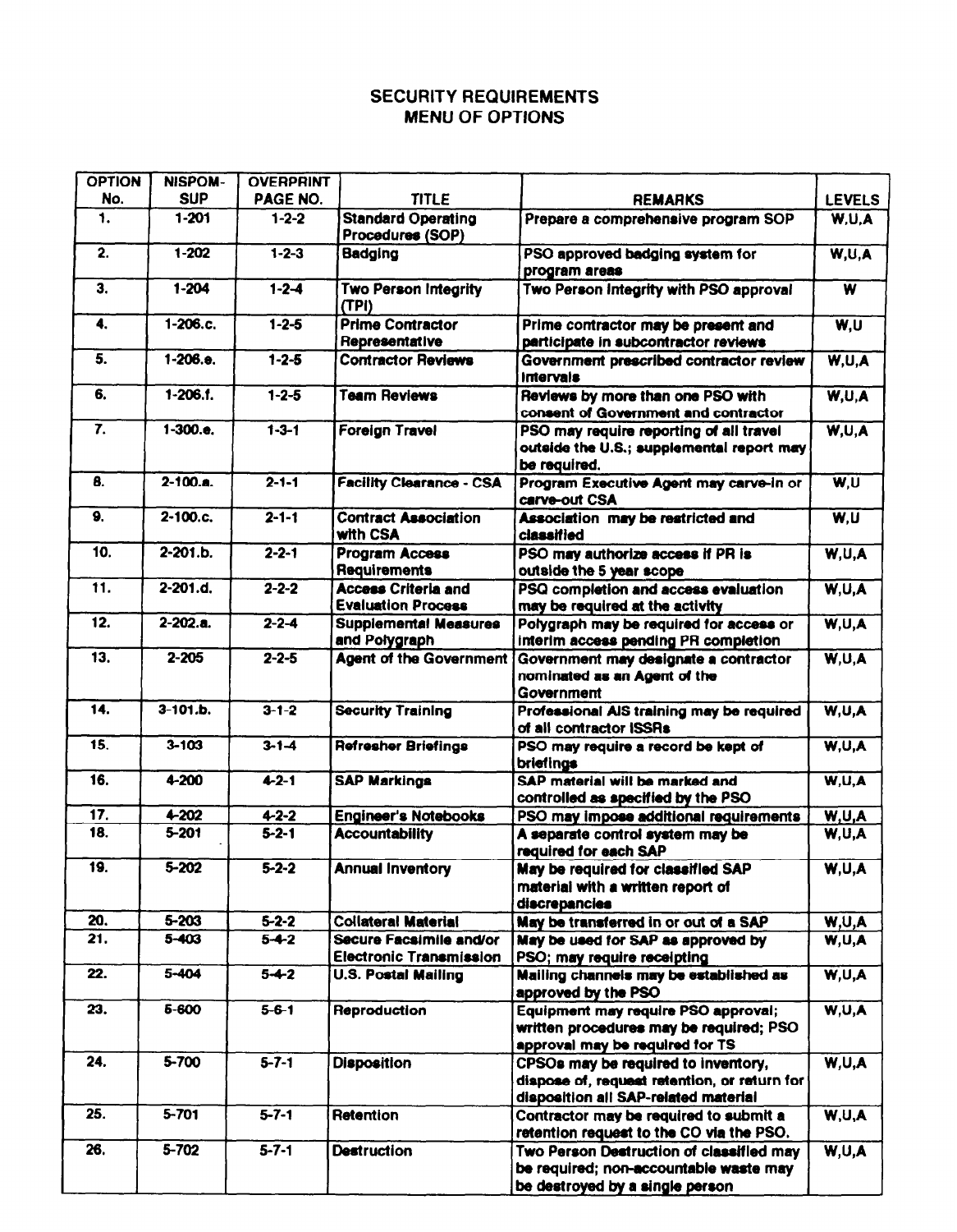# SECURITY REQUIREMENTS
## MENU OF OPTIONS

| OPTION No. | NISPOM-SUP | OVERPRINT PAGE NO. | TITLE | REMARKS | LEVELS |
|---|---|---|---|---|---|
| 1. | 1-201 | 1-2-2 | Standard Operating Procedures (SOP) | Prepare a comprehensive program SOP | W,U,A |
| 2. | 1-202 | 1-2-3 | Badging | PSO approved badging system for program areas | W,U,A |
| 3. | 1-204 | 1-2-4 | Two Person Integrity (TPI) | Two Person Integrity with PSO approval | W |
| 4. | 1-206.c. | 1-2-5 | Prime Contractor Representative | Prime contractor may be present and participate in subcontractor reviews | W,U |
| 5. | 1-206.e. | 1-2-5 | Contractor Reviews | Government prescribed contractor review intervals | W,U,A |
| 6. | 1-206.f. | 1-2-5 | Team Reviews | Reviews by more than one PSO with consent of Government and contractor | W,U,A |
| 7. | 1-300.e. | 1-3-1 | Foreign Travel | PSO may require reporting of all travel outside the U.S.; supplemental report may be required. | W,U,A |
| 8. | 2-100.a. | 2-1-1 | Facility Clearance - CSA | Program Executive Agent may carve-in or carve-out CSA | W,U |
| 9. | 2-100.c. | 2-1-1 | Contract Association with CSA | Association may be restricted and classified | W,U |
| 10. | 2-201.b. | 2-2-1 | Program Access Requirements | PSO may authorize access if PR is outside the 5 year scope | W,U,A |
| 11. | 2-201.d. | 2-2-2 | Access Criteria and Evaluation Process | PSQ completion and access evaluation may be required at the activity | W,U,A |
| 12. | 2-202.a. | 2-2-4 | Supplemental Measures and Polygraph | Polygraph may be required for access or interim access pending PR completion | W,U,A |
| 13. | 2-205 | 2-2-5 | Agent of the Government | Government may designate a contractor nominated as an Agent of the Government | W,U,A |
| 14. | 3-101.b. | 3-1-2 | Security Training | Professional AIS training may be required of all contractor ISSRs | W,U,A |
| 15. | 3-103 | 3-1-4 | Refresher Briefings | PSO may require a record be kept of briefings | W,U,A |
| 16. | 4-200 | 4-2-1 | SAP Markings | SAP material will be marked and controlled as specified by the PSO | W,U,A |
| 17. | 4-202 | 4-2-2 | Engineer's Notebooks | PSO may impose additional requirements | W,U,A |
| 18. | 5-201 | 5-2-1 | Accountability | A separate control system may be required for each SAP | W,U,A |
| 19. | 5-202 | 5-2-2 | Annual Inventory | May be required for classified SAP material with a written report of discrepancies | W,U,A |
| 20. | 5-203 | 5-2-2 | Collateral Material | May be transferred in or out of a SAP | W,U,A |
| 21. | 5-403 | 5-4-2 | Secure Facsimile and/or Electronic Transmission | May be used for SAP as approved by PSO; may require receipting | W,U,A |
| 22. | 5-404 | 5-4-2 | U.S. Postal Mailing | Mailing channels may be established as approved by the PSO | W,U,A |
| 23. | 5-600 | 5-6-1 | Reproduction | Equipment may require PSO approval; written procedures may be required; PSO approval may be required for TS | W,U,A |
| 24. | 5-700 | 5-7-1 | Disposition | CPSOs may be required to inventory, dispose of, request retention, or return for disposition all SAP-related material | W,U,A |
| 25. | 5-701 | 5-7-1 | Retention | Contractor may be required to submit a retention request to the CO via the PSO. | W,U,A |
| 26. | 5-702 | 5-7-1 | Destruction | Two Person Destruction of classified may be required; non-accountable waste may be destroyed by a single person | W,U,A |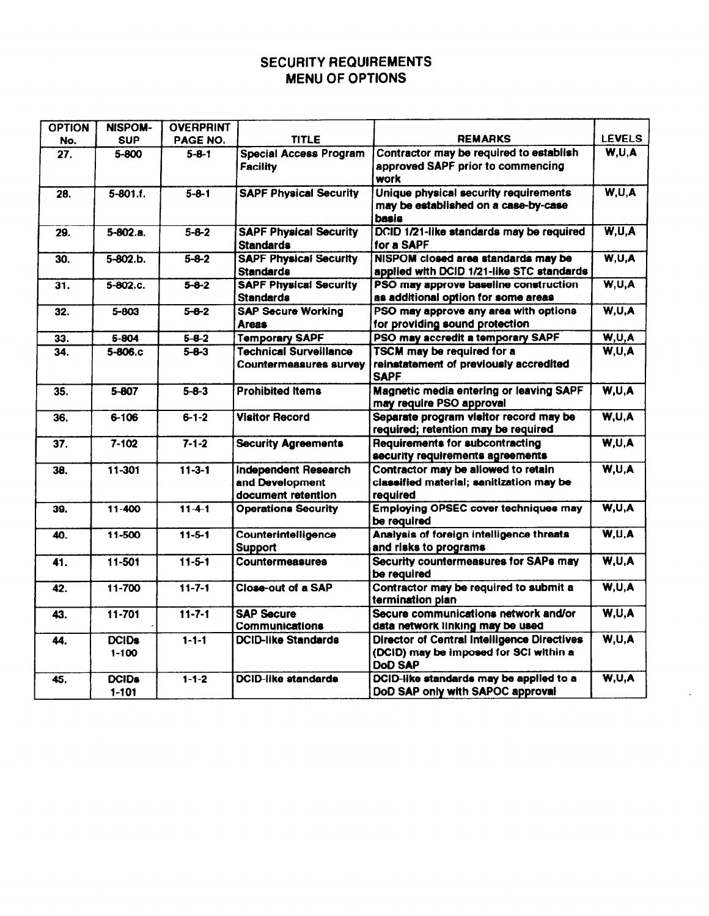# SECURITY REQUIREMENTS
## MENU OF OPTIONS

| OPTION No. | NISPOM-SUP | OVERPRINT PAGE NO. | TITLE | REMARKS | LEVELS |
|---|---|---|---|---|---|
| 27. | 5-800 | 5-8-1 | Special Access Program Facility | Contractor may be required to establish approved SAPF prior to commencing work | W,U,A |
| 28. | 5-801.f. | 5-8-1 | SAPF Physical Security | Unique physical security requirements may be established on a case-by-case basis | W,U,A |
| 29. | 5-802.a. | 5-8-2 | SAPF Physical Security Standards | DCID 1/21-like standards may be required for a SAPF | W,U,A |
| 30. | 5-802.b. | 5-8-2 | SAPF Physical Security Standards | NISPOM closed area standards may be applied with DCID 1/21-like STC standards | W,U,A |
| 31. | 5-802.c. | 5-8-2 | SAPF Physical Security Standards | PSO may approve baseline construction as additional option for some areas | W,U,A |
| 32. | 5-803 | 5-8-2 | SAP Secure Working Areas | PSO may approve any area with options for providing sound protection | W,U,A |
| 33. | 5-804 | 5-8-2 | Temporary SAPF | PSO may accredit a temporary SAPF | W,U,A |
| 34. | 5-806.c | 5-8-3 | Technical Surveillance Countermeasures survey | TSCM may be required for a reinstatement of previously accredited SAPF | W,U,A |
| 35. | 5-807 | 5-8-3 | Prohibited Items | Magnetic media entering or leaving SAPF may require PSO approval | W,U,A |
| 36. | 6-106 | 6-1-2 | Visitor Record | Separate program visitor record may be required; retention may be required | W,U,A |
| 37. | 7-102 | 7-1-2 | Security Agreements | Requirements for subcontracting security requirements agreements | W,U,A |
| 38. | 11-301 | 11-3-1 | Independent Research and Development document retention | Contractor may be allowed to retain classified material; sanitization may be required | W,U,A |
| 39. | 11-400 | 11-4-1 | Operations Security | Employing OPSEC cover techniques may be required | W,U,A |
| 40. | 11-500 | 11-5-1 | Counterintelligence Support | Analysis of foreign intelligence threats and risks to programs | W,U,A |
| 41. | 11-501 | 11-5-1 | Countermeasures | Security countermeasures for SAPs may be required | W,U,A |
| 42. | 11-700 | 11-7-1 | Close-out of a SAP | Contractor may be required to submit a termination plan | W,U,A |
| 43. | 11-701 | 11-7-1 | SAP Secure Communications | Secure communications network and/or data network linking may be used | W,U,A |
| 44. | DCIDs 1-100 | 1-1-1 | DCID-like Standards | Director of Central Intelligence Directives (DCID) may be imposed for SCI within a DoD SAP | W,U,A |
| 45. | DCIDs 1-101 | 1-1-2 | DCID-like standards | DCID-like standards may be applied to a DoD SAP only with SAPOC approval | W,U,A |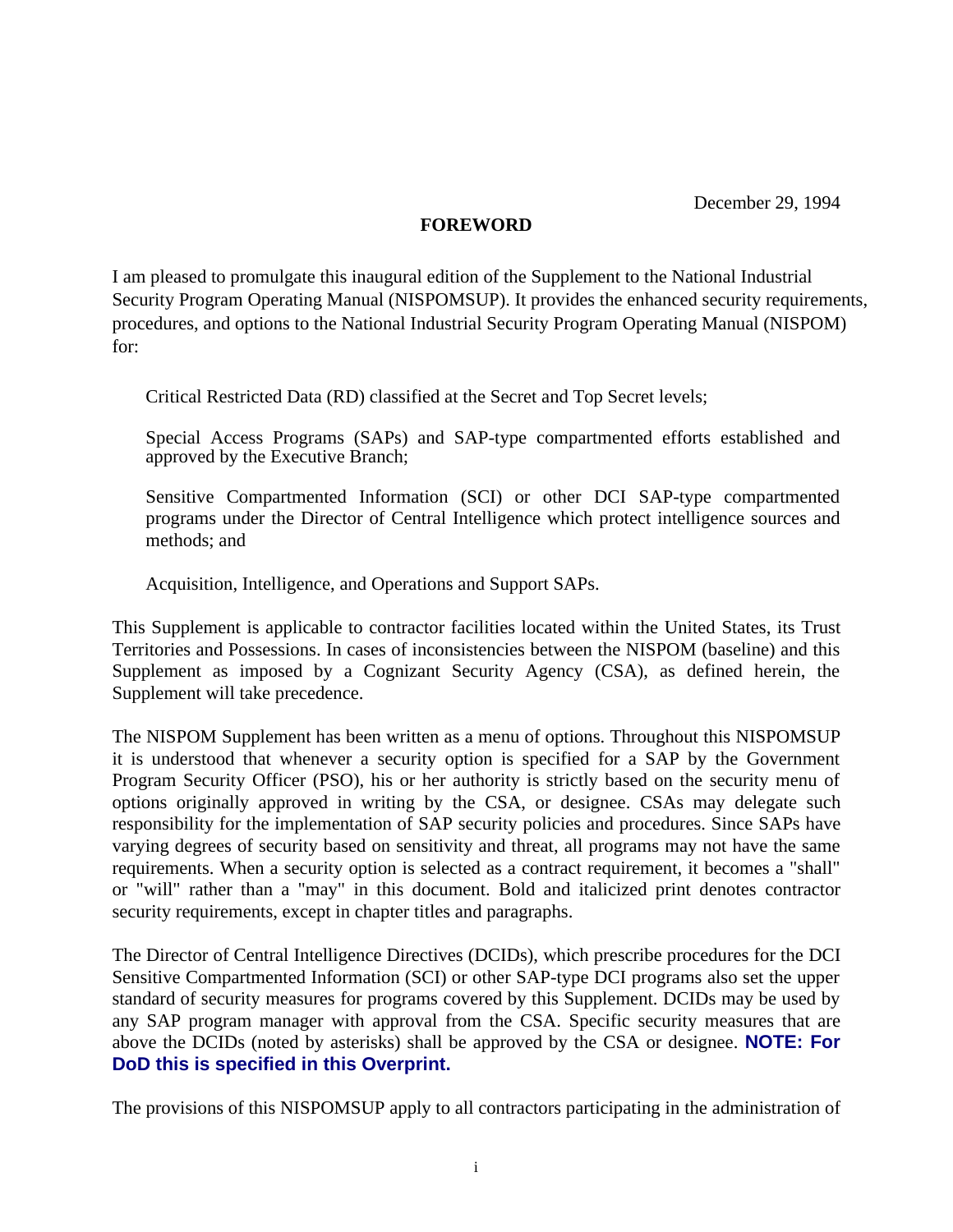December 29, 1994

# FOREWORD

I am pleased to promulgate this inaugural edition of the Supplement to the National Industrial Security Program Operating Manual (NISPOMSUP). It provides the enhanced security requirements, procedures, and options to the National Industrial Security Program Operating Manual (NISPOM) for:

Critical Restricted Data (RD) classified at the Secret and Top Secret levels;

Special Access Programs (SAPs) and SAP-type compartmented efforts established and approved by the Executive Branch;

Sensitive Compartmented Information (SCI) or other DCI SAP-type compartmented programs under the Director of Central Intelligence which protect intelligence sources and methods; and

Acquisition, Intelligence, and Operations and Support SAPs.

This Supplement is applicable to contractor facilities located within the United States, its Trust Territories and Possessions. In cases of inconsistencies between the NISPOM (baseline) and this Supplement as imposed by a Cognizant Security Agency (CSA), as defined herein, the Supplement will take precedence.

The NISPOM Supplement has been written as a menu of options. Throughout this NISPOMSUP it is understood that whenever a security option is specified for a SAP by the Government Program Security Officer (PSO), his or her authority is strictly based on the security menu of options originally approved in writing by the CSA, or designee. CSAs may delegate such responsibility for the implementation of SAP security policies and procedures. Since SAPs have varying degrees of security based on sensitivity and threat, all programs may not have the same requirements. When a security option is selected as a contract requirement, it becomes a "shall" or "will" rather than a "may" in this document. Bold and italicized print denotes contractor security requirements, except in chapter titles and paragraphs.

The Director of Central Intelligence Directives (DCIDs), which prescribe procedures for the DCI Sensitive Compartmented Information (SCI) or other SAP-type DCI programs also set the upper standard of security measures for programs covered by this Supplement. DCIDs may be used by any SAP program manager with approval from the CSA. Specific security measures that are above the DCIDs (noted by asterisks) shall be approved by the CSA or designee. **NOTE: For DoD this is specified in this Overprint.**

The provisions of this NISPOMSUP apply to all contractors participating in the administration of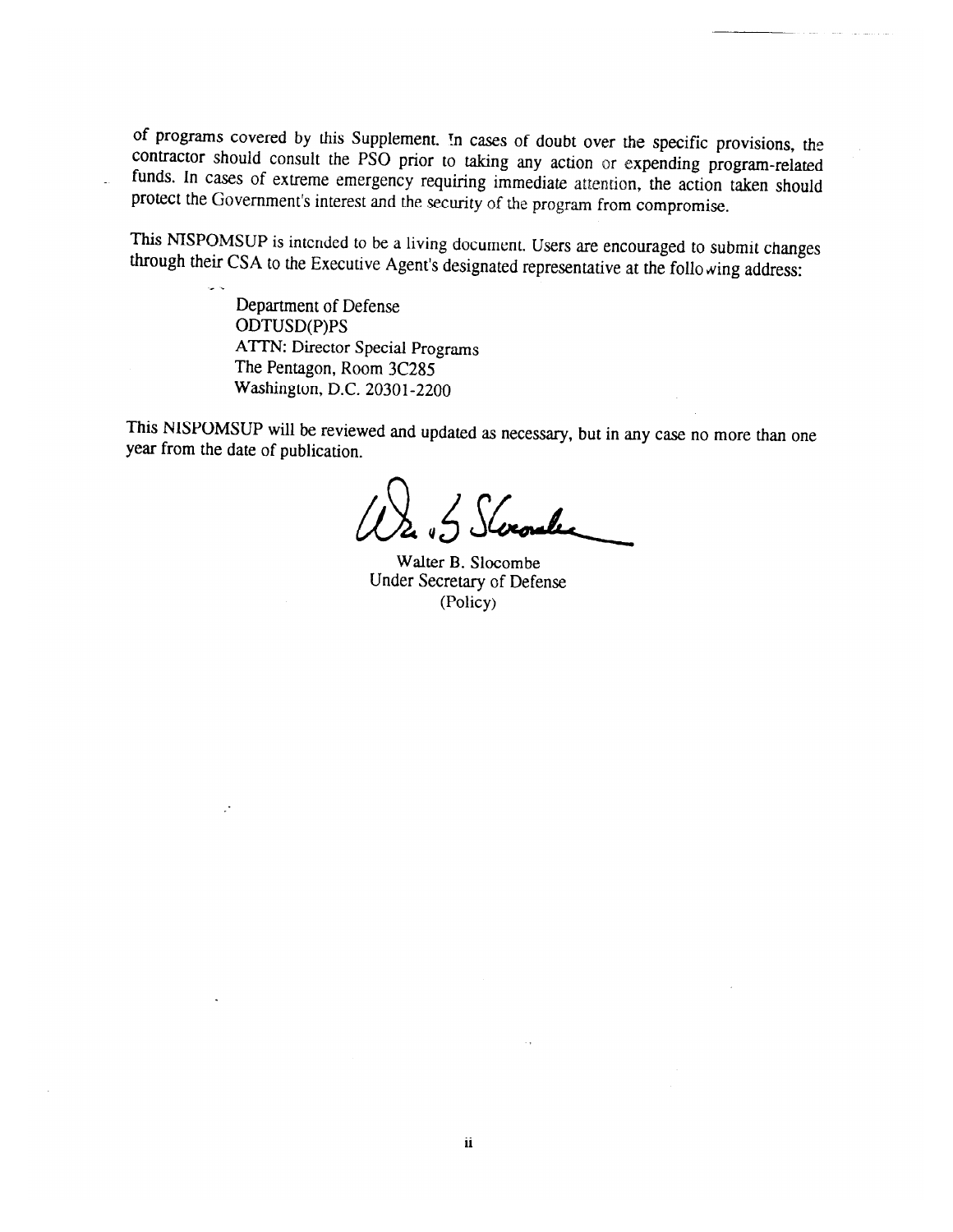of programs covered by this Supplement. In cases of doubt over the specific provisions, the contractor should consult the PSO prior to taking any action or expending program-related funds. In cases of extreme emergency requiring immediate attention, the action taken should protect the Government's interest and the security of the program from compromise.

This NISPOMSUP is intended to be a living document. Users are encouraged to submit changes through their CSA to the Executive Agent's designated representative at the following address:

Department of Defense
ODTUSD(P)PS
ATTN: Director Special Programs
The Pentagon, Room 3C285
Washington, D.C. 20301-2200

This NISPOMSUP will be reviewed and updated as necessary, but in any case no more than one year from the date of publication.

Walter B. Slocombe
Under Secretary of Defense
(Policy)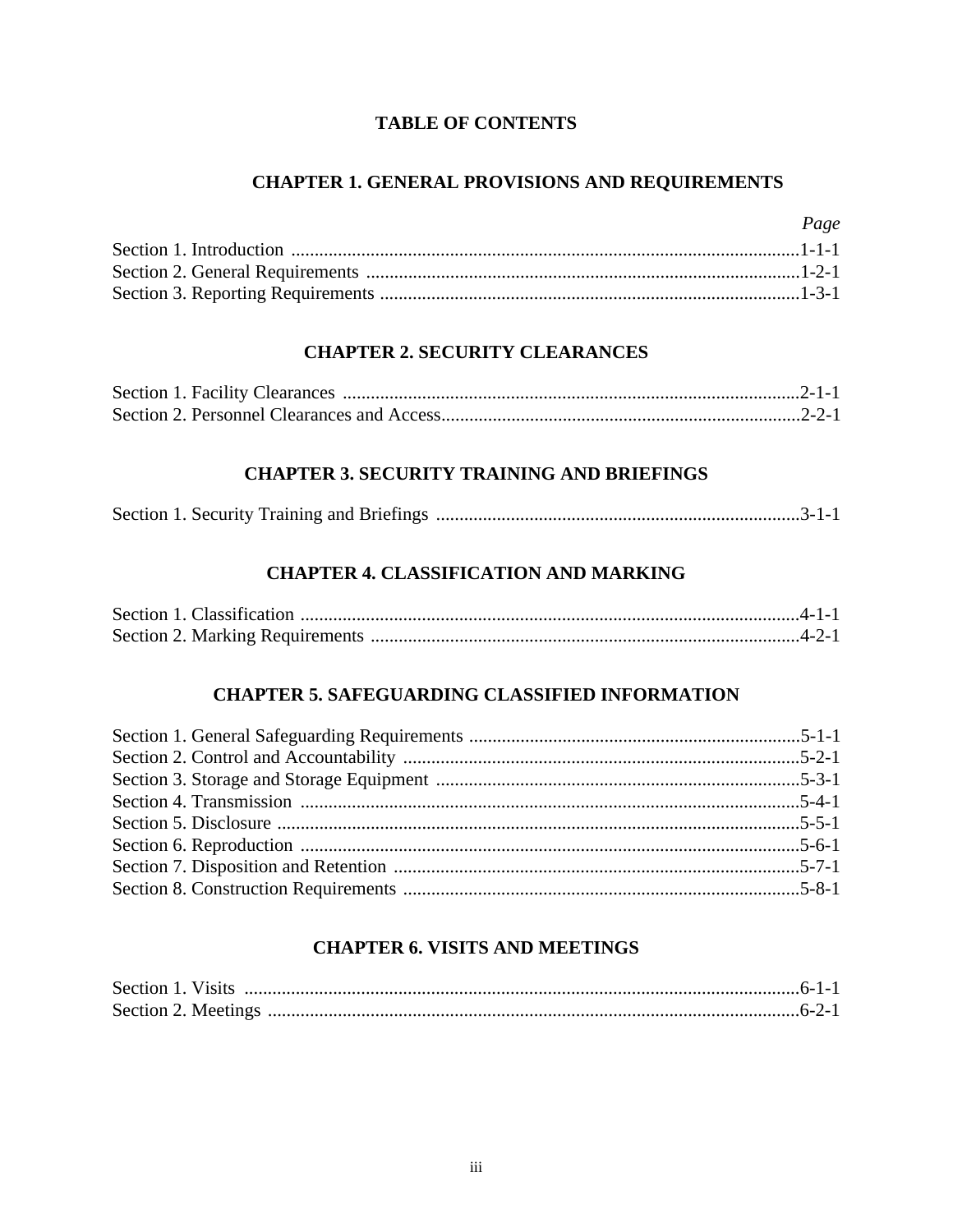# TABLE OF CONTENTS

## CHAPTER 1. GENERAL PROVISIONS AND REQUIREMENTS

| | *Page* |
|---|---|
| Section 1. Introduction | 1-1-1 |
| Section 2. General Requirements | 1-2-1 |
| Section 3. Reporting Requirements | 1-3-1 |

## CHAPTER 2. SECURITY CLEARANCES

| | |
|---|---|
| Section 1. Facility Clearances | 2-1-1 |
| Section 2. Personnel Clearances and Access | 2-2-1 |

## CHAPTER 3. SECURITY TRAINING AND BRIEFINGS

| | |
|---|---|
| Section 1. Security Training and Briefings | 3-1-1 |

## CHAPTER 4. CLASSIFICATION AND MARKING

| | |
|---|---|
| Section 1. Classification | 4-1-1 |
| Section 2. Marking Requirements | 4-2-1 |

## CHAPTER 5. SAFEGUARDING CLASSIFIED INFORMATION

| | |
|---|---|
| Section 1. General Safeguarding Requirements | 5-1-1 |
| Section 2. Control and Accountability | 5-2-1 |
| Section 3. Storage and Storage Equipment | 5-3-1 |
| Section 4. Transmission | 5-4-1 |
| Section 5. Disclosure | 5-5-1 |
| Section 6. Reproduction | 5-6-1 |
| Section 7. Disposition and Retention | 5-7-1 |
| Section 8. Construction Requirements | 5-8-1 |

## CHAPTER 6. VISITS AND MEETINGS

| | |
|---|---|
| Section 1. Visits | 6-1-1 |
| Section 2. Meetings | 6-2-1 |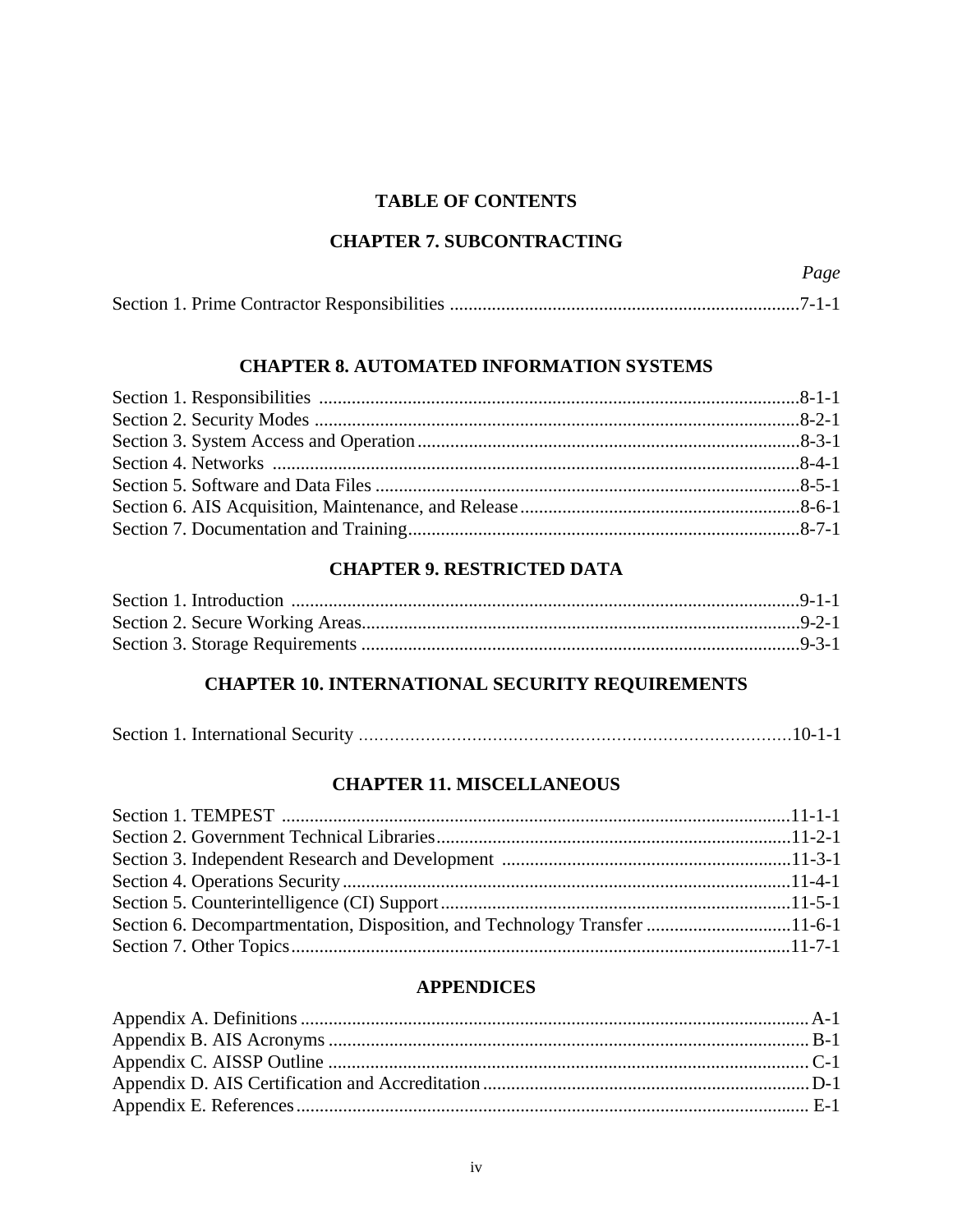## TABLE OF CONTENTS

### CHAPTER 7. SUBCONTRACTING

| | *Page* |
|---|---|
| Section 1. Prime Contractor Responsibilities | 7-1-1 |

### CHAPTER 8. AUTOMATED INFORMATION SYSTEMS

| | |
|---|---|
| Section 1. Responsibilities | 8-1-1 |
| Section 2. Security Modes | 8-2-1 |
| Section 3. System Access and Operation | 8-3-1 |
| Section 4. Networks | 8-4-1 |
| Section 5. Software and Data Files | 8-5-1 |
| Section 6. AIS Acquisition, Maintenance, and Release | 8-6-1 |
| Section 7. Documentation and Training | 8-7-1 |

### CHAPTER 9. RESTRICTED DATA

| | |
|---|---|
| Section 1. Introduction | 9-1-1 |
| Section 2. Secure Working Areas | 9-2-1 |
| Section 3. Storage Requirements | 9-3-1 |

### CHAPTER 10. INTERNATIONAL SECURITY REQUIREMENTS

| | |
|---|---|
| Section 1. International Security | 10-1-1 |

### CHAPTER 11. MISCELLANEOUS

| | |
|---|---|
| Section 1. TEMPEST | 11-1-1 |
| Section 2. Government Technical Libraries | 11-2-1 |
| Section 3. Independent Research and Development | 11-3-1 |
| Section 4. Operations Security | 11-4-1 |
| Section 5. Counterintelligence (CI) Support | 11-5-1 |
| Section 6. Decompartmentation, Disposition, and Technology Transfer | 11-6-1 |
| Section 7. Other Topics | 11-7-1 |

### APPENDICES

| | |
|---|---|
| Appendix A. Definitions | A-1 |
| Appendix B. AIS Acronyms | B-1 |
| Appendix C. AISSP Outline | C-1 |
| Appendix D. AIS Certification and Accreditation | D-1 |
| Appendix E. References | E-1 |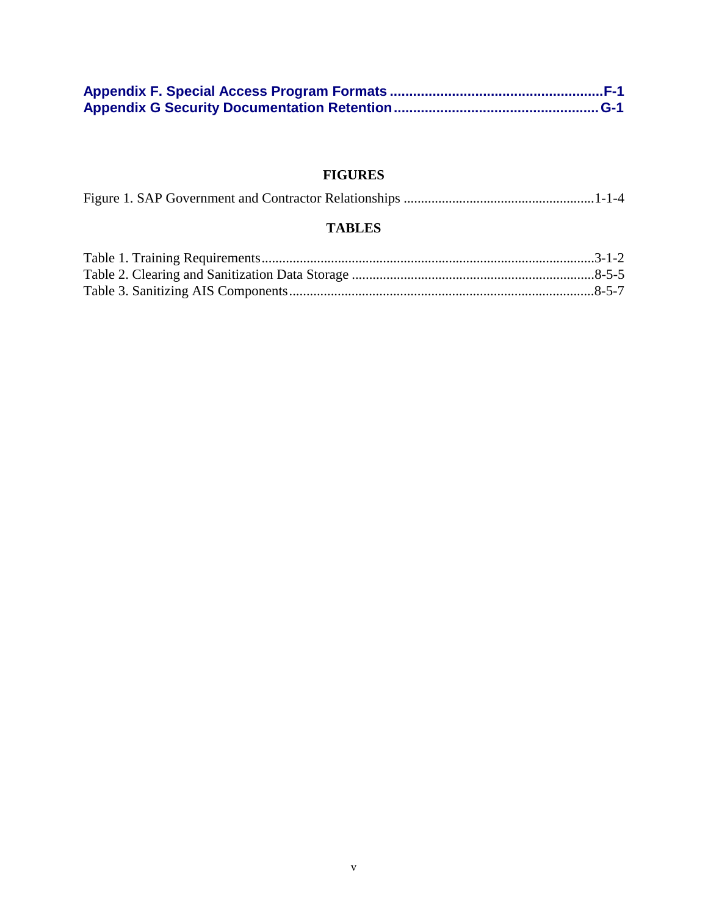**Appendix F. Special Access Program Formats ....................................................... F-1**
**Appendix G Security Documentation Retention ..................................................... G-1**

## FIGURES

Figure 1. SAP Government and Contractor Relationships ......................................................1-1-4

## TABLES

Table 1. Training Requirements................................................................................................3-1-2
Table 2. Clearing and Sanitization Data Storage .....................................................................8-5-5
Table 3. Sanitizing AIS Components.......................................................................................8-5-7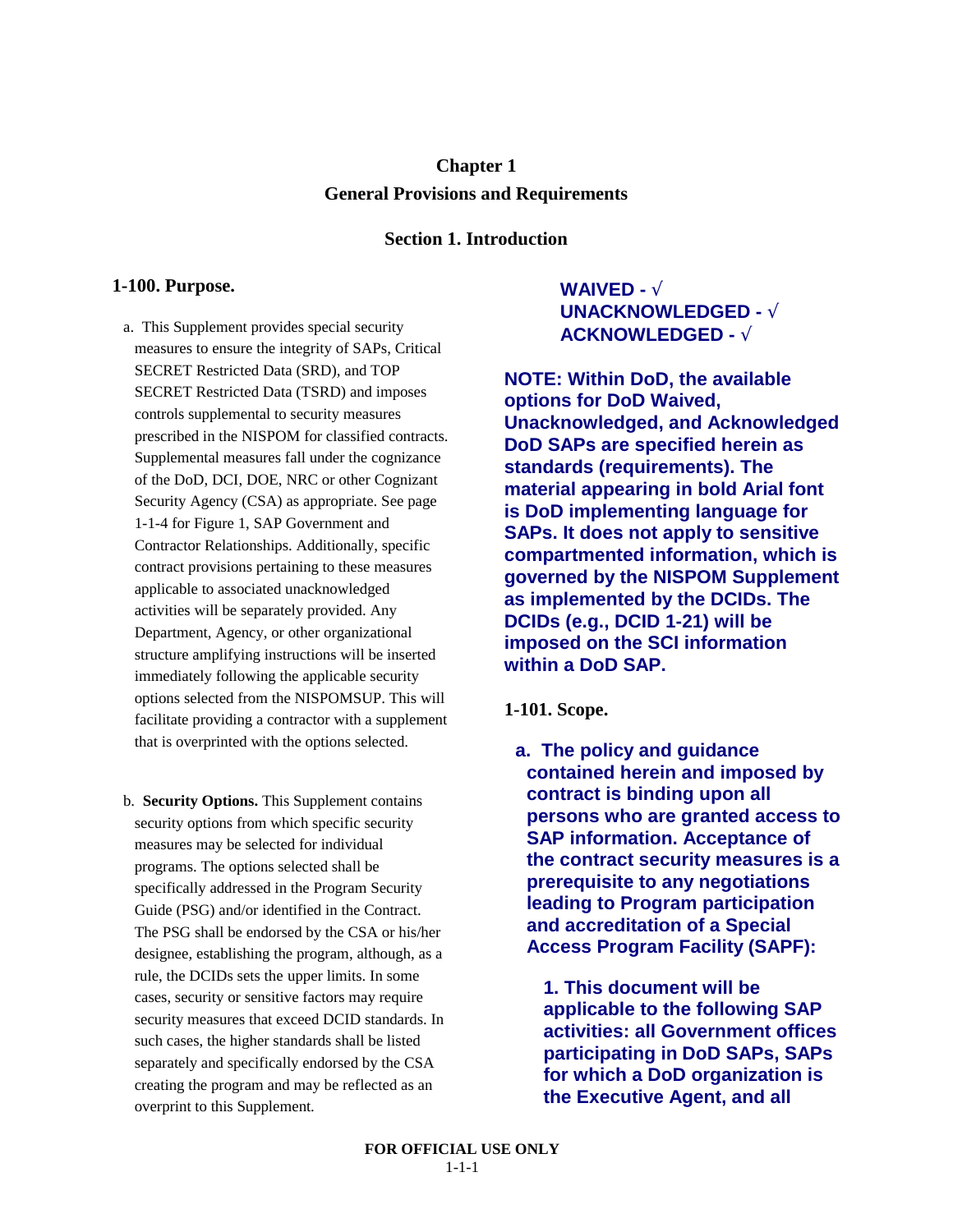# Chapter 1
# General Provisions and Requirements

## Section 1. Introduction

### 1-100. Purpose.

a. This Supplement provides special security measures to ensure the integrity of SAPs, Critical SECRET Restricted Data (SRD), and TOP SECRET Restricted Data (TSRD) and imposes controls supplemental to security measures prescribed in the NISPOM for classified contracts. Supplemental measures fall under the cognizance of the DoD, DCI, DOE, NRC or other Cognizant Security Agency (CSA) as appropriate. See page 1-1-4 for Figure 1, SAP Government and Contractor Relationships. Additionally, specific contract provisions pertaining to these measures applicable to associated unacknowledged activities will be separately provided. Any Department, Agency, or other organizational structure amplifying instructions will be inserted immediately following the applicable security options selected from the NISPOMSUP. This will facilitate providing a contractor with a supplement that is overprinted with the options selected.

b. **Security Options.** This Supplement contains security options from which specific security measures may be selected for individual programs. The options selected shall be specifically addressed in the Program Security Guide (PSG) and/or identified in the Contract. The PSG shall be endorsed by the CSA or his/her designee, establishing the program, although, as a rule, the DCIDs sets the upper limits. In some cases, security or sensitive factors may require security measures that exceed DCID standards. In such cases, the higher standards shall be listed separately and specifically endorsed by the CSA creating the program and may be reflected as an overprint to this Supplement.

**WAIVED - √**
**UNACKNOWLEDGED - √**
**ACKNOWLEDGED - √**

**NOTE: Within DoD, the available options for DoD Waived, Unacknowledged, and Acknowledged DoD SAPs are specified herein as standards (requirements). The material appearing in bold Arial font is DoD implementing language for SAPs. It does not apply to sensitive compartmented information, which is governed by the NISPOM Supplement as implemented by the DCIDs. The DCIDs (e.g., DCID 1-21) will be imposed on the SCI information within a DoD SAP.**

### 1-101. Scope.

**a. The policy and guidance contained herein and imposed by contract is binding upon all persons who are granted access to SAP information. Acceptance of the contract security measures is a prerequisite to any negotiations leading to Program participation and accreditation of a Special Access Program Facility (SAPF):**

**1. This document will be applicable to the following SAP activities: all Government offices participating in DoD SAPs, SAPs for which a DoD organization is the Executive Agent, and all**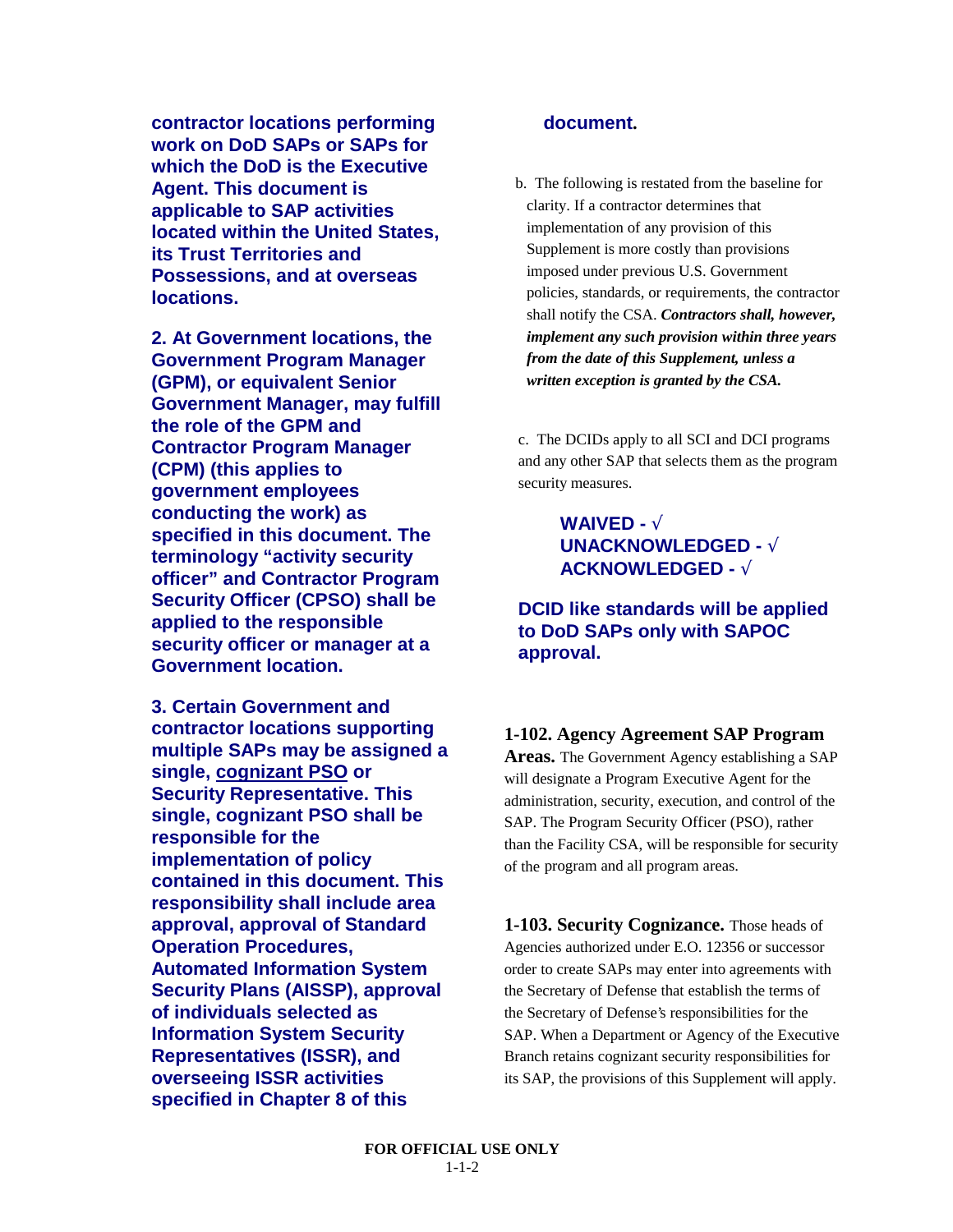**contractor locations performing work on DoD SAPs or SAPs for which the DoD is the Executive Agent. This document is applicable to SAP activities located within the United States, its Trust Territories and Possessions, and at overseas locations.**

**2. At Government locations, the Government Program Manager (GPM), or equivalent Senior Government Manager, may fulfill the role of the GPM and Contractor Program Manager (CPM) (this applies to government employees conducting the work) as specified in this document. The terminology "activity security officer" and Contractor Program Security Officer (CPSO) shall be applied to the responsible security officer or manager at a Government location.**

**3. Certain Government and contractor locations supporting multiple SAPs may be assigned a single, <u>cognizant PSO</u> or Security Representative. This single, cognizant PSO shall be responsible for the implementation of policy contained in this document. This responsibility shall include area approval, approval of Standard Operation Procedures, Automated Information System Security Plans (AISSP), approval of individuals selected as Information System Security Representatives (ISSR), and overseeing ISSR activities specified in Chapter 8 of this document.**

b. The following is restated from the baseline for clarity. If a contractor determines that implementation of any provision of this Supplement is more costly than provisions imposed under previous U.S. Government policies, standards, or requirements, the contractor shall notify the CSA. ***Contractors shall, however, implement any such provision within three years from the date of this Supplement, unless a written exception is granted by the CSA.***

c. The DCIDs apply to all SCI and DCI programs and any other SAP that selects them as the program security measures.

**WAIVED - √**
**UNACKNOWLEDGED - √**
**ACKNOWLEDGED - √**

**DCID like standards will be applied to DoD SAPs only with SAPOC approval.**

**1-102. Agency Agreement SAP Program Areas.** The Government Agency establishing a SAP will designate a Program Executive Agent for the administration, security, execution, and control of the SAP. The Program Security Officer (PSO), rather than the Facility CSA, will be responsible for security of the program and all program areas.

**1-103. Security Cognizance.** Those heads of Agencies authorized under E.O. 12356 or successor order to create SAPs may enter into agreements with the Secretary of Defense that establish the terms of the Secretary of Defense's responsibilities for the SAP. When a Department or Agency of the Executive Branch retains cognizant security responsibilities for its SAP, the provisions of this Supplement will apply.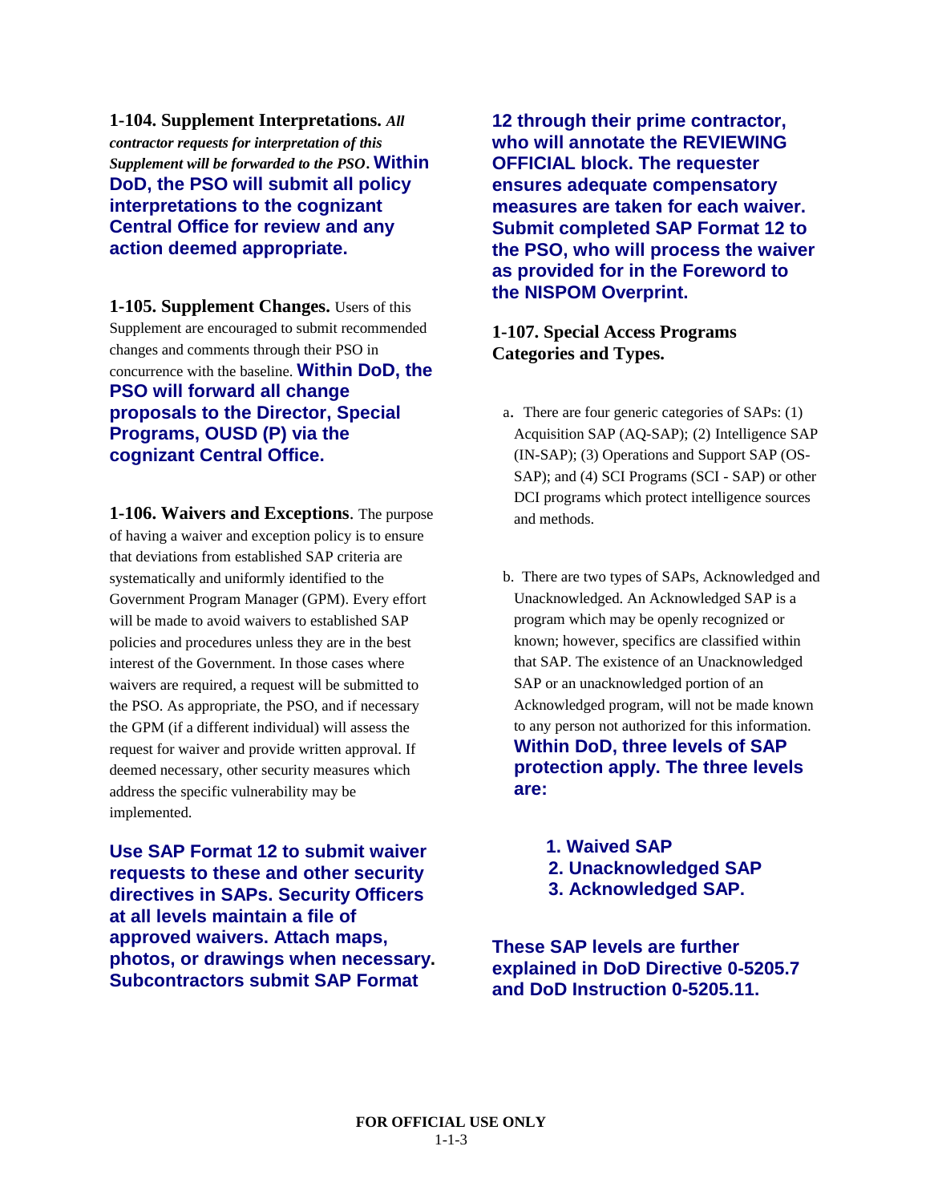**1-104. Supplement Interpretations.** ***All contractor requests for interpretation of this Supplement will be forwarded to the PSO*****.** **Within DoD, the PSO will submit all policy interpretations to the cognizant Central Office for review and any action deemed appropriate.**

**1-105. Supplement Changes.** Users of this Supplement are encouraged to submit recommended changes and comments through their PSO in concurrence with the baseline. **Within DoD, the PSO will forward all change proposals to the Director, Special Programs, OUSD (P) via the cognizant Central Office.**

**1-106. Waivers and Exceptions**. The purpose of having a waiver and exception policy is to ensure that deviations from established SAP criteria are systematically and uniformly identified to the Government Program Manager (GPM). Every effort will be made to avoid waivers to established SAP policies and procedures unless they are in the best interest of the Government. In those cases where waivers are required, a request will be submitted to the PSO. As appropriate, the PSO, and if necessary the GPM (if a different individual) will assess the request for waiver and provide written approval. If deemed necessary, other security measures which address the specific vulnerability may be implemented.

**Use SAP Format 12 to submit waiver requests to these and other security directives in SAPs. Security Officers at all levels maintain a file of approved waivers. Attach maps, photos, or drawings when necessary. Subcontractors submit SAP Format 12 through their prime contractor, who will annotate the REVIEWING OFFICIAL block. The requester ensures adequate compensatory measures are taken for each waiver. Submit completed SAP Format 12 to the PSO, who will process the waiver as provided for in the Foreword to the NISPOM Overprint.**

**1-107. Special Access Programs Categories and Types.**

a. There are four generic categories of SAPs: (1) Acquisition SAP (AQ-SAP); (2) Intelligence SAP (IN-SAP); (3) Operations and Support SAP (OS-SAP); and (4) SCI Programs (SCI - SAP) or other DCI programs which protect intelligence sources and methods.

b. There are two types of SAPs, Acknowledged and Unacknowledged. An Acknowledged SAP is a program which may be openly recognized or known; however, specifics are classified within that SAP. The existence of an Unacknowledged SAP or an unacknowledged portion of an Acknowledged program, will not be made known to any person not authorized for this information. **Within DoD, three levels of SAP protection apply. The three levels are:**

1. **Waived SAP**
2. **Unacknowledged SAP**
3. **Acknowledged SAP.**

**These SAP levels are further explained in DoD Directive 0-5205.7 and DoD Instruction 0-5205.11.**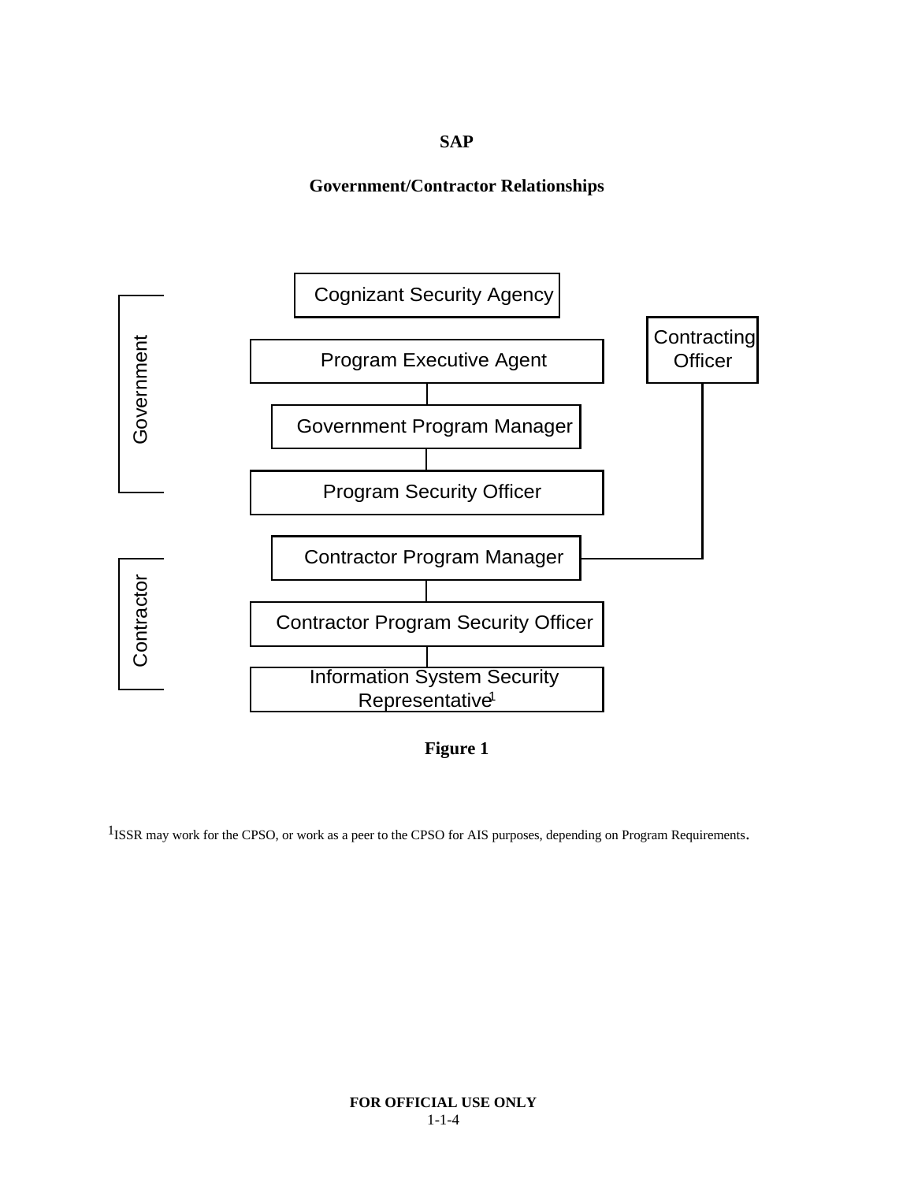**SAP**

**Government/Contractor Relationships**

Government:

- Cognizant Security Agency
- Program Executive Agent
- Government Program Manager
- Program Security Officer
- Contracting Officer

Contractor:

- Contractor Program Manager
- Contractor Program Security Officer
- Information System Security Representative[1]

**Figure 1**

[1]ISSR may work for the CPSO, or work as a peer to the CPSO for AIS purposes, depending on Program Requirements.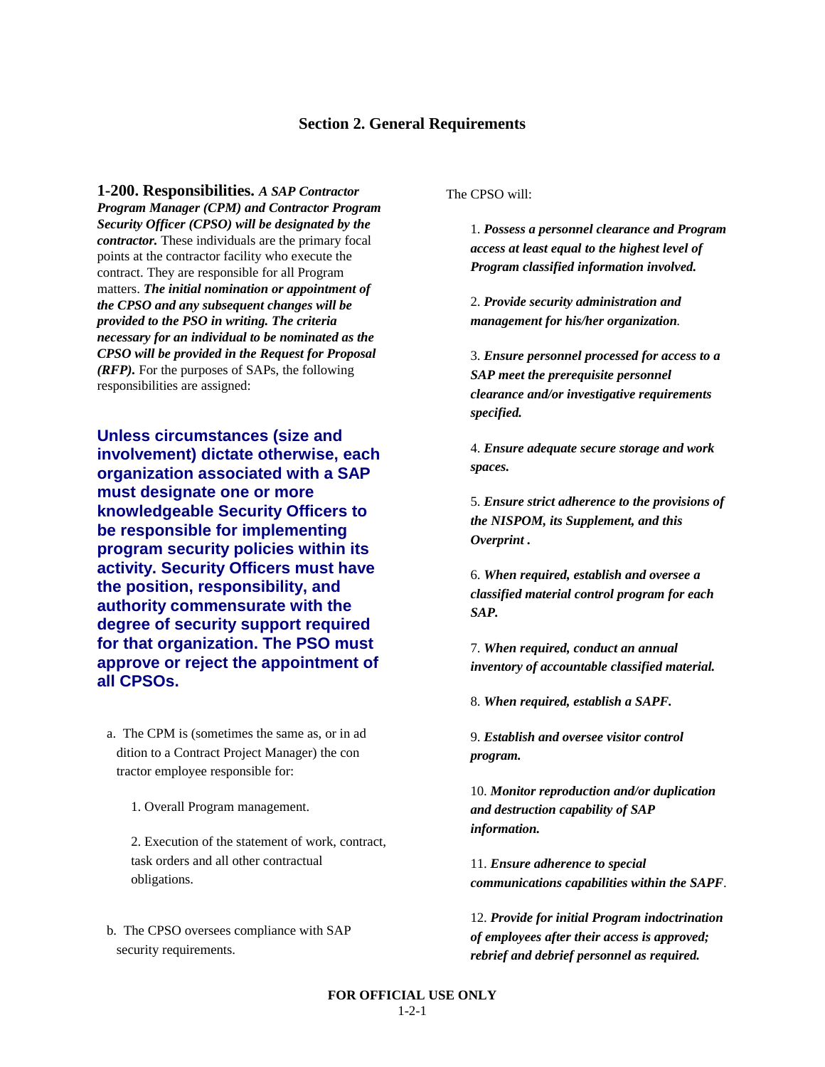## Section 2. General Requirements

**1-200. Responsibilities.** ***A SAP Contractor Program Manager (CPM) and Contractor Program Security Officer (CPSO) will be designated by the contractor.*** These individuals are the primary focal points at the contractor facility who execute the contract. They are responsible for all Program matters. ***The initial nomination or appointment of the CPSO and any subsequent changes will be provided to the PSO in writing. The criteria necessary for an individual to be nominated as the CPSO will be provided in the Request for Proposal (RFP).*** For the purposes of SAPs, the following responsibilities are assigned:

**Unless circumstances (size and involvement) dictate otherwise, each organization associated with a SAP must designate one or more knowledgeable Security Officers to be responsible for implementing program security policies within its activity. Security Officers must have the position, responsibility, and authority commensurate with the degree of security support required for that organization. The PSO must approve or reject the appointment of all CPSOs.**

a. The CPM is (sometimes the same as, or in addition to a Contract Project Manager) the contractor employee responsible for:

1. Overall Program management.

2. Execution of the statement of work, contract, task orders and all other contractual obligations.

b. The CPSO oversees compliance with SAP security requirements.

The CPSO will:

1. ***Possess a personnel clearance and Program access at least equal to the highest level of Program classified information involved.***

2. ***Provide security administration and management for his/her organization.***

3. ***Ensure personnel processed for access to a SAP meet the prerequisite personnel clearance and/or investigative requirements specified.***

4. ***Ensure adequate secure storage and work spaces.***

5. ***Ensure strict adherence to the provisions of the NISPOM, its Supplement, and this Overprint .***

6. ***When required, establish and oversee a classified material control program for each SAP.***

7. ***When required, conduct an annual inventory of accountable classified material.***

8. ***When required, establish a SAPF.***

9. ***Establish and oversee visitor control program.***

10. ***Monitor reproduction and/or duplication and destruction capability of SAP information.***

11. ***Ensure adherence to special communications capabilities within the SAPF.***

12. ***Provide for initial Program indoctrination of employees after their access is approved; rebrief and debrief personnel as required.***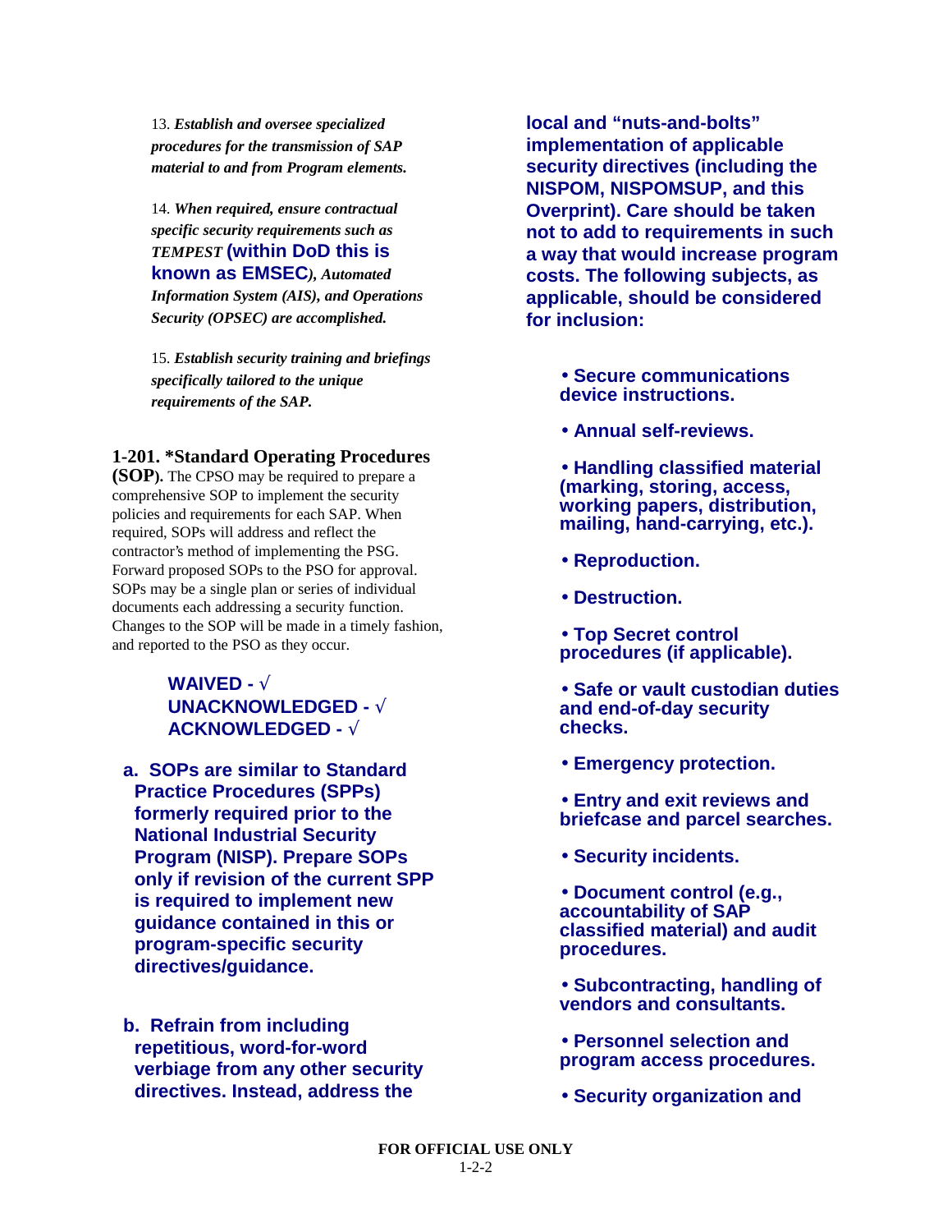13. ***Establish and oversee specialized procedures for the transmission of SAP material to and from Program elements.***

14. ***When required, ensure contractual specific security requirements such as TEMPEST* (within DoD this is known as EMSEC)*, Automated Information System (AIS), and Operations Security (OPSEC) are accomplished.***

15. ***Establish security training and briefings specifically tailored to the unique requirements of the SAP.***

**1-201. *Standard Operating Procedures (SOP).** The CPSO may be required to prepare a comprehensive SOP to implement the security policies and requirements for each SAP. When required, SOPs will address and reflect the contractor's method of implementing the PSG. Forward proposed SOPs to the PSO for approval. SOPs may be a single plan or series of individual documents each addressing a security function. Changes to the SOP will be made in a timely fashion, and reported to the PSO as they occur.

**WAIVED - √**
**UNACKNOWLEDGED - √**
**ACKNOWLEDGED - √**

**a. SOPs are similar to Standard Practice Procedures (SPPs) formerly required prior to the National Industrial Security Program (NISP). Prepare SOPs only if revision of the current SPP is required to implement new guidance contained in this or program-specific security directives/guidance.**

**b. Refrain from including repetitious, word-for-word verbiage from any other security directives. Instead, address the local and "nuts-and-bolts" implementation of applicable security directives (including the NISPOM, NISPOMSUP, and this Overprint). Care should be taken not to add to requirements in such a way that would increase program costs. The following subjects, as applicable, should be considered for inclusion:**

- **Secure communications device instructions.**
- **Annual self-reviews.**
- **Handling classified material (marking, storing, access, working papers, distribution, mailing, hand-carrying, etc.).**
- **Reproduction.**
- **Destruction.**
- **Top Secret control procedures (if applicable).**
- **Safe or vault custodian duties and end-of-day security checks.**
- **Emergency protection.**
- **Entry and exit reviews and briefcase and parcel searches.**
- **Security incidents.**
- **Document control (e.g., accountability of SAP classified material) and audit procedures.**
- **Subcontracting, handling of vendors and consultants.**
- **Personnel selection and program access procedures.**
- **Security organization and**

FOR OFFICIAL USE ONLY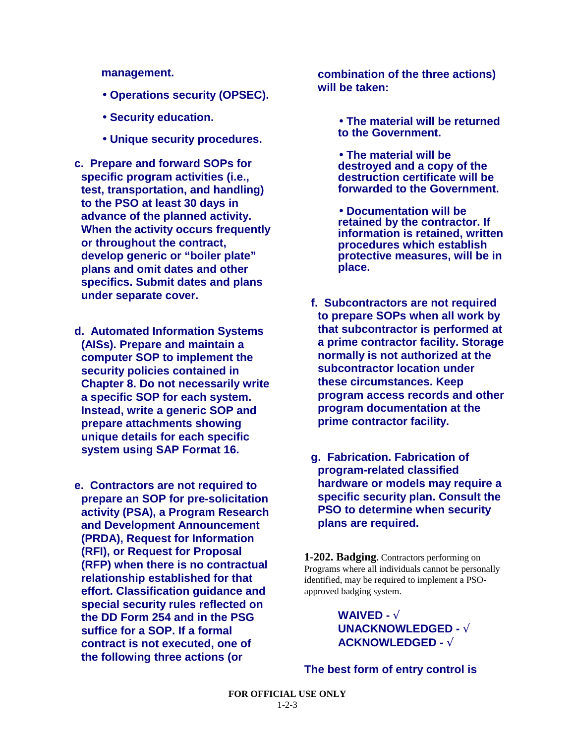**management.**

- **Operations security (OPSEC).**
- **Security education.**
- **Unique security procedures.**

**c. Prepare and forward SOPs for specific program activities (i.e., test, transportation, and handling) to the PSO at least 30 days in advance of the planned activity. When the activity occurs frequently or throughout the contract, develop generic or "boiler plate" plans and omit dates and other specifics. Submit dates and plans under separate cover.**

**d. Automated Information Systems (AISs). Prepare and maintain a computer SOP to implement the security policies contained in Chapter 8. Do not necessarily write a specific SOP for each system. Instead, write a generic SOP and prepare attachments showing unique details for each specific system using SAP Format 16.**

**e. Contractors are not required to prepare an SOP for pre-solicitation activity (PSA), a Program Research and Development Announcement (PRDA), Request for Information (RFI), or Request for Proposal (RFP) when there is no contractual relationship established for that effort. Classification guidance and special security rules reflected on the DD Form 254 and in the PSG suffice for a SOP. If a formal contract is not executed, one of the following three actions (or combination of the three actions) will be taken:**

- **The material will be returned to the Government.**
- **The material will be destroyed and a copy of the destruction certificate will be forwarded to the Government.**
- **Documentation will be retained by the contractor. If information is retained, written procedures which establish protective measures, will be in place.**

**f. Subcontractors are not required to prepare SOPs when all work by that subcontractor is performed at a prime contractor facility. Storage normally is not authorized at the subcontractor location under these circumstances. Keep program access records and other program documentation at the prime contractor facility.**

**g. Fabrication. Fabrication of program-related classified hardware or models may require a specific security plan. Consult the PSO to determine when security plans are required.**

**1-202. Badging.** Contractors performing on Programs where all individuals cannot be personally identified, may be required to implement a PSO-approved badging system.

**WAIVED - √**
**UNACKNOWLEDGED - √**
**ACKNOWLEDGED - √**

**The best form of entry control is**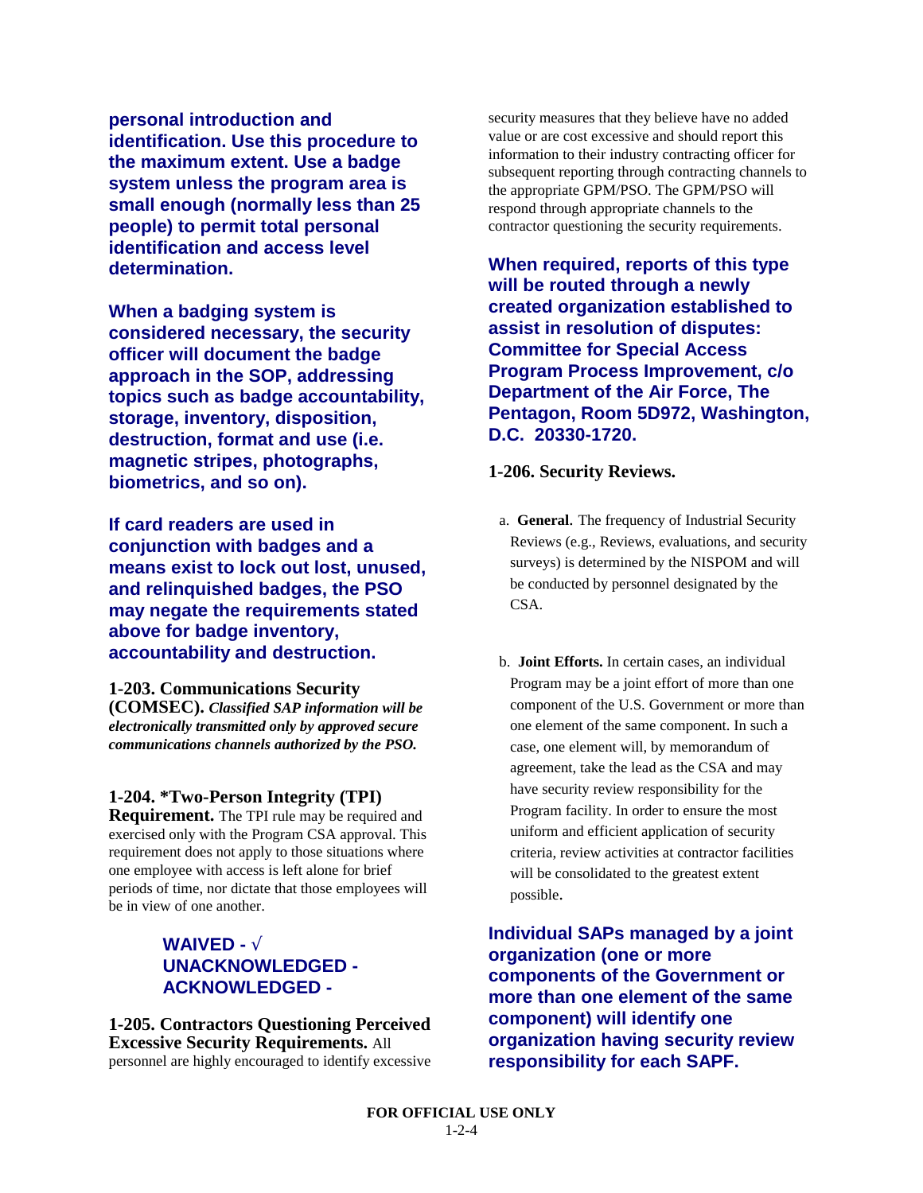**personal introduction and identification. Use this procedure to the maximum extent. Use a badge system unless the program area is small enough (normally less than 25 people) to permit total personal identification and access level determination.**

**When a badging system is considered necessary, the security officer will document the badge approach in the SOP, addressing topics such as badge accountability, storage, inventory, disposition, destruction, format and use (i.e. magnetic stripes, photographs, biometrics, and so on).**

**If card readers are used in conjunction with badges and a means exist to lock out lost, unused, and relinquished badges, the PSO may negate the requirements stated above for badge inventory, accountability and destruction.**

**1-203. Communications Security (COMSEC).** ***Classified SAP information will be electronically transmitted only by approved secure communications channels authorized by the PSO.***

**1-204. *Two-Person Integrity (TPI) Requirement.** The TPI rule may be required and exercised only with the Program CSA approval. This requirement does not apply to those situations where one employee with access is left alone for brief periods of time, nor dictate that those employees will be in view of one another.

**WAIVED - √**
**UNACKNOWLEDGED -**
**ACKNOWLEDGED -**

**1-205. Contractors Questioning Perceived Excessive Security Requirements.** All personnel are highly encouraged to identify excessive security measures that they believe have no added value or are cost excessive and should report this information to their industry contracting officer for subsequent reporting through contracting channels to the appropriate GPM/PSO. The GPM/PSO will respond through appropriate channels to the contractor questioning the security requirements.

**When required, reports of this type will be routed through a newly created organization established to assist in resolution of disputes: Committee for Special Access Program Process Improvement, c/o Department of the Air Force, The Pentagon, Room 5D972, Washington, D.C. 20330-1720.**

**1-206. Security Reviews.**

a. **General.** The frequency of Industrial Security Reviews (e.g., Reviews, evaluations, and security surveys) is determined by the NISPOM and will be conducted by personnel designated by the CSA.

b. **Joint Efforts.** In certain cases, an individual Program may be a joint effort of more than one component of the U.S. Government or more than one element of the same component. In such a case, one element will, by memorandum of agreement, take the lead as the CSA and may have security review responsibility for the Program facility. In order to ensure the most uniform and efficient application of security criteria, review activities at contractor facilities will be consolidated to the greatest extent possible.

**Individual SAPs managed by a joint organization (one or more components of the Government or more than one element of the same component) will identify one organization having security review responsibility for each SAPF.**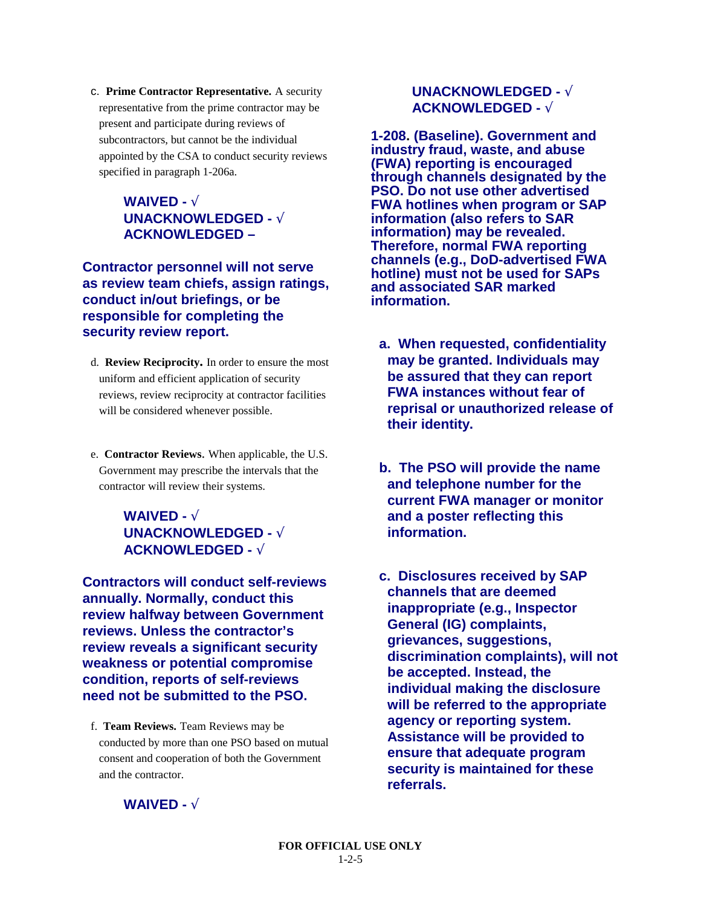c. **Prime Contractor Representative.** A security representative from the prime contractor may be present and participate during reviews of subcontractors, but cannot be the individual appointed by the CSA to conduct security reviews specified in paragraph 1-206a.

**WAIVED - √**
**UNACKNOWLEDGED - √**
**ACKNOWLEDGED –**

**Contractor personnel will not serve as review team chiefs, assign ratings, conduct in/out briefings, or be responsible for completing the security review report.**

d. **Review Reciprocity.** In order to ensure the most uniform and efficient application of security reviews, review reciprocity at contractor facilities will be considered whenever possible.

e. **Contractor Reviews.** When applicable, the U.S. Government may prescribe the intervals that the contractor will review their systems.

**WAIVED - √**
**UNACKNOWLEDGED - √**
**ACKNOWLEDGED - √**

**Contractors will conduct self-reviews annually. Normally, conduct this review halfway between Government reviews. Unless the contractor's review reveals a significant security weakness or potential compromise condition, reports of self-reviews need not be submitted to the PSO.**

f. **Team Reviews.** Team Reviews may be conducted by more than one PSO based on mutual consent and cooperation of both the Government and the contractor.

**WAIVED - √**
**UNACKNOWLEDGED - √**
**ACKNOWLEDGED - √**

**1-208. (Baseline). Government and industry fraud, waste, and abuse (FWA) reporting is encouraged through channels designated by the PSO. Do not use other advertised FWA hotlines when program or SAP information (also refers to SAR information) may be revealed. Therefore, normal FWA reporting channels (e.g., DoD-advertised FWA hotline) must not be used for SAPs and associated SAR marked information.**

**a. When requested, confidentiality may be granted. Individuals may be assured that they can report FWA instances without fear of reprisal or unauthorized release of their identity.**

**b. The PSO will provide the name and telephone number for the current FWA manager or monitor and a poster reflecting this information.**

**c. Disclosures received by SAP channels that are deemed inappropriate (e.g., Inspector General (IG) complaints, grievances, suggestions, discrimination complaints), will not be accepted. Instead, the individual making the disclosure will be referred to the appropriate agency or reporting system. Assistance will be provided to ensure that adequate program security is maintained for these referrals.**

FOR OFFICIAL USE ONLY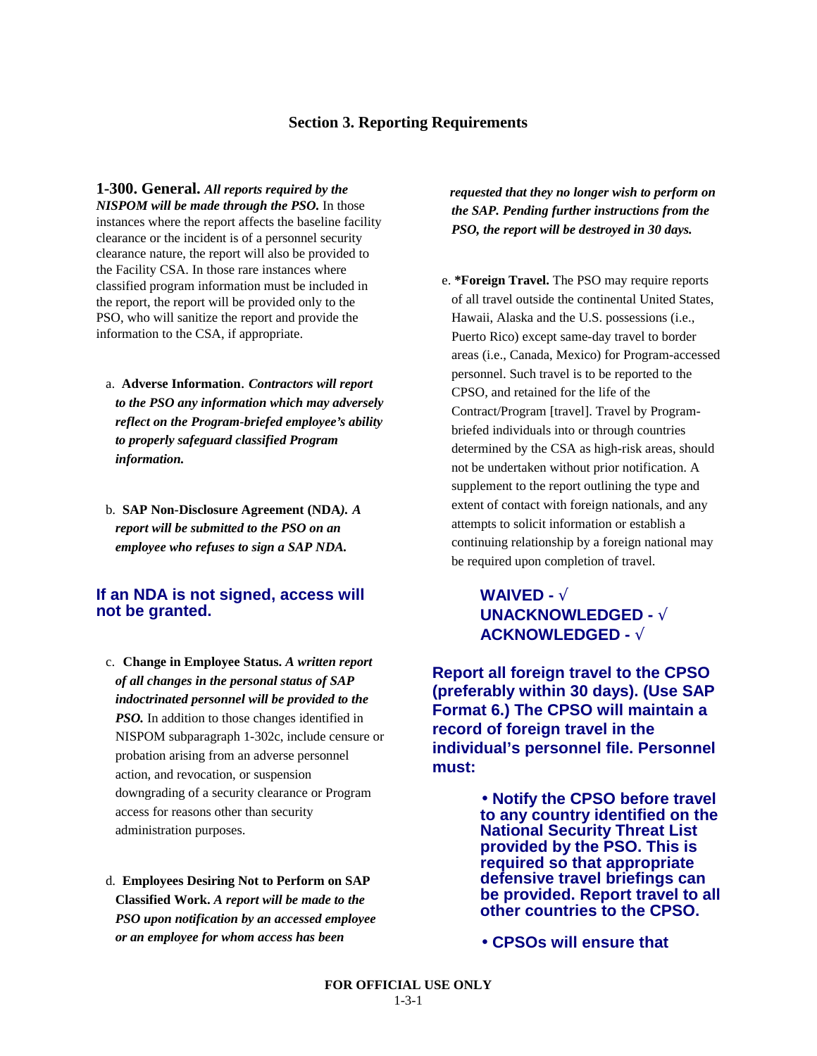## Section 3. Reporting Requirements

**1-300. General.** ***All reports required by the NISPOM will be made through the PSO.*** In those instances where the report affects the baseline facility clearance or the incident is of a personnel security clearance nature, the report will also be provided to the Facility CSA. In those rare instances where classified program information must be included in the report, the report will be provided only to the PSO, who will sanitize the report and provide the information to the CSA, if appropriate.

a. **Adverse Information**. ***Contractors will report to the PSO any information which may adversely reflect on the Program-briefed employee's ability to properly safeguard classified Program information.***

b. **SAP Non-Disclosure Agreement (NDA*).*** ***A report will be submitted to the PSO on an employee who refuses to sign a SAP NDA.***

**If an NDA is not signed, access will not be granted.**

c. **Change in Employee Status.** ***A written report of all changes in the personal status of SAP indoctrinated personnel will be provided to the PSO.*** In addition to those changes identified in NISPOM subparagraph 1-302c, include censure or probation arising from an adverse personnel action, and revocation, or suspension downgrading of a security clearance or Program access for reasons other than security administration purposes.

d. **Employees Desiring Not to Perform on SAP Classified Work.** ***A report will be made to the PSO upon notification by an accessed employee or an employee for whom access has been requested that they no longer wish to perform on the SAP. Pending further instructions from the PSO, the report will be destroyed in 30 days.***

e. **\*Foreign Travel.** The PSO may require reports of all travel outside the continental United States, Hawaii, Alaska and the U.S. possessions (i.e., Puerto Rico) except same-day travel to border areas (i.e., Canada, Mexico) for Program-accessed personnel. Such travel is to be reported to the CPSO, and retained for the life of the Contract/Program [travel]. Travel by Program-briefed individuals into or through countries determined by the CSA as high-risk areas, should not be undertaken without prior notification. A supplement to the report outlining the type and extent of contact with foreign nationals, and any attempts to solicit information or establish a continuing relationship by a foreign national may be required upon completion of travel.

**WAIVED - √**
**UNACKNOWLEDGED - √**
**ACKNOWLEDGED - √**

**Report all foreign travel to the CPSO (preferably within 30 days). (Use SAP Format 6.) The CPSO will maintain a record of foreign travel in the individual's personnel file. Personnel must:**

- **Notify the CPSO before travel to any country identified on the National Security Threat List provided by the PSO. This is required so that appropriate defensive travel briefings can be provided. Report travel to all other countries to the CPSO.**
- **CPSOs will ensure that**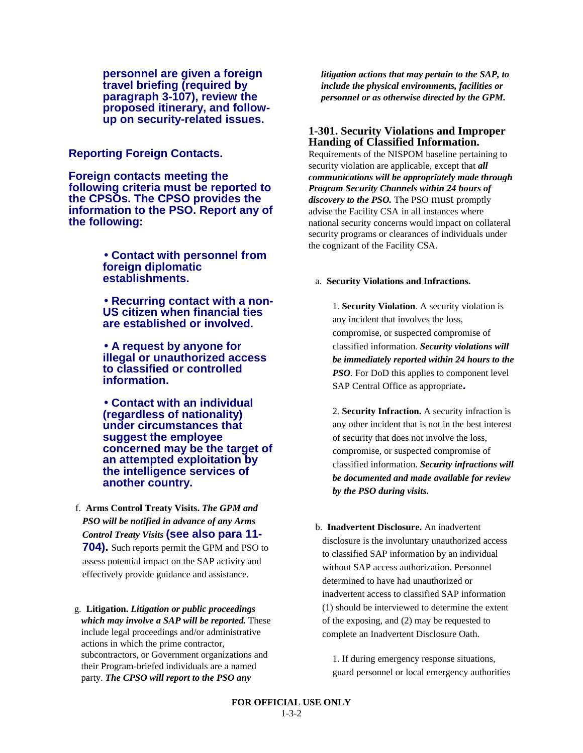**personnel are given a foreign travel briefing (required by paragraph 3-107), review the proposed itinerary, and follow-up on security-related issues.**

**Reporting Foreign Contacts.**

**Foreign contacts meeting the following criteria must be reported to the CPSOs. The CPSO provides the information to the PSO. Report any of the following:**

- **Contact with personnel from foreign diplomatic establishments.**
- **Recurring contact with a non-US citizen when financial ties are established or involved.**
- **A request by anyone for illegal or unauthorized access to classified or controlled information.**
- **Contact with an individual (regardless of nationality) under circumstances that suggest the employee concerned may be the target of an attempted exploitation by the intelligence services of another country.**

f. **Arms Control Treaty Visits.** ***The GPM and PSO will be notified in advance of any Arms Control Treaty Visits*** **(see also para 11-704).** Such reports permit the GPM and PSO to assess potential impact on the SAP activity and effectively provide guidance and assistance.

g. **Litigation.** ***Litigation or public proceedings which may involve a SAP will be reported.*** These include legal proceedings and/or administrative actions in which the prime contractor, subcontractors, or Government organizations and their Program-briefed individuals are a named party. ***The CPSO will report to the PSO any litigation actions that may pertain to the SAP, to include the physical environments, facilities or personnel or as otherwise directed by the GPM.***

## 1-301. Security Violations and Improper Handing of Classified Information.

Requirements of the NISPOM baseline pertaining to security violation are applicable, except that ***all communications will be appropriately made through Program Security Channels within 24 hours of discovery to the PSO.*** The PSO must promptly advise the Facility CSA in all instances where national security concerns would impact on collateral security programs or clearances of individuals under the cognizant of the Facility CSA.

a. **Security Violations and Infractions.**

1. **Security Violation**. A security violation is any incident that involves the loss, compromise, or suspected compromise of classified information. ***Security violations will be immediately reported within 24 hours to the PSO***. For DoD this applies to component level SAP Central Office as appropriate.

2. **Security Infraction.** A security infraction is any other incident that is not in the best interest of security that does not involve the loss, compromise, or suspected compromise of classified information. ***Security infractions will be documented and made available for review by the PSO during visits.***

b. **Inadvertent Disclosure.** An inadvertent disclosure is the involuntary unauthorized access to classified SAP information by an individual without SAP access authorization. Personnel determined to have had unauthorized or inadvertent access to classified SAP information (1) should be interviewed to determine the extent of the exposing, and (2) may be requested to complete an Inadvertent Disclosure Oath.

1. If during emergency response situations, guard personnel or local emergency authorities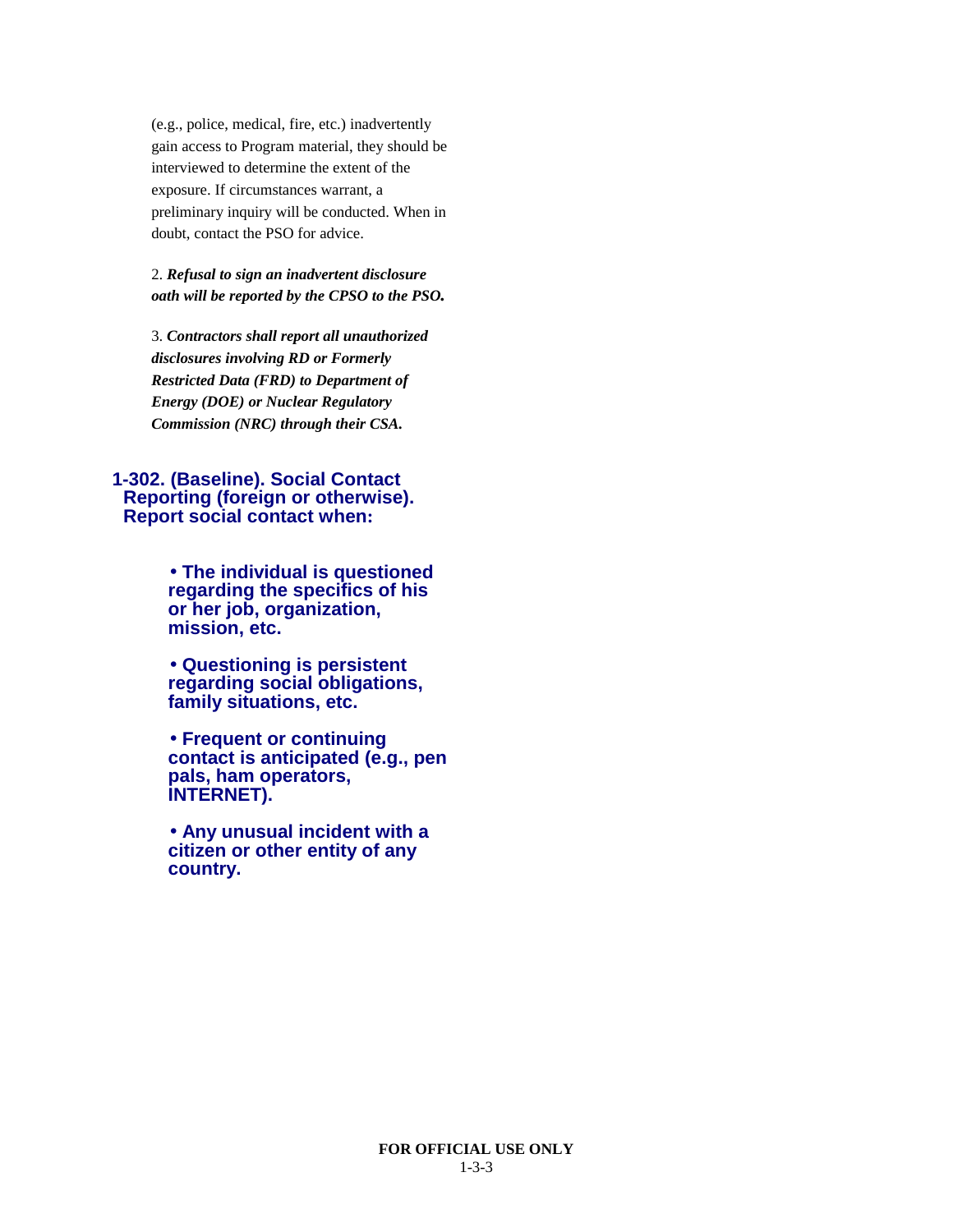(e.g., police, medical, fire, etc.) inadvertently gain access to Program material, they should be interviewed to determine the extent of the exposure. If circumstances warrant, a preliminary inquiry will be conducted. When in doubt, contact the PSO for advice.

2. ***Refusal to sign an inadvertent disclosure oath will be reported by the CPSO to the PSO.***

3. ***Contractors shall report all unauthorized disclosures involving RD or Formerly Restricted Data (FRD) to Department of Energy (DOE) or Nuclear Regulatory Commission (NRC) through their CSA.***

## 1-302. (Baseline). Social Contact Reporting (foreign or otherwise). Report social contact when:

- **The individual is questioned regarding the specifics of his or her job, organization, mission, etc.**
- **Questioning is persistent regarding social obligations, family situations, etc.**
- **Frequent or continuing contact is anticipated (e.g., pen pals, ham operators, INTERNET).**
- **Any unusual incident with a citizen or other entity of any country.**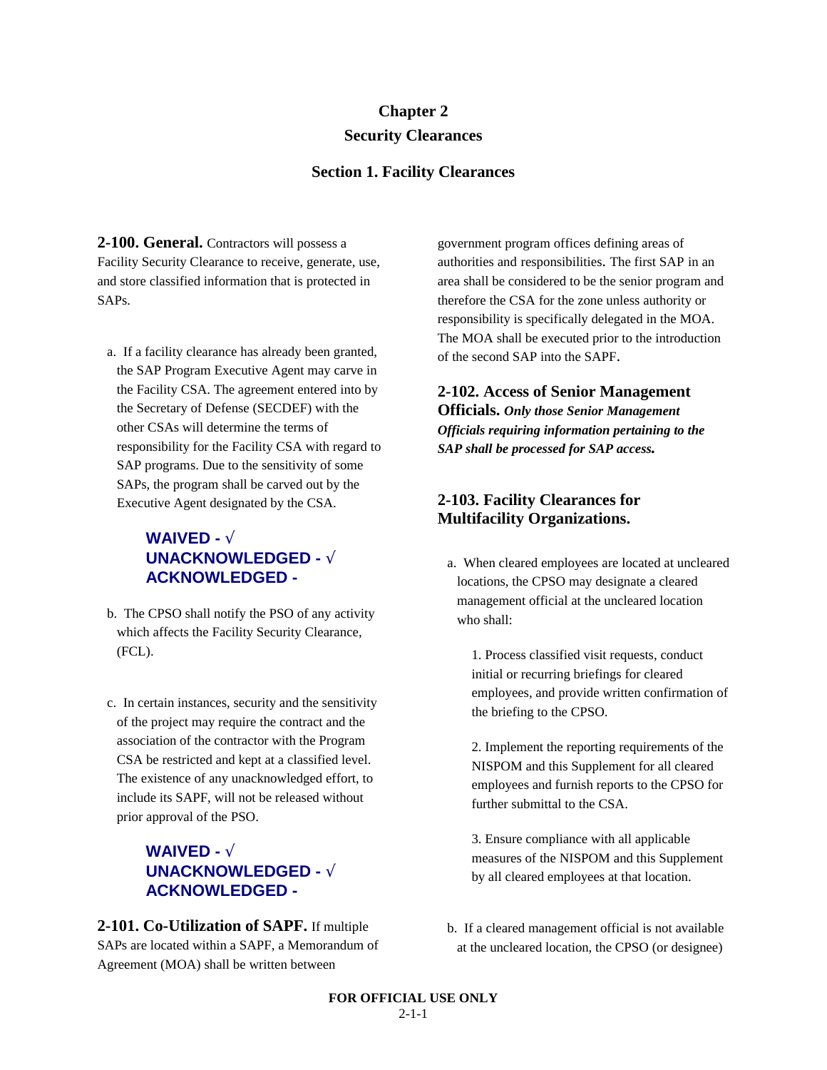# Chapter 2
# Security Clearances

## Section 1. Facility Clearances

**2-100. General.** Contractors will possess a Facility Security Clearance to receive, generate, use, and store classified information that is protected in SAPs.

a. If a facility clearance has already been granted, the SAP Program Executive Agent may carve in the Facility CSA. The agreement entered into by the Secretary of Defense (SECDEF) with the other CSAs will determine the terms of responsibility for the Facility CSA with regard to SAP programs. Due to the sensitivity of some SAPs, the program shall be carved out by the Executive Agent designated by the CSA.

**WAIVED - √**
**UNACKNOWLEDGED - √**
**ACKNOWLEDGED -**

b. The CPSO shall notify the PSO of any activity which affects the Facility Security Clearance, (FCL).

c. In certain instances, security and the sensitivity of the project may require the contract and the association of the contractor with the Program CSA be restricted and kept at a classified level. The existence of any unacknowledged effort, to include its SAPF, will not be released without prior approval of the PSO.

**WAIVED - √**
**UNACKNOWLEDGED - √**
**ACKNOWLEDGED -**

**2-101. Co-Utilization of SAPF.** If multiple SAPs are located within a SAPF, a Memorandum of Agreement (MOA) shall be written between government program offices defining areas of authorities and responsibilities. The first SAP in an area shall be considered to be the senior program and therefore the CSA for the zone unless authority or responsibility is specifically delegated in the MOA. The MOA shall be executed prior to the introduction of the second SAP into the SAPF.

**2-102. Access of Senior Management Officials.** ***Only those Senior Management Officials requiring information pertaining to the SAP shall be processed for SAP access.***

**2-103. Facility Clearances for Multifacility Organizations.**

a. When cleared employees are located at uncleared locations, the CPSO may designate a cleared management official at the uncleared location who shall:

1. Process classified visit requests, conduct initial or recurring briefings for cleared employees, and provide written confirmation of the briefing to the CPSO.

2. Implement the reporting requirements of the NISPOM and this Supplement for all cleared employees and furnish reports to the CPSO for further submittal to the CSA.

3. Ensure compliance with all applicable measures of the NISPOM and this Supplement by all cleared employees at that location.

b. If a cleared management official is not available at the uncleared location, the CPSO (or designee)

FOR OFFICIAL USE ONLY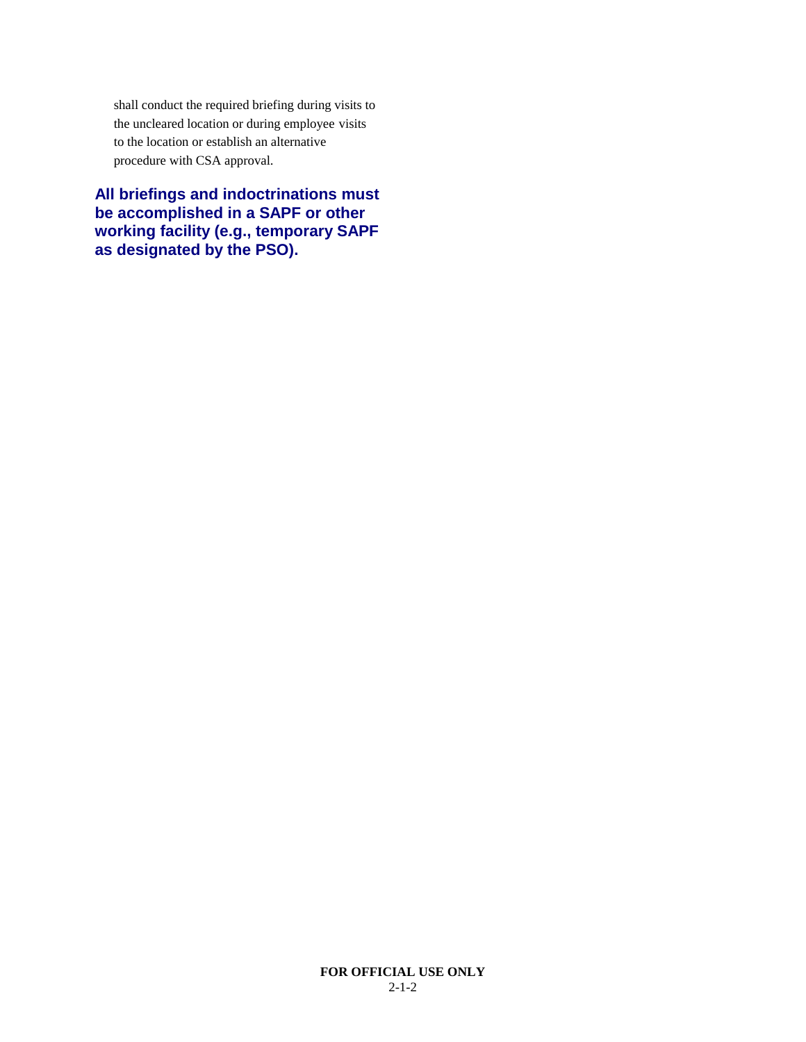shall conduct the required briefing during visits to the uncleared location or during employee visits to the location or establish an alternative procedure with CSA approval.

**All briefings and indoctrinations must be accomplished in a SAPF or other working facility (e.g., temporary SAPF as designated by the PSO).**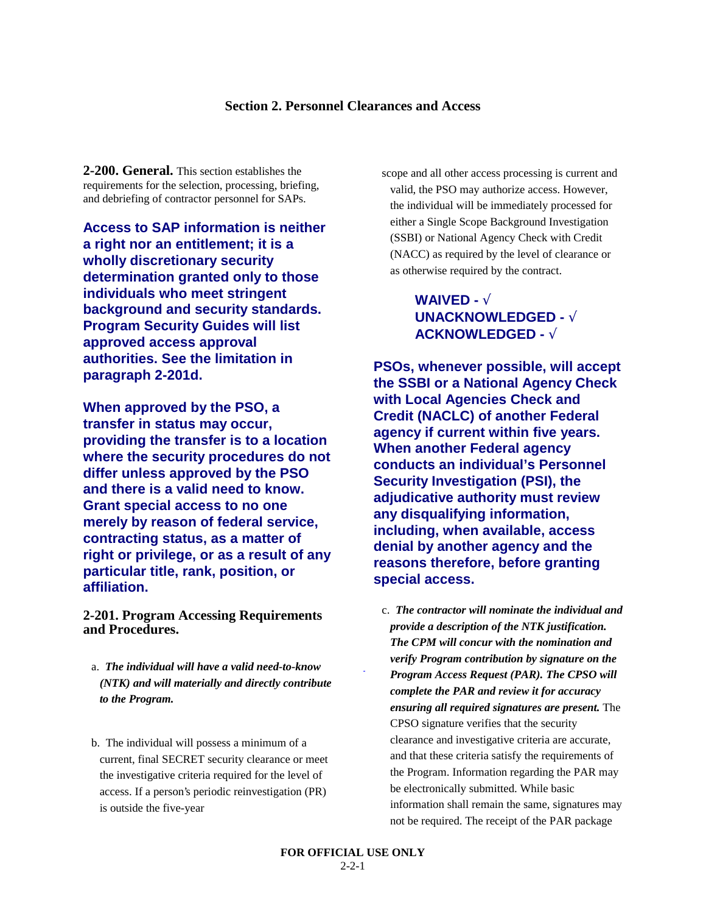## Section 2. Personnel Clearances and Access

**2-200. General.** This section establishes the requirements for the selection, processing, briefing, and debriefing of contractor personnel for SAPs.

**Access to SAP information is neither a right nor an entitlement; it is a wholly discretionary security determination granted only to those individuals who meet stringent background and security standards. Program Security Guides will list approved access approval authorities. See the limitation in paragraph 2-201d.**

**When approved by the PSO, a transfer in status may occur, providing the transfer is to a location where the security procedures do not differ unless approved by the PSO and there is a valid need to know. Grant special access to no one merely by reason of federal service, contracting status, as a matter of right or privilege, or as a result of any particular title, rank, position, or affiliation.**

**2-201. Program Accessing Requirements and Procedures.**

a. ***The individual will have a valid need-to-know (NTK) and will materially and directly contribute to the Program.***

b. The individual will possess a minimum of a current, final SECRET security clearance or meet the investigative criteria required for the level of access. If a person's periodic reinvestigation (PR) is outside the five-year scope and all other access processing is current and valid, the PSO may authorize access. However, the individual will be immediately processed for either a Single Scope Background Investigation (SSBI) or National Agency Check with Credit (NACC) as required by the level of clearance or as otherwise required by the contract.

**WAIVED - √**
**UNACKNOWLEDGED - √**
**ACKNOWLEDGED - √**

**PSOs, whenever possible, will accept the SSBI or a National Agency Check with Local Agencies Check and Credit (NACLC) of another Federal agency if current within five years. When another Federal agency conducts an individual's Personnel Security Investigation (PSI), the adjudicative authority must review any disqualifying information, including, when available, access denial by another agency and the reasons therefore, before granting special access.**

c. ***The contractor will nominate the individual and provide a description of the NTK justification. The CPM will concur with the nomination and verify Program contribution by signature on the Program Access Request (PAR). The CPSO will complete the PAR and review it for accuracy ensuring all required signatures are present.*** The CPSO signature verifies that the security clearance and investigative criteria are accurate, and that these criteria satisfy the requirements of the Program. Information regarding the PAR may be electronically submitted. While basic information shall remain the same, signatures may not be required. The receipt of the PAR package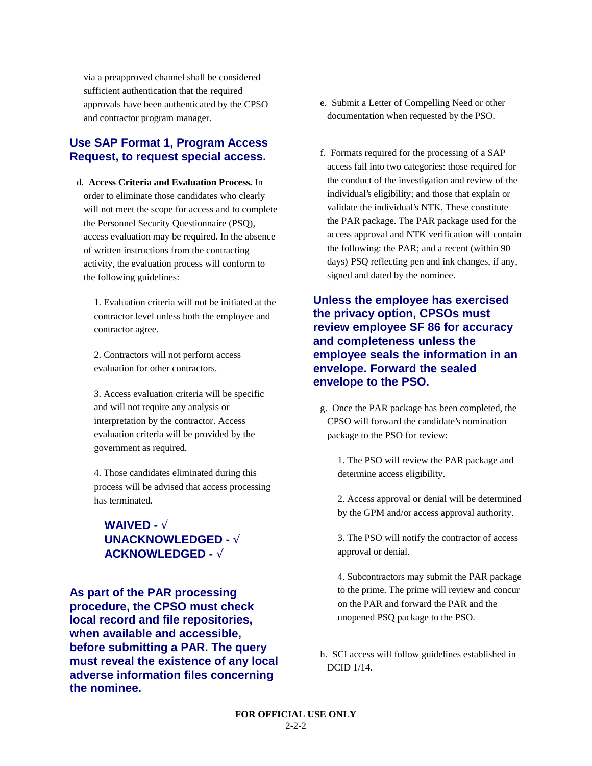via a preapproved channel shall be considered sufficient authentication that the required approvals have been authenticated by the CPSO and contractor program manager.

**Use SAP Format 1, Program Access Request, to request special access.**

d. **Access Criteria and Evaluation Process.** In order to eliminate those candidates who clearly will not meet the scope for access and to complete the Personnel Security Questionnaire (PSQ), access evaluation may be required. In the absence of written instructions from the contracting activity, the evaluation process will conform to the following guidelines:

1. Evaluation criteria will not be initiated at the contractor level unless both the employee and contractor agree.

2. Contractors will not perform access evaluation for other contractors.

3. Access evaluation criteria will be specific and will not require any analysis or interpretation by the contractor. Access evaluation criteria will be provided by the government as required.

4. Those candidates eliminated during this process will be advised that access processing has terminated.

**WAIVED - √**
**UNACKNOWLEDGED - √**
**ACKNOWLEDGED - √**

**As part of the PAR processing procedure, the CPSO must check local record and file repositories, when available and accessible, before submitting a PAR. The query must reveal the existence of any local adverse information files concerning the nominee.**

e. Submit a Letter of Compelling Need or other documentation when requested by the PSO.

f. Formats required for the processing of a SAP access fall into two categories: those required for the conduct of the investigation and review of the individual's eligibility; and those that explain or validate the individual's NTK. These constitute the PAR package. The PAR package used for the access approval and NTK verification will contain the following: the PAR; and a recent (within 90 days) PSQ reflecting pen and ink changes, if any, signed and dated by the nominee.

**Unless the employee has exercised the privacy option, CPSOs must review employee SF 86 for accuracy and completeness unless the employee seals the information in an envelope. Forward the sealed envelope to the PSO.**

g. Once the PAR package has been completed, the CPSO will forward the candidate's nomination package to the PSO for review:

1. The PSO will review the PAR package and determine access eligibility.

2. Access approval or denial will be determined by the GPM and/or access approval authority.

3. The PSO will notify the contractor of access approval or denial.

4. Subcontractors may submit the PAR package to the prime. The prime will review and concur on the PAR and forward the PAR and the unopened PSQ package to the PSO.

h. SCI access will follow guidelines established in DCID 1/14.

**FOR OFFICIAL USE ONLY**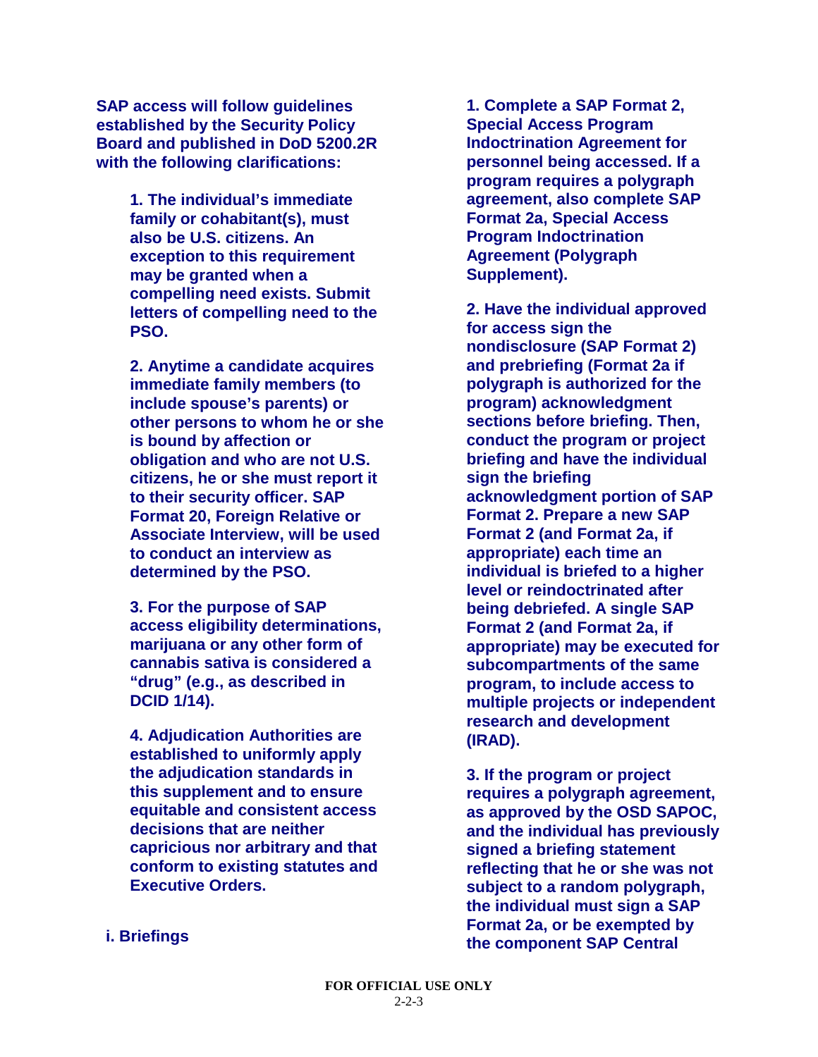**SAP access will follow guidelines established by the Security Policy Board and published in DoD 5200.2R with the following clarifications:**

**1. The individual's immediate family or cohabitant(s), must also be U.S. citizens. An exception to this requirement may be granted when a compelling need exists. Submit letters of compelling need to the PSO.**

**2. Anytime a candidate acquires immediate family members (to include spouse's parents) or other persons to whom he or she is bound by affection or obligation and who are not U.S. citizens, he or she must report it to their security officer. SAP Format 20, Foreign Relative or Associate Interview, will be used to conduct an interview as determined by the PSO.**

**3. For the purpose of SAP access eligibility determinations, marijuana or any other form of cannabis sativa is considered a "drug" (e.g., as described in DCID 1/14).**

**4. Adjudication Authorities are established to uniformly apply the adjudication standards in this supplement and to ensure equitable and consistent access decisions that are neither capricious nor arbitrary and that conform to existing statutes and Executive Orders.**

**i. Briefings**

**1. Complete a SAP Format 2, Special Access Program Indoctrination Agreement for personnel being accessed. If a program requires a polygraph agreement, also complete SAP Format 2a, Special Access Program Indoctrination Agreement (Polygraph Supplement).**

**2. Have the individual approved for access sign the nondisclosure (SAP Format 2) and prebriefing (Format 2a if polygraph is authorized for the program) acknowledgment sections before briefing. Then, conduct the program or project briefing and have the individual sign the briefing acknowledgment portion of SAP Format 2. Prepare a new SAP Format 2 (and Format 2a, if appropriate) each time an individual is briefed to a higher level or reindoctrinated after being debriefed. A single SAP Format 2 (and Format 2a, if appropriate) may be executed for subcompartments of the same program, to include access to multiple projects or independent research and development (IRAD).**

**3. If the program or project requires a polygraph agreement, as approved by the OSD SAPOC, and the individual has previously signed a briefing statement reflecting that he or she was not subject to a random polygraph, the individual must sign a SAP Format 2a, or be exempted by the component SAP Central**

FOR OFFICIAL USE ONLY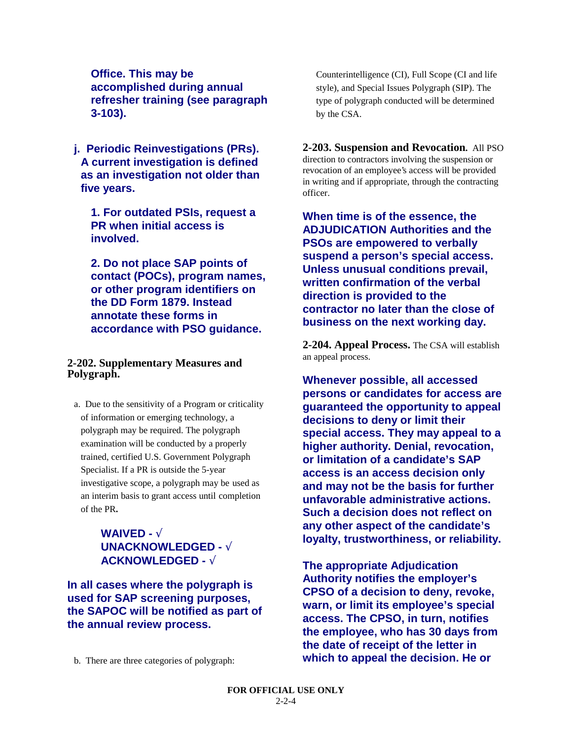**Office. This may be accomplished during annual refresher training (see paragraph 3-103).**

**j. Periodic Reinvestigations (PRs). A current investigation is defined as an investigation not older than five years.**

**1. For outdated PSIs, request a PR when initial access is involved.**

**2. Do not place SAP points of contact (POCs), program names, or other program identifiers on the DD Form 1879. Instead annotate these forms in accordance with PSO guidance.**

**2-202. Supplementary Measures and Polygraph.**

a. Due to the sensitivity of a Program or criticality of information or emerging technology, a polygraph may be required. The polygraph examination will be conducted by a properly trained, certified U.S. Government Polygraph Specialist. If a PR is outside the 5-year investigative scope, a polygraph may be used as an interim basis to grant access until completion of the PR**.**

**WAIVED - √**
**UNACKNOWLEDGED - √**
**ACKNOWLEDGED - √**

**In all cases where the polygraph is used for SAP screening purposes, the SAPOC will be notified as part of the annual review process.**

b. There are three categories of polygraph: Counterintelligence (CI), Full Scope (CI and life style), and Special Issues Polygraph (SIP). The type of polygraph conducted will be determined by the CSA.

**2-203. Suspension and Revocation***.* All PSO direction to contractors involving the suspension or revocation of an employee's access will be provided in writing and if appropriate, through the contracting officer.

**When time is of the essence, the ADJUDICATION Authorities and the PSOs are empowered to verbally suspend a person's special access. Unless unusual conditions prevail, written confirmation of the verbal direction is provided to the contractor no later than the close of business on the next working day.**

**2-204. Appeal Process.** The CSA will establish an appeal process.

**Whenever possible, all accessed persons or candidates for access are guaranteed the opportunity to appeal decisions to deny or limit their special access. They may appeal to a higher authority. Denial, revocation, or limitation of a candidate's SAP access is an access decision only and may not be the basis for further unfavorable administrative actions. Such a decision does not reflect on any other aspect of the candidate's loyalty, trustworthiness, or reliability.**

**The appropriate Adjudication Authority notifies the employer's CPSO of a decision to deny, revoke, warn, or limit its employee's special access. The CPSO, in turn, notifies the employee, who has 30 days from the date of receipt of the letter in which to appeal the decision. He or**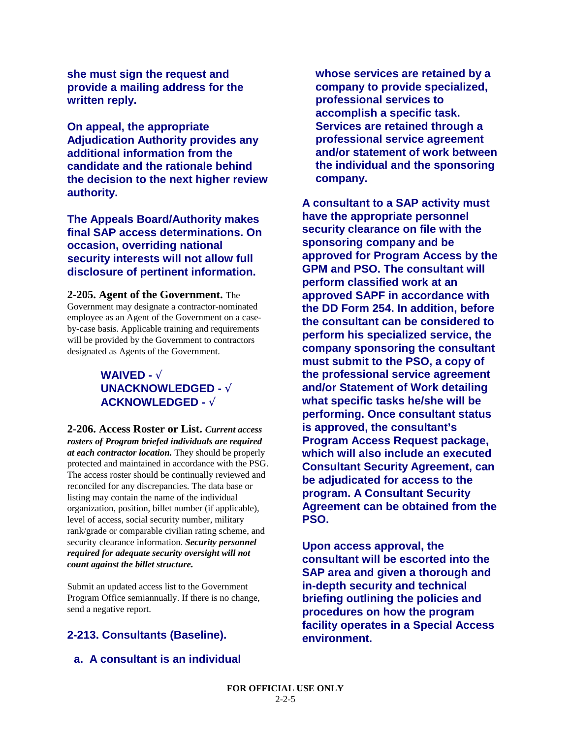**she must sign the request and provide a mailing address for the written reply.**

**On appeal, the appropriate Adjudication Authority provides any additional information from the candidate and the rationale behind the decision to the next higher review authority.**

**The Appeals Board/Authority makes final SAP access determinations. On occasion, overriding national security interests will not allow full disclosure of pertinent information.**

**2-205. Agent of the Government.** The Government may designate a contractor-nominated employee as an Agent of the Government on a case-by-case basis. Applicable training and requirements will be provided by the Government to contractors designated as Agents of the Government.

**WAIVED - √**
**UNACKNOWLEDGED - √**
**ACKNOWLEDGED - √**

**2-206. Access Roster or List.** ***Current access rosters of Program briefed individuals are required at each contractor location.*** They should be properly protected and maintained in accordance with the PSG. The access roster should be continually reviewed and reconciled for any discrepancies. The data base or listing may contain the name of the individual organization, position, billet number (if applicable), level of access, social security number, military rank/grade or comparable civilian rating scheme, and security clearance information. ***Security personnel required for adequate security oversight will not count against the billet structure.***

Submit an updated access list to the Government Program Office semiannually. If there is no change, send a negative report.

## 2-213. Consultants (Baseline).

**a. A consultant is an individual whose services are retained by a company to provide specialized, professional services to accomplish a specific task. Services are retained through a professional service agreement and/or statement of work between the individual and the sponsoring company.**

**A consultant to a SAP activity must have the appropriate personnel security clearance on file with the sponsoring company and be approved for Program Access by the GPM and PSO. The consultant will perform classified work at an approved SAPF in accordance with the DD Form 254. In addition, before the consultant can be considered to perform his specialized service, the company sponsoring the consultant must submit to the PSO, a copy of the professional service agreement and/or Statement of Work detailing what specific tasks he/she will be performing. Once consultant status is approved, the consultant's Program Access Request package, which will also include an executed Consultant Security Agreement, can be adjudicated for access to the program. A Consultant Security Agreement can be obtained from the PSO.**

**Upon access approval, the consultant will be escorted into the SAP area and given a thorough and in-depth security and technical briefing outlining the policies and procedures on how the program facility operates in a Special Access environment.**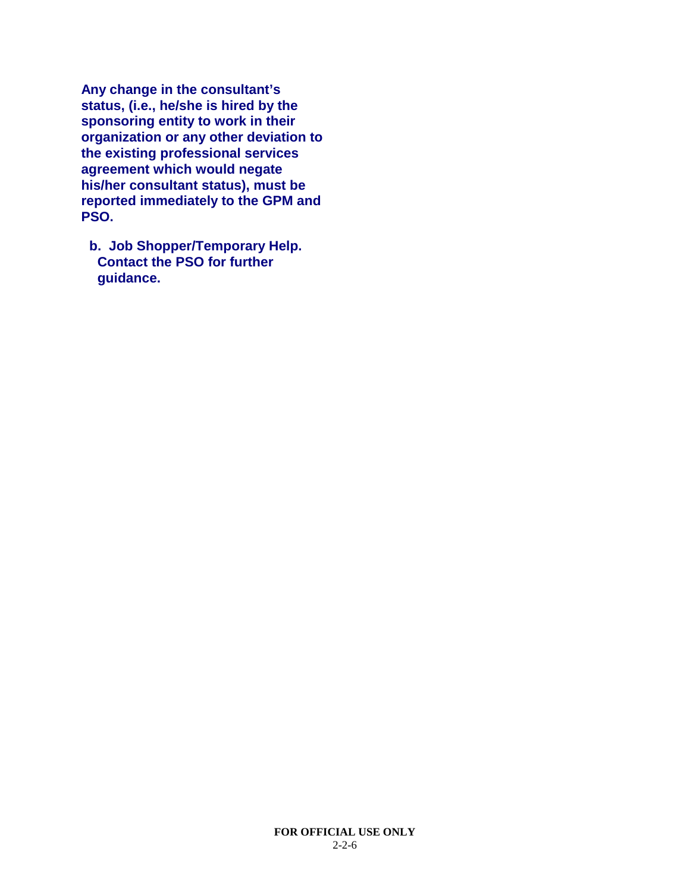**Any change in the consultant's status, (i.e., he/she is hired by the sponsoring entity to work in their organization or any other deviation to the existing professional services agreement which would negate his/her consultant status), must be reported immediately to the GPM and PSO.**

**b. Job Shopper/Temporary Help. Contact the PSO for further guidance.**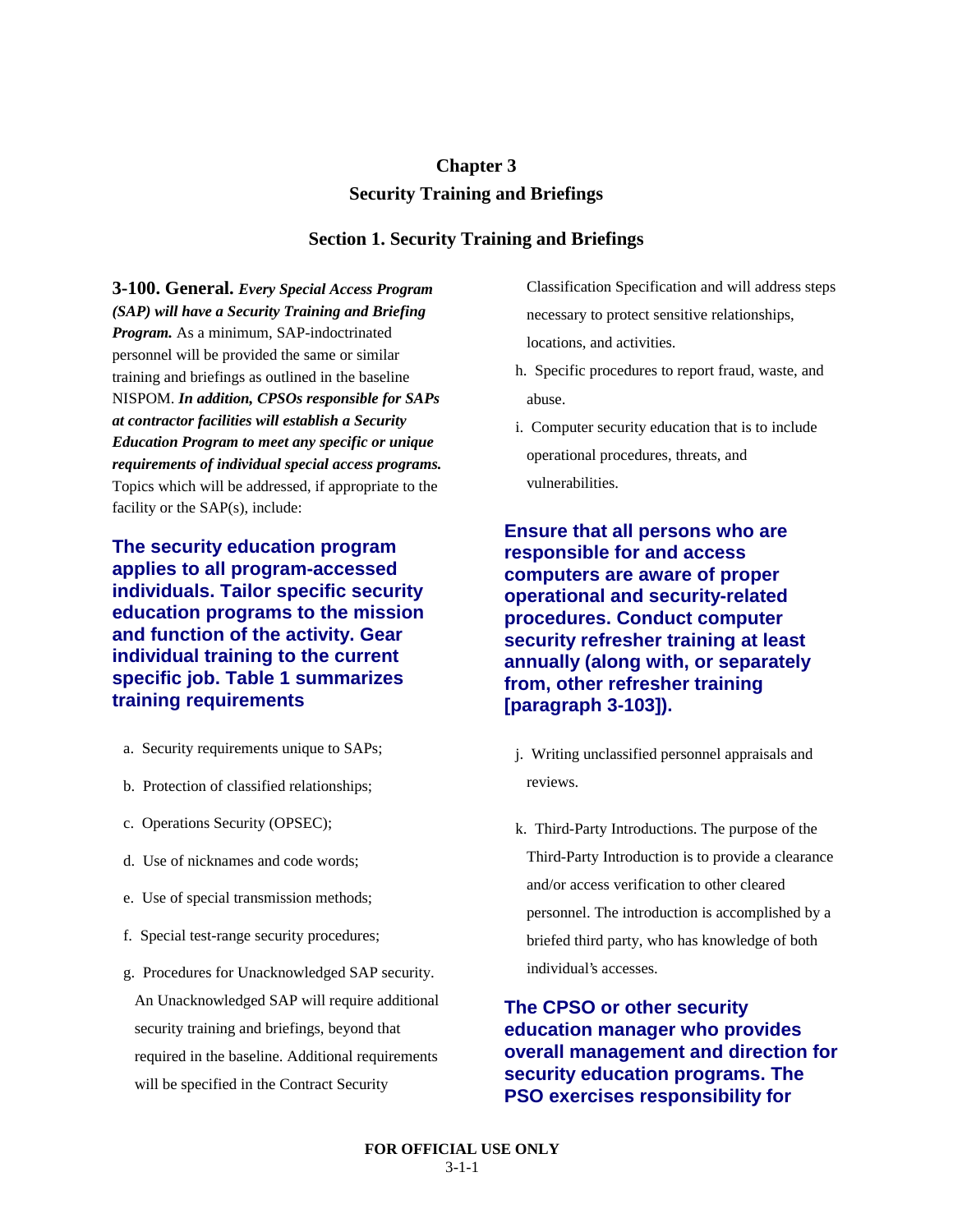# Chapter 3
# Security Training and Briefings

## Section 1. Security Training and Briefings

**3-100. General.** ***Every Special Access Program (SAP) will have a Security Training and Briefing Program.*** As a minimum, SAP-indoctrinated personnel will be provided the same or similar training and briefings as outlined in the baseline NISPOM. ***In addition, CPSOs responsible for SAPs at contractor facilities will establish a Security Education Program to meet any specific or unique requirements of individual special access programs.*** Topics which will be addressed, if appropriate to the facility or the SAP(s), include:

**The security education program applies to all program-accessed individuals. Tailor specific security education programs to the mission and function of the activity. Gear individual training to the current specific job. Table 1 summarizes training requirements**

a. Security requirements unique to SAPs;

b. Protection of classified relationships;

c. Operations Security (OPSEC);

d. Use of nicknames and code words;

e. Use of special transmission methods;

f. Special test-range security procedures;

g. Procedures for Unacknowledged SAP security. An Unacknowledged SAP will require additional security training and briefings, beyond that required in the baseline. Additional requirements will be specified in the Contract Security Classification Specification and will address steps necessary to protect sensitive relationships, locations, and activities.

h. Specific procedures to report fraud, waste, and abuse.

i. Computer security education that is to include operational procedures, threats, and vulnerabilities.

**Ensure that all persons who are responsible for and access computers are aware of proper operational and security-related procedures. Conduct computer security refresher training at least annually (along with, or separately from, other refresher training [paragraph 3-103]).**

j. Writing unclassified personnel appraisals and reviews.

k. Third-Party Introductions. The purpose of the Third-Party Introduction is to provide a clearance and/or access verification to other cleared personnel. The introduction is accomplished by a briefed third party, who has knowledge of both individual's accesses.

**The CPSO or other security education manager who provides overall management and direction for security education programs. The PSO exercises responsibility for**

FOR OFFICIAL USE ONLY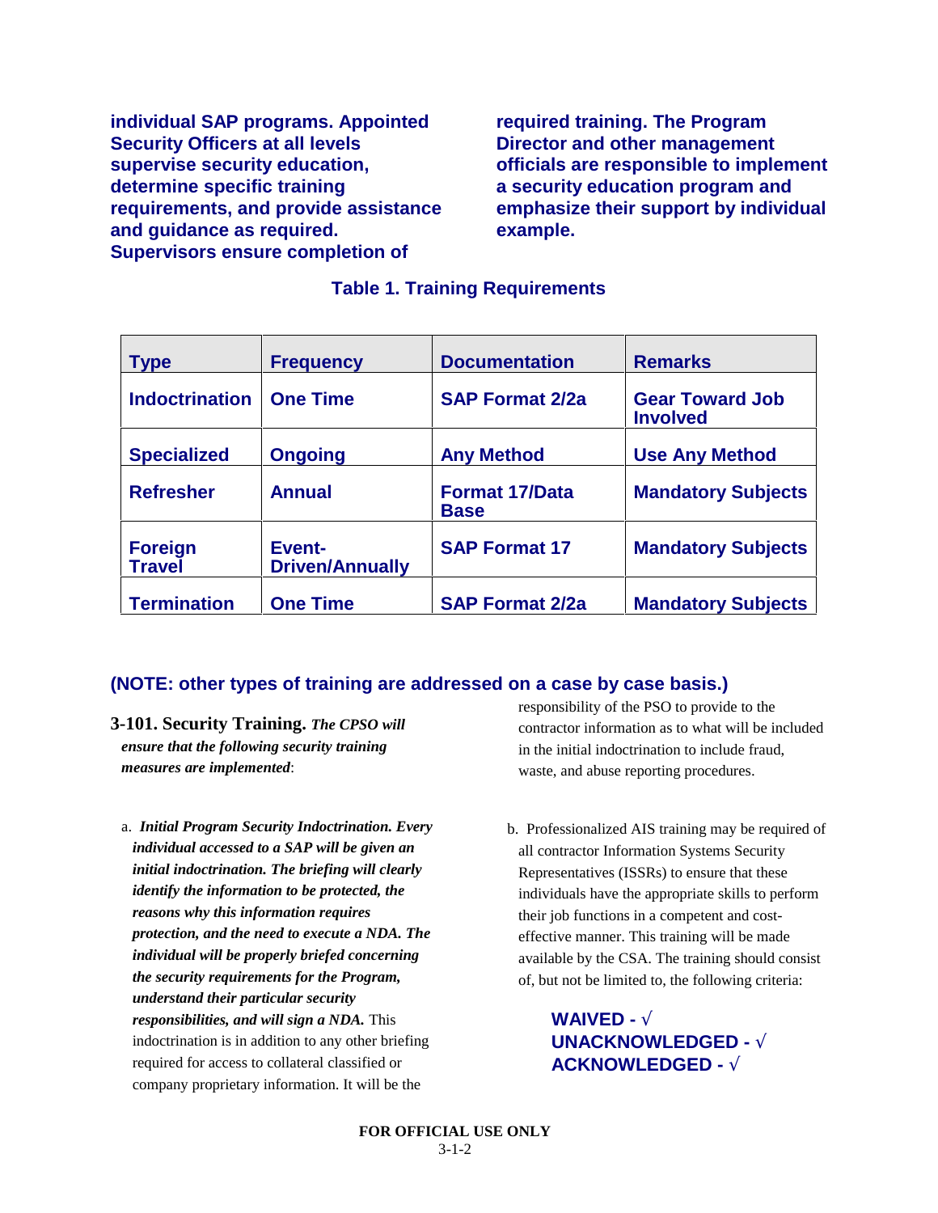**individual SAP programs. Appointed Security Officers at all levels supervise security education, determine specific training requirements, and provide assistance and guidance as required. Supervisors ensure completion of required training. The Program Director and other management officials are responsible to implement a security education program and emphasize their support by individual example.**

**Table 1. Training Requirements**

| Type | Frequency | Documentation | Remarks |
|---|---|---|---|
| Indoctrination | One Time | SAP Format 2/2a | Gear Toward Job Involved |
| Specialized | Ongoing | Any Method | Use Any Method |
| Refresher | Annual | Format 17/Data Base | Mandatory Subjects |
| Foreign Travel | Event-Driven/Annually | SAP Format 17 | Mandatory Subjects |
| Termination | One Time | SAP Format 2/2a | Mandatory Subjects |

**(NOTE: other types of training are addressed on a case by case basis.)**

**3-101. Security Training.** ***The CPSO will ensure that the following security training measures are implemented***:

a. ***Initial Program Security Indoctrination. Every individual accessed to a SAP will be given an initial indoctrination. The briefing will clearly identify the information to be protected, the reasons why this information requires protection, and the need to execute a NDA. The individual will be properly briefed concerning the security requirements for the Program, understand their particular security responsibilities, and will sign a NDA.*** This indoctrination is in addition to any other briefing required for access to collateral classified or company proprietary information. It will be the responsibility of the PSO to provide to the contractor information as to what will be included in the initial indoctrination to include fraud, waste, and abuse reporting procedures.

b. Professionalized AIS training may be required of all contractor Information Systems Security Representatives (ISSRs) to ensure that these individuals have the appropriate skills to perform their job functions in a competent and cost-effective manner. This training will be made available by the CSA. The training should consist of, but not be limited to, the following criteria:

**WAIVED - √**
**UNACKNOWLEDGED - √**
**ACKNOWLEDGED - √**

FOR OFFICIAL USE ONLY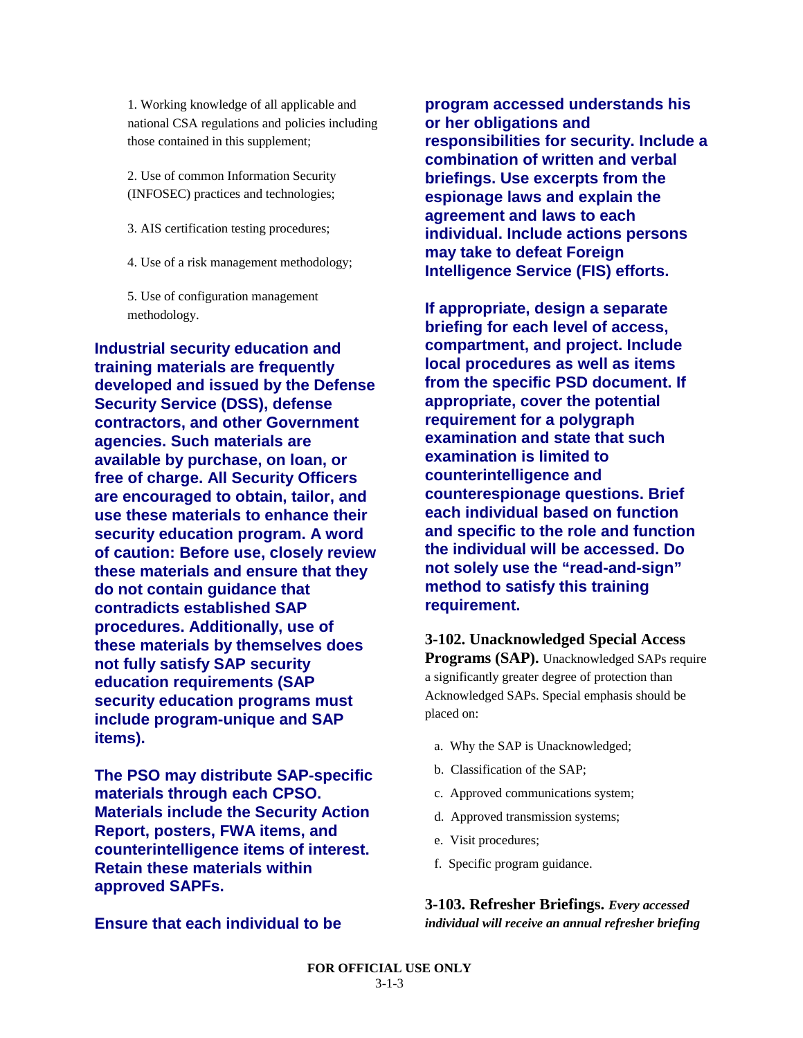1. Working knowledge of all applicable and national CSA regulations and policies including those contained in this supplement;

2. Use of common Information Security (INFOSEC) practices and technologies;

3. AIS certification testing procedures;

4. Use of a risk management methodology;

5. Use of configuration management methodology.

**Industrial security education and training materials are frequently developed and issued by the Defense Security Service (DSS), defense contractors, and other Government agencies. Such materials are available by purchase, on loan, or free of charge. All Security Officers are encouraged to obtain, tailor, and use these materials to enhance their security education program. A word of caution: Before use, closely review these materials and ensure that they do not contain guidance that contradicts established SAP procedures. Additionally, use of these materials by themselves does not fully satisfy SAP security education requirements (SAP security education programs must include program-unique and SAP items).**

**The PSO may distribute SAP-specific materials through each CPSO. Materials include the Security Action Report, posters, FWA items, and counterintelligence items of interest. Retain these materials within approved SAPFs.**

**Ensure that each individual to be program accessed understands his or her obligations and responsibilities for security. Include a combination of written and verbal briefings. Use excerpts from the espionage laws and explain the agreement and laws to each individual. Include actions persons may take to defeat Foreign Intelligence Service (FIS) efforts.**

**If appropriate, design a separate briefing for each level of access, compartment, and project. Include local procedures as well as items from the specific PSD document. If appropriate, cover the potential requirement for a polygraph examination and state that such examination is limited to counterintelligence and counterespionage questions. Brief each individual based on function and specific to the role and function the individual will be accessed. Do not solely use the "read-and-sign" method to satisfy this training requirement.**

**3-102. Unacknowledged Special Access Programs (SAP).** Unacknowledged SAPs require a significantly greater degree of protection than Acknowledged SAPs. Special emphasis should be placed on:

a. Why the SAP is Unacknowledged;

b. Classification of the SAP;

c. Approved communications system;

d. Approved transmission systems;

e. Visit procedures;

f. Specific program guidance.

**3-103. Refresher Briefings.** ***Every accessed individual will receive an annual refresher briefing***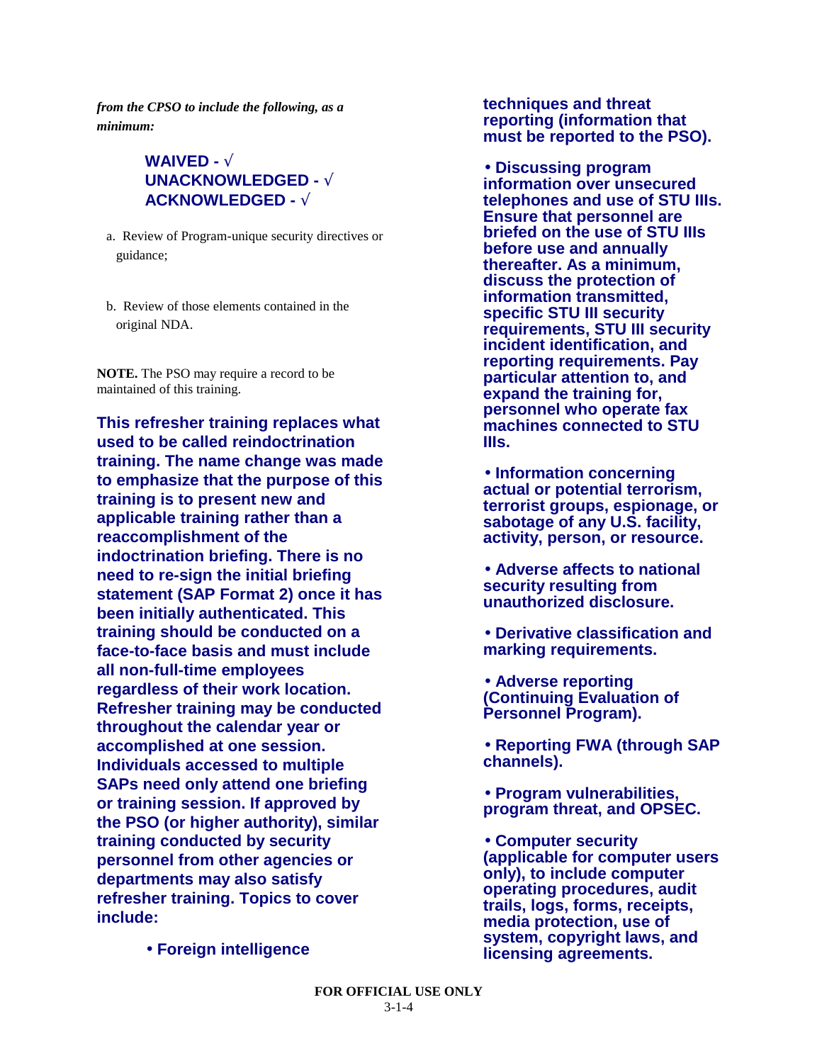*from the CPSO to include the following, as a minimum:*

**WAIVED - √**
**UNACKNOWLEDGED - √**
**ACKNOWLEDGED - √**

a. Review of Program-unique security directives or guidance;

b. Review of those elements contained in the original NDA.

**NOTE.** The PSO may require a record to be maintained of this training.

**This refresher training replaces what used to be called reindoctrination training. The name change was made to emphasize that the purpose of this training is to present new and applicable training rather than a reaccomplishment of the indoctrination briefing. There is no need to re-sign the initial briefing statement (SAP Format 2) once it has been initially authenticated. This training should be conducted on a face-to-face basis and must include all non-full-time employees regardless of their work location. Refresher training may be conducted throughout the calendar year or accomplished at one session. Individuals accessed to multiple SAPs need only attend one briefing or training session. If approved by the PSO (or higher authority), similar training conducted by security personnel from other agencies or departments may also satisfy refresher training. Topics to cover include:**

- **Foreign intelligence techniques and threat reporting (information that must be reported to the PSO).**
- **Discussing program information over unsecured telephones and use of STU IIIs. Ensure that personnel are briefed on the use of STU IIIs before use and annually thereafter. As a minimum, discuss the protection of information transmitted, specific STU III security requirements, STU III security incident identification, and reporting requirements. Pay particular attention to, and expand the training for, personnel who operate fax machines connected to STU IIIs.**
- **Information concerning actual or potential terrorism, terrorist groups, espionage, or sabotage of any U.S. facility, activity, person, or resource.**
- **Adverse affects to national security resulting from unauthorized disclosure.**
- **Derivative classification and marking requirements.**
- **Adverse reporting (Continuing Evaluation of Personnel Program).**
- **Reporting FWA (through SAP channels).**
- **Program vulnerabilities, program threat, and OPSEC.**
- **Computer security (applicable for computer users only), to include computer operating procedures, audit trails, logs, forms, receipts, media protection, use of system, copyright laws, and licensing agreements.**

FOR OFFICIAL USE ONLY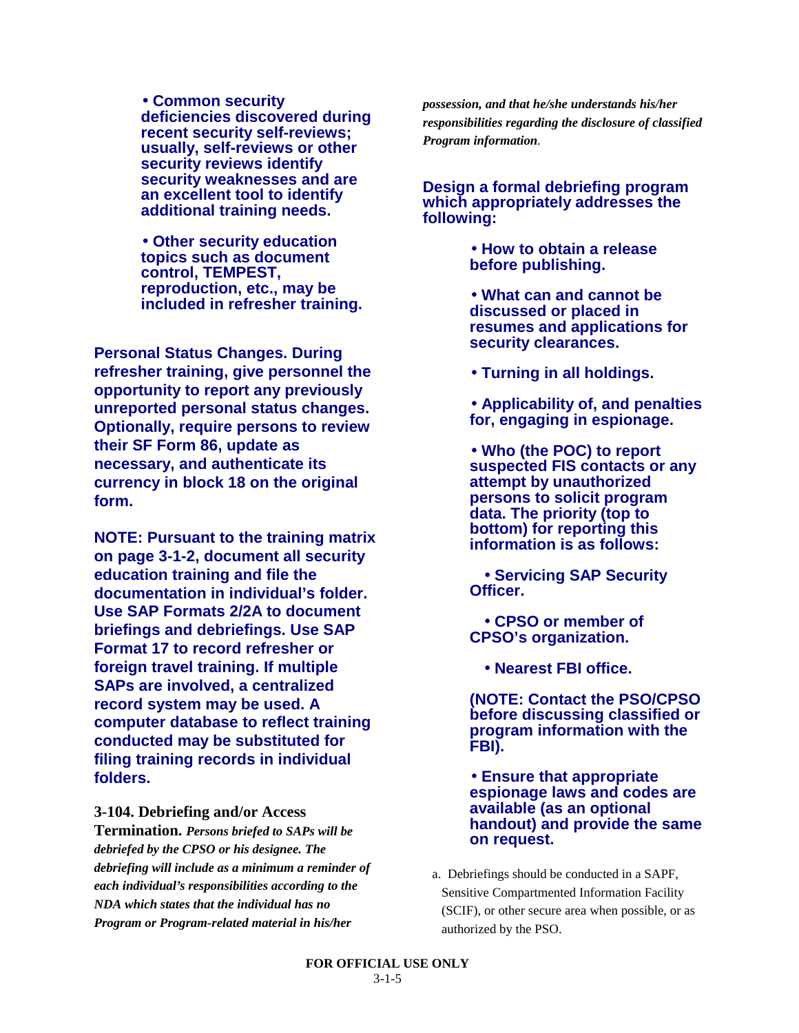**• Common security deficiencies discovered during recent security self-reviews; usually, self-reviews or other security reviews identify security weaknesses and are an excellent tool to identify additional training needs.**

**• Other security education topics such as document control, TEMPEST, reproduction, etc., may be included in refresher training.**

**Personal Status Changes. During refresher training, give personnel the opportunity to report any previously unreported personal status changes. Optionally, require persons to review their SF Form 86, update as necessary, and authenticate its currency in block 18 on the original form.**

**NOTE: Pursuant to the training matrix on page 3-1-2, document all security education training and file the documentation in individual's folder. Use SAP Formats 2/2A to document briefings and debriefings. Use SAP Format 17 to record refresher or foreign travel training. If multiple SAPs are involved, a centralized record system may be used. A computer database to reflect training conducted may be substituted for filing training records in individual folders.**

**3-104. Debriefing and/or Access Termination.** ***Persons briefed to SAPs will be debriefed by the CPSO or his designee. The debriefing will include as a minimum a reminder of each individual's responsibilities according to the NDA which states that the individual has no Program or Program-related material in his/her possession, and that he/she understands his/her responsibilities regarding the disclosure of classified Program information.***

**Design a formal debriefing program which appropriately addresses the following:**

**• How to obtain a release before publishing.**

**• What can and cannot be discussed or placed in resumes and applications for security clearances.**

**• Turning in all holdings.**

**• Applicability of, and penalties for, engaging in espionage.**

**• Who (the POC) to report suspected FIS contacts or any attempt by unauthorized persons to solicit program data. The priority (top to bottom) for reporting this information is as follows:**

**• Servicing SAP Security Officer.**

**• CPSO or member of CPSO's organization.**

**• Nearest FBI office.**

**(NOTE: Contact the PSO/CPSO before discussing classified or program information with the FBI).**

**• Ensure that appropriate espionage laws and codes are available (as an optional handout) and provide the same on request.**

a. Debriefings should be conducted in a SAPF, Sensitive Compartmented Information Facility (SCIF), or other secure area when possible, or as authorized by the PSO.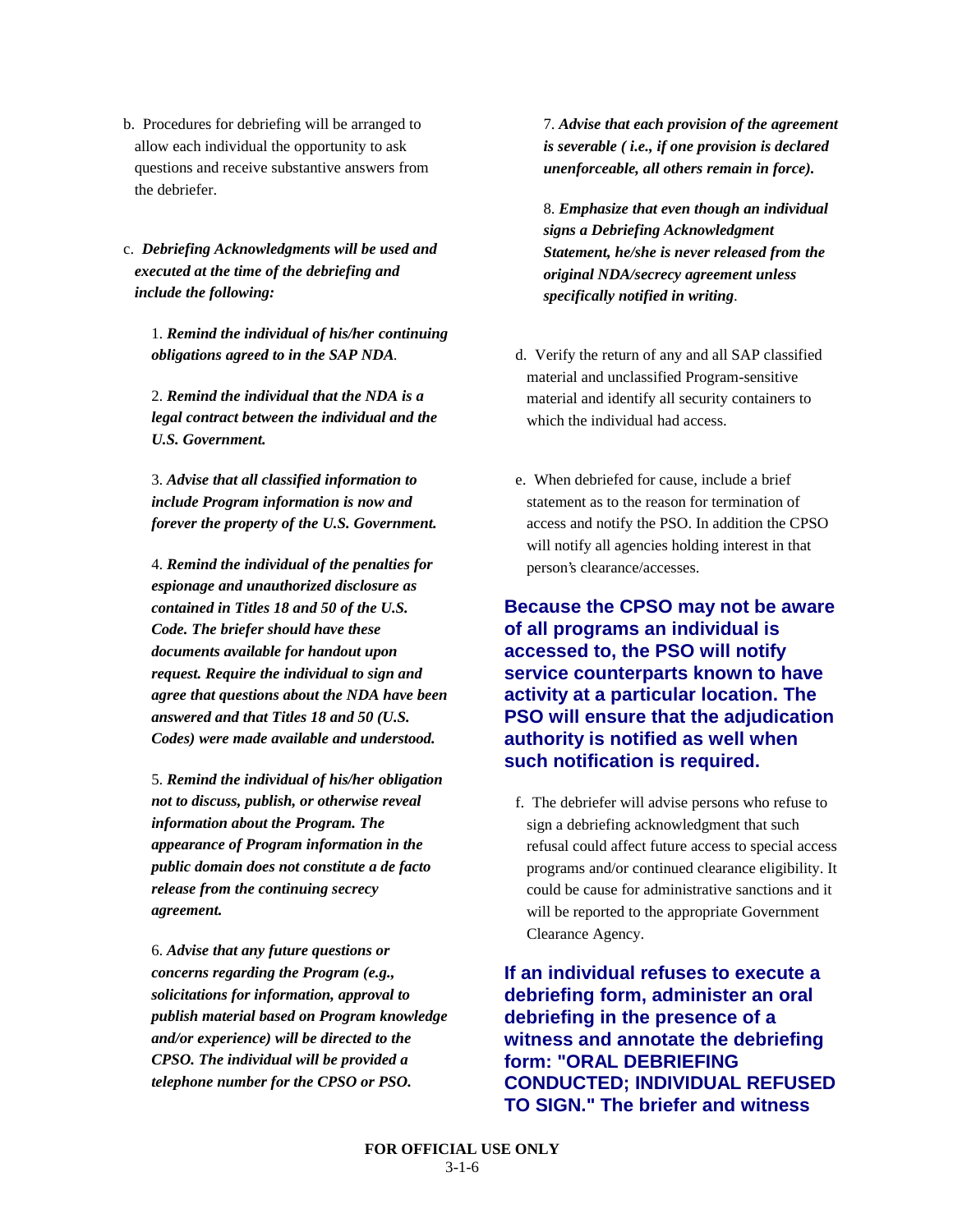b. Procedures for debriefing will be arranged to allow each individual the opportunity to ask questions and receive substantive answers from the debriefer.

c. ***Debriefing Acknowledgments will be used and executed at the time of the debriefing and include the following:***

1. ***Remind the individual of his/her continuing obligations agreed to in the SAP NDA.***

2. ***Remind the individual that the NDA is a legal contract between the individual and the U.S. Government.***

3. ***Advise that all classified information to include Program information is now and forever the property of the U.S. Government.***

4. ***Remind the individual of the penalties for espionage and unauthorized disclosure as contained in Titles 18 and 50 of the U.S. Code. The briefer should have these documents available for handout upon request. Require the individual to sign and agree that questions about the NDA have been answered and that Titles 18 and 50 (U.S. Codes) were made available and understood.***

5. ***Remind the individual of his/her obligation not to discuss, publish, or otherwise reveal information about the Program. The appearance of Program information in the public domain does not constitute a de facto release from the continuing secrecy agreement.***

6. ***Advise that any future questions or concerns regarding the Program (e.g., solicitations for information, approval to publish material based on Program knowledge and/or experience) will be directed to the CPSO. The individual will be provided a telephone number for the CPSO or PSO.***

7. ***Advise that each provision of the agreement is severable ( i.e., if one provision is declared unenforceable, all others remain in force).***

8. ***Emphasize that even though an individual signs a Debriefing Acknowledgment Statement, he/she is never released from the original NDA/secrecy agreement unless specifically notified in writing.***

d. Verify the return of any and all SAP classified material and unclassified Program-sensitive material and identify all security containers to which the individual had access.

e. When debriefed for cause, include a brief statement as to the reason for termination of access and notify the PSO. In addition the CPSO will notify all agencies holding interest in that person's clearance/accesses.

**Because the CPSO may not be aware of all programs an individual is accessed to, the PSO will notify service counterparts known to have activity at a particular location. The PSO will ensure that the adjudication authority is notified as well when such notification is required.**

f. The debriefer will advise persons who refuse to sign a debriefing acknowledgment that such refusal could affect future access to special access programs and/or continued clearance eligibility. It could be cause for administrative sanctions and it will be reported to the appropriate Government Clearance Agency.

**If an individual refuses to execute a debriefing form, administer an oral debriefing in the presence of a witness and annotate the debriefing form: "ORAL DEBRIEFING CONDUCTED; INDIVIDUAL REFUSED TO SIGN." The briefer and witness**

FOR OFFICIAL USE ONLY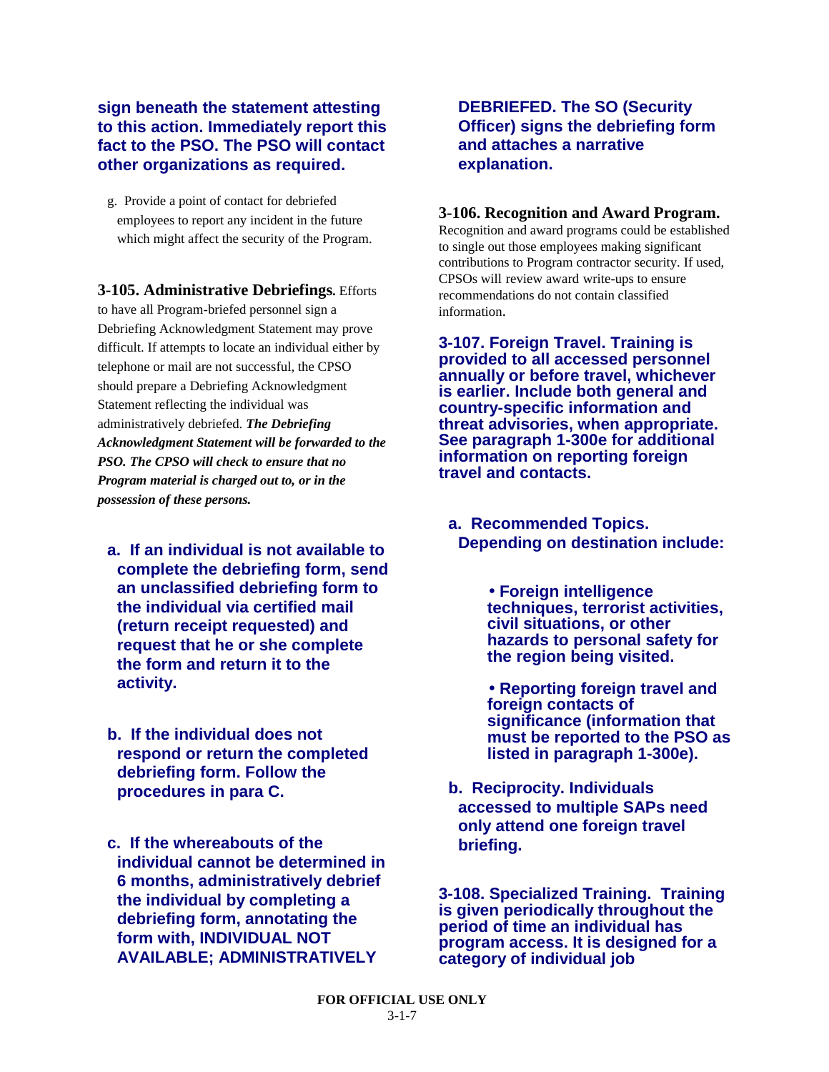**sign beneath the statement attesting to this action. Immediately report this fact to the PSO. The PSO will contact other organizations as required.**

g. Provide a point of contact for debriefed employees to report any incident in the future which might affect the security of the Program.

**3-105. Administrative Debriefings.** Efforts to have all Program-briefed personnel sign a Debriefing Acknowledgment Statement may prove difficult. If attempts to locate an individual either by telephone or mail are not successful, the CPSO should prepare a Debriefing Acknowledgment Statement reflecting the individual was administratively debriefed. ***The Debriefing Acknowledgment Statement will be forwarded to the PSO. The CPSO will check to ensure that no Program material is charged out to, or in the possession of these persons.***

**a. If an individual is not available to complete the debriefing form, send an unclassified debriefing form to the individual via certified mail (return receipt requested) and request that he or she complete the form and return it to the activity.**

**b. If the individual does not respond or return the completed debriefing form. Follow the procedures in para C.**

**c. If the whereabouts of the individual cannot be determined in 6 months, administratively debrief the individual by completing a debriefing form, annotating the form with, INDIVIDUAL NOT AVAILABLE; ADMINISTRATIVELY DEBRIEFED. The SO (Security Officer) signs the debriefing form and attaches a narrative explanation.**

**3-106. Recognition and Award Program.** Recognition and award programs could be established to single out those employees making significant contributions to Program contractor security. If used, CPSOs will review award write-ups to ensure recommendations do not contain classified information.

**3-107. Foreign Travel. Training is provided to all accessed personnel annually or before travel, whichever is earlier. Include both general and country-specific information and threat advisories, when appropriate. See paragraph 1-300e for additional information on reporting foreign travel and contacts.**

**a. Recommended Topics. Depending on destination include:**

- **Foreign intelligence techniques, terrorist activities, civil situations, or other hazards to personal safety for the region being visited.**
- **Reporting foreign travel and foreign contacts of significance (information that must be reported to the PSO as listed in paragraph 1-300e).**

**b. Reciprocity. Individuals accessed to multiple SAPs need only attend one foreign travel briefing.**

**3-108. Specialized Training. Training is given periodically throughout the period of time an individual has program access. It is designed for a category of individual job**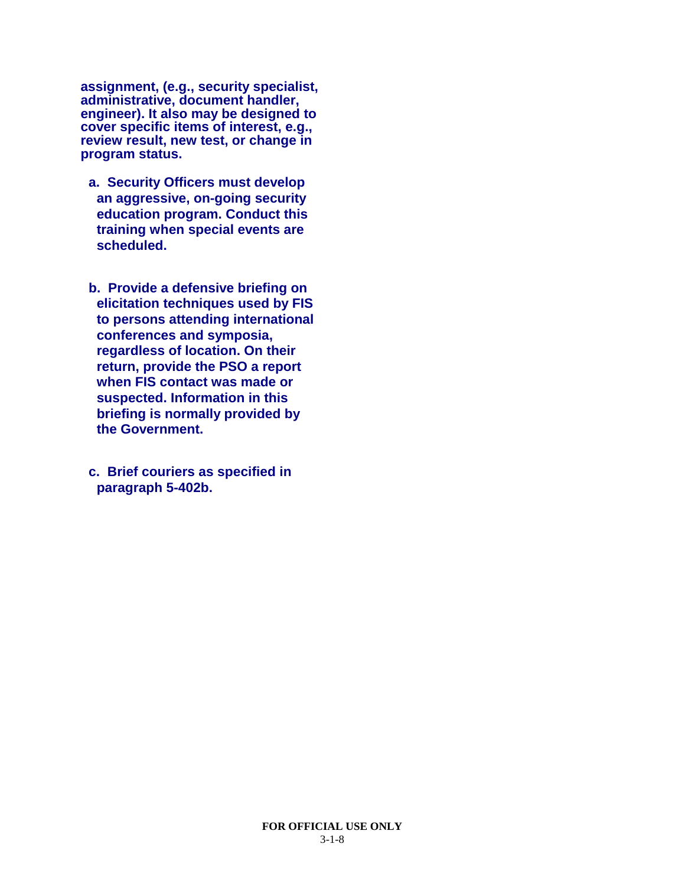**assignment, (e.g., security specialist, administrative, document handler, engineer). It also may be designed to cover specific items of interest, e.g., review result, new test, or change in program status.**

**a. Security Officers must develop an aggressive, on-going security education program. Conduct this training when special events are scheduled.**

**b. Provide a defensive briefing on elicitation techniques used by FIS to persons attending international conferences and symposia, regardless of location. On their return, provide the PSO a report when FIS contact was made or suspected. Information in this briefing is normally provided by the Government.**

**c. Brief couriers as specified in paragraph 5-402b.**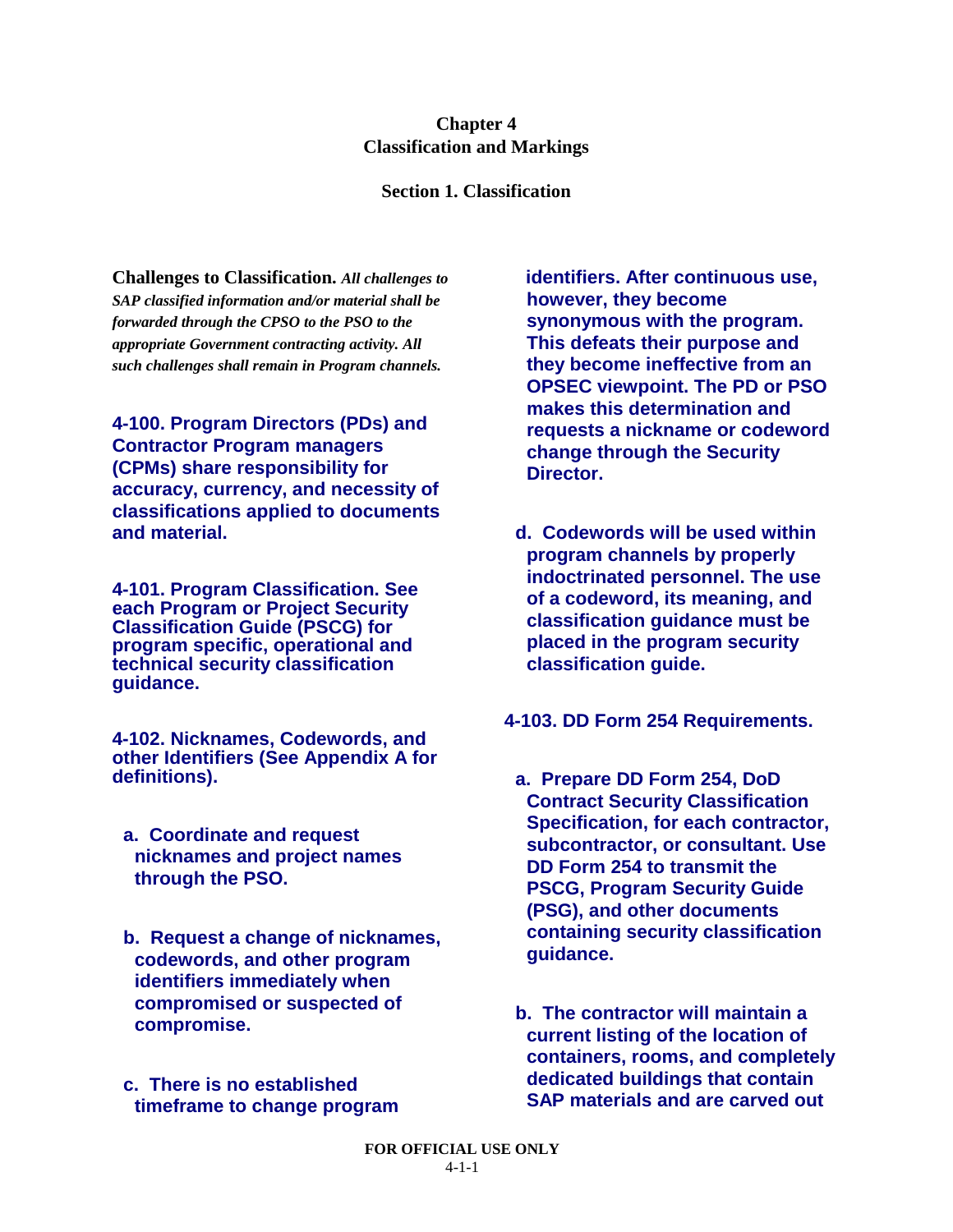# Chapter 4
# Classification and Markings

## Section 1. Classification

**Challenges to Classification.** ***All challenges to SAP classified information and/or material shall be forwarded through the CPSO to the PSO to the appropriate Government contracting activity. All such challenges shall remain in Program channels.***

**4-100. Program Directors (PDs) and Contractor Program managers (CPMs) share responsibility for accuracy, currency, and necessity of classifications applied to documents and material.**

**4-101. Program Classification. See each Program or Project Security Classification Guide (PSCG) for program specific, operational and technical security classification guidance.**

**4-102. Nicknames, Codewords, and other Identifiers (See Appendix A for definitions).**

**a. Coordinate and request nicknames and project names through the PSO.**

**b. Request a change of nicknames, codewords, and other program identifiers immediately when compromised or suspected of compromise.**

**c. There is no established timeframe to change program identifiers. After continuous use, however, they become synonymous with the program. This defeats their purpose and they become ineffective from an OPSEC viewpoint. The PD or PSO makes this determination and requests a nickname or codeword change through the Security Director.**

**d. Codewords will be used within program channels by properly indoctrinated personnel. The use of a codeword, its meaning, and classification guidance must be placed in the program security classification guide.**

**4-103. DD Form 254 Requirements.**

**a. Prepare DD Form 254, DoD Contract Security Classification Specification, for each contractor, subcontractor, or consultant. Use DD Form 254 to transmit the PSCG, Program Security Guide (PSG), and other documents containing security classification guidance.**

**b. The contractor will maintain a current listing of the location of containers, rooms, and completely dedicated buildings that contain SAP materials and are carved out**

FOR OFFICIAL USE ONLY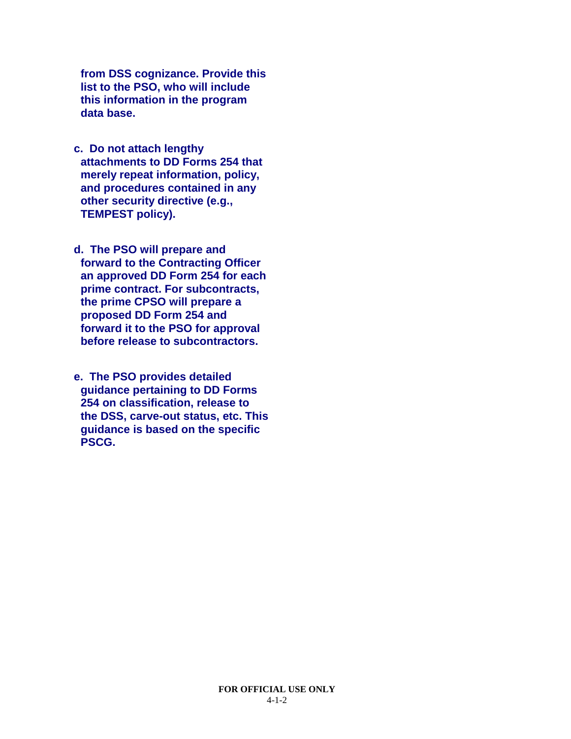**from DSS cognizance. Provide this list to the PSO, who will include this information in the program data base.**

**c. Do not attach lengthy attachments to DD Forms 254 that merely repeat information, policy, and procedures contained in any other security directive (e.g., TEMPEST policy).**

**d. The PSO will prepare and forward to the Contracting Officer an approved DD Form 254 for each prime contract. For subcontracts, the prime CPSO will prepare a proposed DD Form 254 and forward it to the PSO for approval before release to subcontractors.**

**e. The PSO provides detailed guidance pertaining to DD Forms 254 on classification, release to the DSS, carve-out status, etc. This guidance is based on the specific PSCG.**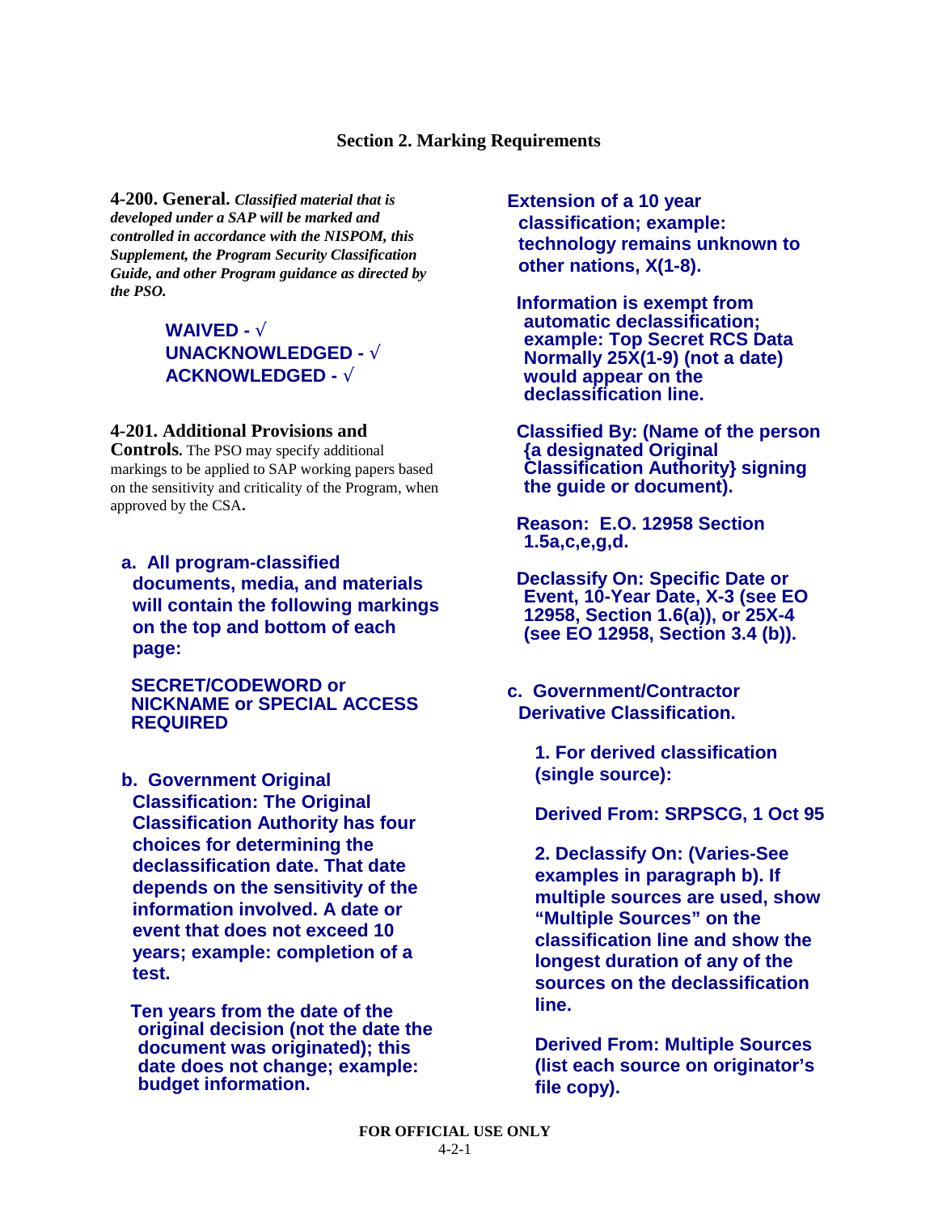## Section 2. Marking Requirements

**4-200. General.** ***Classified material that is developed under a SAP will be marked and controlled in accordance with the NISPOM, this Supplement, the Program Security Classification Guide, and other Program guidance as directed by the PSO.***

**WAIVED - √**
**UNACKNOWLEDGED - √**
**ACKNOWLEDGED - √**

**4-201. Additional Provisions and Controls.** The PSO may specify additional markings to be applied to SAP working papers based on the sensitivity and criticality of the Program, when approved by the CSA.

**a. All program-classified documents, media, and materials will contain the following markings on the top and bottom of each page:**

**SECRET/CODEWORD or NICKNAME or SPECIAL ACCESS REQUIRED**

**b. Government Original Classification: The Original Classification Authority has four choices for determining the declassification date. That date depends on the sensitivity of the information involved. A date or event that does not exceed 10 years; example: completion of a test.**

**Ten years from the date of the original decision (not the date the document was originated); this date does not change; example: budget information.**

**Extension of a 10 year classification; example: technology remains unknown to other nations, X(1-8).**

**Information is exempt from automatic declassification; example: Top Secret RCS Data Normally 25X(1-9) (not a date) would appear on the declassification line.**

**Classified By: (Name of the person {a designated Original Classification Authority} signing the guide or document).**

**Reason: E.O. 12958 Section 1.5a,c,e,g,d.**

**Declassify On: Specific Date or Event, 10-Year Date, X-3 (see EO 12958, Section 1.6(a)), or 25X-4 (see EO 12958, Section 3.4 (b)).**

**c. Government/Contractor Derivative Classification.**

**1. For derived classification (single source):**

**Derived From: SRPSCG, 1 Oct 95**

**2. Declassify On: (Varies-See examples in paragraph b). If multiple sources are used, show "Multiple Sources" on the classification line and show the longest duration of any of the sources on the declassification line.**

**Derived From: Multiple Sources (list each source on originator's file copy).**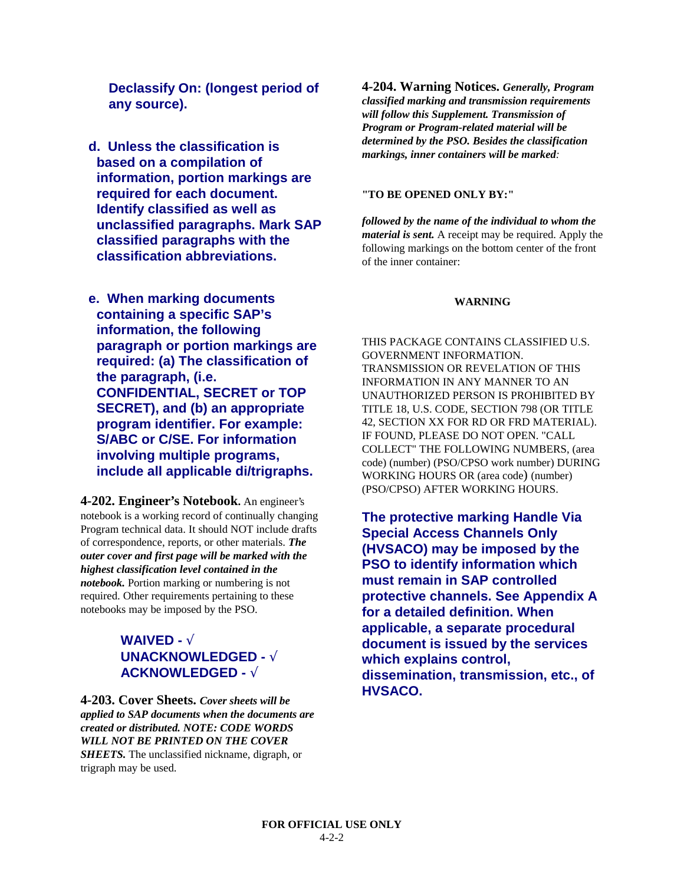**Declassify On: (longest period of any source).**

**d. Unless the classification is based on a compilation of information, portion markings are required for each document. Identify classified as well as unclassified paragraphs. Mark SAP classified paragraphs with the classification abbreviations.**

**e. When marking documents containing a specific SAP's information, the following paragraph or portion markings are required: (a) The classification of the paragraph, (i.e. CONFIDENTIAL, SECRET or TOP SECRET), and (b) an appropriate program identifier. For example: S/ABC or C/SE. For information involving multiple programs, include all applicable di/trigraphs.**

**4-202. Engineer's Notebook.** An engineer's notebook is a working record of continually changing Program technical data. It should NOT include drafts of correspondence, reports, or other materials. ***The outer cover and first page will be marked with the highest classification level contained in the notebook.*** Portion marking or numbering is not required. Other requirements pertaining to these notebooks may be imposed by the PSO.

**WAIVED - √**
**UNACKNOWLEDGED - √**
**ACKNOWLEDGED - √**

**4-203. Cover Sheets.** ***Cover sheets will be applied to SAP documents when the documents are created or distributed. NOTE: CODE WORDS WILL NOT BE PRINTED ON THE COVER SHEETS.*** The unclassified nickname, digraph, or trigraph may be used.

**4-204. Warning Notices.** ***Generally, Program classified marking and transmission requirements will follow this Supplement. Transmission of Program or Program-related material will be determined by the PSO. Besides the classification markings, inner containers will be marked:***

**"TO BE OPENED ONLY BY:"**

***followed by the name of the individual to whom the material is sent.*** A receipt may be required. Apply the following markings on the bottom center of the front of the inner container:

**WARNING**

THIS PACKAGE CONTAINS CLASSIFIED U.S. GOVERNMENT INFORMATION. TRANSMISSION OR REVELATION OF THIS INFORMATION IN ANY MANNER TO AN UNAUTHORIZED PERSON IS PROHIBITED BY TITLE 18, U.S. CODE, SECTION 798 (OR TITLE 42, SECTION XX FOR RD OR FRD MATERIAL). IF FOUND, PLEASE DO NOT OPEN. "CALL COLLECT" THE FOLLOWING NUMBERS, (area code) (number) (PSO/CPSO work number) DURING WORKING HOURS OR (area code) (number) (PSO/CPSO) AFTER WORKING HOURS.

**The protective marking Handle Via Special Access Channels Only (HVSACO) may be imposed by the PSO to identify information which must remain in SAP controlled protective channels. See Appendix A for a detailed definition. When applicable, a separate procedural document is issued by the services which explains control, dissemination, transmission, etc., of HVSACO.**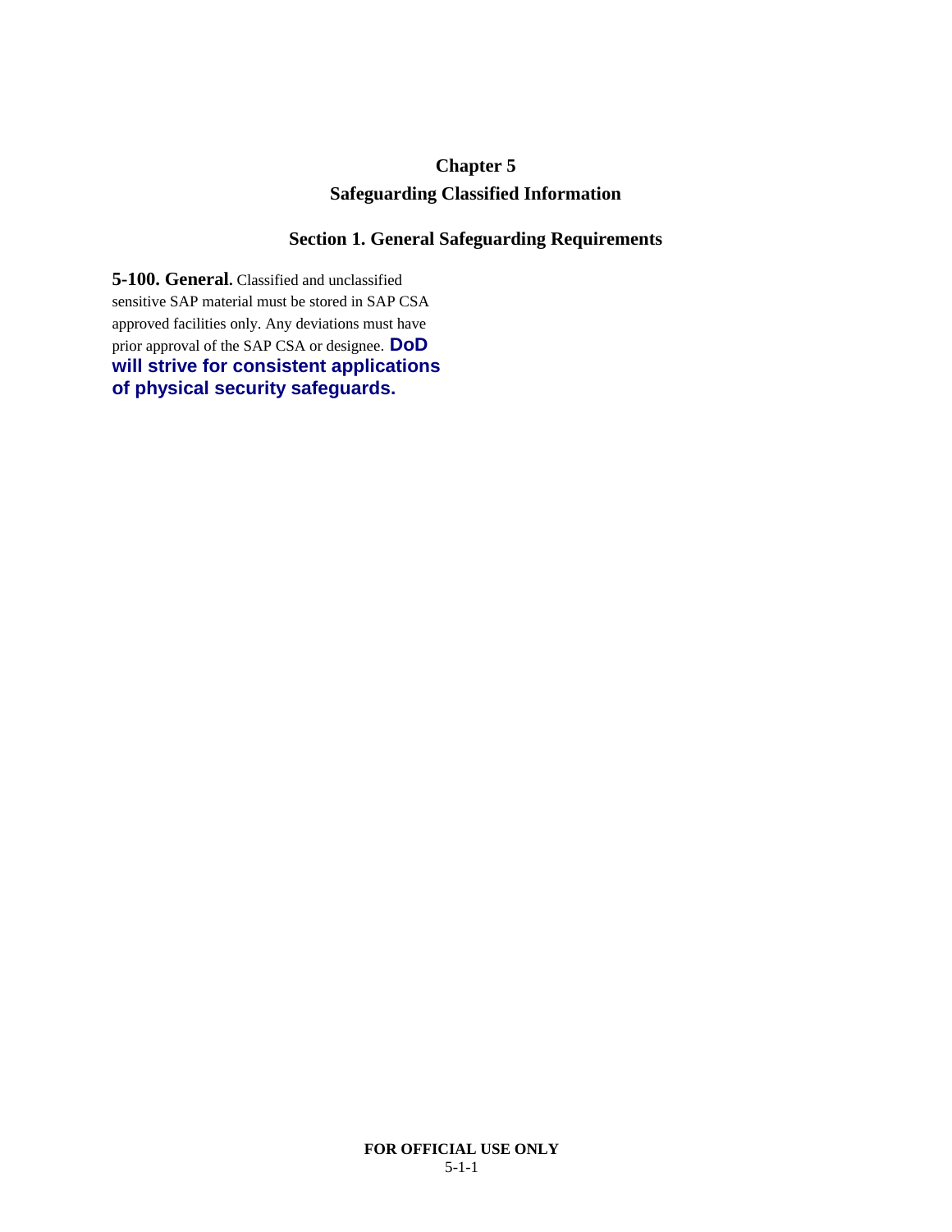# Chapter 5

# Safeguarding Classified Information

## Section 1. General Safeguarding Requirements

**5-100. General.** Classified and unclassified sensitive SAP material must be stored in SAP CSA approved facilities only. Any deviations must have prior approval of the SAP CSA or designee. **DoD will strive for consistent applications of physical security safeguards.**

**FOR OFFICIAL USE ONLY**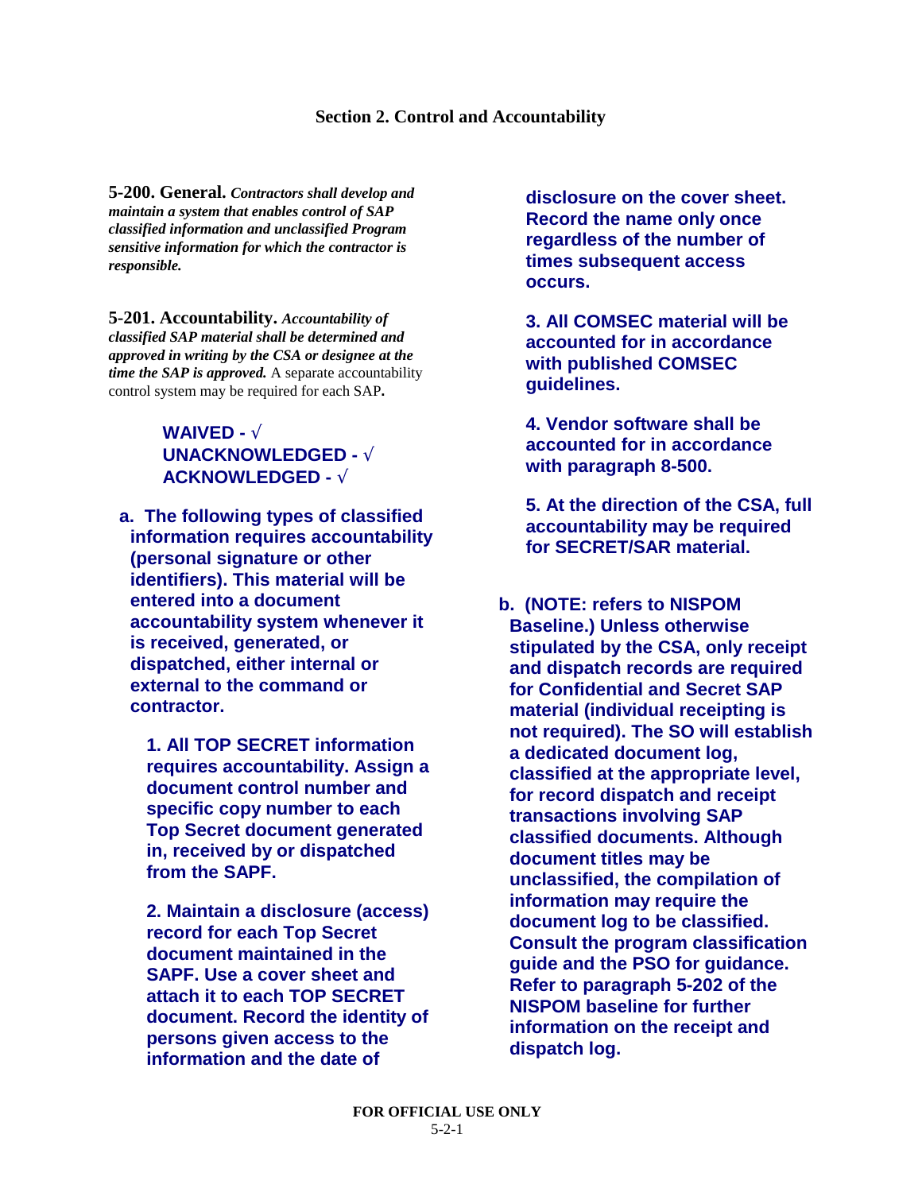## Section 2. Control and Accountability

**5-200. General.** ***Contractors shall develop and maintain a system that enables control of SAP classified information and unclassified Program sensitive information for which the contractor is responsible.***

**5-201. Accountability.** ***Accountability of classified SAP material shall be determined and approved in writing by the CSA or designee at the time the SAP is approved.*** A separate accountability control system may be required for each SAP**.**

**WAIVED - √**
**UNACKNOWLEDGED - √**
**ACKNOWLEDGED - √**

**a. The following types of classified information requires accountability (personal signature or other identifiers). This material will be entered into a document accountability system whenever it is received, generated, or dispatched, either internal or external to the command or contractor.**

**1. All TOP SECRET information requires accountability. Assign a document control number and specific copy number to each Top Secret document generated in, received by or dispatched from the SAPF.**

**2. Maintain a disclosure (access) record for each Top Secret document maintained in the SAPF. Use a cover sheet and attach it to each TOP SECRET document. Record the identity of persons given access to the information and the date of disclosure on the cover sheet. Record the name only once regardless of the number of times subsequent access occurs.**

**3. All COMSEC material will be accounted for in accordance with published COMSEC guidelines.**

**4. Vendor software shall be accounted for in accordance with paragraph 8-500.**

**5. At the direction of the CSA, full accountability may be required for SECRET/SAR material.**

**b. (NOTE: refers to NISPOM Baseline.) Unless otherwise stipulated by the CSA, only receipt and dispatch records are required for Confidential and Secret SAP material (individual receipting is not required). The SO will establish a dedicated document log, classified at the appropriate level, for record dispatch and receipt transactions involving SAP classified documents. Although document titles may be unclassified, the compilation of information may require the document log to be classified. Consult the program classification guide and the PSO for guidance. Refer to paragraph 5-202 of the NISPOM baseline for further information on the receipt and dispatch log.**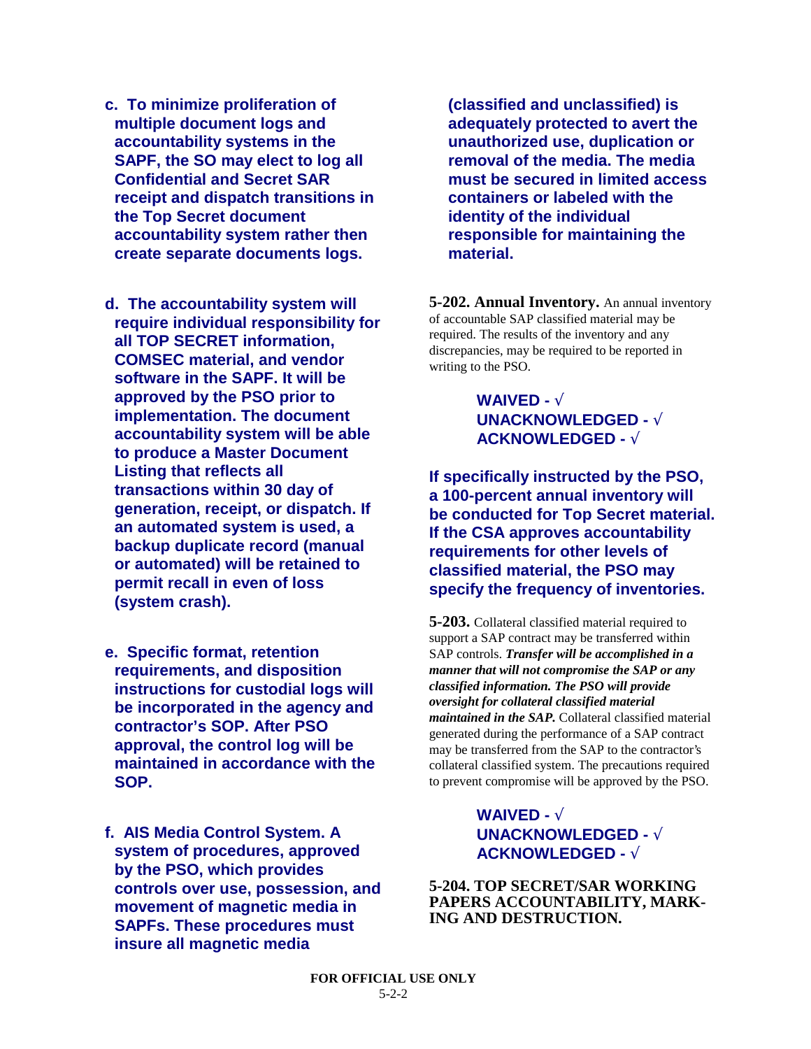**c. To minimize proliferation of multiple document logs and accountability systems in the SAPF, the SO may elect to log all Confidential and Secret SAR receipt and dispatch transitions in the Top Secret document accountability system rather then create separate documents logs.**

**d. The accountability system will require individual responsibility for all TOP SECRET information, COMSEC material, and vendor software in the SAPF. It will be approved by the PSO prior to implementation. The document accountability system will be able to produce a Master Document Listing that reflects all transactions within 30 day of generation, receipt, or dispatch. If an automated system is used, a backup duplicate record (manual or automated) will be retained to permit recall in even of loss (system crash).**

**e. Specific format, retention requirements, and disposition instructions for custodial logs will be incorporated in the agency and contractor's SOP. After PSO approval, the control log will be maintained in accordance with the SOP.**

**f. AIS Media Control System. A system of procedures, approved by the PSO, which provides controls over use, possession, and movement of magnetic media in SAPFs. These procedures must insure all magnetic media (classified and unclassified) is adequately protected to avert the unauthorized use, duplication or removal of the media. The media must be secured in limited access containers or labeled with the identity of the individual responsible for maintaining the material.**

**5-202. Annual Inventory.** An annual inventory of accountable SAP classified material may be required. The results of the inventory and any discrepancies, may be required to be reported in writing to the PSO.

**WAIVED - √**
**UNACKNOWLEDGED - √**
**ACKNOWLEDGED - √**

**If specifically instructed by the PSO, a 100-percent annual inventory will be conducted for Top Secret material. If the CSA approves accountability requirements for other levels of classified material, the PSO may specify the frequency of inventories.**

**5-203.** Collateral classified material required to support a SAP contract may be transferred within SAP controls. ***Transfer will be accomplished in a manner that will not compromise the SAP or any classified information. The PSO will provide oversight for collateral classified material maintained in the SAP.*** Collateral classified material generated during the performance of a SAP contract may be transferred from the SAP to the contractor's collateral classified system. The precautions required to prevent compromise will be approved by the PSO.

**WAIVED - √**
**UNACKNOWLEDGED - √**
**ACKNOWLEDGED - √**

**5-204. TOP SECRET/SAR WORKING PAPERS ACCOUNTABILITY, MARKING AND DESTRUCTION.**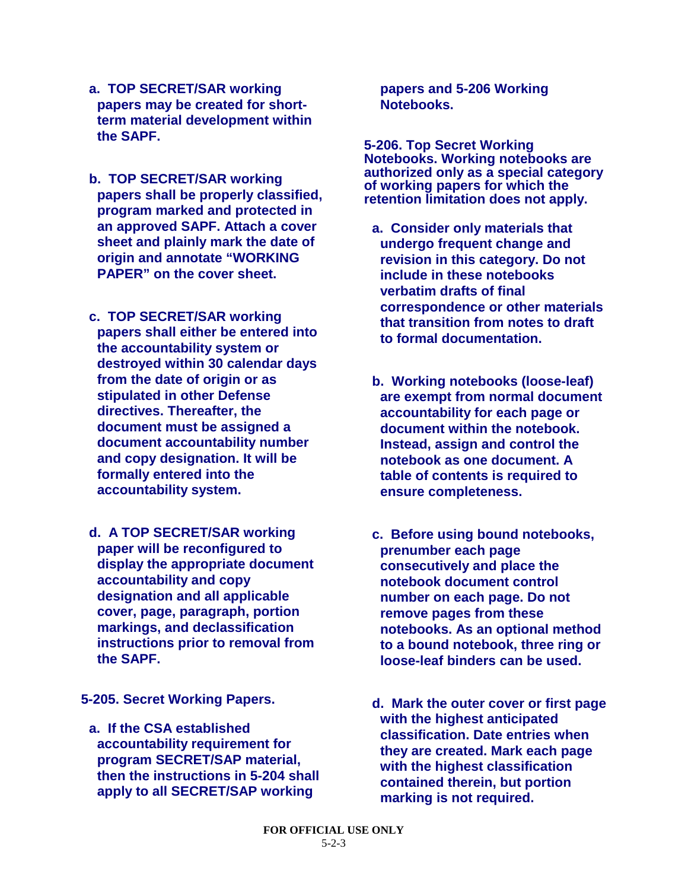a. TOP SECRET/SAR working papers may be created for short-term material development within the SAPF.

b. TOP SECRET/SAR working papers shall be properly classified, program marked and protected in an approved SAPF. Attach a cover sheet and plainly mark the date of origin and annotate "WORKING PAPER" on the cover sheet.

c. TOP SECRET/SAR working papers shall either be entered into the accountability system or destroyed within 30 calendar days from the date of origin or as stipulated in other Defense directives. Thereafter, the document must be assigned a document accountability number and copy designation. It will be formally entered into the accountability system.

d. A TOP SECRET/SAR working paper will be reconfigured to display the appropriate document accountability and copy designation and all applicable cover, page, paragraph, portion markings, and declassification instructions prior to removal from the SAPF.

**5-205. Secret Working Papers.**

a. If the CSA established accountability requirement for program SECRET/SAP material, then the instructions in 5-204 shall apply to all SECRET/SAP working papers and 5-206 Working Notebooks.

**5-206. Top Secret Working Notebooks.** Working notebooks are authorized only as a special category of working papers for which the retention limitation does not apply.

a. Consider only materials that undergo frequent change and revision in this category. Do not include in these notebooks verbatim drafts of final correspondence or other materials that transition from notes to draft to formal documentation.

b. Working notebooks (loose-leaf) are exempt from normal document accountability for each page or document within the notebook. Instead, assign and control the notebook as one document. A table of contents is required to ensure completeness.

c. Before using bound notebooks, prenumber each page consecutively and place the notebook document control number on each page. Do not remove pages from these notebooks. As an optional method to a bound notebook, three ring or loose-leaf binders can be used.

d. Mark the outer cover or first page with the highest anticipated classification. Date entries when they are created. Mark each page with the highest classification contained therein, but portion marking is not required.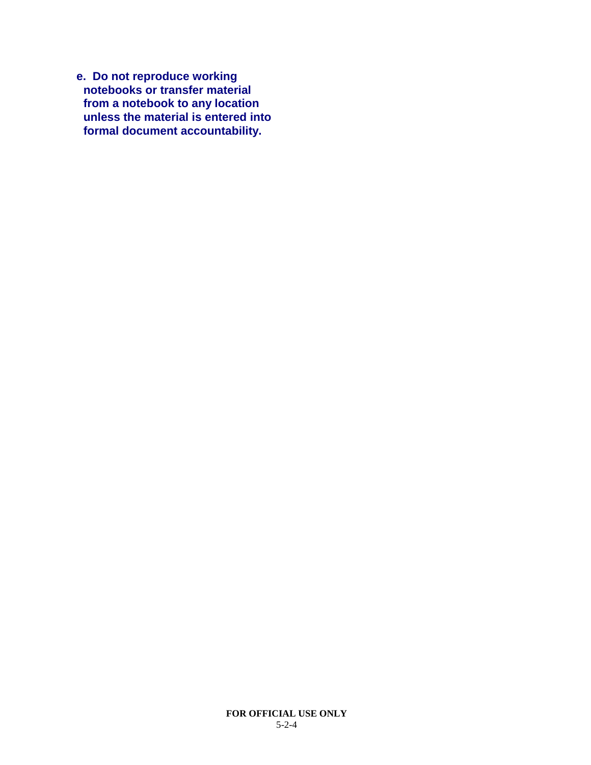**e. Do not reproduce working notebooks or transfer material from a notebook to any location unless the material is entered into formal document accountability.**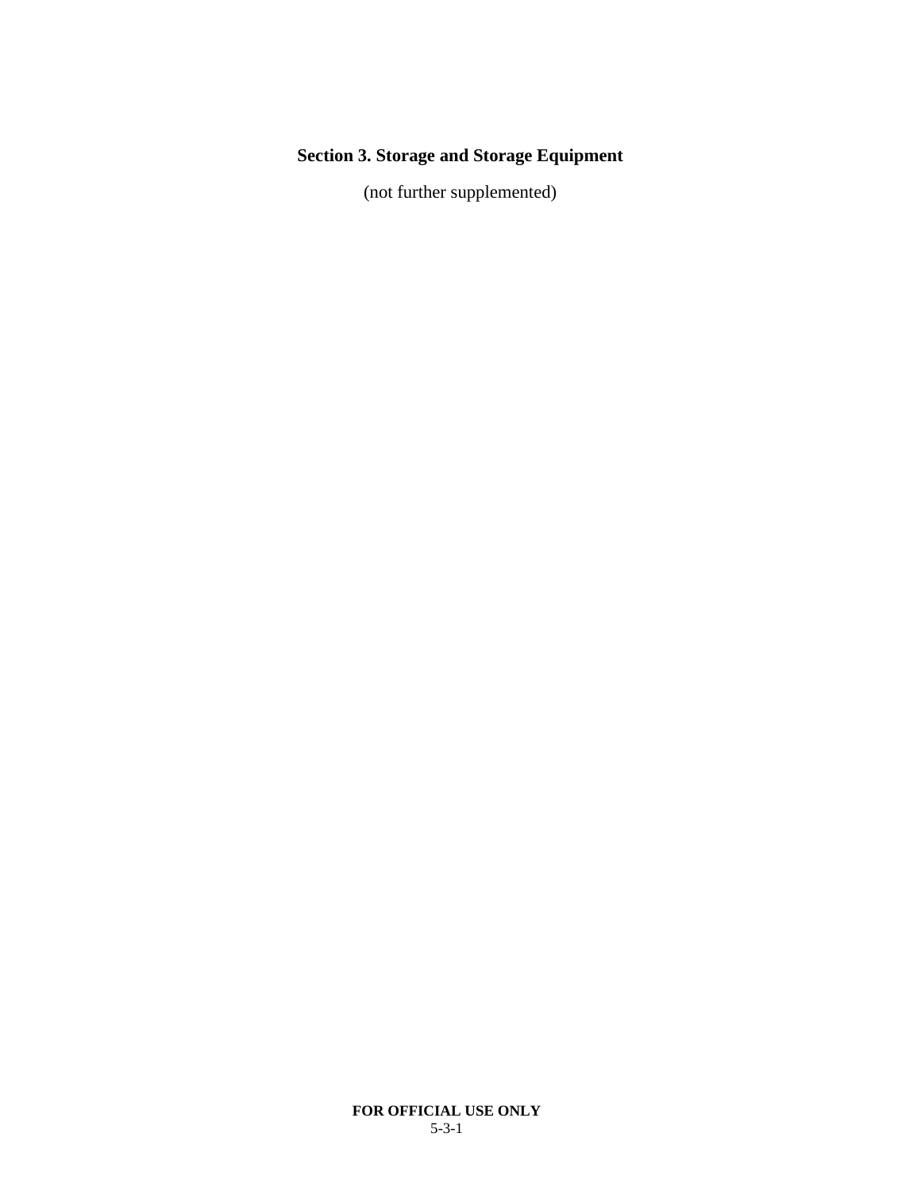## Section 3. Storage and Storage Equipment

(not further supplemented)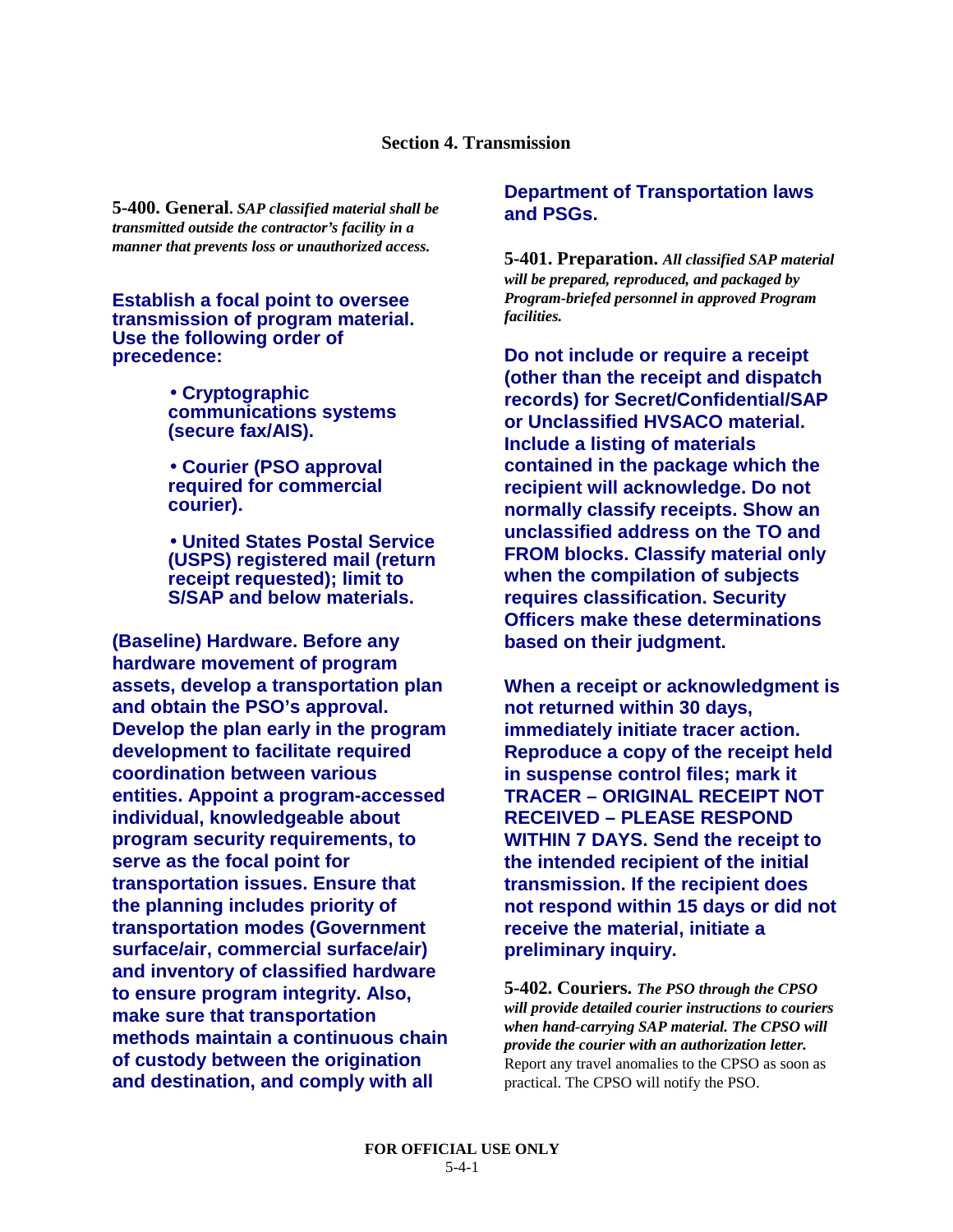## Section 4. Transmission

**5-400. General.** ***SAP classified material shall be transmitted outside the contractor's facility in a manner that prevents loss or unauthorized access.***

**Establish a focal point to oversee transmission of program material. Use the following order of precedence:**

- **Cryptographic communications systems (secure fax/AIS).**
- **Courier (PSO approval required for commercial courier).**
- **United States Postal Service (USPS) registered mail (return receipt requested); limit to S/SAP and below materials.**

**(Baseline) Hardware. Before any hardware movement of program assets, develop a transportation plan and obtain the PSO's approval. Develop the plan early in the program development to facilitate required coordination between various entities. Appoint a program-accessed individual, knowledgeable about program security requirements, to serve as the focal point for transportation issues. Ensure that the planning includes priority of transportation modes (Government surface/air, commercial surface/air) and inventory of classified hardware to ensure program integrity. Also, make sure that transportation methods maintain a continuous chain of custody between the origination and destination, and comply with all Department of Transportation laws and PSGs.**

**5-401. Preparation.** ***All classified SAP material will be prepared, reproduced, and packaged by Program-briefed personnel in approved Program facilities.***

**Do not include or require a receipt (other than the receipt and dispatch records) for Secret/Confidential/SAP or Unclassified HVSACO material. Include a listing of materials contained in the package which the recipient will acknowledge. Do not normally classify receipts. Show an unclassified address on the TO and FROM blocks. Classify material only when the compilation of subjects requires classification. Security Officers make these determinations based on their judgment.**

**When a receipt or acknowledgment is not returned within 30 days, immediately initiate tracer action. Reproduce a copy of the receipt held in suspense control files; mark it TRACER – ORIGINAL RECEIPT NOT RECEIVED – PLEASE RESPOND WITHIN 7 DAYS. Send the receipt to the intended recipient of the initial transmission. If the recipient does not respond within 15 days or did not receive the material, initiate a preliminary inquiry.**

**5-402. Couriers.** ***The PSO through the CPSO will provide detailed courier instructions to couriers when hand-carrying SAP material. The CPSO will provide the courier with an authorization letter.*** Report any travel anomalies to the CPSO as soon as practical. The CPSO will notify the PSO.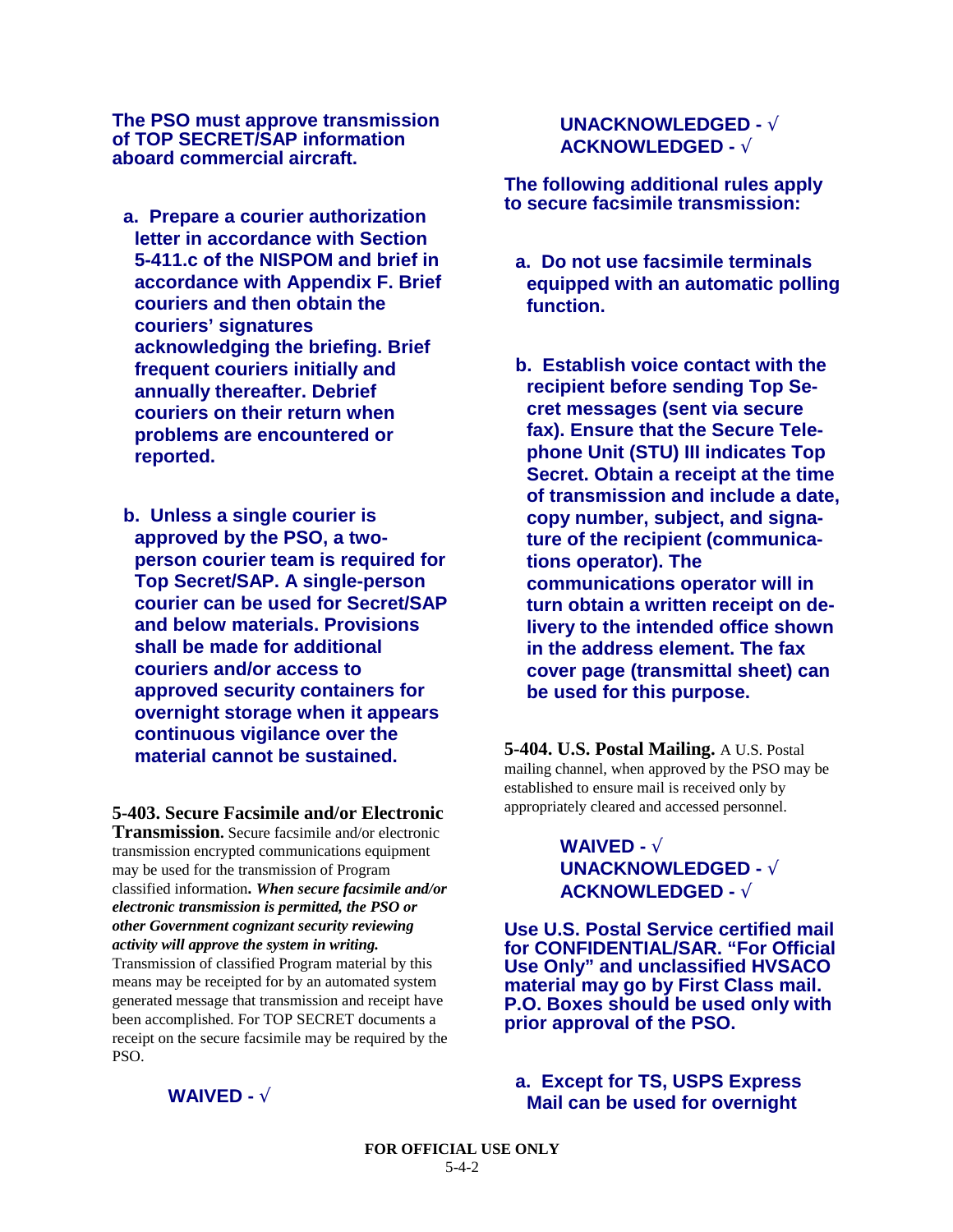**The PSO must approve transmission of TOP SECRET/SAP information aboard commercial aircraft.**

**a. Prepare a courier authorization letter in accordance with Section 5-411.c of the NISPOM and brief in accordance with Appendix F. Brief couriers and then obtain the couriers' signatures acknowledging the briefing. Brief frequent couriers initially and annually thereafter. Debrief couriers on their return when problems are encountered or reported.**

**b. Unless a single courier is approved by the PSO, a two-person courier team is required for Top Secret/SAP. A single-person courier can be used for Secret/SAP and below materials. Provisions shall be made for additional couriers and/or access to approved security containers for overnight storage when it appears continuous vigilance over the material cannot be sustained.**

**5-403. Secure Facsimile and/or Electronic Transmission.** Secure facsimile and/or electronic transmission encrypted communications equipment may be used for the transmission of Program classified information**.** ***When secure facsimile and/or electronic transmission is permitted, the PSO or other Government cognizant security reviewing activity will approve the system in writing.*** Transmission of classified Program material by this means may be receipted for by an automated system generated message that transmission and receipt have been accomplished. For TOP SECRET documents a receipt on the secure facsimile may be required by the PSO.

**WAIVED - √**
**UNACKNOWLEDGED - √**
**ACKNOWLEDGED - √**

**The following additional rules apply to secure facsimile transmission:**

**a. Do not use facsimile terminals equipped with an automatic polling function.**

**b. Establish voice contact with the recipient before sending Top Secret messages (sent via secure fax). Ensure that the Secure Telephone Unit (STU) III indicates Top Secret. Obtain a receipt at the time of transmission and include a date, copy number, subject, and signature of the recipient (communications operator). The communications operator will in turn obtain a written receipt on delivery to the intended office shown in the address element. The fax cover page (transmittal sheet) can be used for this purpose.**

**5-404. U.S. Postal Mailing.** A U.S. Postal mailing channel, when approved by the PSO may be established to ensure mail is received only by appropriately cleared and accessed personnel.

**WAIVED - √**
**UNACKNOWLEDGED - √**
**ACKNOWLEDGED - √**

**Use U.S. Postal Service certified mail for CONFIDENTIAL/SAR. "For Official Use Only" and unclassified HVSACO material may go by First Class mail. P.O. Boxes should be used only with prior approval of the PSO.**

**a. Except for TS, USPS Express Mail can be used for overnight**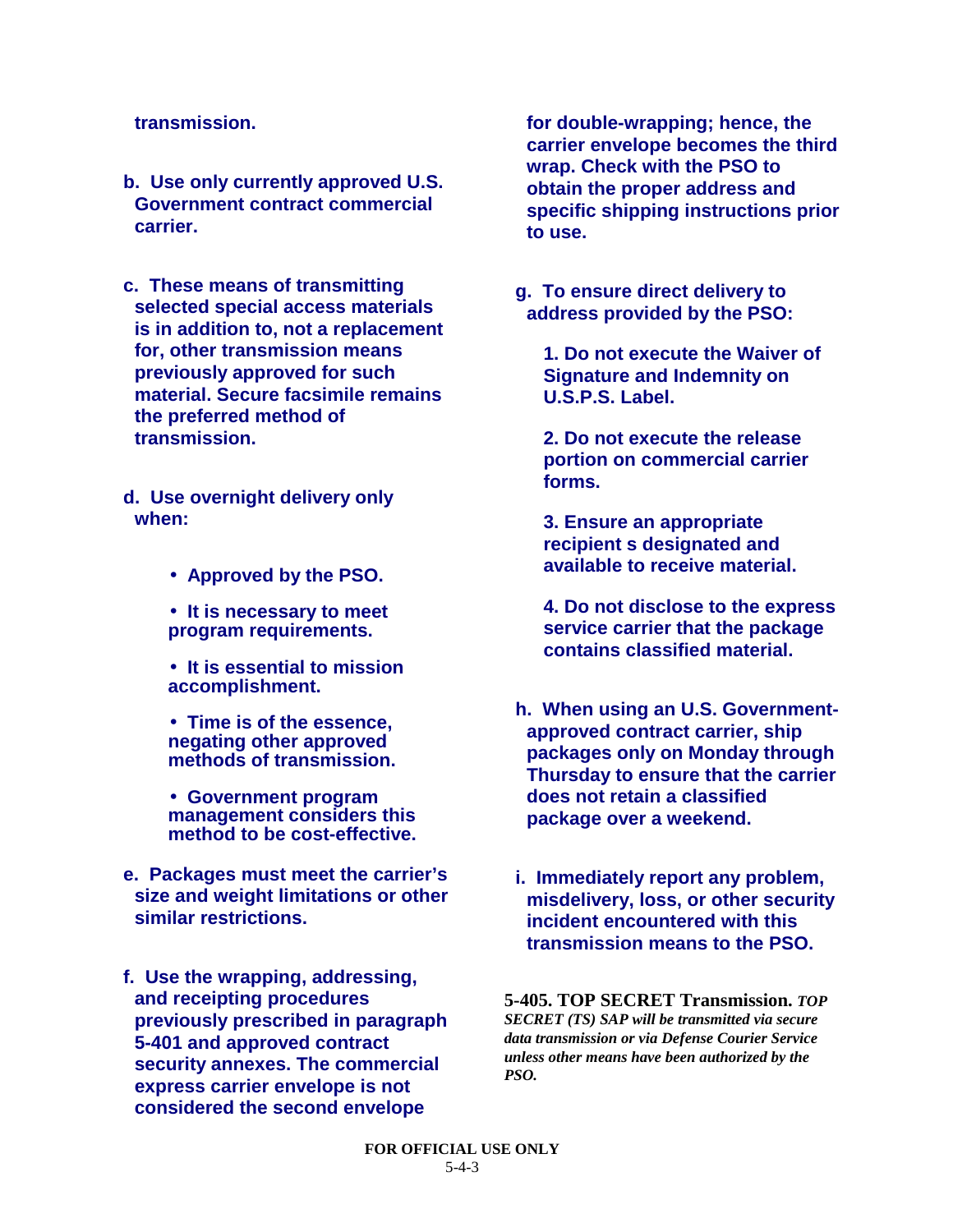**transmission.**

**b. Use only currently approved U.S. Government contract commercial carrier.**

**c. These means of transmitting selected special access materials is in addition to, not a replacement for, other transmission means previously approved for such material. Secure facsimile remains the preferred method of transmission.**

**d. Use overnight delivery only when:**

- **Approved by the PSO.**
- **It is necessary to meet program requirements.**
- **It is essential to mission accomplishment.**
- **Time is of the essence, negating other approved methods of transmission.**
- **Government program management considers this method to be cost-effective.**

**e. Packages must meet the carrier's size and weight limitations or other similar restrictions.**

**f. Use the wrapping, addressing, and receipting procedures previously prescribed in paragraph 5-401 and approved contract security annexes. The commercial express carrier envelope is not considered the second envelope for double-wrapping; hence, the carrier envelope becomes the third wrap. Check with the PSO to obtain the proper address and specific shipping instructions prior to use.**

**g. To ensure direct delivery to address provided by the PSO:**

**1. Do not execute the Waiver of Signature and Indemnity on U.S.P.S. Label.**

**2. Do not execute the release portion on commercial carrier forms.**

**3. Ensure an appropriate recipient s designated and available to receive material.**

**4. Do not disclose to the express service carrier that the package contains classified material.**

**h. When using an U.S. Government-approved contract carrier, ship packages only on Monday through Thursday to ensure that the carrier does not retain a classified package over a weekend.**

**i. Immediately report any problem, misdelivery, loss, or other security incident encountered with this transmission means to the PSO.**

**5-405. TOP SECRET Transmission.** ***TOP SECRET (TS) SAP will be transmitted via secure data transmission or via Defense Courier Service unless other means have been authorized by the PSO.***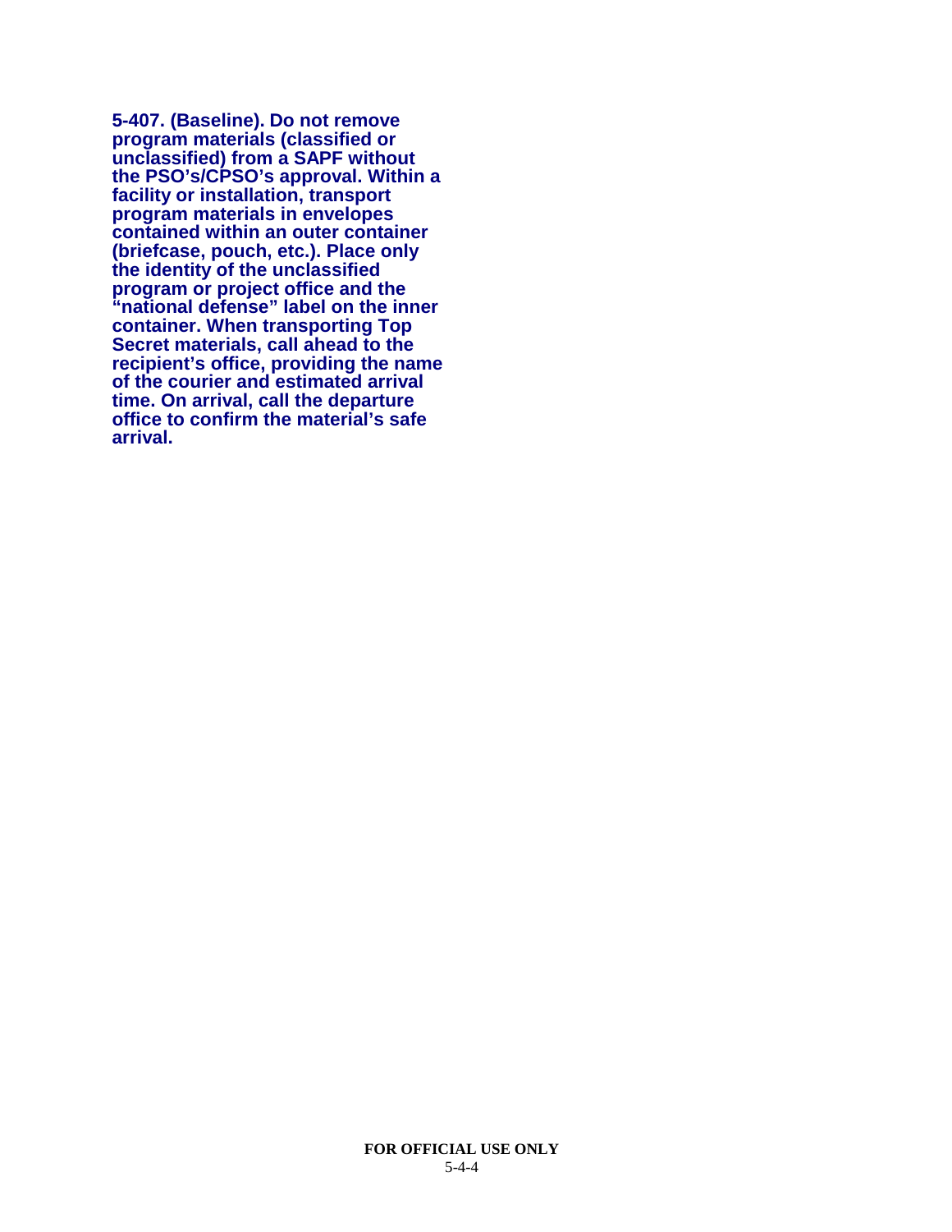**5-407. (Baseline). Do not remove program materials (classified or unclassified) from a SAPF without the PSO's/CPSO's approval. Within a facility or installation, transport program materials in envelopes contained within an outer container (briefcase, pouch, etc.). Place only the identity of the unclassified program or project office and the "national defense" label on the inner container. When transporting Top Secret materials, call ahead to the recipient's office, providing the name of the courier and estimated arrival time. On arrival, call the departure office to confirm the material's safe arrival.**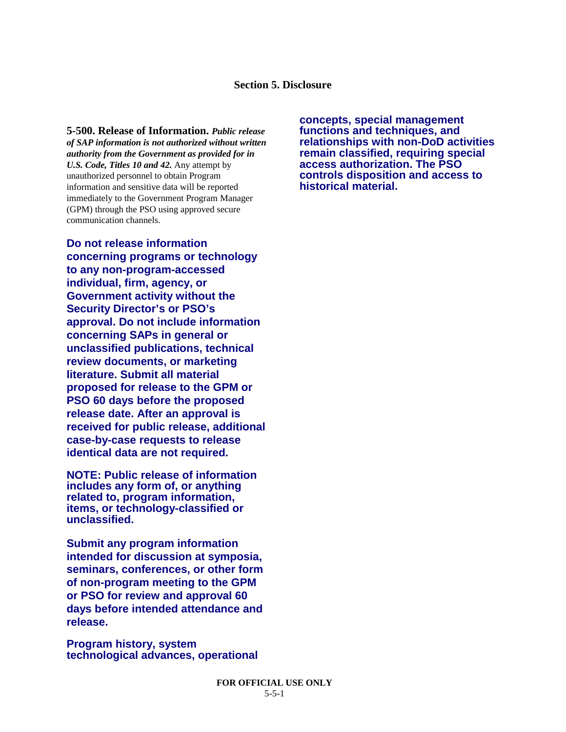## Section 5. Disclosure

**5-500. Release of Information.** ***Public release of SAP information is not authorized without written authority from the Government as provided for in U.S. Code, Titles 10 and 42.*** Any attempt by unauthorized personnel to obtain Program information and sensitive data will be reported immediately to the Government Program Manager (GPM) through the PSO using approved secure communication channels.

**Do not release information concerning programs or technology to any non-program-accessed individual, firm, agency, or Government activity without the Security Director's or PSO's approval. Do not include information concerning SAPs in general or unclassified publications, technical review documents, or marketing literature. Submit all material proposed for release to the GPM or PSO 60 days before the proposed release date. After an approval is received for public release, additional case-by-case requests to release identical data are not required.**

**NOTE: Public release of information includes any form of, or anything related to, program information, items, or technology-classified or unclassified.**

**Submit any program information intended for discussion at symposia, seminars, conferences, or other form of non-program meeting to the GPM or PSO for review and approval 60 days before intended attendance and release.**

**Program history, system technological advances, operational concepts, special management functions and techniques, and relationships with non-DoD activities remain classified, requiring special access authorization. The PSO controls disposition and access to historical material.**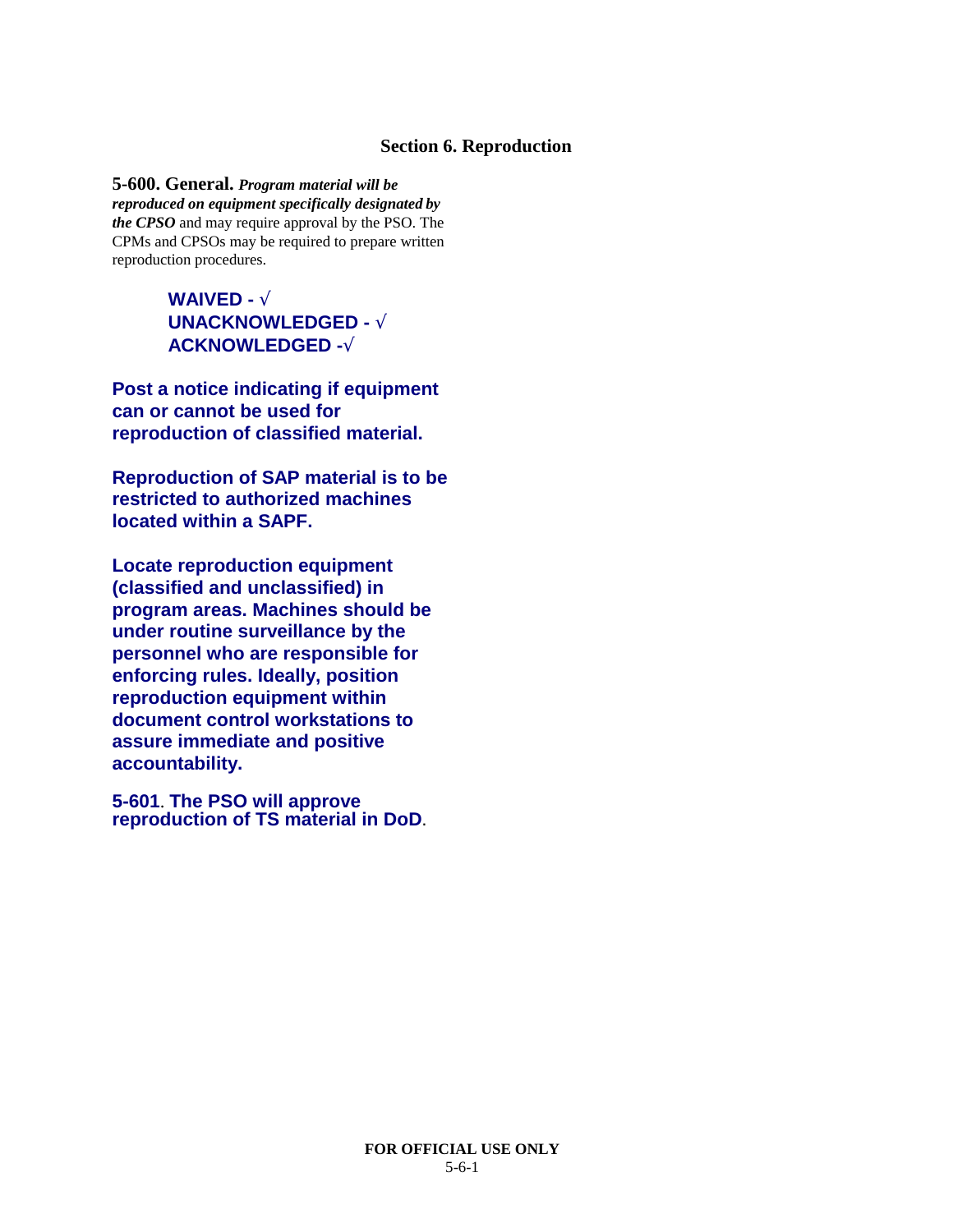## Section 6. Reproduction

**5-600. General.** ***Program material will be reproduced on equipment specifically designated by the CPSO*** and may require approval by the PSO. The CPMs and CPSOs may be required to prepare written reproduction procedures.

**WAIVED - √**
**UNACKNOWLEDGED - √**
**ACKNOWLEDGED -√**

**Post a notice indicating if equipment can or cannot be used for reproduction of classified material.**

**Reproduction of SAP material is to be restricted to authorized machines located within a SAPF.**

**Locate reproduction equipment (classified and unclassified) in program areas. Machines should be under routine surveillance by the personnel who are responsible for enforcing rules. Ideally, position reproduction equipment within document control workstations to assure immediate and positive accountability.**

**5-601. The PSO will approve reproduction of TS material in DoD.**

FOR OFFICIAL USE ONLY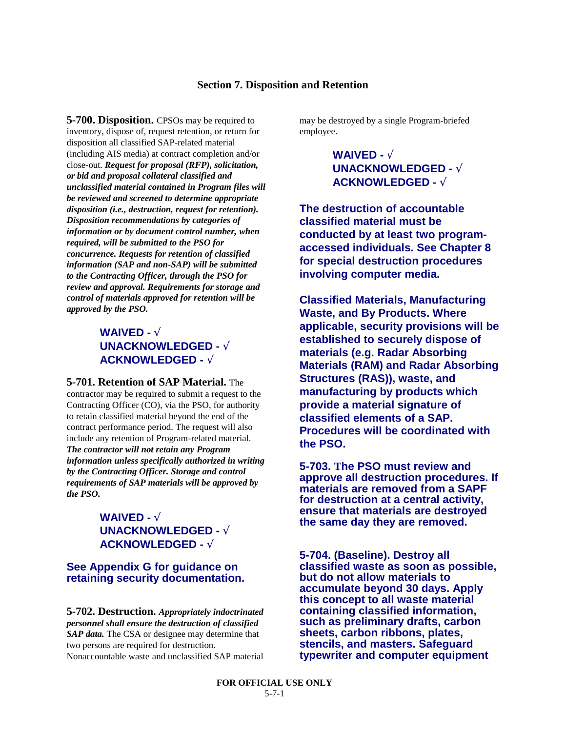## Section 7. Disposition and Retention

**5-700. Disposition.** CPSOs may be required to inventory, dispose of, request retention, or return for disposition all classified SAP-related material (including AIS media) at contract completion and/or close-out. ***Request for proposal (RFP), solicitation, or bid and proposal collateral classified and unclassified material contained in Program files will be reviewed and screened to determine appropriate disposition (i.e., destruction, request for retention). Disposition recommendations by categories of information or by document control number, when required, will be submitted to the PSO for concurrence. Requests for retention of classified information (SAP and non-SAP) will be submitted to the Contracting Officer, through the PSO for review and approval. Requirements for storage and control of materials approved for retention will be approved by the PSO.***

**WAIVED - √**
**UNACKNOWLEDGED - √**
**ACKNOWLEDGED - √**

**5-701. Retention of SAP Material.** The contractor may be required to submit a request to the Contracting Officer (CO), via the PSO, for authority to retain classified material beyond the end of the contract performance period. The request will also include any retention of Program-related material. ***The contractor will not retain any Program information unless specifically authorized in writing by the Contracting Officer. Storage and control requirements of SAP materials will be approved by the PSO.***

**WAIVED - √**
**UNACKNOWLEDGED - √**
**ACKNOWLEDGED - √**

**See Appendix G for guidance on retaining security documentation.**

**5-702. Destruction.** ***Appropriately indoctrinated personnel shall ensure the destruction of classified SAP data.*** The CSA or designee may determine that two persons are required for destruction. Nonaccountable waste and unclassified SAP material may be destroyed by a single Program-briefed employee.

**WAIVED - √**
**UNACKNOWLEDGED - √**
**ACKNOWLEDGED - √**

**The destruction of accountable classified material must be conducted by at least two program-accessed individuals. See Chapter 8 for special destruction procedures involving computer media.**

**Classified Materials, Manufacturing Waste, and By Products. Where applicable, security provisions will be established to securely dispose of materials (e.g. Radar Absorbing Materials (RAM) and Radar Absorbing Structures (RAS)), waste, and manufacturing by products which provide a material signature of classified elements of a SAP. Procedures will be coordinated with the PSO.**

**5-703. The PSO must review and approve all destruction procedures. If materials are removed from a SAPF for destruction at a central activity, ensure that materials are destroyed the same day they are removed.**

**5-704. (Baseline). Destroy all classified waste as soon as possible, but do not allow materials to accumulate beyond 30 days. Apply this concept to all waste material containing classified information, such as preliminary drafts, carbon sheets, carbon ribbons, plates, stencils, and masters. Safeguard typewriter and computer equipment**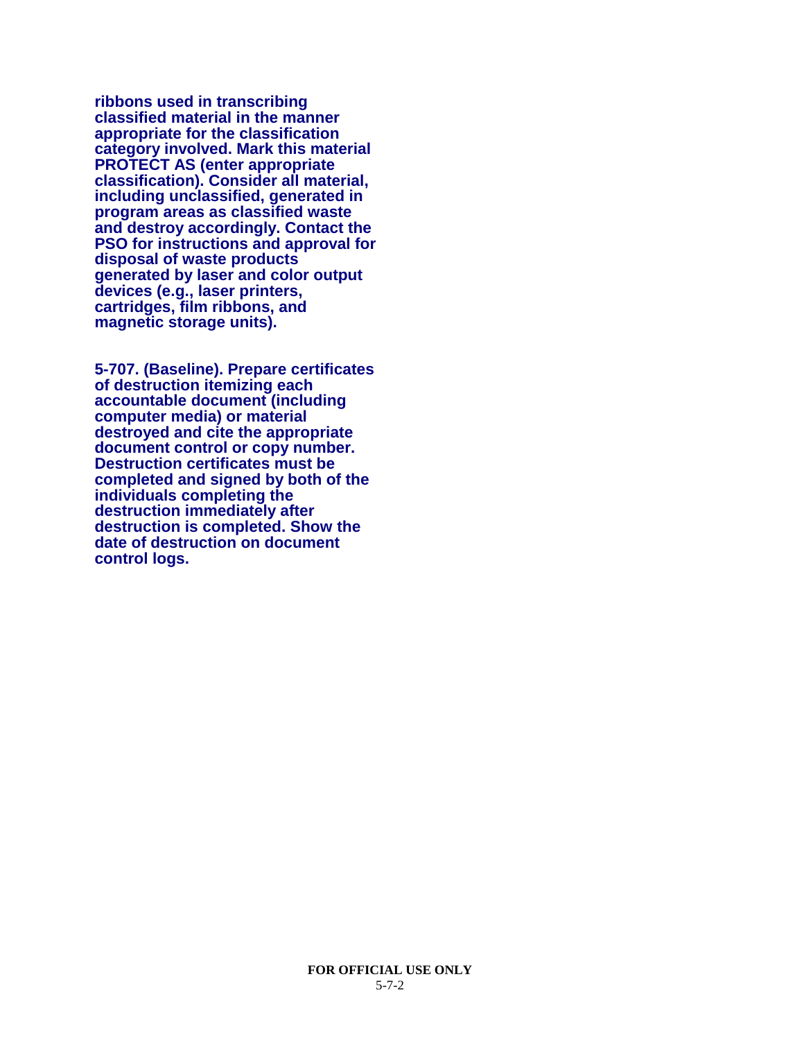**ribbons used in transcribing classified material in the manner appropriate for the classification category involved. Mark this material PROTECT AS (enter appropriate classification). Consider all material, including unclassified, generated in program areas as classified waste and destroy accordingly. Contact the PSO for instructions and approval for disposal of waste products generated by laser and color output devices (e.g., laser printers, cartridges, film ribbons, and magnetic storage units).**

**5-707. (Baseline). Prepare certificates of destruction itemizing each accountable document (including computer media) or material destroyed and cite the appropriate document control or copy number. Destruction certificates must be completed and signed by both of the individuals completing the destruction immediately after destruction is completed. Show the date of destruction on document control logs.**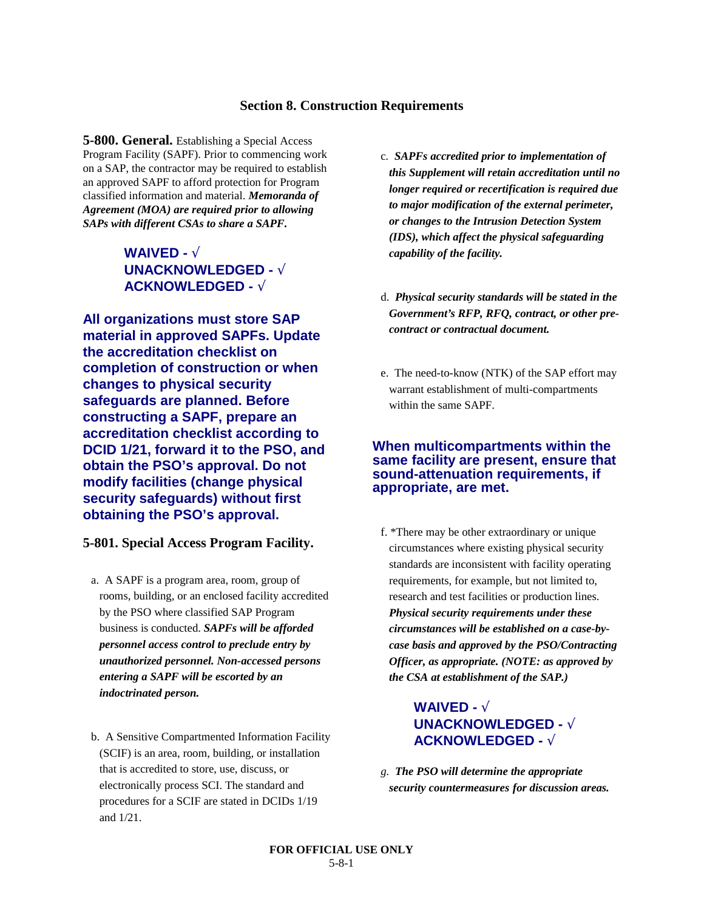## Section 8. Construction Requirements

**5-800. General.** Establishing a Special Access Program Facility (SAPF). Prior to commencing work on a SAP, the contractor may be required to establish an approved SAPF to afford protection for Program classified information and material. ***Memoranda of Agreement (MOA) are required prior to allowing SAPs with different CSAs to share a SAPF.***

**WAIVED - √**
**UNACKNOWLEDGED - √**
**ACKNOWLEDGED - √**

**All organizations must store SAP material in approved SAPFs. Update the accreditation checklist on completion of construction or when changes to physical security safeguards are planned. Before constructing a SAPF, prepare an accreditation checklist according to DCID 1/21, forward it to the PSO, and obtain the PSO's approval. Do not modify facilities (change physical security safeguards) without first obtaining the PSO's approval.**

### 5-801. Special Access Program Facility.

a. A SAPF is a program area, room, group of rooms, building, or an enclosed facility accredited by the PSO where classified SAP Program business is conducted. ***SAPFs will be afforded personnel access control to preclude entry by unauthorized personnel. Non-accessed persons entering a SAPF will be escorted by an indoctrinated person.***

b. A Sensitive Compartmented Information Facility (SCIF) is an area, room, building, or installation that is accredited to store, use, discuss, or electronically process SCI. The standard and procedures for a SCIF are stated in DCIDs 1/19 and 1/21.

c. ***SAPFs accredited prior to implementation of this Supplement will retain accreditation until no longer required or recertification is required due to major modification of the external perimeter, or changes to the Intrusion Detection System (IDS), which affect the physical safeguarding capability of the facility.***

d. ***Physical security standards will be stated in the Government's RFP, RFQ, contract, or other pre-contract or contractual document.***

e. The need-to-know (NTK) of the SAP effort may warrant establishment of multi-compartments within the same SAPF.

**When multicompartments within the same facility are present, ensure that sound-attenuation requirements, if appropriate, are met.**

f. *There may be other extraordinary or unique circumstances where existing physical security standards are inconsistent with facility operating requirements, for example, but not limited to, research and test facilities or production lines. ***Physical security requirements under these circumstances will be established on a case-by-case basis and approved by the PSO/Contracting Officer, as appropriate. (NOTE: as approved by the CSA at establishment of the SAP.)***

**WAIVED - √**
**UNACKNOWLEDGED - √**
**ACKNOWLEDGED - √**

*g.* ***The PSO will determine the appropriate security countermeasures for discussion areas.***

FOR OFFICIAL USE ONLY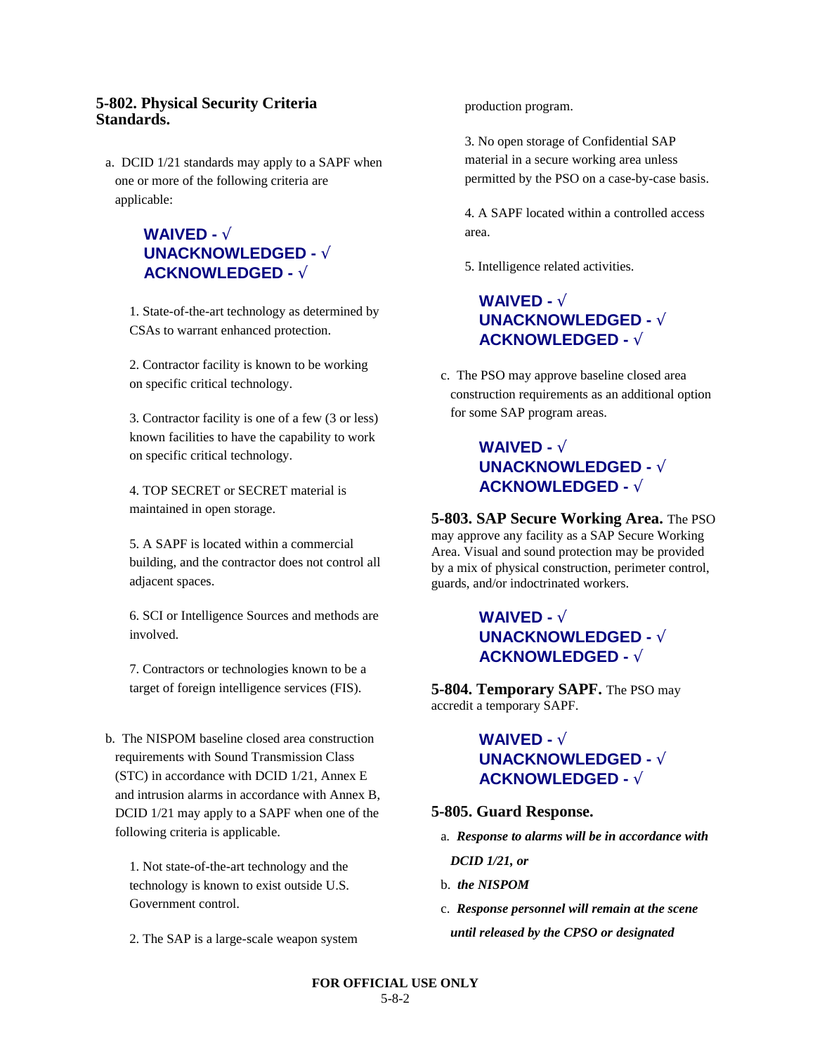### 5-802. Physical Security Criteria Standards.

a. DCID 1/21 standards may apply to a SAPF when one or more of the following criteria are applicable:

**WAIVED - √**
**UNACKNOWLEDGED - √**
**ACKNOWLEDGED - √**

1. State-of-the-art technology as determined by CSAs to warrant enhanced protection.

2. Contractor facility is known to be working on specific critical technology.

3. Contractor facility is one of a few (3 or less) known facilities to have the capability to work on specific critical technology.

4. TOP SECRET or SECRET material is maintained in open storage.

5. A SAPF is located within a commercial building, and the contractor does not control all adjacent spaces.

6. SCI or Intelligence Sources and methods are involved.

7. Contractors or technologies known to be a target of foreign intelligence services (FIS).

b. The NISPOM baseline closed area construction requirements with Sound Transmission Class (STC) in accordance with DCID 1/21, Annex E and intrusion alarms in accordance with Annex B, DCID 1/21 may apply to a SAPF when one of the following criteria is applicable.

1. Not state-of-the-art technology and the technology is known to exist outside U.S. Government control.

2. The SAP is a large-scale weapon system production program.

3. No open storage of Confidential SAP material in a secure working area unless permitted by the PSO on a case-by-case basis.

4. A SAPF located within a controlled access area.

5. Intelligence related activities.

**WAIVED - √**
**UNACKNOWLEDGED - √**
**ACKNOWLEDGED - √**

c. The PSO may approve baseline closed area construction requirements as an additional option for some SAP program areas.

**WAIVED - √**
**UNACKNOWLEDGED - √**
**ACKNOWLEDGED - √**

**5-803. SAP Secure Working Area.** The PSO may approve any facility as a SAP Secure Working Area. Visual and sound protection may be provided by a mix of physical construction, perimeter control, guards, and/or indoctrinated workers.

**WAIVED - √**
**UNACKNOWLEDGED - √**
**ACKNOWLEDGED - √**

**5-804. Temporary SAPF.** The PSO may accredit a temporary SAPF.

**WAIVED - √**
**UNACKNOWLEDGED - √**
**ACKNOWLEDGED - √**

### 5-805. Guard Response.

a. ***Response to alarms will be in accordance with DCID 1/21, or***

b. ***the NISPOM***

c. ***Response personnel will remain at the scene until released by the CPSO or designated***

**FOR OFFICIAL USE ONLY**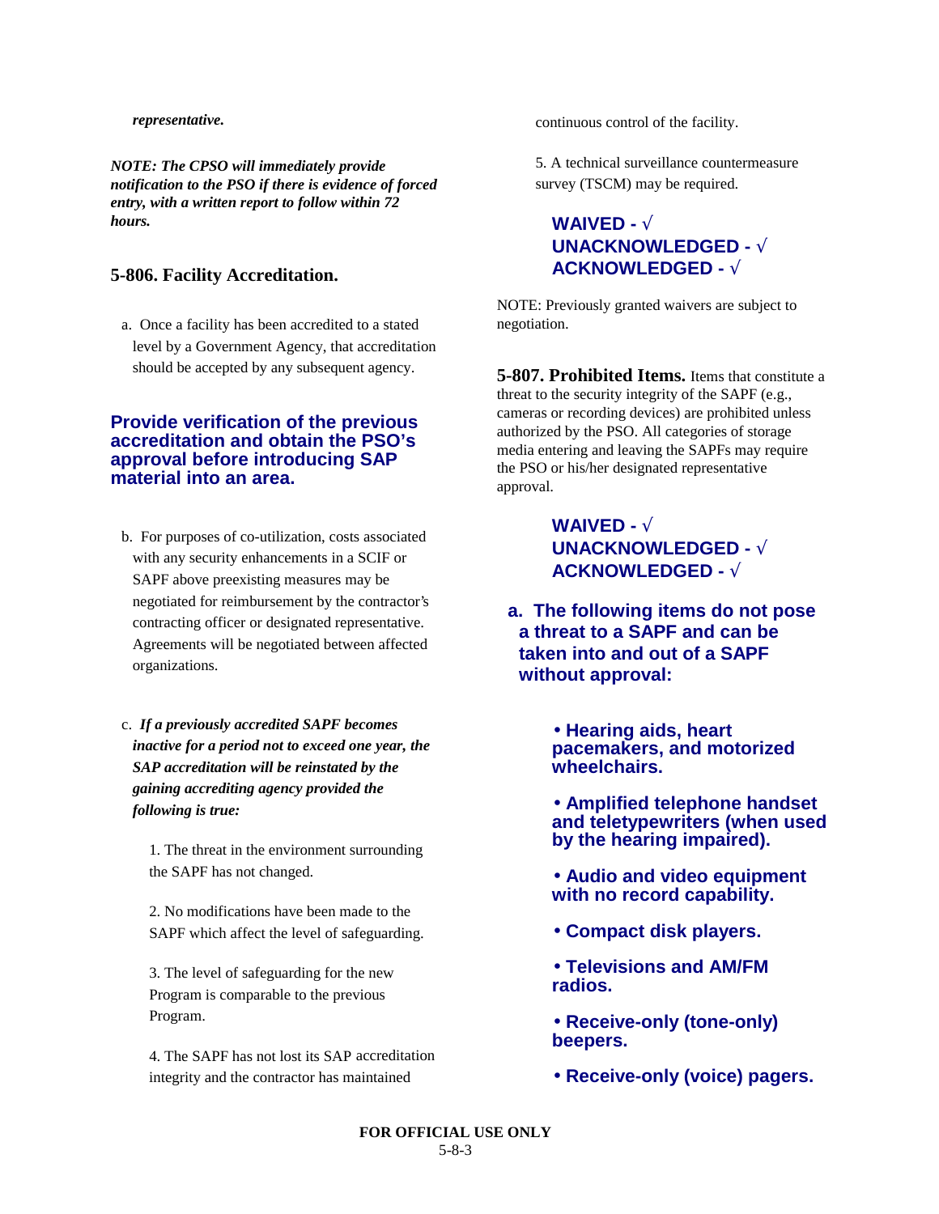***representative.***

***NOTE: The CPSO will immediately provide notification to the PSO if there is evidence of forced entry, with a written report to follow within 72 hours.***

## 5-806. Facility Accreditation.

a. Once a facility has been accredited to a stated level by a Government Agency, that accreditation should be accepted by any subsequent agency.

**Provide verification of the previous accreditation and obtain the PSO's approval before introducing SAP material into an area.**

b. For purposes of co-utilization, costs associated with any security enhancements in a SCIF or SAPF above preexisting measures may be negotiated for reimbursement by the contractor's contracting officer or designated representative. Agreements will be negotiated between affected organizations.

c. ***If a previously accredited SAPF becomes inactive for a period not to exceed one year, the SAP accreditation will be reinstated by the gaining accrediting agency provided the following is true:***

1. The threat in the environment surrounding the SAPF has not changed.

2. No modifications have been made to the SAPF which affect the level of safeguarding.

3. The level of safeguarding for the new Program is comparable to the previous Program.

4. The SAPF has not lost its SAP accreditation integrity and the contractor has maintained continuous control of the facility.

5. A technical surveillance countermeasure survey (TSCM) may be required.

**WAIVED - √**
**UNACKNOWLEDGED - √**
**ACKNOWLEDGED - √**

NOTE: Previously granted waivers are subject to negotiation.

**5-807. Prohibited Items.** Items that constitute a threat to the security integrity of the SAPF (e.g., cameras or recording devices) are prohibited unless authorized by the PSO. All categories of storage media entering and leaving the SAPFs may require the PSO or his/her designated representative approval.

**WAIVED - √**
**UNACKNOWLEDGED - √**
**ACKNOWLEDGED - √**

**a. The following items do not pose a threat to a SAPF and can be taken into and out of a SAPF without approval:**

- **Hearing aids, heart pacemakers, and motorized wheelchairs.**
- **Amplified telephone handset and teletypewriters (when used by the hearing impaired).**
- **Audio and video equipment with no record capability.**
- **Compact disk players.**
- **Televisions and AM/FM radios.**
- **Receive-only (tone-only) beepers.**
- **Receive-only (voice) pagers.**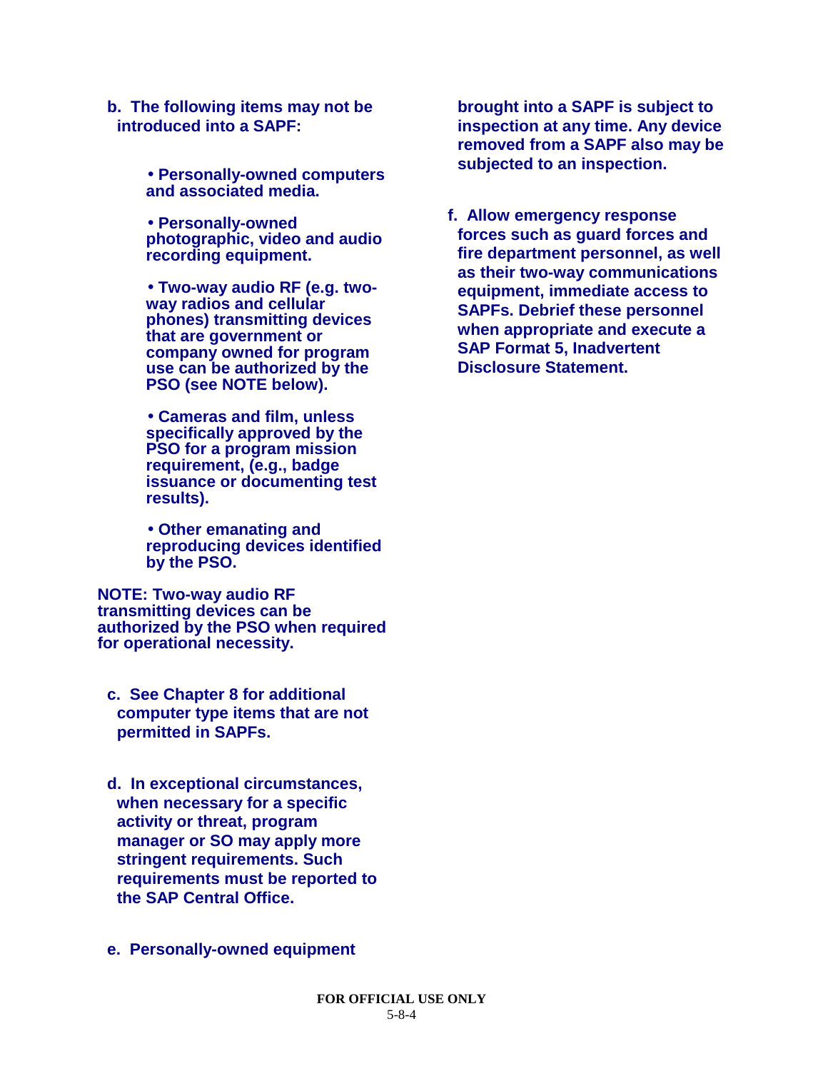b. The following items may not be introduced into a SAPF:

- Personally-owned computers and associated media.
- Personally-owned photographic, video and audio recording equipment.
- Two-way audio RF (e.g. two-way radios and cellular phones) transmitting devices that are government or company owned for program use can be authorized by the PSO (see NOTE below).
- Cameras and film, unless specifically approved by the PSO for a program mission requirement, (e.g., badge issuance or documenting test results).
- Other emanating and reproducing devices identified by the PSO.

NOTE: Two-way audio RF transmitting devices can be authorized by the PSO when required for operational necessity.

c. See Chapter 8 for additional computer type items that are not permitted in SAPFs.

d. In exceptional circumstances, when necessary for a specific activity or threat, program manager or SO may apply more stringent requirements. Such requirements must be reported to the SAP Central Office.

e. Personally-owned equipment brought into a SAPF is subject to inspection at any time. Any device removed from a SAPF also may be subjected to an inspection.

f. Allow emergency response forces such as guard forces and fire department personnel, as well as their two-way communications equipment, immediate access to SAPFs. Debrief these personnel when appropriate and execute a SAP Format 5, Inadvertent Disclosure Statement.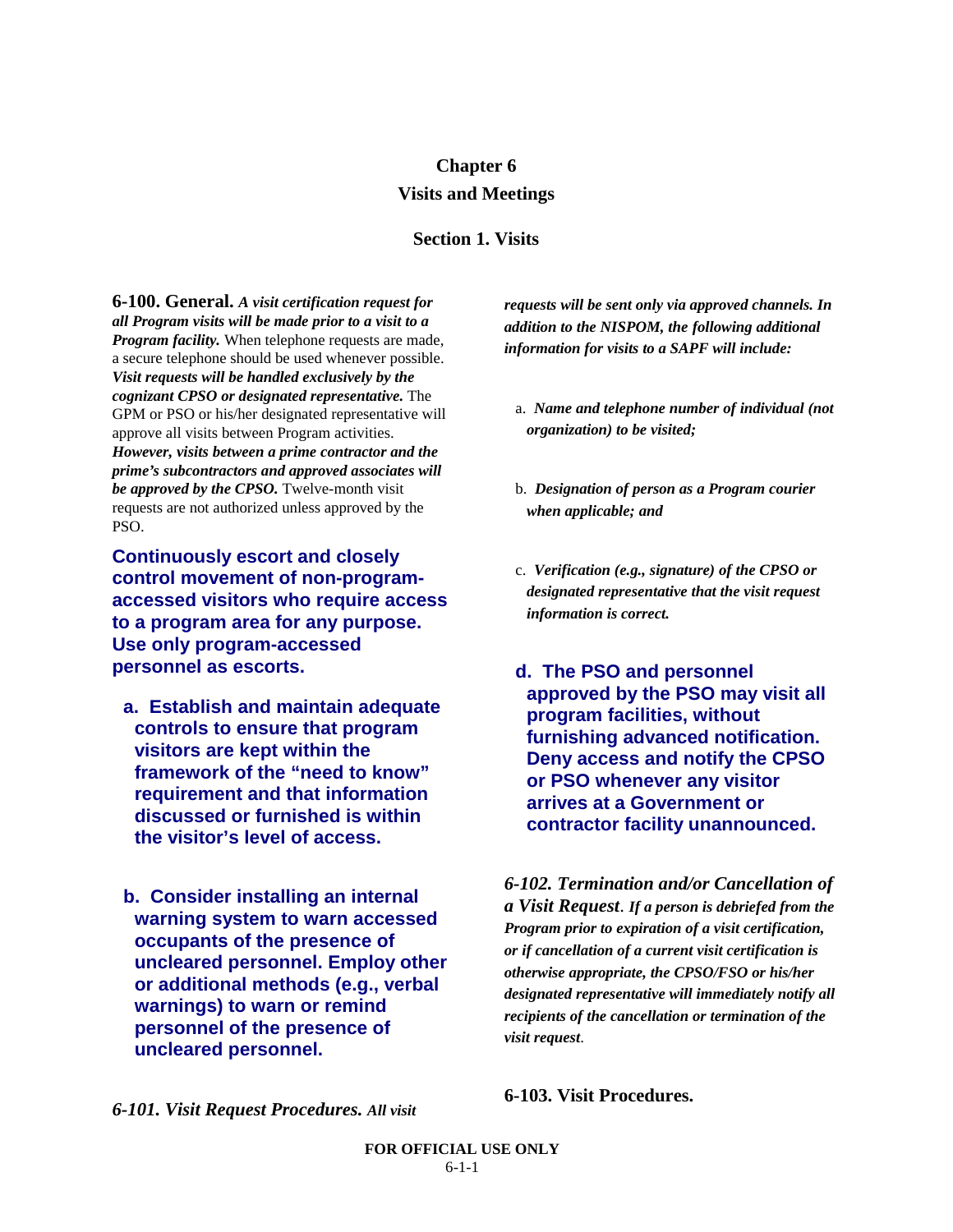# Chapter 6

# Visits and Meetings

## Section 1. Visits

**6-100. General.** ***A visit certification request for all Program visits will be made prior to a visit to a Program facility.*** When telephone requests are made, a secure telephone should be used whenever possible. ***Visit requests will be handled exclusively by the cognizant CPSO or designated representative.*** The GPM or PSO or his/her designated representative will approve all visits between Program activities. ***However, visits between a prime contractor and the prime's subcontractors and approved associates will be approved by the CPSO.*** Twelve-month visit requests are not authorized unless approved by the PSO.

**Continuously escort and closely control movement of non-program-accessed visitors who require access to a program area for any purpose. Use only program-accessed personnel as escorts.**

**a. Establish and maintain adequate controls to ensure that program visitors are kept within the framework of the "need to know" requirement and that information discussed or furnished is within the visitor's level of access.**

**b. Consider installing an internal warning system to warn accessed occupants of the presence of uncleared personnel. Employ other or additional methods (e.g., verbal warnings) to warn or remind personnel of the presence of uncleared personnel.**

***6-101. Visit Request Procedures.*** ***All visit requests will be sent only via approved channels. In addition to the NISPOM, the following additional information for visits to a SAPF will include:***

a. ***Name and telephone number of individual (not organization) to be visited;***

b. ***Designation of person as a Program courier when applicable; and***

c. ***Verification (e.g., signature) of the CPSO or designated representative that the visit request information is correct.***

**d. The PSO and personnel approved by the PSO may visit all program facilities, without furnishing advanced notification. Deny access and notify the CPSO or PSO whenever any visitor arrives at a Government or contractor facility unannounced.**

***6-102. Termination and/or Cancellation of a Visit Request***. ***If a person is debriefed from the Program prior to expiration of a visit certification, or if cancellation of a current visit certification is otherwise appropriate, the CPSO/FSO or his/her designated representative will immediately notify all recipients of the cancellation or termination of the visit request***.

**6-103. Visit Procedures.**

FOR OFFICIAL USE ONLY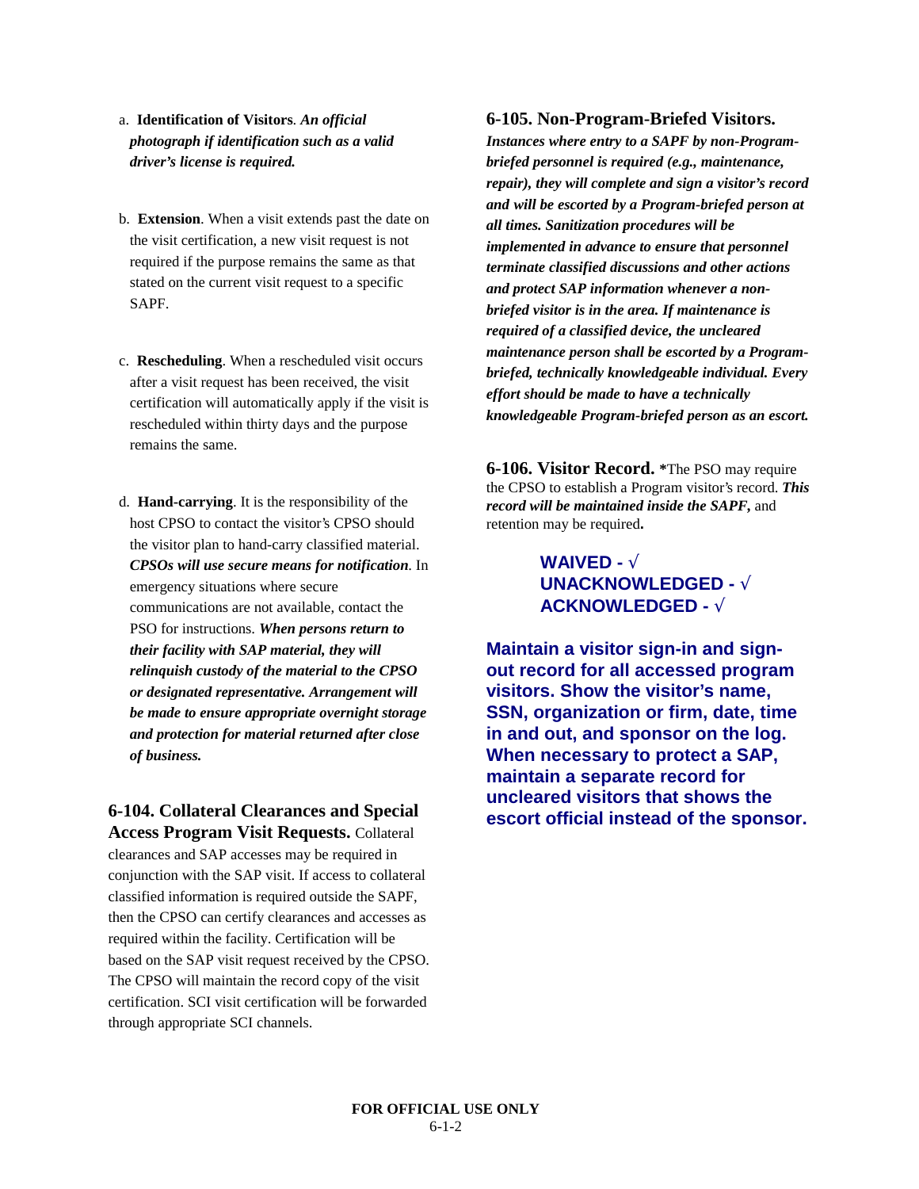a. **Identification of Visitors**. ***An official photograph if identification such as a valid driver's license is required.***

b. **Extension**. When a visit extends past the date on the visit certification, a new visit request is not required if the purpose remains the same as that stated on the current visit request to a specific SAPF.

c. **Rescheduling**. When a rescheduled visit occurs after a visit request has been received, the visit certification will automatically apply if the visit is rescheduled within thirty days and the purpose remains the same.

d. **Hand-carrying**. It is the responsibility of the host CPSO to contact the visitor's CPSO should the visitor plan to hand-carry classified material. ***CPSOs will use secure means for notification***. In emergency situations where secure communications are not available, contact the PSO for instructions. ***When persons return to their facility with SAP material, they will relinquish custody of the material to the CPSO or designated representative. Arrangement will be made to ensure appropriate overnight storage and protection for material returned after close of business.***

**6-104. Collateral Clearances and Special Access Program Visit Requests.** Collateral clearances and SAP accesses may be required in conjunction with the SAP visit. If access to collateral classified information is required outside the SAPF, then the CPSO can certify clearances and accesses as required within the facility. Certification will be based on the SAP visit request received by the CPSO. The CPSO will maintain the record copy of the visit certification. SCI visit certification will be forwarded through appropriate SCI channels.

**6-105. Non-Program-Briefed Visitors.** ***Instances where entry to a SAPF by non-Program-briefed personnel is required (e.g., maintenance, repair), they will complete and sign a visitor's record and will be escorted by a Program-briefed person at all times. Sanitization procedures will be implemented in advance to ensure that personnel terminate classified discussions and other actions and protect SAP information whenever a non-briefed visitor is in the area. If maintenance is required of a classified device, the uncleared maintenance person shall be escorted by a Program-briefed, technically knowledgeable individual. Every effort should be made to have a technically knowledgeable Program-briefed person as an escort.***

**6-106. Visitor Record.** *The PSO may require the CPSO to establish a Program visitor's record. ***This record will be maintained inside the SAPF,*** and retention may be required**.**

**WAIVED - √**
**UNACKNOWLEDGED - √**
**ACKNOWLEDGED - √**

**Maintain a visitor sign-in and sign-out record for all accessed program visitors. Show the visitor's name, SSN, organization or firm, date, time in and out, and sponsor on the log. When necessary to protect a SAP, maintain a separate record for uncleared visitors that shows the escort official instead of the sponsor.**

FOR OFFICIAL USE ONLY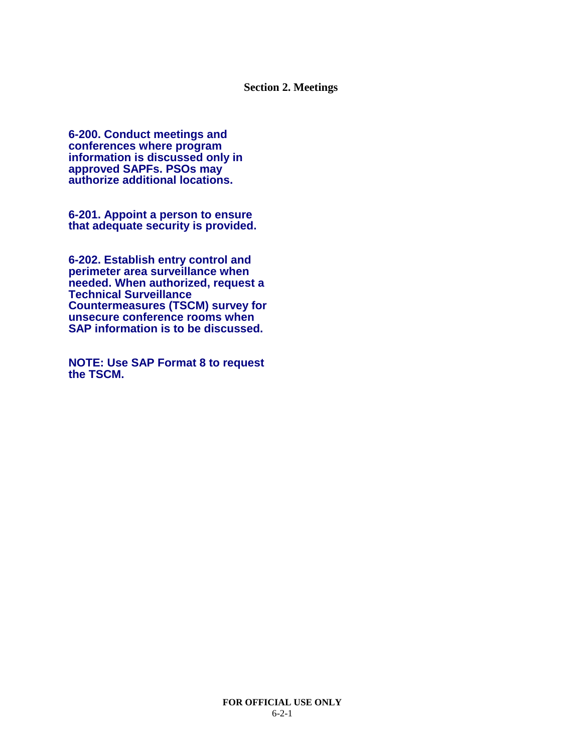## Section 2. Meetings

**6-200. Conduct meetings and conferences where program information is discussed only in approved SAPFs. PSOs may authorize additional locations.**

**6-201. Appoint a person to ensure that adequate security is provided.**

**6-202. Establish entry control and perimeter area surveillance when needed. When authorized, request a Technical Surveillance Countermeasures (TSCM) survey for unsecure conference rooms when SAP information is to be discussed.**

**NOTE: Use SAP Format 8 to request the TSCM.**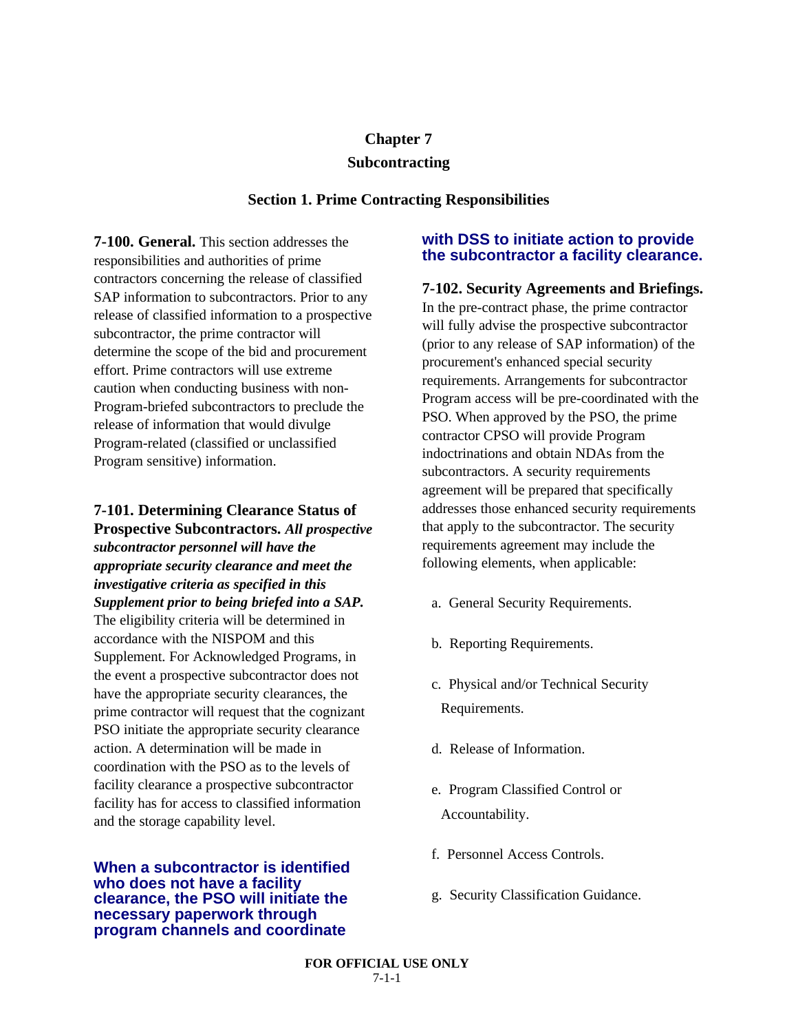# Chapter 7

# Subcontracting

## Section 1. Prime Contracting Responsibilities

**7-100. General.** This section addresses the responsibilities and authorities of prime contractors concerning the release of classified SAP information to subcontractors. Prior to any release of classified information to a prospective subcontractor, the prime contractor will determine the scope of the bid and procurement effort. Prime contractors will use extreme caution when conducting business with non-Program-briefed subcontractors to preclude the release of information that would divulge Program-related (classified or unclassified Program sensitive) information.

**7-101. Determining Clearance Status of Prospective Subcontractors.** ***All prospective subcontractor personnel will have the appropriate security clearance and meet the investigative criteria as specified in this Supplement prior to being briefed into a SAP.*** The eligibility criteria will be determined in accordance with the NISPOM and this Supplement. For Acknowledged Programs, in the event a prospective subcontractor does not have the appropriate security clearances, the prime contractor will request that the cognizant PSO initiate the appropriate security clearance action. A determination will be made in coordination with the PSO as to the levels of facility clearance a prospective subcontractor facility has for access to classified information and the storage capability level.

**When a subcontractor is identified who does not have a facility clearance, the PSO will initiate the necessary paperwork through program channels and coordinate with DSS to initiate action to provide the subcontractor a facility clearance.**

**7-102. Security Agreements and Briefings.** In the pre-contract phase, the prime contractor will fully advise the prospective subcontractor (prior to any release of SAP information) of the procurement's enhanced special security requirements. Arrangements for subcontractor Program access will be pre-coordinated with the PSO. When approved by the PSO, the prime contractor CPSO will provide Program indoctrinations and obtain NDAs from the subcontractors. A security requirements agreement will be prepared that specifically addresses those enhanced security requirements that apply to the subcontractor. The security requirements agreement may include the following elements, when applicable:

a. General Security Requirements.

b. Reporting Requirements.

c. Physical and/or Technical Security Requirements.

d. Release of Information.

e. Program Classified Control or Accountability.

f. Personnel Access Controls.

g. Security Classification Guidance.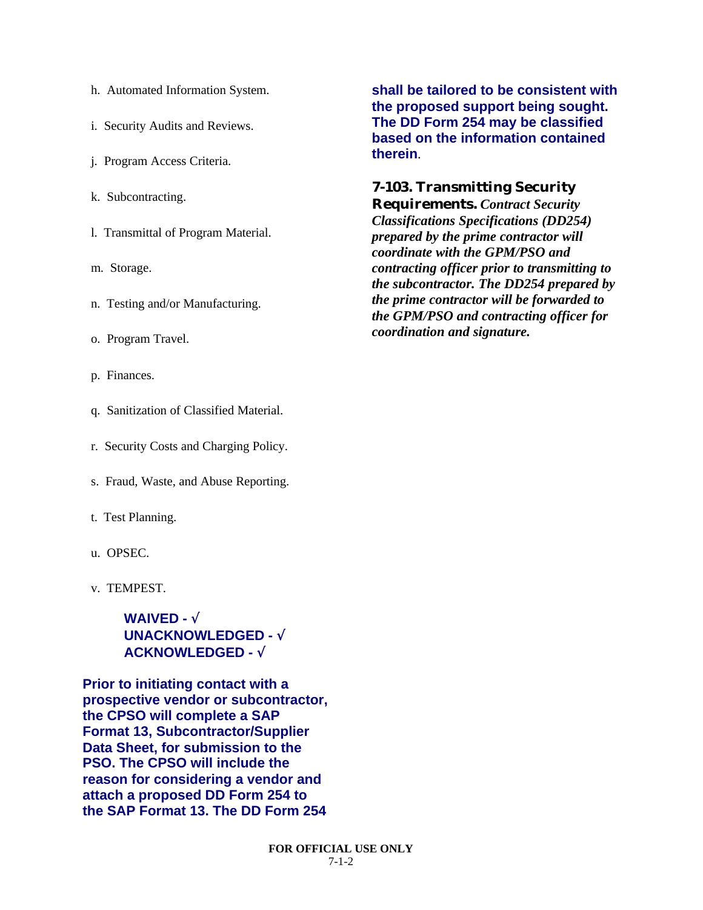h. Automated Information System.

i. Security Audits and Reviews.

j. Program Access Criteria.

k. Subcontracting.

l. Transmittal of Program Material.

m. Storage.

n. Testing and/or Manufacturing.

o. Program Travel.

p. Finances.

q. Sanitization of Classified Material.

r. Security Costs and Charging Policy.

s. Fraud, Waste, and Abuse Reporting.

t. Test Planning.

u. OPSEC.

v. TEMPEST.

**WAIVED - √**
**UNACKNOWLEDGED - √**
**ACKNOWLEDGED - √**

**Prior to initiating contact with a prospective vendor or subcontractor, the CPSO will complete a SAP Format 13, Subcontractor/Supplier Data Sheet, for submission to the PSO. The CPSO will include the reason for considering a vendor and attach a proposed DD Form 254 to the SAP Format 13. The DD Form 254 shall be tailored to be consistent with the proposed support being sought. The DD Form 254 may be classified based on the information contained therein**.

**7-103. Transmitting Security Requirements.** ***Contract Security Classifications Specifications (DD254) prepared by the prime contractor will coordinate with the GPM/PSO and contracting officer prior to transmitting to the subcontractor. The DD254 prepared by the prime contractor will be forwarded to the GPM/PSO and contracting officer for coordination and signature.***

FOR OFFICIAL USE ONLY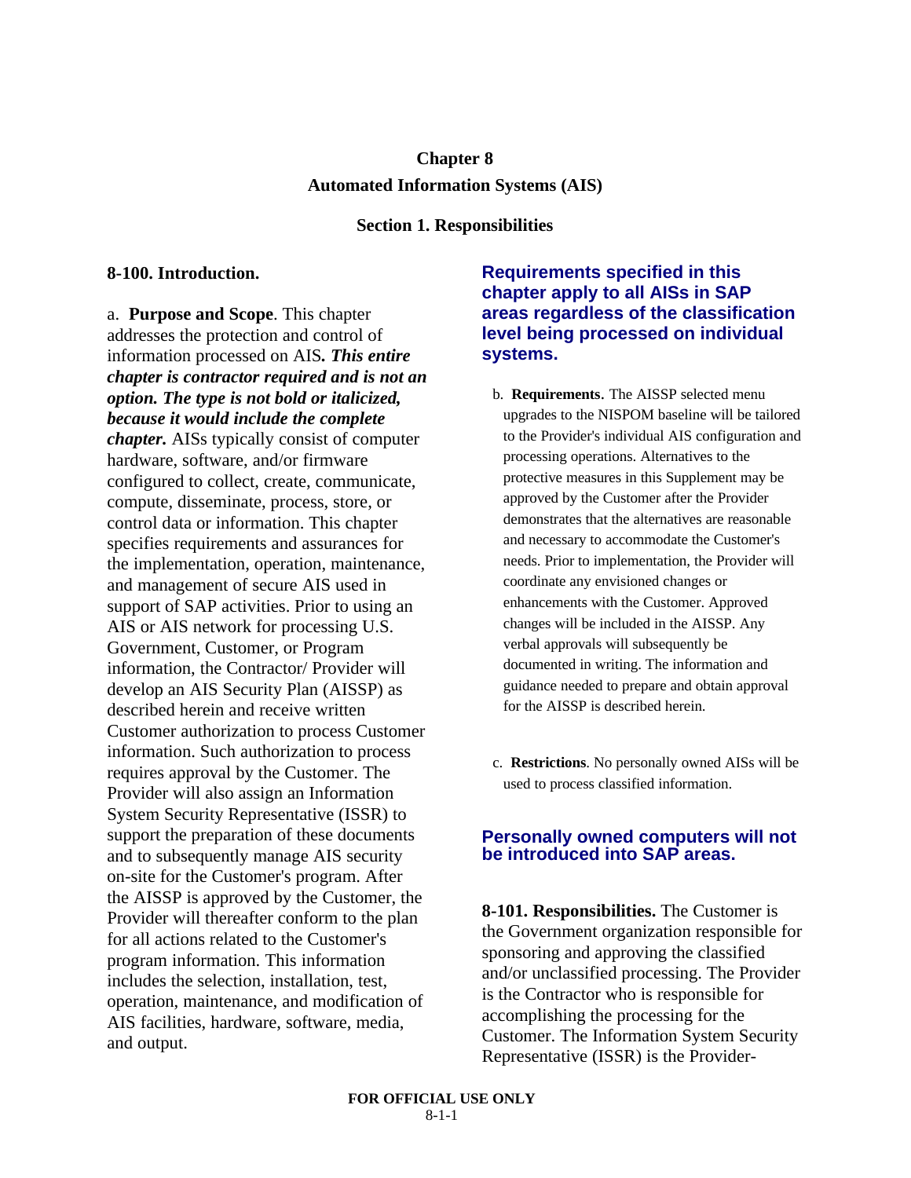# Chapter 8

# Automated Information Systems (AIS)

## Section 1. Responsibilities

### 8-100. Introduction.

a. **Purpose and Scope**. This chapter addresses the protection and control of information processed on AIS*. **This entire chapter is contractor required and is not an option. The type is not bold or italicized, because it would include the complete chapter.*** AISs typically consist of computer hardware, software, and/or firmware configured to collect, create, communicate, compute, disseminate, process, store, or control data or information. This chapter specifies requirements and assurances for the implementation, operation, maintenance, and management of secure AIS used in support of SAP activities. Prior to using an AIS or AIS network for processing U.S. Government, Customer, or Program information, the Contractor/ Provider will develop an AIS Security Plan (AISSP) as described herein and receive written Customer authorization to process Customer information. Such authorization to process requires approval by the Customer. The Provider will also assign an Information System Security Representative (ISSR) to support the preparation of these documents and to subsequently manage AIS security on-site for the Customer's program. After the AISSP is approved by the Customer, the Provider will thereafter conform to the plan for all actions related to the Customer's program information. This information includes the selection, installation, test, operation, maintenance, and modification of AIS facilities, hardware, software, media, and output.

**Requirements specified in this chapter apply to all AISs in SAP areas regardless of the classification level being processed on individual systems.**

b. **Requirements**. The AISSP selected menu upgrades to the NISPOM baseline will be tailored to the Provider's individual AIS configuration and processing operations. Alternatives to the protective measures in this Supplement may be approved by the Customer after the Provider demonstrates that the alternatives are reasonable and necessary to accommodate the Customer's needs. Prior to implementation, the Provider will coordinate any envisioned changes or enhancements with the Customer. Approved changes will be included in the AISSP. Any verbal approvals will subsequently be documented in writing. The information and guidance needed to prepare and obtain approval for the AISSP is described herein.

c. **Restrictions**. No personally owned AISs will be used to process classified information.

**Personally owned computers will not be introduced into SAP areas.**

**8-101. Responsibilities.** The Customer is the Government organization responsible for sponsoring and approving the classified and/or unclassified processing. The Provider is the Contractor who is responsible for accomplishing the processing for the Customer. The Information System Security Representative (ISSR) is the Provider-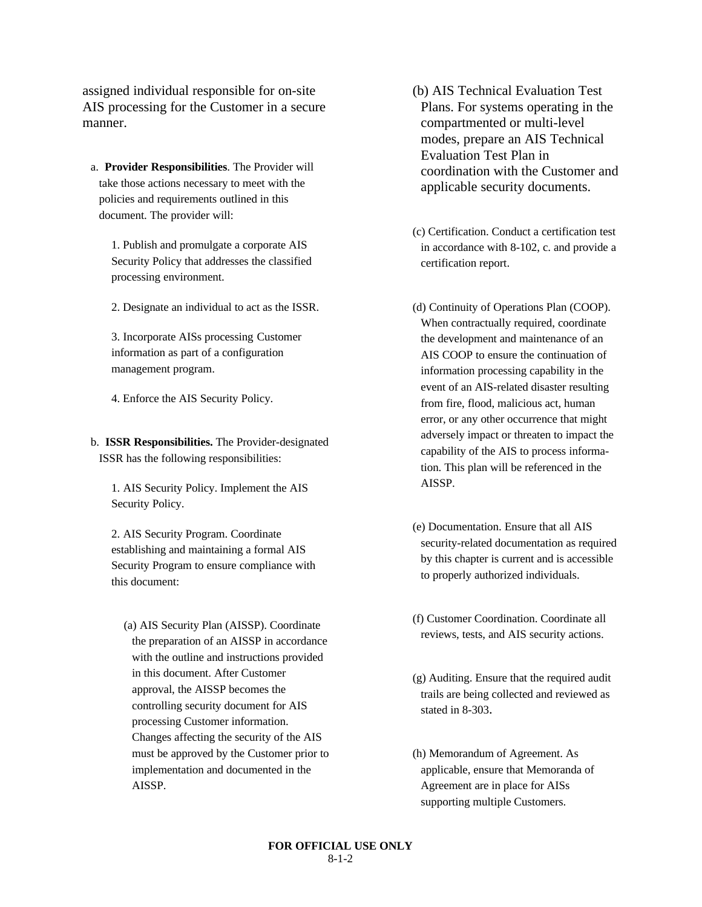assigned individual responsible for on-site AIS processing for the Customer in a secure manner.

a. **Provider Responsibilities**. The Provider will take those actions necessary to meet with the policies and requirements outlined in this document. The provider will:

1. Publish and promulgate a corporate AIS Security Policy that addresses the classified processing environment.

2. Designate an individual to act as the ISSR.

3. Incorporate AISs processing Customer information as part of a configuration management program.

4. Enforce the AIS Security Policy.

b. **ISSR Responsibilities.** The Provider-designated ISSR has the following responsibilities:

1. AIS Security Policy. Implement the AIS Security Policy.

2. AIS Security Program. Coordinate establishing and maintaining a formal AIS Security Program to ensure compliance with this document:

(a) AIS Security Plan (AISSP). Coordinate the preparation of an AISSP in accordance with the outline and instructions provided in this document. After Customer approval, the AISSP becomes the controlling security document for AIS processing Customer information. Changes affecting the security of the AIS must be approved by the Customer prior to implementation and documented in the AISSP.

(b) AIS Technical Evaluation Test Plans. For systems operating in the compartmented or multi-level modes, prepare an AIS Technical Evaluation Test Plan in coordination with the Customer and applicable security documents.

(c) Certification. Conduct a certification test in accordance with 8-102, c. and provide a certification report.

(d) Continuity of Operations Plan (COOP). When contractually required, coordinate the development and maintenance of an AIS COOP to ensure the continuation of information processing capability in the event of an AIS-related disaster resulting from fire, flood, malicious act, human error, or any other occurrence that might adversely impact or threaten to impact the capability of the AIS to process information. This plan will be referenced in the AISSP.

(e) Documentation. Ensure that all AIS security-related documentation as required by this chapter is current and is accessible to properly authorized individuals.

(f) Customer Coordination. Coordinate all reviews, tests, and AIS security actions.

(g) Auditing. Ensure that the required audit trails are being collected and reviewed as stated in 8-303.

(h) Memorandum of Agreement. As applicable, ensure that Memoranda of Agreement are in place for AISs supporting multiple Customers.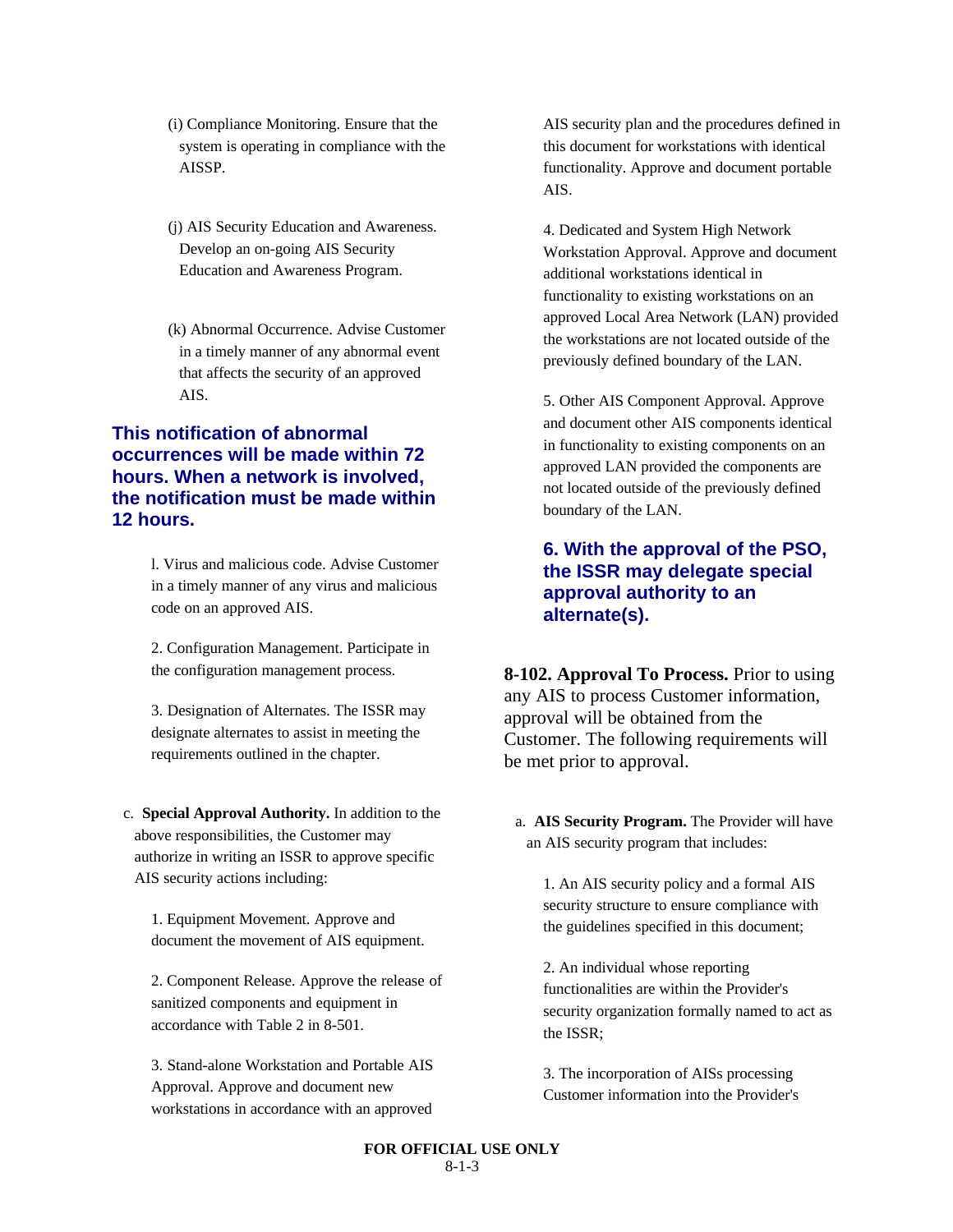(i) Compliance Monitoring. Ensure that the system is operating in compliance with the AISSP.

(j) AIS Security Education and Awareness. Develop an on-going AIS Security Education and Awareness Program.

(k) Abnormal Occurrence. Advise Customer in a timely manner of any abnormal event that affects the security of an approved AIS.

**This notification of abnormal occurrences will be made within 72 hours. When a network is involved, the notification must be made within 12 hours.**

l. Virus and malicious code. Advise Customer in a timely manner of any virus and malicious code on an approved AIS.

2. Configuration Management. Participate in the configuration management process.

3. Designation of Alternates. The ISSR may designate alternates to assist in meeting the requirements outlined in the chapter.

c. **Special Approval Authority.** In addition to the above responsibilities, the Customer may authorize in writing an ISSR to approve specific AIS security actions including:

1. Equipment Movement. Approve and document the movement of AIS equipment.

2. Component Release. Approve the release of sanitized components and equipment in accordance with Table 2 in 8-501.

3. Stand-alone Workstation and Portable AIS Approval. Approve and document new workstations in accordance with an approved AIS security plan and the procedures defined in this document for workstations with identical functionality. Approve and document portable AIS.

4. Dedicated and System High Network Workstation Approval. Approve and document additional workstations identical in functionality to existing workstations on an approved Local Area Network (LAN) provided the workstations are not located outside of the previously defined boundary of the LAN.

5. Other AIS Component Approval. Approve and document other AIS components identical in functionality to existing components on an approved LAN provided the components are not located outside of the previously defined boundary of the LAN.

**6. With the approval of the PSO, the ISSR may delegate special approval authority to an alternate(s).**

**8-102. Approval To Process.** Prior to using any AIS to process Customer information, approval will be obtained from the Customer. The following requirements will be met prior to approval.

a. **AIS Security Program.** The Provider will have an AIS security program that includes:

1. An AIS security policy and a formal AIS security structure to ensure compliance with the guidelines specified in this document;

2. An individual whose reporting functionalities are within the Provider's security organization formally named to act as the ISSR;

3. The incorporation of AISs processing Customer information into the Provider's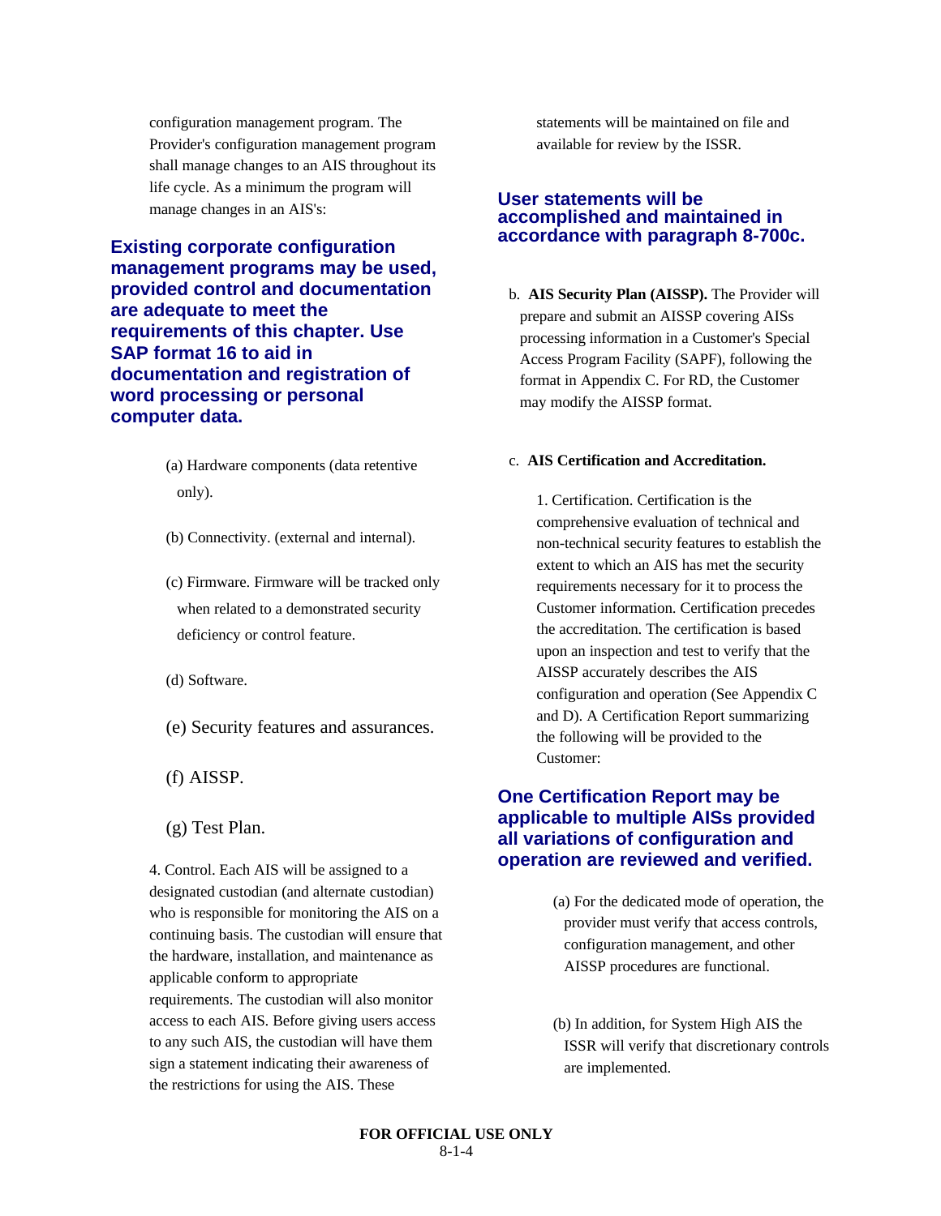configuration management program. The Provider's configuration management program shall manage changes to an AIS throughout its life cycle. As a minimum the program will manage changes in an AIS's:

**Existing corporate configuration management programs may be used, provided control and documentation are adequate to meet the requirements of this chapter. Use SAP format 16 to aid in documentation and registration of word processing or personal computer data.**

(a) Hardware components (data retentive only).

(b) Connectivity. (external and internal).

(c) Firmware. Firmware will be tracked only when related to a demonstrated security deficiency or control feature.

(d) Software.

(e) Security features and assurances.

(f) AISSP.

(g) Test Plan.

4. Control. Each AIS will be assigned to a designated custodian (and alternate custodian) who is responsible for monitoring the AIS on a continuing basis. The custodian will ensure that the hardware, installation, and maintenance as applicable conform to appropriate requirements. The custodian will also monitor access to each AIS. Before giving users access to any such AIS, the custodian will have them sign a statement indicating their awareness of the restrictions for using the AIS. These statements will be maintained on file and available for review by the ISSR.

**User statements will be accomplished and maintained in accordance with paragraph 8-700c.**

b. **AIS Security Plan (AISSP).** The Provider will prepare and submit an AISSP covering AISs processing information in a Customer's Special Access Program Facility (SAPF), following the format in Appendix C. For RD, the Customer may modify the AISSP format.

c. **AIS Certification and Accreditation.**

1. Certification. Certification is the comprehensive evaluation of technical and non-technical security features to establish the extent to which an AIS has met the security requirements necessary for it to process the Customer information. Certification precedes the accreditation. The certification is based upon an inspection and test to verify that the AISSP accurately describes the AIS configuration and operation (See Appendix C and D). A Certification Report summarizing the following will be provided to the Customer:

**One Certification Report may be applicable to multiple AISs provided all variations of configuration and operation are reviewed and verified.**

(a) For the dedicated mode of operation, the provider must verify that access controls, configuration management, and other AISSP procedures are functional.

(b) In addition, for System High AIS the ISSR will verify that discretionary controls are implemented.

FOR OFFICIAL USE ONLY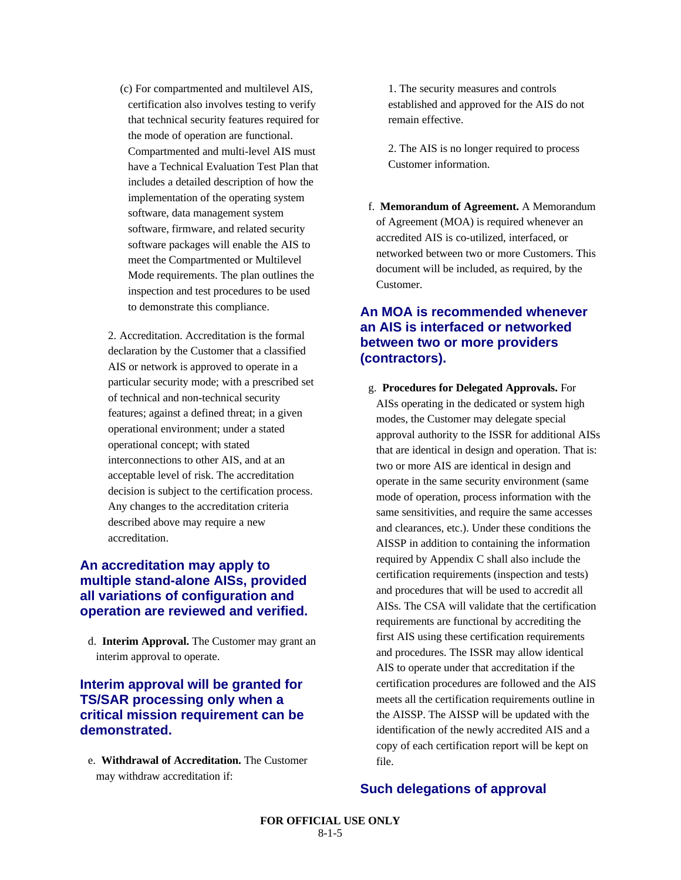(c) For compartmented and multilevel AIS, certification also involves testing to verify that technical security features required for the mode of operation are functional. Compartmented and multi-level AIS must have a Technical Evaluation Test Plan that includes a detailed description of how the implementation of the operating system software, data management system software, firmware, and related security software packages will enable the AIS to meet the Compartmented or Multilevel Mode requirements. The plan outlines the inspection and test procedures to be used to demonstrate this compliance.

2. Accreditation. Accreditation is the formal declaration by the Customer that a classified AIS or network is approved to operate in a particular security mode; with a prescribed set of technical and non-technical security features; against a defined threat; in a given operational environment; under a stated operational concept; with stated interconnections to other AIS, and at an acceptable level of risk. The accreditation decision is subject to the certification process. Any changes to the accreditation criteria described above may require a new accreditation.

### An accreditation may apply to multiple stand-alone AISs, provided all variations of configuration and operation are reviewed and verified.

d. **Interim Approval.** The Customer may grant an interim approval to operate.

### Interim approval will be granted for TS/SAR processing only when a critical mission requirement can be demonstrated.

e. **Withdrawal of Accreditation.** The Customer may withdraw accreditation if:

1. The security measures and controls established and approved for the AIS do not remain effective.

2. The AIS is no longer required to process Customer information.

f. **Memorandum of Agreement.** A Memorandum of Agreement (MOA) is required whenever an accredited AIS is co-utilized, interfaced, or networked between two or more Customers. This document will be included, as required, by the Customer.

### An MOA is recommended whenever an AIS is interfaced or networked between two or more providers (contractors).

g. **Procedures for Delegated Approvals.** For AISs operating in the dedicated or system high modes, the Customer may delegate special approval authority to the ISSR for additional AISs that are identical in design and operation. That is: two or more AIS are identical in design and operate in the same security environment (same mode of operation, process information with the same sensitivities, and require the same accesses and clearances, etc.). Under these conditions the AISSP in addition to containing the information required by Appendix C shall also include the certification requirements (inspection and tests) and procedures that will be used to accredit all AISs. The CSA will validate that the certification requirements are functional by accrediting the first AIS using these certification requirements and procedures. The ISSR may allow identical AIS to operate under that accreditation if the certification procedures are followed and the AIS meets all the certification requirements outline in the AISSP. The AISSP will be updated with the identification of the newly accredited AIS and a copy of each certification report will be kept on file.

### Such delegations of approval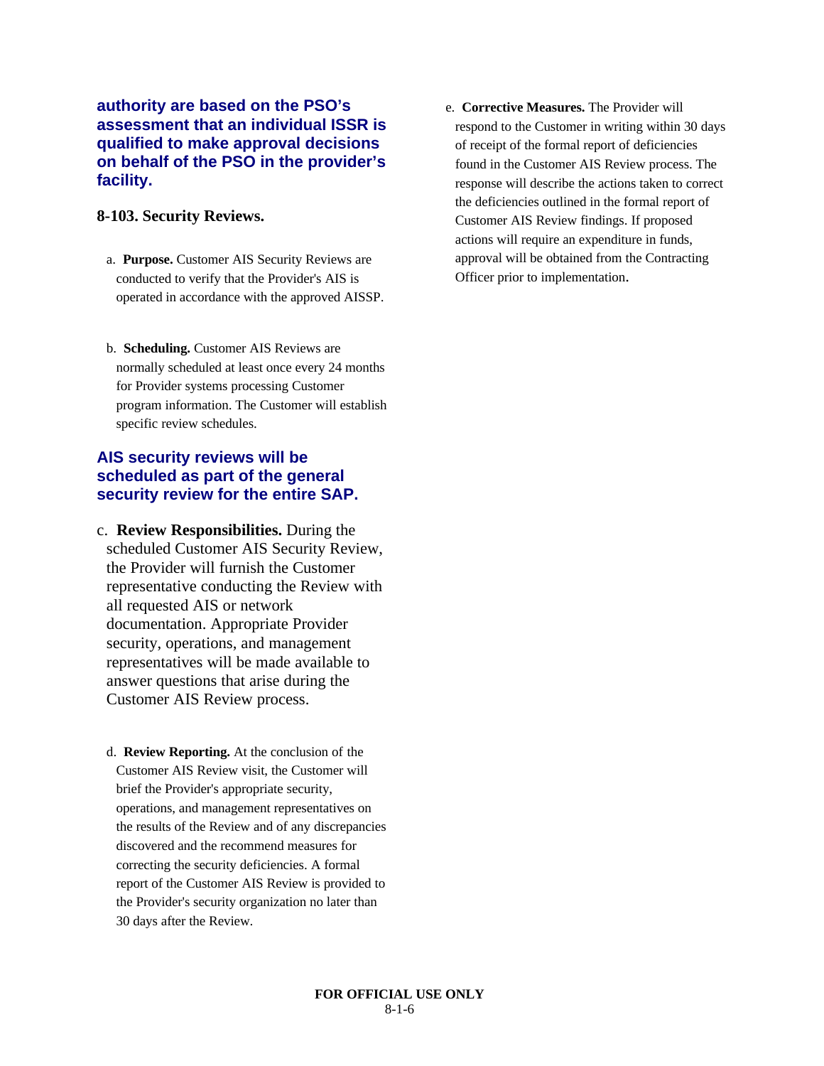**authority are based on the PSO's assessment that an individual ISSR is qualified to make approval decisions on behalf of the PSO in the provider's facility.**

### 8-103. Security Reviews.

a. **Purpose.** Customer AIS Security Reviews are conducted to verify that the Provider's AIS is operated in accordance with the approved AISSP.

b. **Scheduling.** Customer AIS Reviews are normally scheduled at least once every 24 months for Provider systems processing Customer program information. The Customer will establish specific review schedules.

**AIS security reviews will be scheduled as part of the general security review for the entire SAP.**

c. **Review Responsibilities.** During the scheduled Customer AIS Security Review, the Provider will furnish the Customer representative conducting the Review with all requested AIS or network documentation. Appropriate Provider security, operations, and management representatives will be made available to answer questions that arise during the Customer AIS Review process.

d. **Review Reporting.** At the conclusion of the Customer AIS Review visit, the Customer will brief the Provider's appropriate security, operations, and management representatives on the results of the Review and of any discrepancies discovered and the recommend measures for correcting the security deficiencies. A formal report of the Customer AIS Review is provided to the Provider's security organization no later than 30 days after the Review.

e. **Corrective Measures.** The Provider will respond to the Customer in writing within 30 days of receipt of the formal report of deficiencies found in the Customer AIS Review process. The response will describe the actions taken to correct the deficiencies outlined in the formal report of Customer AIS Review findings. If proposed actions will require an expenditure in funds, approval will be obtained from the Contracting Officer prior to implementation.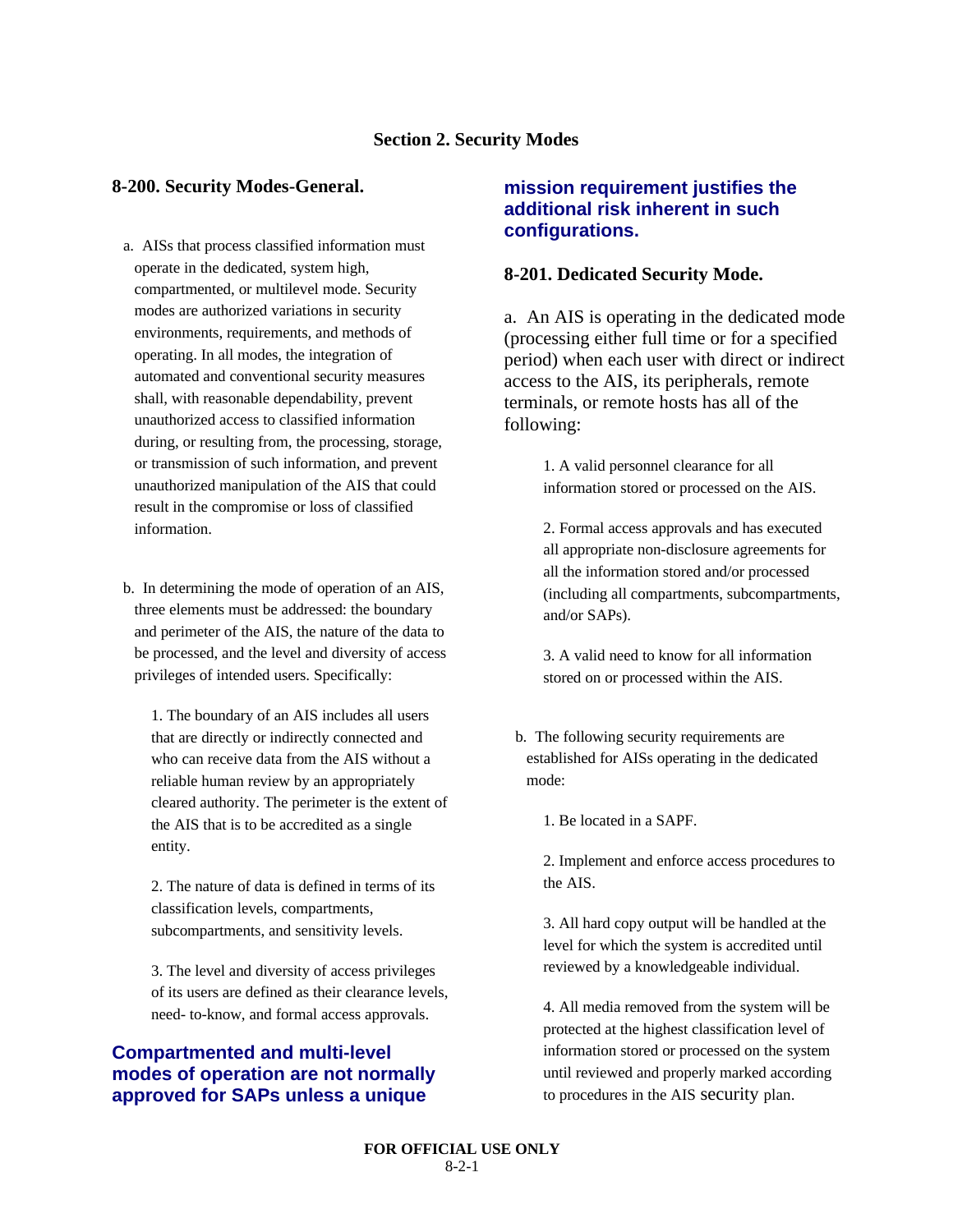## Section 2. Security Modes

### 8-200. Security Modes-General.

a. AISs that process classified information must operate in the dedicated, system high, compartmented, or multilevel mode. Security modes are authorized variations in security environments, requirements, and methods of operating. In all modes, the integration of automated and conventional security measures shall, with reasonable dependability, prevent unauthorized access to classified information during, or resulting from, the processing, storage, or transmission of such information, and prevent unauthorized manipulation of the AIS that could result in the compromise or loss of classified information.

b. In determining the mode of operation of an AIS, three elements must be addressed: the boundary and perimeter of the AIS, the nature of the data to be processed, and the level and diversity of access privileges of intended users. Specifically:

1. The boundary of an AIS includes all users that are directly or indirectly connected and who can receive data from the AIS without a reliable human review by an appropriately cleared authority. The perimeter is the extent of the AIS that is to be accredited as a single entity.

2. The nature of data is defined in terms of its classification levels, compartments, subcompartments, and sensitivity levels.

3. The level and diversity of access privileges of its users are defined as their clearance levels, need- to-know, and formal access approvals.

**Compartmented and multi-level modes of operation are not normally approved for SAPs unless a unique mission requirement justifies the additional risk inherent in such configurations.**

### 8-201. Dedicated Security Mode.

a. An AIS is operating in the dedicated mode (processing either full time or for a specified period) when each user with direct or indirect access to the AIS, its peripherals, remote terminals, or remote hosts has all of the following:

1. A valid personnel clearance for all information stored or processed on the AIS.

2. Formal access approvals and has executed all appropriate non-disclosure agreements for all the information stored and/or processed (including all compartments, subcompartments, and/or SAPs).

3. A valid need to know for all information stored on or processed within the AIS.

b. The following security requirements are established for AISs operating in the dedicated mode:

1. Be located in a SAPF.

2. Implement and enforce access procedures to the AIS.

3. All hard copy output will be handled at the level for which the system is accredited until reviewed by a knowledgeable individual.

4. All media removed from the system will be protected at the highest classification level of information stored or processed on the system until reviewed and properly marked according to procedures in the AIS security plan.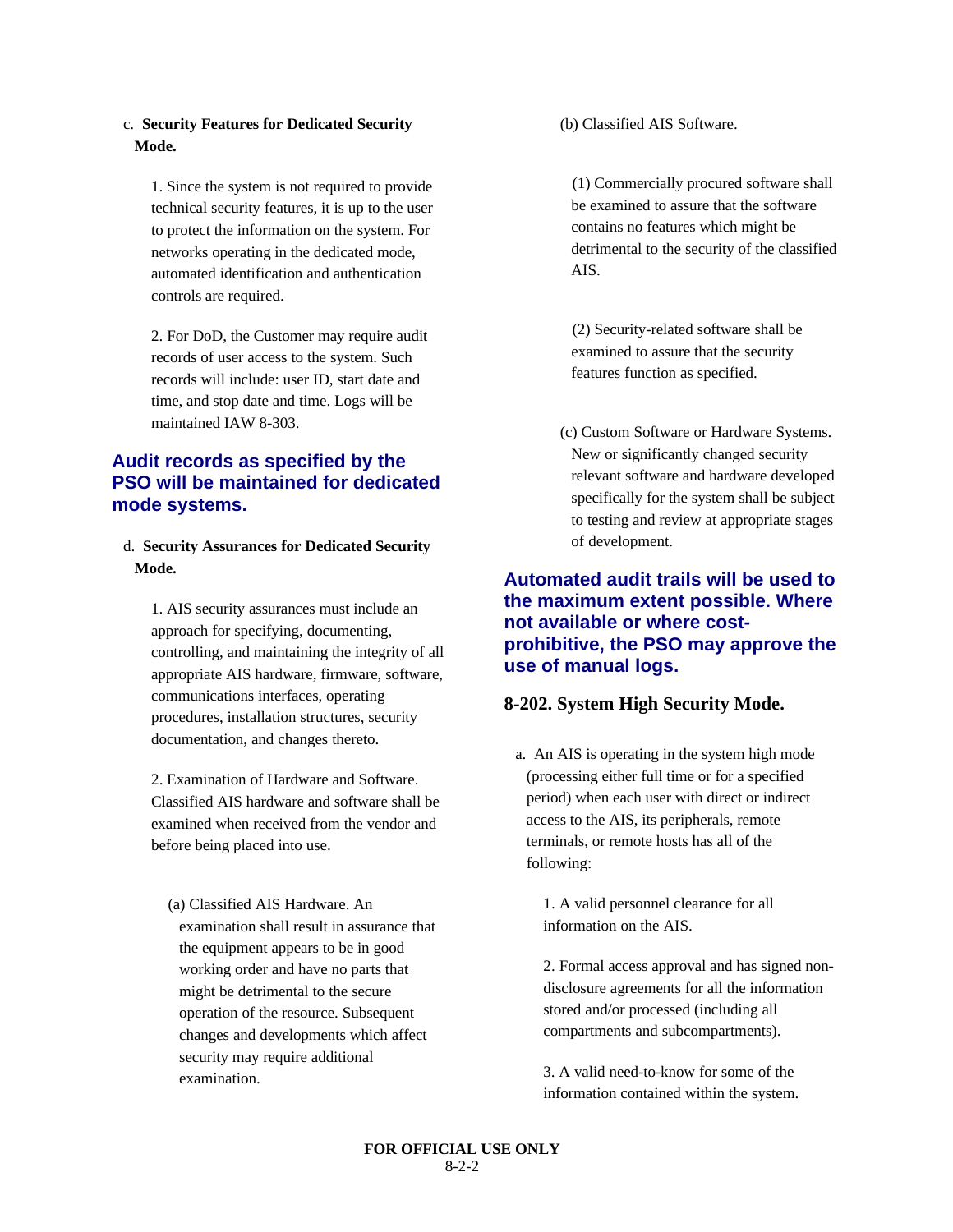c. **Security Features for Dedicated Security Mode.**

1. Since the system is not required to provide technical security features, it is up to the user to protect the information on the system. For networks operating in the dedicated mode, automated identification and authentication controls are required.

2. For DoD, the Customer may require audit records of user access to the system. Such records will include: user ID, start date and time, and stop date and time. Logs will be maintained IAW 8-303.

**Audit records as specified by the PSO will be maintained for dedicated mode systems.**

d. **Security Assurances for Dedicated Security Mode.**

1. AIS security assurances must include an approach for specifying, documenting, controlling, and maintaining the integrity of all appropriate AIS hardware, firmware, software, communications interfaces, operating procedures, installation structures, security documentation, and changes thereto.

2. Examination of Hardware and Software. Classified AIS hardware and software shall be examined when received from the vendor and before being placed into use.

(a) Classified AIS Hardware. An examination shall result in assurance that the equipment appears to be in good working order and have no parts that might be detrimental to the secure operation of the resource. Subsequent changes and developments which affect security may require additional examination.

(b) Classified AIS Software.

(1) Commercially procured software shall be examined to assure that the software contains no features which might be detrimental to the security of the classified AIS.

(2) Security-related software shall be examined to assure that the security features function as specified.

(c) Custom Software or Hardware Systems. New or significantly changed security relevant software and hardware developed specifically for the system shall be subject to testing and review at appropriate stages of development.

**Automated audit trails will be used to the maximum extent possible. Where not available or where cost-prohibitive, the PSO may approve the use of manual logs.**

### 8-202. System High Security Mode.

a. An AIS is operating in the system high mode (processing either full time or for a specified period) when each user with direct or indirect access to the AIS, its peripherals, remote terminals, or remote hosts has all of the following:

1. A valid personnel clearance for all information on the AIS.

2. Formal access approval and has signed non-disclosure agreements for all the information stored and/or processed (including all compartments and subcompartments).

3. A valid need-to-know for some of the information contained within the system.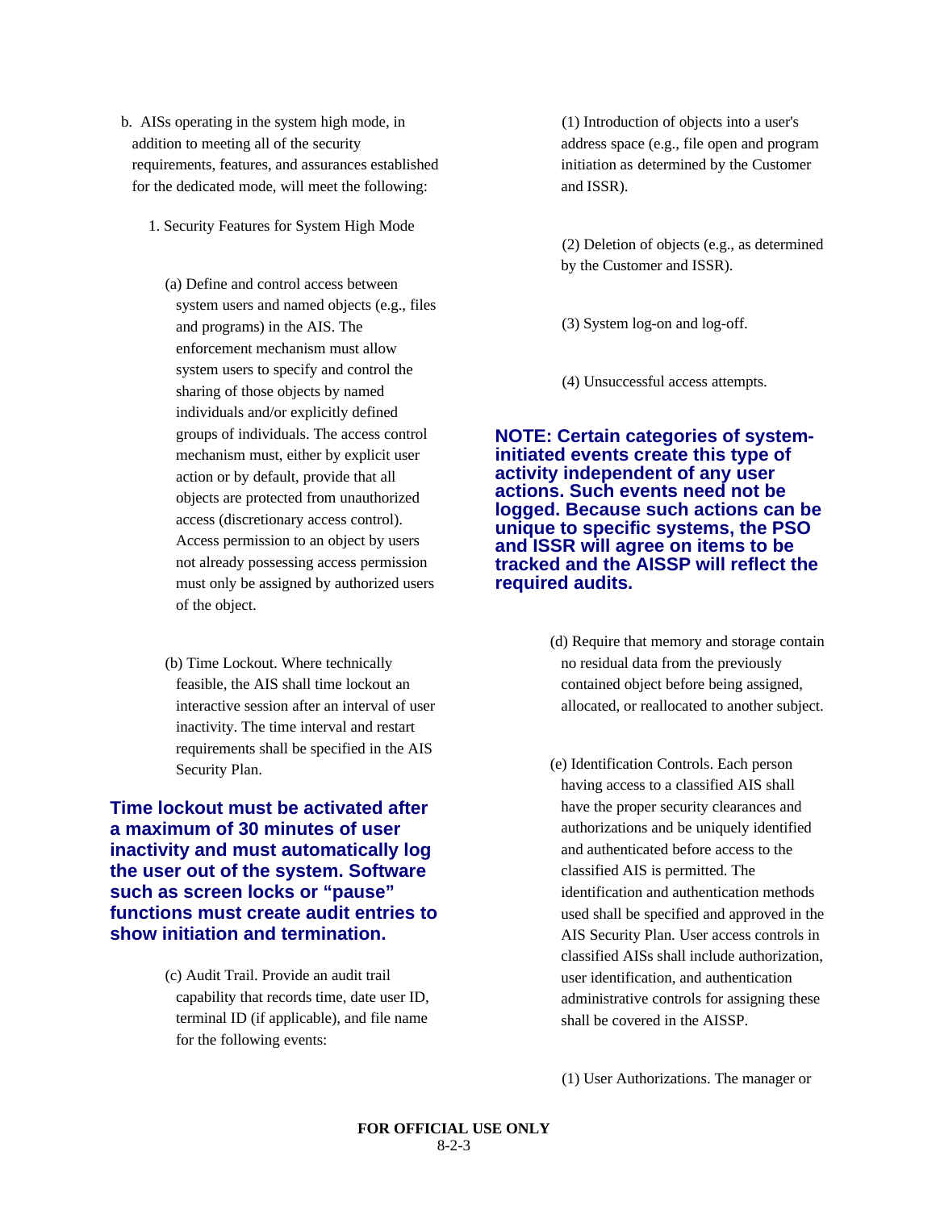b. AISs operating in the system high mode, in addition to meeting all of the security requirements, features, and assurances established for the dedicated mode, will meet the following:

1. Security Features for System High Mode

(a) Define and control access between system users and named objects (e.g., files and programs) in the AIS. The enforcement mechanism must allow system users to specify and control the sharing of those objects by named individuals and/or explicitly defined groups of individuals. The access control mechanism must, either by explicit user action or by default, provide that all objects are protected from unauthorized access (discretionary access control). Access permission to an object by users not already possessing access permission must only be assigned by authorized users of the object.

(b) Time Lockout. Where technically feasible, the AIS shall time lockout an interactive session after an interval of user inactivity. The time interval and restart requirements shall be specified in the AIS Security Plan.

**Time lockout must be activated after a maximum of 30 minutes of user inactivity and must automatically log the user out of the system. Software such as screen locks or "pause" functions must create audit entries to show initiation and termination.**

(c) Audit Trail. Provide an audit trail capability that records time, date user ID, terminal ID (if applicable), and file name for the following events:

(1) Introduction of objects into a user's address space (e.g., file open and program initiation as determined by the Customer and ISSR).

(2) Deletion of objects (e.g., as determined by the Customer and ISSR).

(3) System log-on and log-off.

(4) Unsuccessful access attempts.

**NOTE: Certain categories of system-initiated events create this type of activity independent of any user actions. Such events need not be logged. Because such actions can be unique to specific systems, the PSO and ISSR will agree on items to be tracked and the AISSP will reflect the required audits.**

(d) Require that memory and storage contain no residual data from the previously contained object before being assigned, allocated, or reallocated to another subject.

(e) Identification Controls. Each person having access to a classified AIS shall have the proper security clearances and authorizations and be uniquely identified and authenticated before access to the classified AIS is permitted. The identification and authentication methods used shall be specified and approved in the AIS Security Plan. User access controls in classified AISs shall include authorization, user identification, and authentication administrative controls for assigning these shall be covered in the AISSP.

(1) User Authorizations. The manager or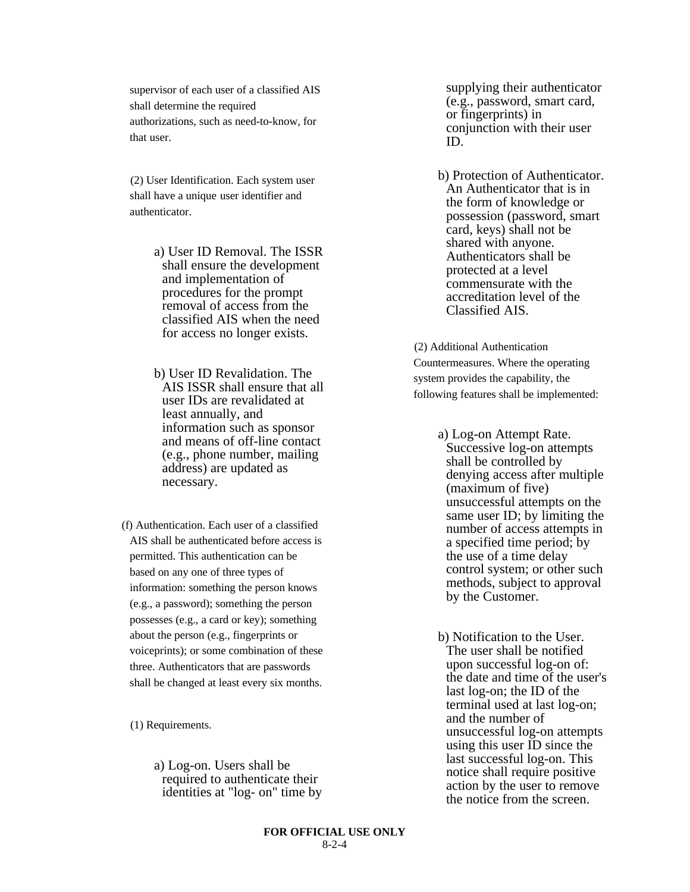supervisor of each user of a classified AIS shall determine the required authorizations, such as need-to-know, for that user.

(2) User Identification. Each system user shall have a unique user identifier and authenticator.

a) User ID Removal. The ISSR shall ensure the development and implementation of procedures for the prompt removal of access from the classified AIS when the need for access no longer exists.

b) User ID Revalidation. The AIS ISSR shall ensure that all user IDs are revalidated at least annually, and information such as sponsor and means of off-line contact (e.g., phone number, mailing address) are updated as necessary.

(f) Authentication. Each user of a classified AIS shall be authenticated before access is permitted. This authentication can be based on any one of three types of information: something the person knows (e.g., a password); something the person possesses (e.g., a card or key); something about the person (e.g., fingerprints or voiceprints); or some combination of these three. Authenticators that are passwords shall be changed at least every six months.

(1) Requirements.

a) Log-on. Users shall be required to authenticate their identities at "log- on" time by supplying their authenticator (e.g., password, smart card, or fingerprints) in conjunction with their user ID.

b) Protection of Authenticator. An Authenticator that is in the form of knowledge or possession (password, smart card, keys) shall not be shared with anyone. Authenticators shall be protected at a level commensurate with the accreditation level of the Classified AIS.

(2) Additional Authentication Countermeasures. Where the operating system provides the capability, the following features shall be implemented:

a) Log-on Attempt Rate. Successive log-on attempts shall be controlled by denying access after multiple (maximum of five) unsuccessful attempts on the same user ID; by limiting the number of access attempts in a specified time period; by the use of a time delay control system; or other such methods, subject to approval by the Customer.

b) Notification to the User. The user shall be notified upon successful log-on of: the date and time of the user's last log-on; the ID of the terminal used at last log-on; and the number of unsuccessful log-on attempts using this user ID since the last successful log-on. This notice shall require positive action by the user to remove the notice from the screen.

**FOR OFFICIAL USE ONLY**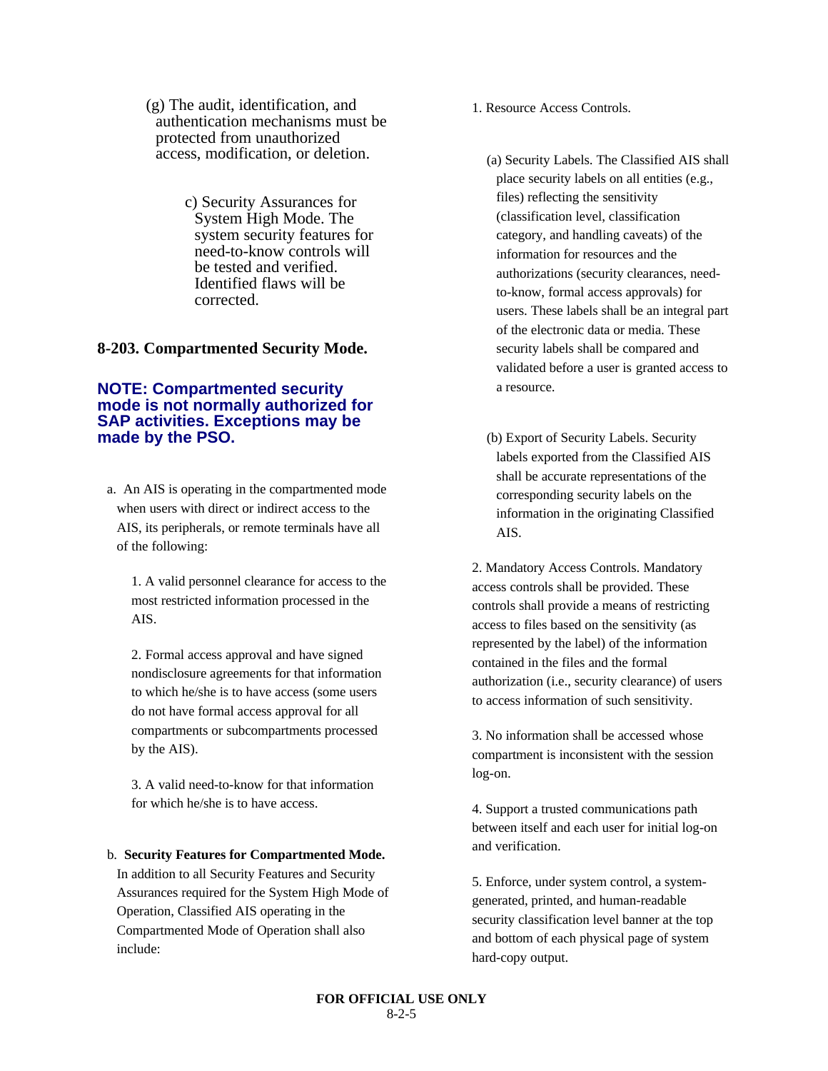(g) The audit, identification, and authentication mechanisms must be protected from unauthorized access, modification, or deletion.

c) Security Assurances for System High Mode. The system security features for need-to-know controls will be tested and verified. Identified flaws will be corrected.

## 8-203. Compartmented Security Mode.

**NOTE: Compartmented security mode is not normally authorized for SAP activities. Exceptions may be made by the PSO.**

a. An AIS is operating in the compartmented mode when users with direct or indirect access to the AIS, its peripherals, or remote terminals have all of the following:

1. A valid personnel clearance for access to the most restricted information processed in the AIS.

2. Formal access approval and have signed nondisclosure agreements for that information to which he/she is to have access (some users do not have formal access approval for all compartments or subcompartments processed by the AIS).

3. A valid need-to-know for that information for which he/she is to have access.

b. **Security Features for Compartmented Mode.** In addition to all Security Features and Security Assurances required for the System High Mode of Operation, Classified AIS operating in the Compartmented Mode of Operation shall also include:

1. Resource Access Controls.

(a) Security Labels. The Classified AIS shall place security labels on all entities (e.g., files) reflecting the sensitivity (classification level, classification category, and handling caveats) of the information for resources and the authorizations (security clearances, need-to-know, formal access approvals) for users. These labels shall be an integral part of the electronic data or media. These security labels shall be compared and validated before a user is granted access to a resource.

(b) Export of Security Labels. Security labels exported from the Classified AIS shall be accurate representations of the corresponding security labels on the information in the originating Classified AIS.

2. Mandatory Access Controls. Mandatory access controls shall be provided. These controls shall provide a means of restricting access to files based on the sensitivity (as represented by the label) of the information contained in the files and the formal authorization (i.e., security clearance) of users to access information of such sensitivity.

3. No information shall be accessed whose compartment is inconsistent with the session log-on.

4. Support a trusted communications path between itself and each user for initial log-on and verification.

5. Enforce, under system control, a system-generated, printed, and human-readable security classification level banner at the top and bottom of each physical page of system hard-copy output.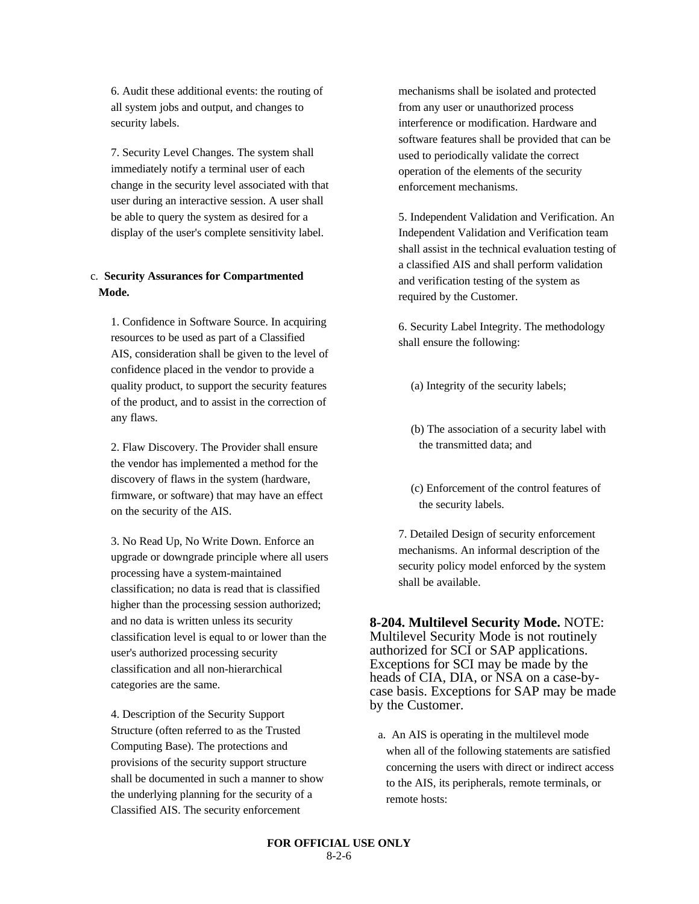6. Audit these additional events: the routing of all system jobs and output, and changes to security labels.

7. Security Level Changes. The system shall immediately notify a terminal user of each change in the security level associated with that user during an interactive session. A user shall be able to query the system as desired for a display of the user's complete sensitivity label.

c. **Security Assurances for Compartmented Mode.**

1. Confidence in Software Source. In acquiring resources to be used as part of a Classified AIS, consideration shall be given to the level of confidence placed in the vendor to provide a quality product, to support the security features of the product, and to assist in the correction of any flaws.

2. Flaw Discovery. The Provider shall ensure the vendor has implemented a method for the discovery of flaws in the system (hardware, firmware, or software) that may have an effect on the security of the AIS.

3. No Read Up, No Write Down. Enforce an upgrade or downgrade principle where all users processing have a system-maintained classification; no data is read that is classified higher than the processing session authorized; and no data is written unless its security classification level is equal to or lower than the user's authorized processing security classification and all non-hierarchical categories are the same.

4. Description of the Security Support Structure (often referred to as the Trusted Computing Base). The protections and provisions of the security support structure shall be documented in such a manner to show the underlying planning for the security of a Classified AIS. The security enforcement mechanisms shall be isolated and protected from any user or unauthorized process interference or modification. Hardware and software features shall be provided that can be used to periodically validate the correct operation of the elements of the security enforcement mechanisms.

5. Independent Validation and Verification. An Independent Validation and Verification team shall assist in the technical evaluation testing of a classified AIS and shall perform validation and verification testing of the system as required by the Customer.

6. Security Label Integrity. The methodology shall ensure the following:

(a) Integrity of the security labels;

(b) The association of a security label with the transmitted data; and

(c) Enforcement of the control features of the security labels.

7. Detailed Design of security enforcement mechanisms. An informal description of the security policy model enforced by the system shall be available.

**8-204. Multilevel Security Mode.** NOTE: Multilevel Security Mode is not routinely authorized for SCI or SAP applications. Exceptions for SCI may be made by the heads of CIA, DIA, or NSA on a case-by-case basis. Exceptions for SAP may be made by the Customer.

a. An AIS is operating in the multilevel mode when all of the following statements are satisfied concerning the users with direct or indirect access to the AIS, its peripherals, remote terminals, or remote hosts: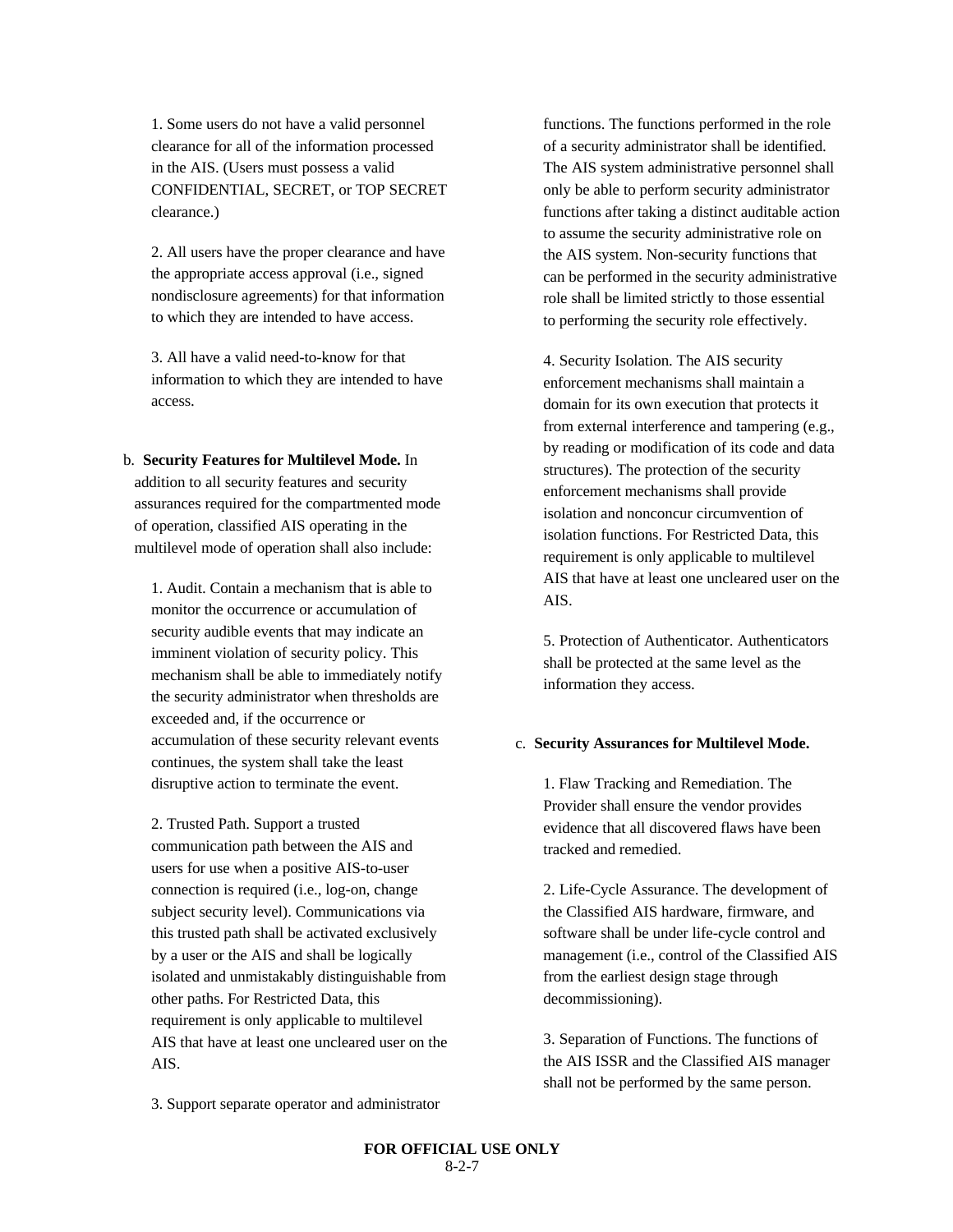1. Some users do not have a valid personnel clearance for all of the information processed in the AIS. (Users must possess a valid CONFIDENTIAL, SECRET, or TOP SECRET clearance.)

2. All users have the proper clearance and have the appropriate access approval (i.e., signed nondisclosure agreements) for that information to which they are intended to have access.

3. All have a valid need-to-know for that information to which they are intended to have access.

b. **Security Features for Multilevel Mode.** In addition to all security features and security assurances required for the compartmented mode of operation, classified AIS operating in the multilevel mode of operation shall also include:

1. Audit. Contain a mechanism that is able to monitor the occurrence or accumulation of security audible events that may indicate an imminent violation of security policy. This mechanism shall be able to immediately notify the security administrator when thresholds are exceeded and, if the occurrence or accumulation of these security relevant events continues, the system shall take the least disruptive action to terminate the event.

2. Trusted Path. Support a trusted communication path between the AIS and users for use when a positive AIS-to-user connection is required (i.e., log-on, change subject security level). Communications via this trusted path shall be activated exclusively by a user or the AIS and shall be logically isolated and unmistakably distinguishable from other paths. For Restricted Data, this requirement is only applicable to multilevel AIS that have at least one uncleared user on the AIS.

3. Support separate operator and administrator functions. The functions performed in the role of a security administrator shall be identified. The AIS system administrative personnel shall only be able to perform security administrator functions after taking a distinct auditable action to assume the security administrative role on the AIS system. Non-security functions that can be performed in the security administrative role shall be limited strictly to those essential to performing the security role effectively.

4. Security Isolation. The AIS security enforcement mechanisms shall maintain a domain for its own execution that protects it from external interference and tampering (e.g., by reading or modification of its code and data structures). The protection of the security enforcement mechanisms shall provide isolation and nonconcur circumvention of isolation functions. For Restricted Data, this requirement is only applicable to multilevel AIS that have at least one uncleared user on the AIS.

5. Protection of Authenticator. Authenticators shall be protected at the same level as the information they access.

c. **Security Assurances for Multilevel Mode.**

1. Flaw Tracking and Remediation. The Provider shall ensure the vendor provides evidence that all discovered flaws have been tracked and remedied.

2. Life-Cycle Assurance. The development of the Classified AIS hardware, firmware, and software shall be under life-cycle control and management (i.e., control of the Classified AIS from the earliest design stage through decommissioning).

3. Separation of Functions. The functions of the AIS ISSR and the Classified AIS manager shall not be performed by the same person.

**FOR OFFICIAL USE ONLY**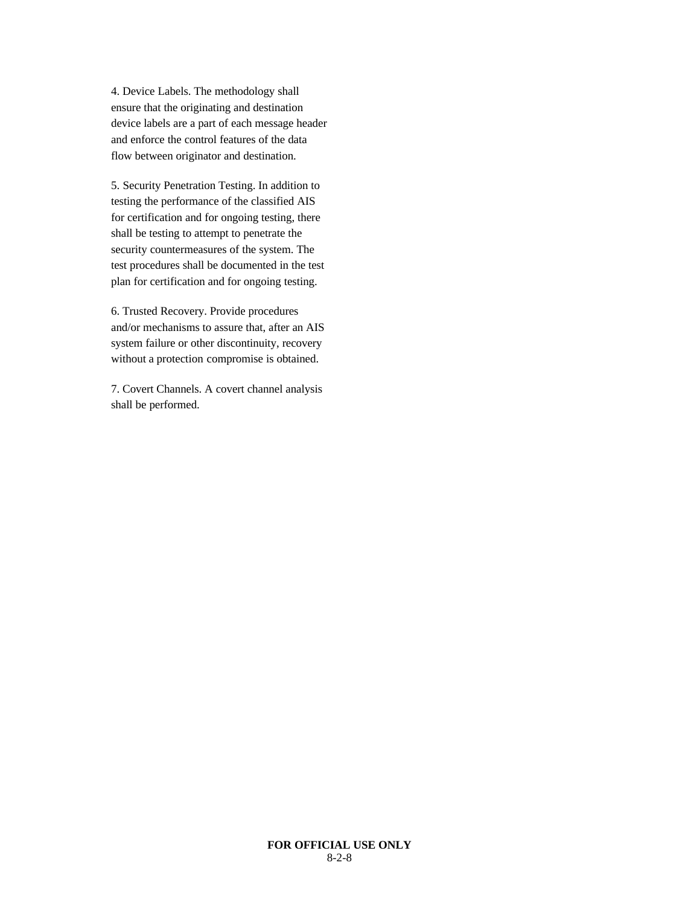4. Device Labels. The methodology shall ensure that the originating and destination device labels are a part of each message header and enforce the control features of the data flow between originator and destination.

5. Security Penetration Testing. In addition to testing the performance of the classified AIS for certification and for ongoing testing, there shall be testing to attempt to penetrate the security countermeasures of the system. The test procedures shall be documented in the test plan for certification and for ongoing testing.

6. Trusted Recovery. Provide procedures and/or mechanisms to assure that, after an AIS system failure or other discontinuity, recovery without a protection compromise is obtained.

7. Covert Channels. A covert channel analysis shall be performed.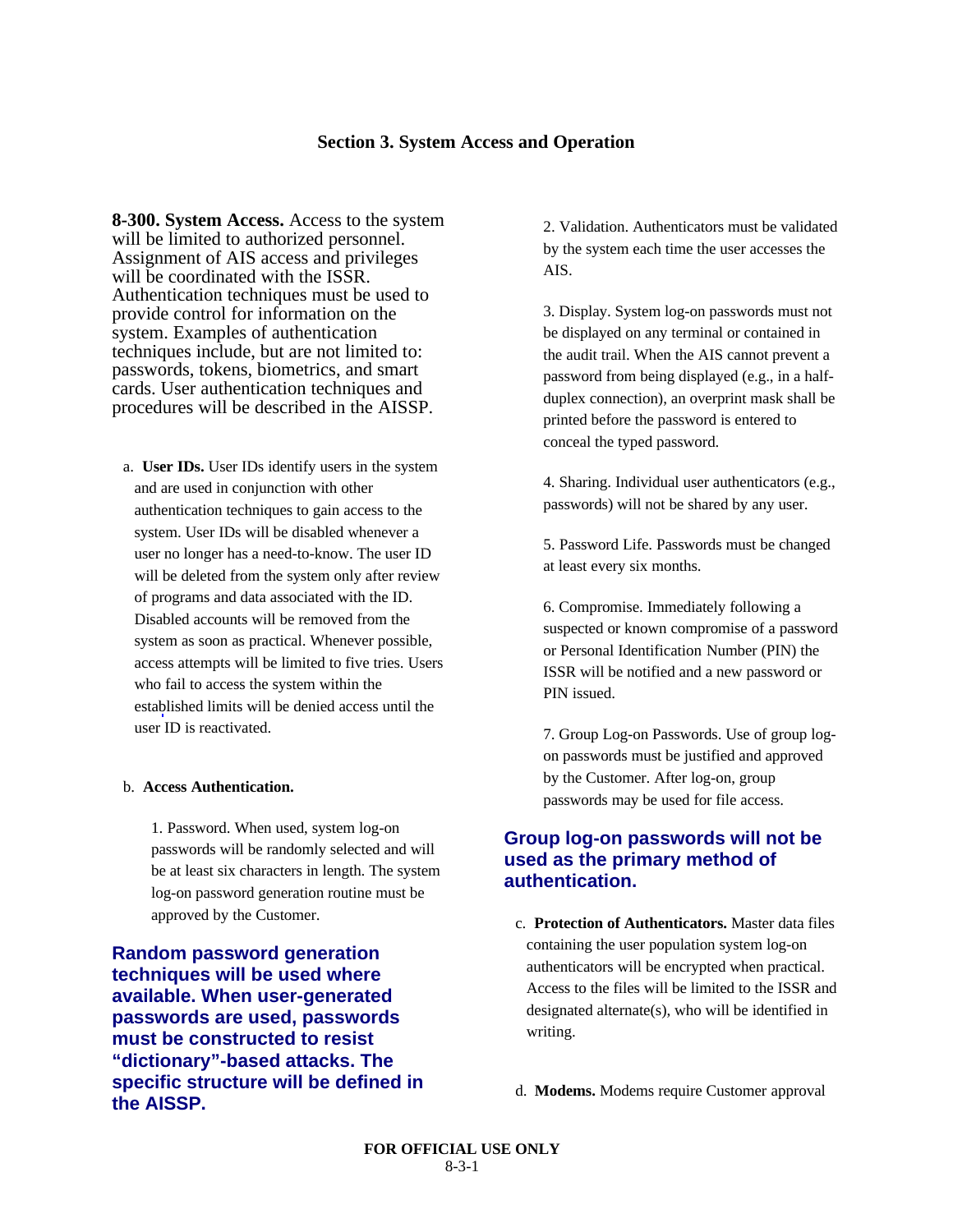## Section 3. System Access and Operation

**8-300. System Access.** Access to the system will be limited to authorized personnel. Assignment of AIS access and privileges will be coordinated with the ISSR. Authentication techniques must be used to provide control for information on the system. Examples of authentication techniques include, but are not limited to: passwords, tokens, biometrics, and smart cards. User authentication techniques and procedures will be described in the AISSP.

a. **User IDs.** User IDs identify users in the system and are used in conjunction with other authentication techniques to gain access to the system. User IDs will be disabled whenever a user no longer has a need-to-know. The user ID will be deleted from the system only after review of programs and data associated with the ID. Disabled accounts will be removed from the system as soon as practical. Whenever possible, access attempts will be limited to five tries. Users who fail to access the system within the established limits will be denied access until the user ID is reactivated.

b. **Access Authentication.**

1. Password. When used, system log-on passwords will be randomly selected and will be at least six characters in length. The system log-on password generation routine must be approved by the Customer.

**Random password generation techniques will be used where available. When user-generated passwords are used, passwords must be constructed to resist "dictionary"-based attacks. The specific structure will be defined in the AISSP.**

2. Validation. Authenticators must be validated by the system each time the user accesses the AIS.

3. Display. System log-on passwords must not be displayed on any terminal or contained in the audit trail. When the AIS cannot prevent a password from being displayed (e.g., in a half-duplex connection), an overprint mask shall be printed before the password is entered to conceal the typed password.

4. Sharing. Individual user authenticators (e.g., passwords) will not be shared by any user.

5. Password Life. Passwords must be changed at least every six months.

6. Compromise. Immediately following a suspected or known compromise of a password or Personal Identification Number (PIN) the ISSR will be notified and a new password or PIN issued.

7. Group Log-on Passwords. Use of group log-on passwords must be justified and approved by the Customer. After log-on, group passwords may be used for file access.

**Group log-on passwords will not be used as the primary method of authentication.**

c. **Protection of Authenticators.** Master data files containing the user population system log-on authenticators will be encrypted when practical. Access to the files will be limited to the ISSR and designated alternate(s), who will be identified in writing.

d. **Modems.** Modems require Customer approval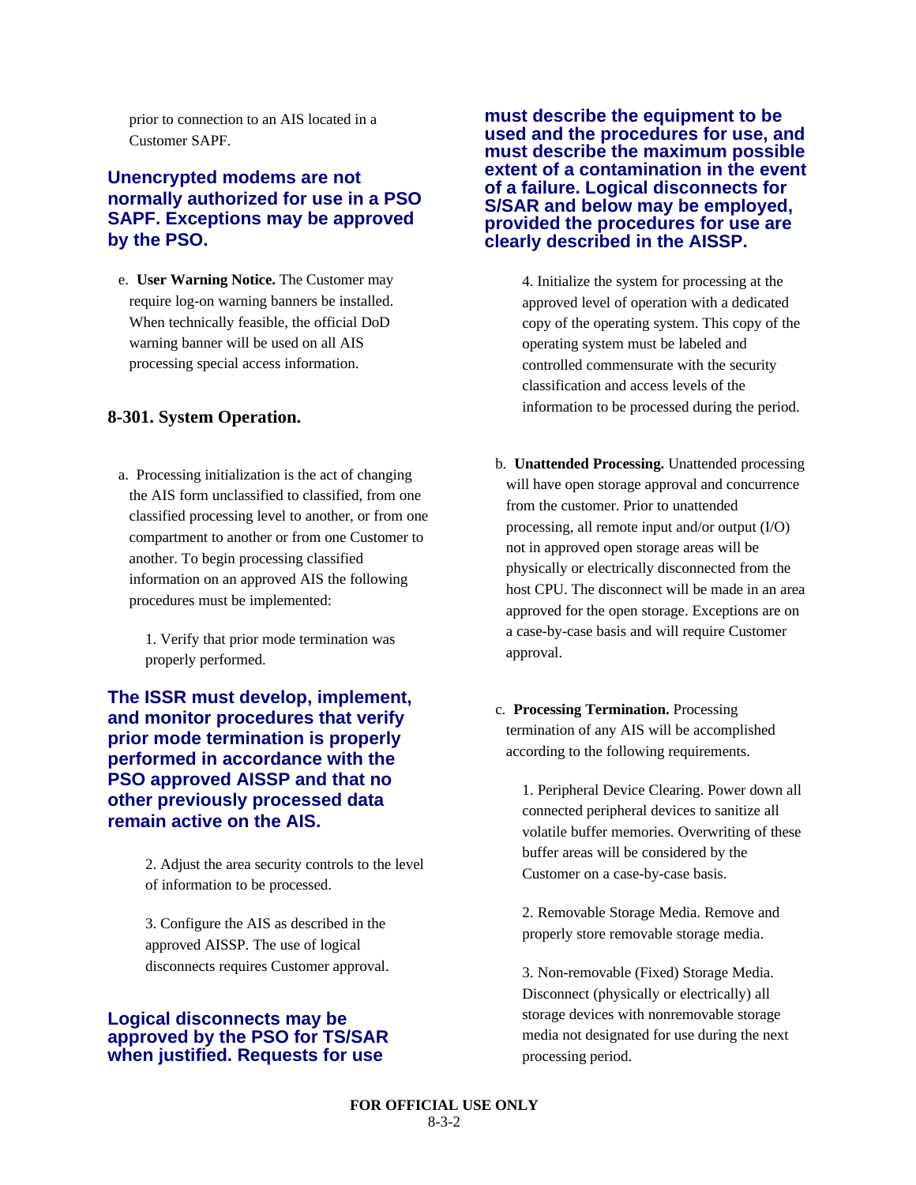prior to connection to an AIS located in a Customer SAPF.

**Unencrypted modems are not normally authorized for use in a PSO SAPF. Exceptions may be approved by the PSO.**

e. **User Warning Notice.** The Customer may require log-on warning banners be installed. When technically feasible, the official DoD warning banner will be used on all AIS processing special access information.

### 8-301. System Operation.

a. Processing initialization is the act of changing the AIS form unclassified to classified, from one classified processing level to another, or from one compartment to another or from one Customer to another. To begin processing classified information on an approved AIS the following procedures must be implemented:

1. Verify that prior mode termination was properly performed.

**The ISSR must develop, implement, and monitor procedures that verify prior mode termination is properly performed in accordance with the PSO approved AISSP and that no other previously processed data remain active on the AIS.**

2. Adjust the area security controls to the level of information to be processed.

3. Configure the AIS as described in the approved AISSP. The use of logical disconnects requires Customer approval.

**Logical disconnects may be approved by the PSO for TS/SAR when justified. Requests for use must describe the equipment to be used and the procedures for use, and must describe the maximum possible extent of a contamination in the event of a failure. Logical disconnects for S/SAR and below may be employed, provided the procedures for use are clearly described in the AISSP.**

4. Initialize the system for processing at the approved level of operation with a dedicated copy of the operating system. This copy of the operating system must be labeled and controlled commensurate with the security classification and access levels of the information to be processed during the period.

b. **Unattended Processing.** Unattended processing will have open storage approval and concurrence from the customer. Prior to unattended processing, all remote input and/or output (I/O) not in approved open storage areas will be physically or electrically disconnected from the host CPU. The disconnect will be made in an area approved for the open storage. Exceptions are on a case-by-case basis and will require Customer approval.

c. **Processing Termination.** Processing termination of any AIS will be accomplished according to the following requirements.

1. Peripheral Device Clearing. Power down all connected peripheral devices to sanitize all volatile buffer memories. Overwriting of these buffer areas will be considered by the Customer on a case-by-case basis.

2. Removable Storage Media. Remove and properly store removable storage media.

3. Non-removable (Fixed) Storage Media. Disconnect (physically or electrically) all storage devices with nonremovable storage media not designated for use during the next processing period.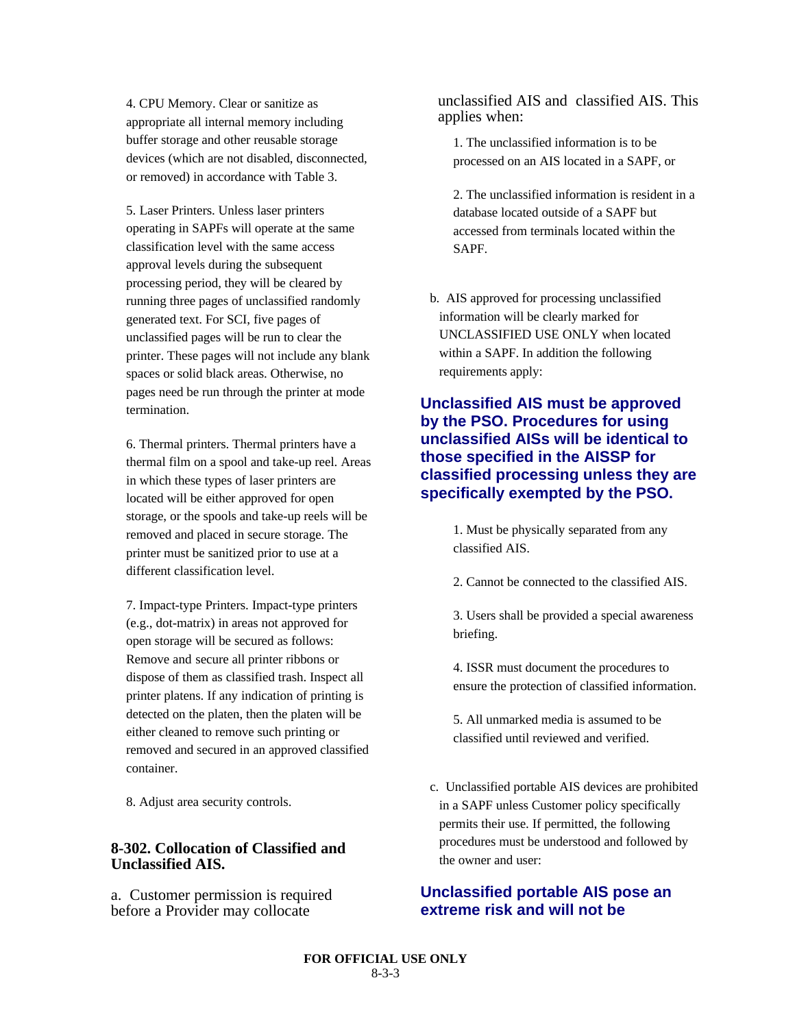4. CPU Memory. Clear or sanitize as appropriate all internal memory including buffer storage and other reusable storage devices (which are not disabled, disconnected, or removed) in accordance with Table 3.

5. Laser Printers. Unless laser printers operating in SAPFs will operate at the same classification level with the same access approval levels during the subsequent processing period, they will be cleared by running three pages of unclassified randomly generated text. For SCI, five pages of unclassified pages will be run to clear the printer. These pages will not include any blank spaces or solid black areas. Otherwise, no pages need be run through the printer at mode termination.

6. Thermal printers. Thermal printers have a thermal film on a spool and take-up reel. Areas in which these types of laser printers are located will be either approved for open storage, or the spools and take-up reels will be removed and placed in secure storage. The printer must be sanitized prior to use at a different classification level.

7. Impact-type Printers. Impact-type printers (e.g., dot-matrix) in areas not approved for open storage will be secured as follows: Remove and secure all printer ribbons or dispose of them as classified trash. Inspect all printer platens. If any indication of printing is detected on the platen, then the platen will be either cleaned to remove such printing or removed and secured in an approved classified container.

8. Adjust area security controls.

### 8-302. Collocation of Classified and Unclassified AIS.

a. Customer permission is required before a Provider may collocate unclassified AIS and classified AIS. This applies when:

1. The unclassified information is to be processed on an AIS located in a SAPF, or

2. The unclassified information is resident in a database located outside of a SAPF but accessed from terminals located within the SAPF.

b. AIS approved for processing unclassified information will be clearly marked for UNCLASSIFIED USE ONLY when located within a SAPF. In addition the following requirements apply:

**Unclassified AIS must be approved by the PSO. Procedures for using unclassified AISs will be identical to those specified in the AISSP for classified processing unless they are specifically exempted by the PSO.**

1. Must be physically separated from any classified AIS.

2. Cannot be connected to the classified AIS.

3. Users shall be provided a special awareness briefing.

4. ISSR must document the procedures to ensure the protection of classified information.

5. All unmarked media is assumed to be classified until reviewed and verified.

c. Unclassified portable AIS devices are prohibited in a SAPF unless Customer policy specifically permits their use. If permitted, the following procedures must be understood and followed by the owner and user:

**Unclassified portable AIS pose an extreme risk and will not be**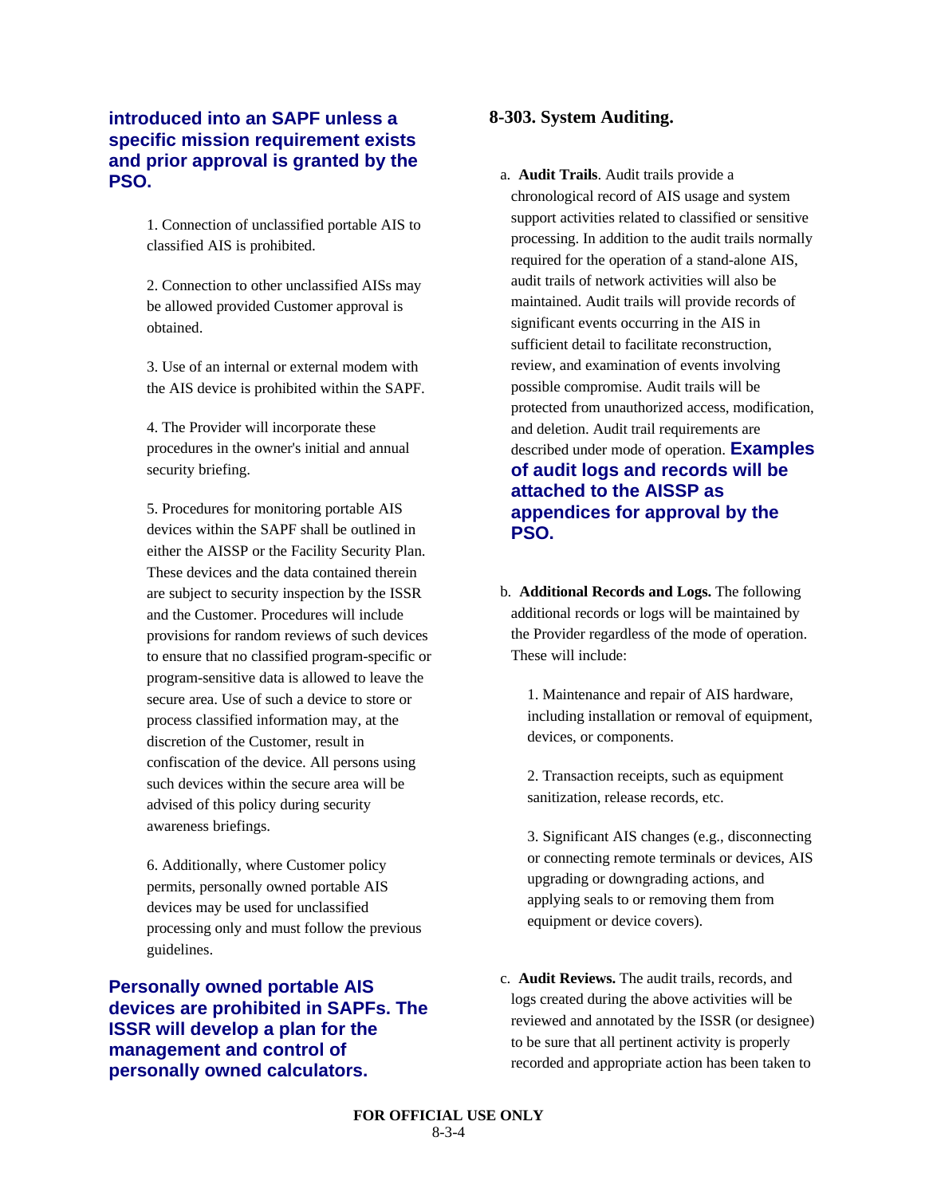**introduced into an SAPF unless a specific mission requirement exists and prior approval is granted by the PSO.**

1. Connection of unclassified portable AIS to classified AIS is prohibited.

2. Connection to other unclassified AISs may be allowed provided Customer approval is obtained.

3. Use of an internal or external modem with the AIS device is prohibited within the SAPF.

4. The Provider will incorporate these procedures in the owner's initial and annual security briefing.

5. Procedures for monitoring portable AIS devices within the SAPF shall be outlined in either the AISSP or the Facility Security Plan. These devices and the data contained therein are subject to security inspection by the ISSR and the Customer. Procedures will include provisions for random reviews of such devices to ensure that no classified program-specific or program-sensitive data is allowed to leave the secure area. Use of such a device to store or process classified information may, at the discretion of the Customer, result in confiscation of the device. All persons using such devices within the secure area will be advised of this policy during security awareness briefings.

6. Additionally, where Customer policy permits, personally owned portable AIS devices may be used for unclassified processing only and must follow the previous guidelines.

**Personally owned portable AIS devices are prohibited in SAPFs. The ISSR will develop a plan for the management and control of personally owned calculators.**

### 8-303. System Auditing.

a. **Audit Trails**. Audit trails provide a chronological record of AIS usage and system support activities related to classified or sensitive processing. In addition to the audit trails normally required for the operation of a stand-alone AIS, audit trails of network activities will also be maintained. Audit trails will provide records of significant events occurring in the AIS in sufficient detail to facilitate reconstruction, review, and examination of events involving possible compromise. Audit trails will be protected from unauthorized access, modification, and deletion. Audit trail requirements are described under mode of operation. **Examples of audit logs and records will be attached to the AISSP as appendices for approval by the PSO.**

b. **Additional Records and Logs.** The following additional records or logs will be maintained by the Provider regardless of the mode of operation. These will include:

1. Maintenance and repair of AIS hardware, including installation or removal of equipment, devices, or components.

2. Transaction receipts, such as equipment sanitization, release records, etc.

3. Significant AIS changes (e.g., disconnecting or connecting remote terminals or devices, AIS upgrading or downgrading actions, and applying seals to or removing them from equipment or device covers).

c. **Audit Reviews.** The audit trails, records, and logs created during the above activities will be reviewed and annotated by the ISSR (or designee) to be sure that all pertinent activity is properly recorded and appropriate action has been taken to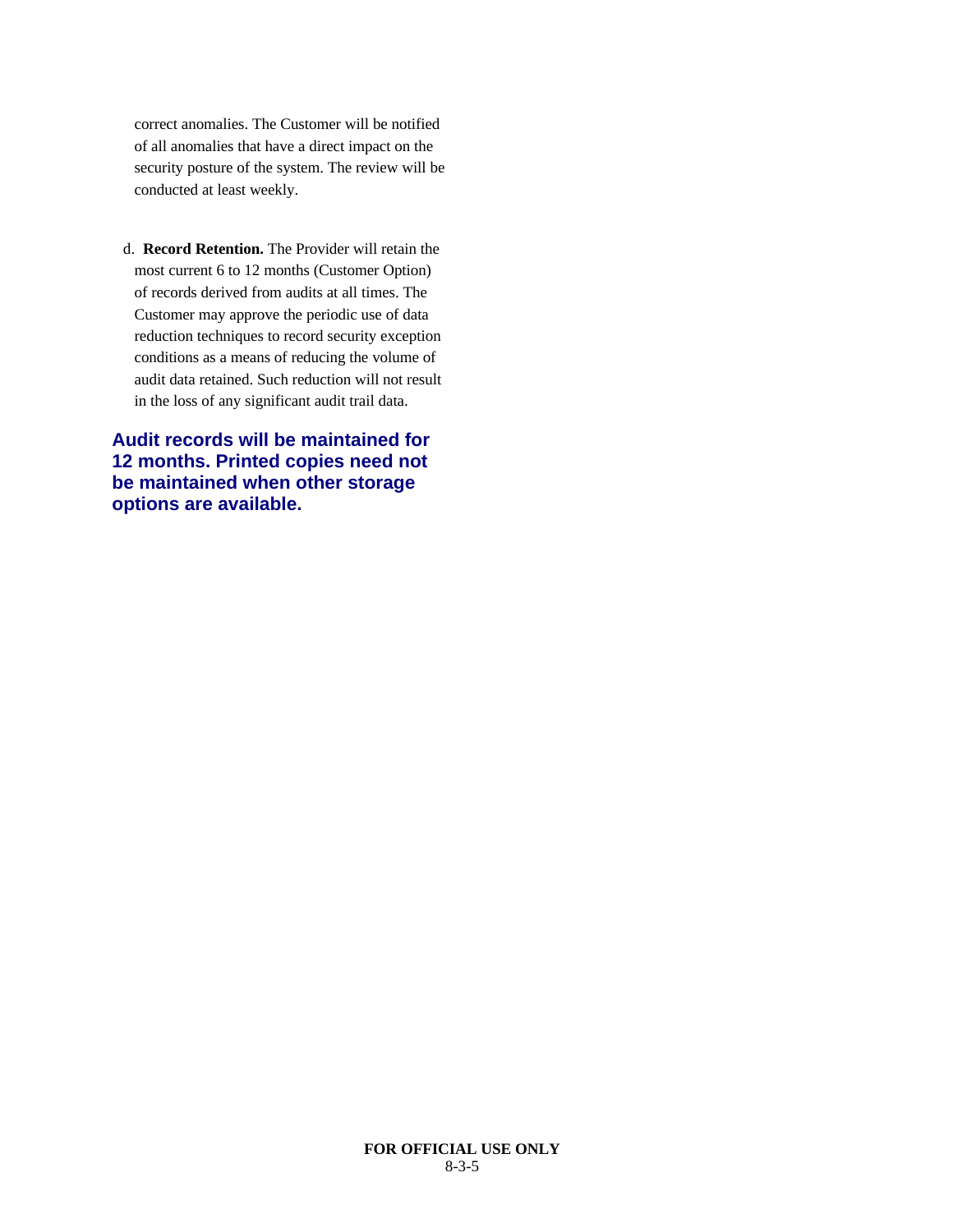correct anomalies. The Customer will be notified of all anomalies that have a direct impact on the security posture of the system. The review will be conducted at least weekly.

d. **Record Retention.** The Provider will retain the most current 6 to 12 months (Customer Option) of records derived from audits at all times. The Customer may approve the periodic use of data reduction techniques to record security exception conditions as a means of reducing the volume of audit data retained. Such reduction will not result in the loss of any significant audit trail data.

**Audit records will be maintained for 12 months. Printed copies need not be maintained when other storage options are available.**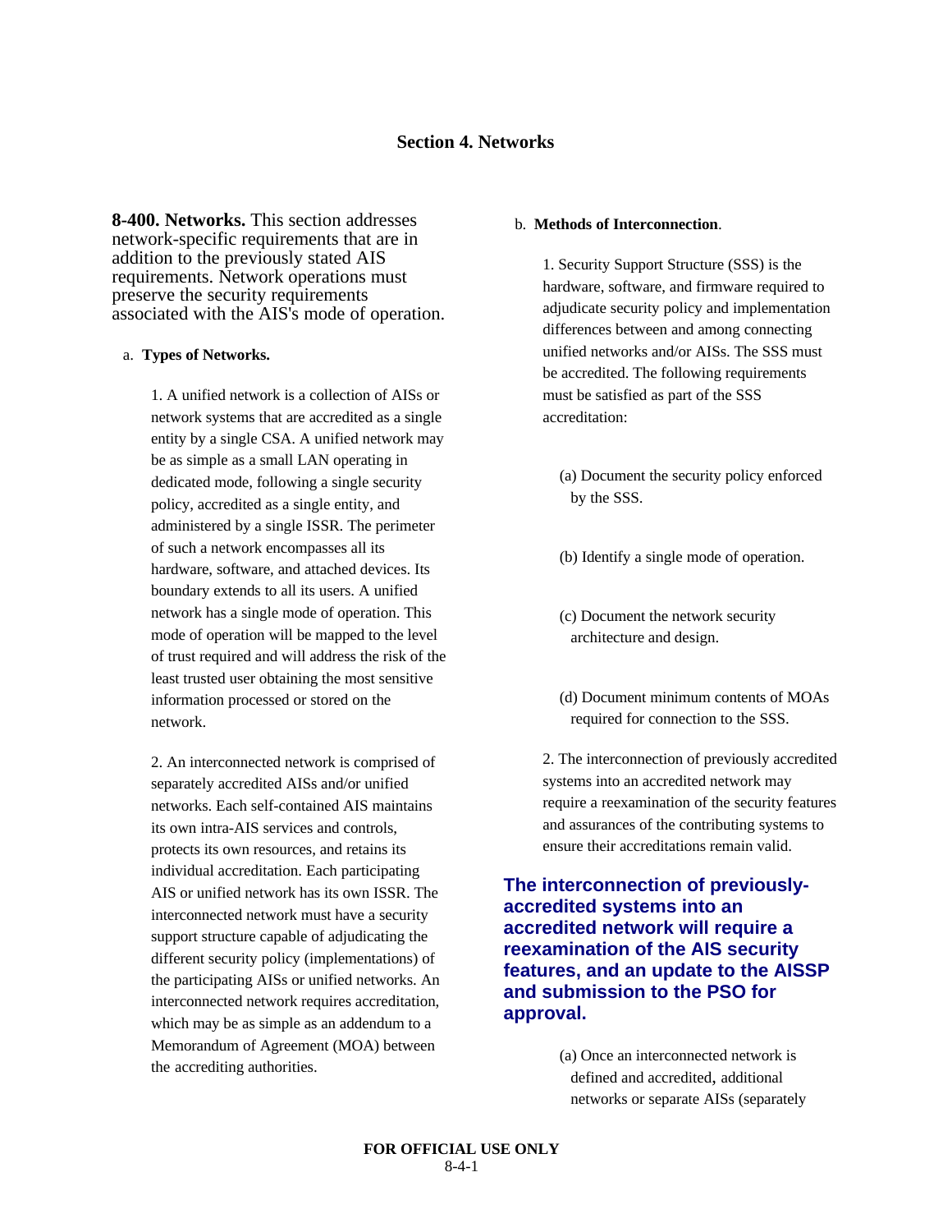## Section 4. Networks

**8-400. Networks.** This section addresses network-specific requirements that are in addition to the previously stated AIS requirements. Network operations must preserve the security requirements associated with the AIS's mode of operation.

a. **Types of Networks.**

1. A unified network is a collection of AISs or network systems that are accredited as a single entity by a single CSA. A unified network may be as simple as a small LAN operating in dedicated mode, following a single security policy, accredited as a single entity, and administered by a single ISSR. The perimeter of such a network encompasses all its hardware, software, and attached devices. Its boundary extends to all its users. A unified network has a single mode of operation. This mode of operation will be mapped to the level of trust required and will address the risk of the least trusted user obtaining the most sensitive information processed or stored on the network.

2. An interconnected network is comprised of separately accredited AISs and/or unified networks. Each self-contained AIS maintains its own intra-AIS services and controls, protects its own resources, and retains its individual accreditation. Each participating AIS or unified network has its own ISSR. The interconnected network must have a security support structure capable of adjudicating the different security policy (implementations) of the participating AISs or unified networks. An interconnected network requires accreditation, which may be as simple as an addendum to a Memorandum of Agreement (MOA) between the accrediting authorities.

b. **Methods of Interconnection**.

1. Security Support Structure (SSS) is the hardware, software, and firmware required to adjudicate security policy and implementation differences between and among connecting unified networks and/or AISs. The SSS must be accredited. The following requirements must be satisfied as part of the SSS accreditation:

(a) Document the security policy enforced by the SSS.

(b) Identify a single mode of operation.

(c) Document the network security architecture and design.

(d) Document minimum contents of MOAs required for connection to the SSS.

2. The interconnection of previously accredited systems into an accredited network may require a reexamination of the security features and assurances of the contributing systems to ensure their accreditations remain valid.

**The interconnection of previously-accredited systems into an accredited network will require a reexamination of the AIS security features, and an update to the AISSP and submission to the PSO for approval.**

(a) Once an interconnected network is defined and accredited, additional networks or separate AISs (separately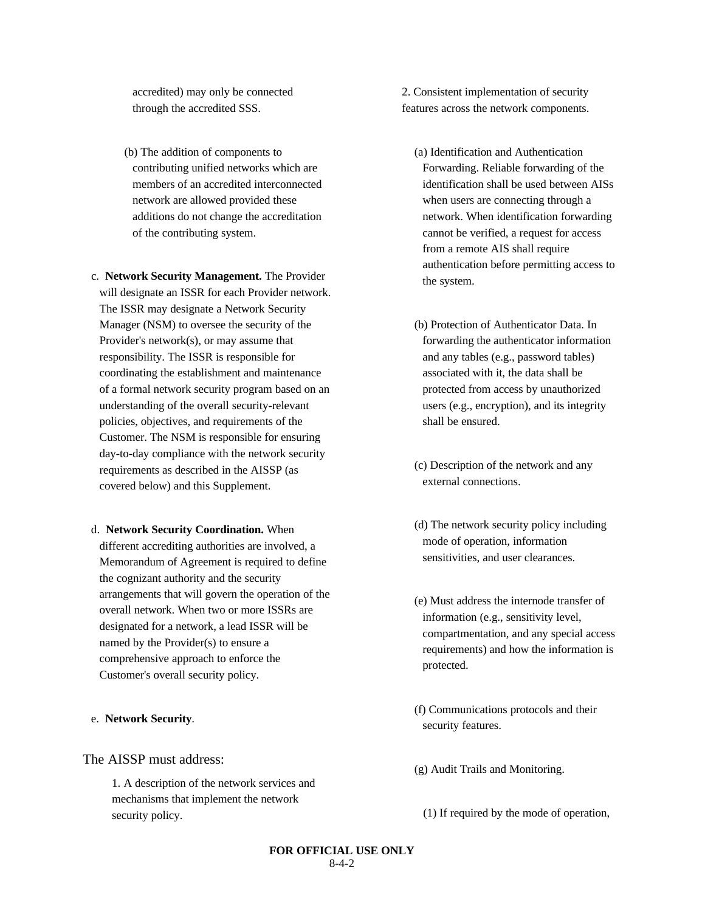accredited) may only be connected through the accredited SSS.

(b) The addition of components to contributing unified networks which are members of an accredited interconnected network are allowed provided these additions do not change the accreditation of the contributing system.

c. **Network Security Management.** The Provider will designate an ISSR for each Provider network. The ISSR may designate a Network Security Manager (NSM) to oversee the security of the Provider's network(s), or may assume that responsibility. The ISSR is responsible for coordinating the establishment and maintenance of a formal network security program based on an understanding of the overall security-relevant policies, objectives, and requirements of the Customer. The NSM is responsible for ensuring day-to-day compliance with the network security requirements as described in the AISSP (as covered below) and this Supplement.

d. **Network Security Coordination.** When different accrediting authorities are involved, a Memorandum of Agreement is required to define the cognizant authority and the security arrangements that will govern the operation of the overall network. When two or more ISSRs are designated for a network, a lead ISSR will be named by the Provider(s) to ensure a comprehensive approach to enforce the Customer's overall security policy.

e. **Network Security**.

The AISSP must address:

1. A description of the network services and mechanisms that implement the network security policy.

2. Consistent implementation of security features across the network components.

(a) Identification and Authentication Forwarding. Reliable forwarding of the identification shall be used between AISs when users are connecting through a network. When identification forwarding cannot be verified, a request for access from a remote AIS shall require authentication before permitting access to the system.

(b) Protection of Authenticator Data. In forwarding the authenticator information and any tables (e.g., password tables) associated with it, the data shall be protected from access by unauthorized users (e.g., encryption), and its integrity shall be ensured.

(c) Description of the network and any external connections.

(d) The network security policy including mode of operation, information sensitivities, and user clearances.

(e) Must address the internode transfer of information (e.g., sensitivity level, compartmentation, and any special access requirements) and how the information is protected.

(f) Communications protocols and their security features.

(g) Audit Trails and Monitoring.

(1) If required by the mode of operation,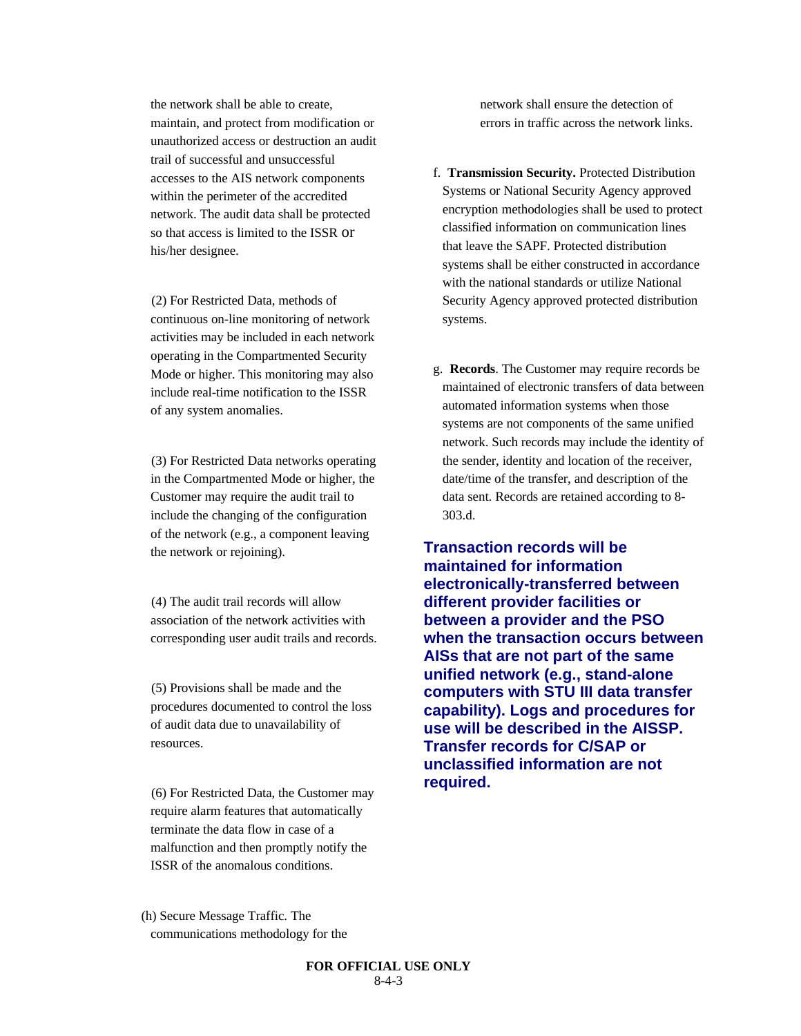the network shall be able to create, maintain, and protect from modification or unauthorized access or destruction an audit trail of successful and unsuccessful accesses to the AIS network components within the perimeter of the accredited network. The audit data shall be protected so that access is limited to the ISSR or his/her designee.

(2) For Restricted Data, methods of continuous on-line monitoring of network activities may be included in each network operating in the Compartmented Security Mode or higher. This monitoring may also include real-time notification to the ISSR of any system anomalies.

(3) For Restricted Data networks operating in the Compartmented Mode or higher, the Customer may require the audit trail to include the changing of the configuration of the network (e.g., a component leaving the network or rejoining).

(4) The audit trail records will allow association of the network activities with corresponding user audit trails and records.

(5) Provisions shall be made and the procedures documented to control the loss of audit data due to unavailability of resources.

(6) For Restricted Data, the Customer may require alarm features that automatically terminate the data flow in case of a malfunction and then promptly notify the ISSR of the anomalous conditions.

(h) Secure Message Traffic. The communications methodology for the network shall ensure the detection of errors in traffic across the network links.

f. **Transmission Security.** Protected Distribution Systems or National Security Agency approved encryption methodologies shall be used to protect classified information on communication lines that leave the SAPF. Protected distribution systems shall be either constructed in accordance with the national standards or utilize National Security Agency approved protected distribution systems.

g. **Records**. The Customer may require records be maintained of electronic transfers of data between automated information systems when those systems are not components of the same unified network. Such records may include the identity of the sender, identity and location of the receiver, date/time of the transfer, and description of the data sent. Records are retained according to 8-303.d.

**Transaction records will be maintained for information electronically-transferred between different provider facilities or between a provider and the PSO when the transaction occurs between AISs that are not part of the same unified network (e.g., stand-alone computers with STU III data transfer capability). Logs and procedures for use will be described in the AISSP. Transfer records for C/SAP or unclassified information are not required.**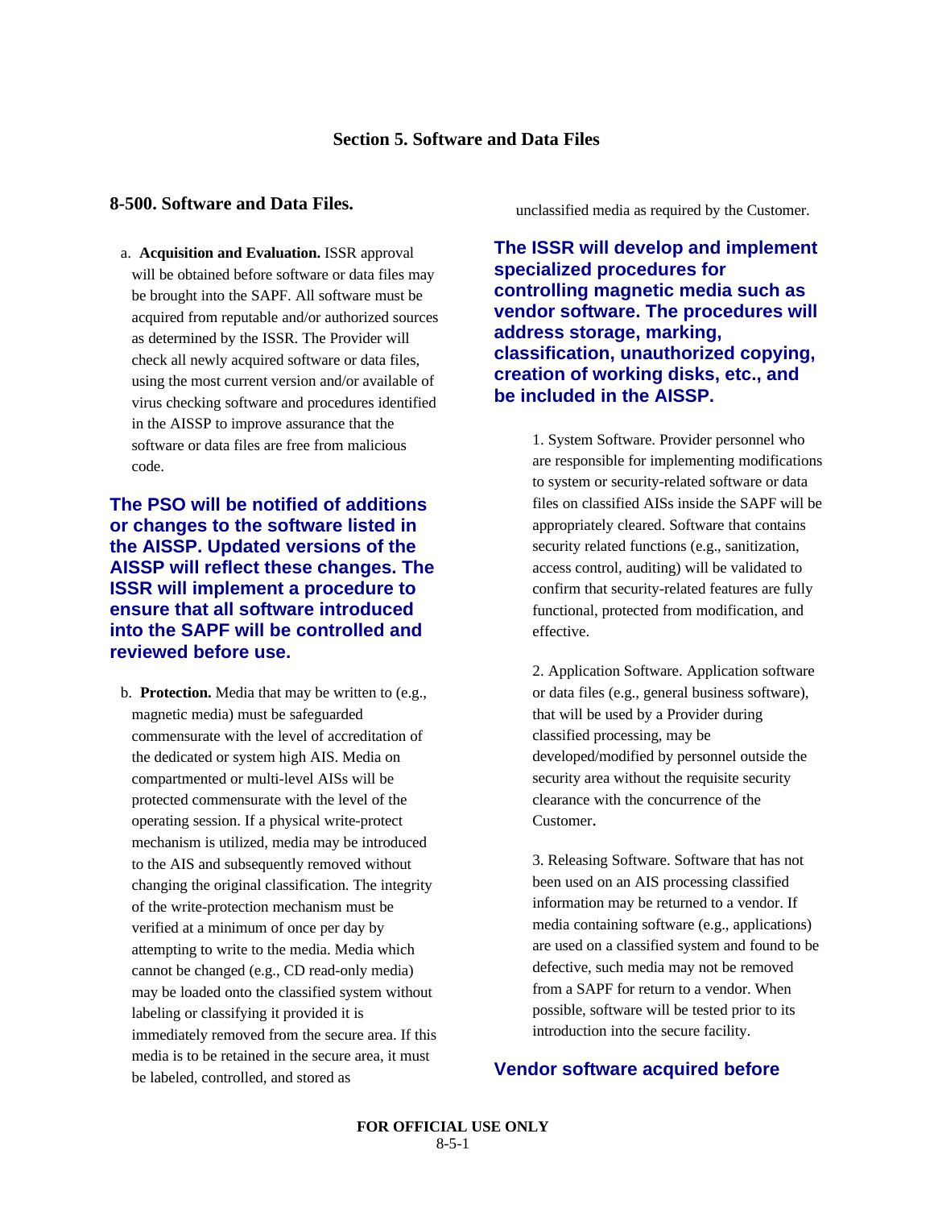# Section 5. Software and Data Files

## 8-500. Software and Data Files.

a. **Acquisition and Evaluation.** ISSR approval will be obtained before software or data files may be brought into the SAPF. All software must be acquired from reputable and/or authorized sources as determined by the ISSR. The Provider will check all newly acquired software or data files, using the most current version and/or available of virus checking software and procedures identified in the AISSP to improve assurance that the software or data files are free from malicious code.

**The PSO will be notified of additions or changes to the software listed in the AISSP. Updated versions of the AISSP will reflect these changes. The ISSR will implement a procedure to ensure that all software introduced into the SAPF will be controlled and reviewed before use.**

b. **Protection.** Media that may be written to (e.g., magnetic media) must be safeguarded commensurate with the level of accreditation of the dedicated or system high AIS. Media on compartmented or multi-level AISs will be protected commensurate with the level of the operating session. If a physical write-protect mechanism is utilized, media may be introduced to the AIS and subsequently removed without changing the original classification. The integrity of the write-protection mechanism must be verified at a minimum of once per day by attempting to write to the media. Media which cannot be changed (e.g., CD read-only media) may be loaded onto the classified system without labeling or classifying it provided it is immediately removed from the secure area. If this media is to be retained in the secure area, it must be labeled, controlled, and stored as unclassified media as required by the Customer.

**The ISSR will develop and implement specialized procedures for controlling magnetic media such as vendor software. The procedures will address storage, marking, classification, unauthorized copying, creation of working disks, etc., and be included in the AISSP.**

1. System Software. Provider personnel who are responsible for implementing modifications to system or security-related software or data files on classified AISs inside the SAPF will be appropriately cleared. Software that contains security related functions (e.g., sanitization, access control, auditing) will be validated to confirm that security-related features are fully functional, protected from modification, and effective.

2. Application Software. Application software or data files (e.g., general business software), that will be used by a Provider during classified processing, may be developed/modified by personnel outside the security area without the requisite security clearance with the concurrence of the Customer.

3. Releasing Software. Software that has not been used on an AIS processing classified information may be returned to a vendor. If media containing software (e.g., applications) are used on a classified system and found to be defective, such media may not be removed from a SAPF for return to a vendor. When possible, software will be tested prior to its introduction into the secure facility.

**Vendor software acquired before**

FOR OFFICIAL USE ONLY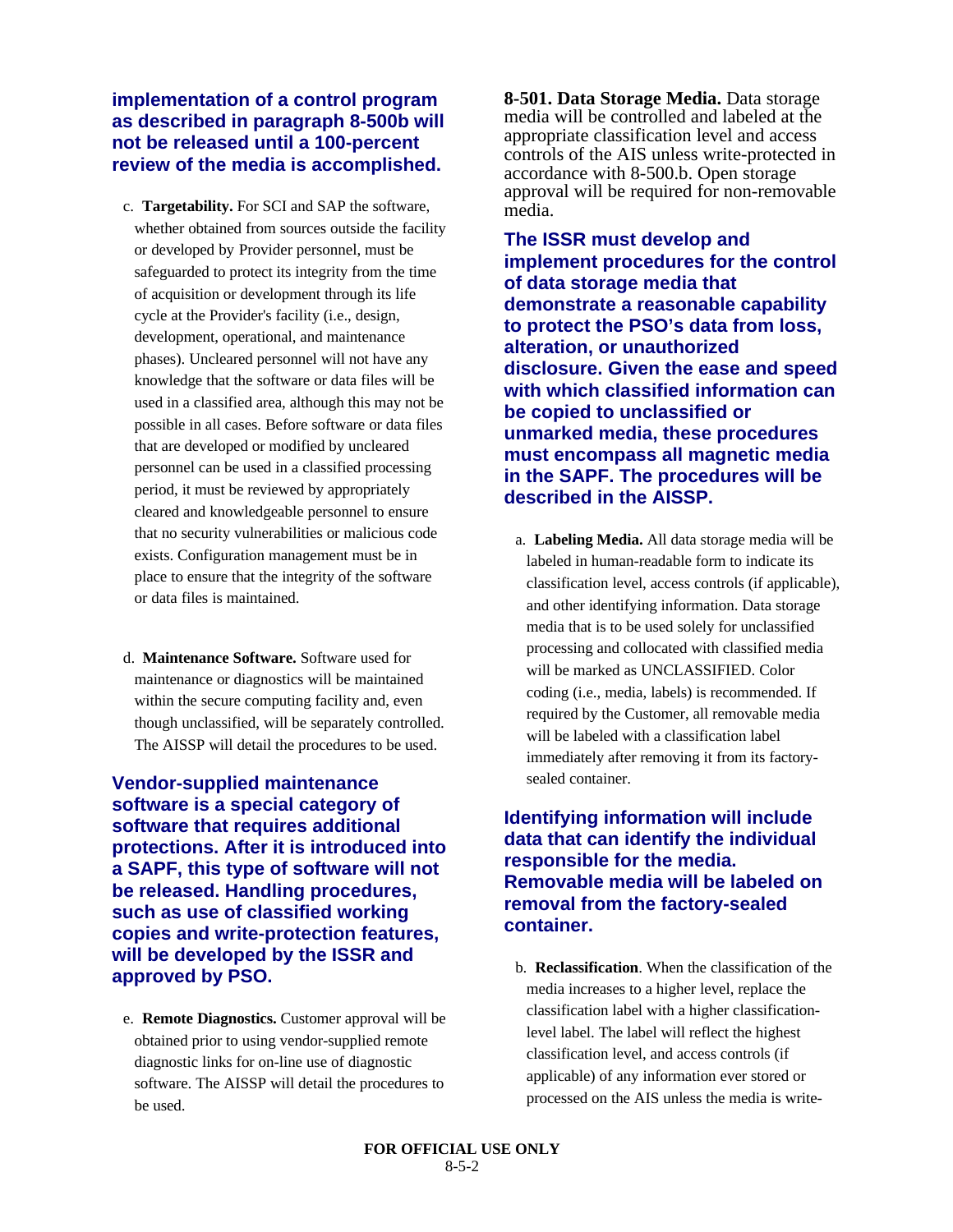**implementation of a control program as described in paragraph 8-500b will not be released until a 100-percent review of the media is accomplished.**

c. **Targetability.** For SCI and SAP the software, whether obtained from sources outside the facility or developed by Provider personnel, must be safeguarded to protect its integrity from the time of acquisition or development through its life cycle at the Provider's facility (i.e., design, development, operational, and maintenance phases). Uncleared personnel will not have any knowledge that the software or data files will be used in a classified area, although this may not be possible in all cases. Before software or data files that are developed or modified by uncleared personnel can be used in a classified processing period, it must be reviewed by appropriately cleared and knowledgeable personnel to ensure that no security vulnerabilities or malicious code exists. Configuration management must be in place to ensure that the integrity of the software or data files is maintained.

d. **Maintenance Software.** Software used for maintenance or diagnostics will be maintained within the secure computing facility and, even though unclassified, will be separately controlled. The AISSP will detail the procedures to be used.

**Vendor-supplied maintenance software is a special category of software that requires additional protections. After it is introduced into a SAPF, this type of software will not be released. Handling procedures, such as use of classified working copies and write-protection features, will be developed by the ISSR and approved by PSO.**

e. **Remote Diagnostics.** Customer approval will be obtained prior to using vendor-supplied remote diagnostic links for on-line use of diagnostic software. The AISSP will detail the procedures to be used.

**8-501. Data Storage Media.** Data storage media will be controlled and labeled at the appropriate classification level and access controls of the AIS unless write-protected in accordance with 8-500.b. Open storage approval will be required for non-removable media.

**The ISSR must develop and implement procedures for the control of data storage media that demonstrate a reasonable capability to protect the PSO's data from loss, alteration, or unauthorized disclosure. Given the ease and speed with which classified information can be copied to unclassified or unmarked media, these procedures must encompass all magnetic media in the SAPF. The procedures will be described in the AISSP.**

a. **Labeling Media.** All data storage media will be labeled in human-readable form to indicate its classification level, access controls (if applicable), and other identifying information. Data storage media that is to be used solely for unclassified processing and collocated with classified media will be marked as UNCLASSIFIED. Color coding (i.e., media, labels) is recommended. If required by the Customer, all removable media will be labeled with a classification label immediately after removing it from its factory-sealed container.

**Identifying information will include data that can identify the individual responsible for the media. Removable media will be labeled on removal from the factory-sealed container.**

b. **Reclassification**. When the classification of the media increases to a higher level, replace the classification label with a higher classification-level label. The label will reflect the highest classification level, and access controls (if applicable) of any information ever stored or processed on the AIS unless the media is write-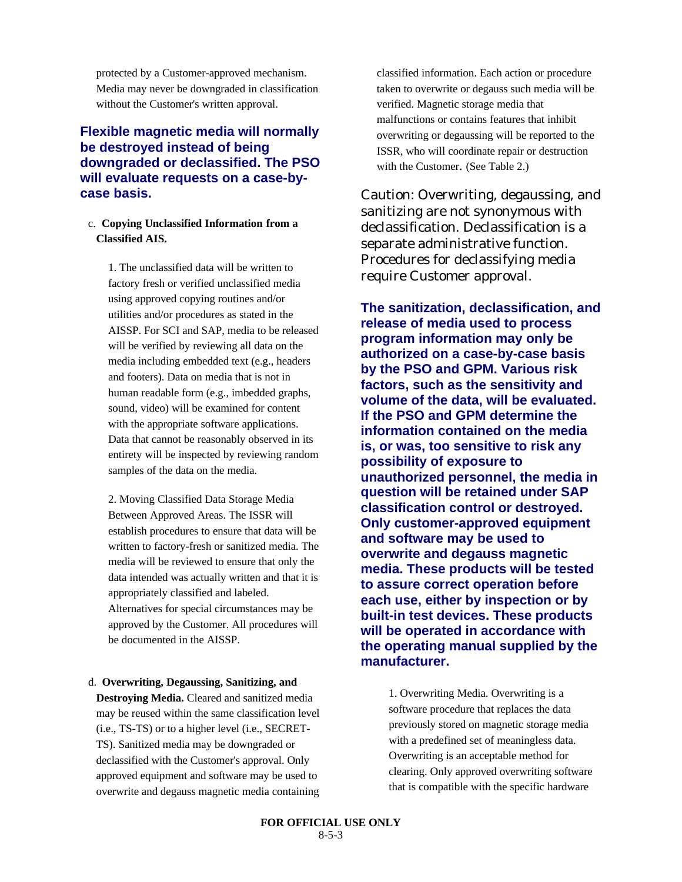protected by a Customer-approved mechanism. Media may never be downgraded in classification without the Customer's written approval.

**Flexible magnetic media will normally be destroyed instead of being downgraded or declassified. The PSO will evaluate requests on a case-by-case basis.**

c. **Copying Unclassified Information from a Classified AIS.**

1. The unclassified data will be written to factory fresh or verified unclassified media using approved copying routines and/or utilities and/or procedures as stated in the AISSP. For SCI and SAP, media to be released will be verified by reviewing all data on the media including embedded text (e.g., headers and footers). Data on media that is not in human readable form (e.g., imbedded graphs, sound, video) will be examined for content with the appropriate software applications. Data that cannot be reasonably observed in its entirety will be inspected by reviewing random samples of the data on the media.

2. Moving Classified Data Storage Media Between Approved Areas. The ISSR will establish procedures to ensure that data will be written to factory-fresh or sanitized media. The media will be reviewed to ensure that only the data intended was actually written and that it is appropriately classified and labeled. Alternatives for special circumstances may be approved by the Customer. All procedures will be documented in the AISSP.

d. **Overwriting, Degaussing, Sanitizing, and Destroying Media.** Cleared and sanitized media may be reused within the same classification level (i.e., TS-TS) or to a higher level (i.e., SECRET-TS). Sanitized media may be downgraded or declassified with the Customer's approval. Only approved equipment and software may be used to overwrite and degauss magnetic media containing classified information. Each action or procedure taken to overwrite or degauss such media will be verified. Magnetic storage media that malfunctions or contains features that inhibit overwriting or degaussing will be reported to the ISSR, who will coordinate repair or destruction with the Customer. (See Table 2.)

Caution: Overwriting, degaussing, and sanitizing are not synonymous with declassification. Declassification is a separate administrative function. Procedures for declassifying media require Customer approval.

**The sanitization, declassification, and release of media used to process program information may only be authorized on a case-by-case basis by the PSO and GPM. Various risk factors, such as the sensitivity and volume of the data, will be evaluated. If the PSO and GPM determine the information contained on the media is, or was, too sensitive to risk any possibility of exposure to unauthorized personnel, the media in question will be retained under SAP classification control or destroyed. Only customer-approved equipment and software may be used to overwrite and degauss magnetic media. These products will be tested to assure correct operation before each use, either by inspection or by built-in test devices. These products will be operated in accordance with the operating manual supplied by the manufacturer.**

1. Overwriting Media. Overwriting is a software procedure that replaces the data previously stored on magnetic storage media with a predefined set of meaningless data. Overwriting is an acceptable method for clearing. Only approved overwriting software that is compatible with the specific hardware

FOR OFFICIAL USE ONLY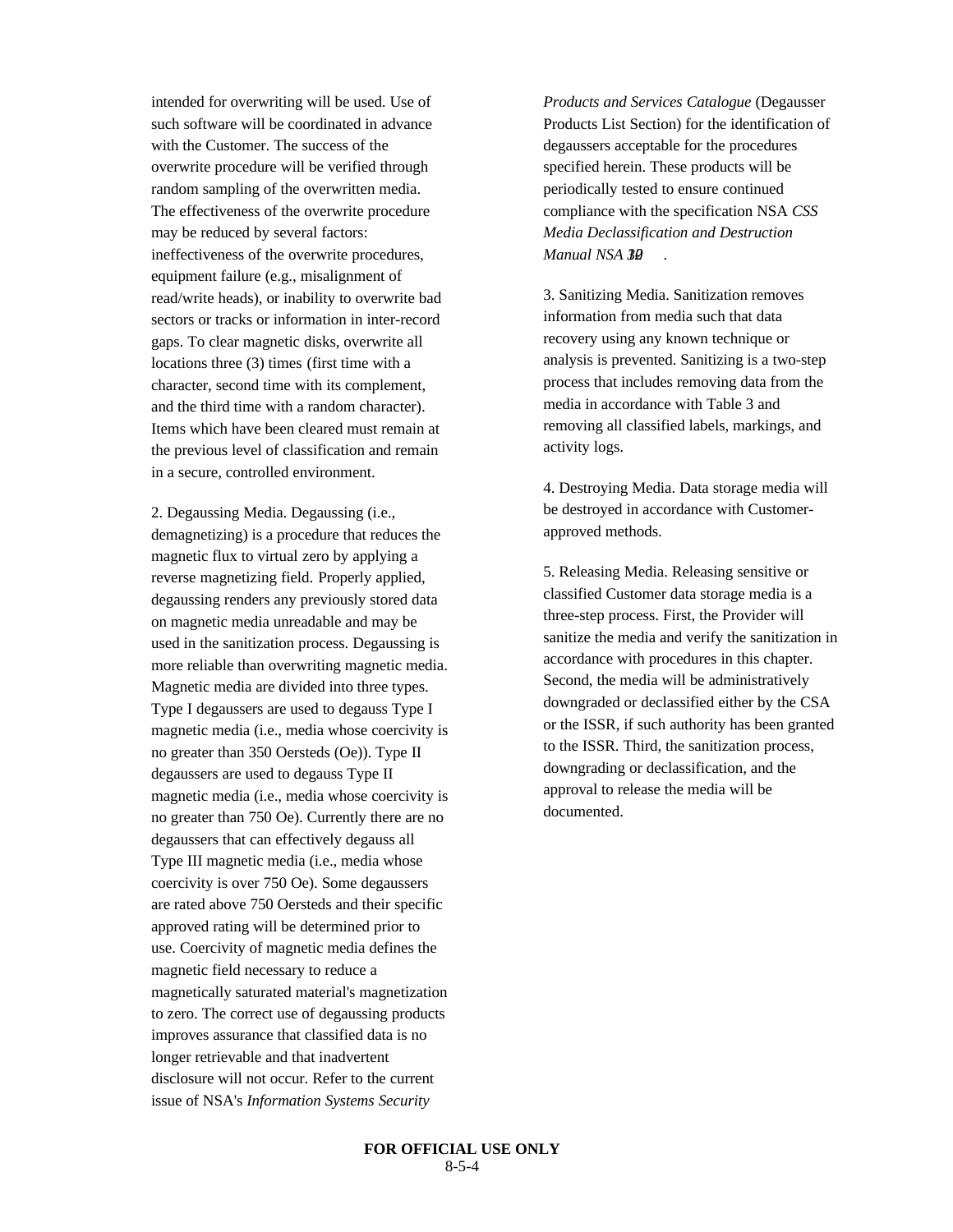intended for overwriting will be used. Use of such software will be coordinated in advance with the Customer. The success of the overwrite procedure will be verified through random sampling of the overwritten media. The effectiveness of the overwrite procedure may be reduced by several factors: ineffectiveness of the overwrite procedures, equipment failure (e.g., misalignment of read/write heads), or inability to overwrite bad sectors or tracks or information in inter-record gaps. To clear magnetic disks, overwrite all locations three (3) times (first time with a character, second time with its complement, and the third time with a random character). Items which have been cleared must remain at the previous level of classification and remain in a secure, controlled environment.

2. Degaussing Media. Degaussing (i.e., demagnetizing) is a procedure that reduces the magnetic flux to virtual zero by applying a reverse magnetizing field. Properly applied, degaussing renders any previously stored data on magnetic media unreadable and may be used in the sanitization process. Degaussing is more reliable than overwriting magnetic media. Magnetic media are divided into three types. Type I degaussers are used to degauss Type I magnetic media (i.e., media whose coercivity is no greater than 350 Oersteds (Oe)). Type II degaussers are used to degauss Type II magnetic media (i.e., media whose coercivity is no greater than 750 Oe). Currently there are no degaussers that can effectively degauss all Type III magnetic media (i.e., media whose coercivity is over 750 Oe). Some degaussers are rated above 750 Oersteds and their specific approved rating will be determined prior to use. Coercivity of magnetic media defines the magnetic field necessary to reduce a magnetically saturated material's magnetization to zero. The correct use of degaussing products improves assurance that classified data is no longer retrievable and that inadvertent disclosure will not occur. Refer to the current issue of NSA's *Information Systems Security Products and Services Catalogue* (Degausser Products List Section) for the identification of degaussers acceptable for the procedures specified herein. These products will be periodically tested to ensure continued compliance with the specification NSA *CSS Media Declassification and Destruction Manual NSA 130* .

3. Sanitizing Media. Sanitization removes information from media such that data recovery using any known technique or analysis is prevented. Sanitizing is a two-step process that includes removing data from the media in accordance with Table 3 and removing all classified labels, markings, and activity logs.

4. Destroying Media. Data storage media will be destroyed in accordance with Customer-approved methods.

5. Releasing Media. Releasing sensitive or classified Customer data storage media is a three-step process. First, the Provider will sanitize the media and verify the sanitization in accordance with procedures in this chapter. Second, the media will be administratively downgraded or declassified either by the CSA or the ISSR, if such authority has been granted to the ISSR. Third, the sanitization process, downgrading or declassification, and the approval to release the media will be documented.

**FOR OFFICIAL USE ONLY**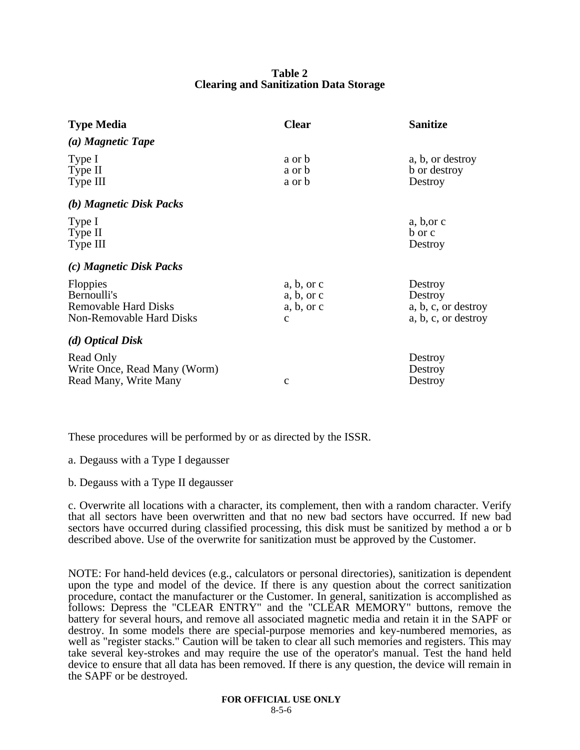**Table 2**
**Clearing and Sanitization Data Storage**

| **Type Media** | **Clear** | **Sanitize** |
|---|---|---|
| ***(a) Magnetic Tape*** | | |
| Type I | a or b | a, b, or destroy |
| Type II | a or b | b or destroy |
| Type III | a or b | Destroy |
| ***(b) Magnetic Disk Packs*** | | |
| Type I | | a, b,or c |
| Type II | | b or c |
| Type III | | Destroy |
| ***(c) Magnetic Disk Packs*** | | |
| Floppies | a, b, or c | Destroy |
| Bernoulli's | a, b, or c | Destroy |
| Removable Hard Disks | a, b, or c | a, b, c, or destroy |
| Non-Removable Hard Disks | c | a, b, c, or destroy |
| ***(d) Optical Disk*** | | |
| Read Only | | Destroy |
| Write Once, Read Many (Worm) | | Destroy |
| Read Many, Write Many | c | Destroy |

These procedures will be performed by or as directed by the ISSR.

a. Degauss with a Type I degausser

b. Degauss with a Type II degausser

c. Overwrite all locations with a character, its complement, then with a random character. Verify that all sectors have been overwritten and that no new bad sectors have occurred. If new bad sectors have occurred during classified processing, this disk must be sanitized by method a or b described above. Use of the overwrite for sanitization must be approved by the Customer.

NOTE: For hand-held devices (e.g., calculators or personal directories), sanitization is dependent upon the type and model of the device. If there is any question about the correct sanitization procedure, contact the manufacturer or the Customer. In general, sanitization is accomplished as follows: Depress the "CLEAR ENTRY" and the "CLEAR MEMORY" buttons, remove the battery for several hours, and remove all associated magnetic media and retain it in the SAPF or destroy. In some models there are special-purpose memories and key-numbered memories, as well as "register stacks." Caution will be taken to clear all such memories and registers. This may take several key-strokes and may require the use of the operator's manual. Test the hand held device to ensure that all data has been removed. If there is any question, the device will remain in the SAPF or be destroyed.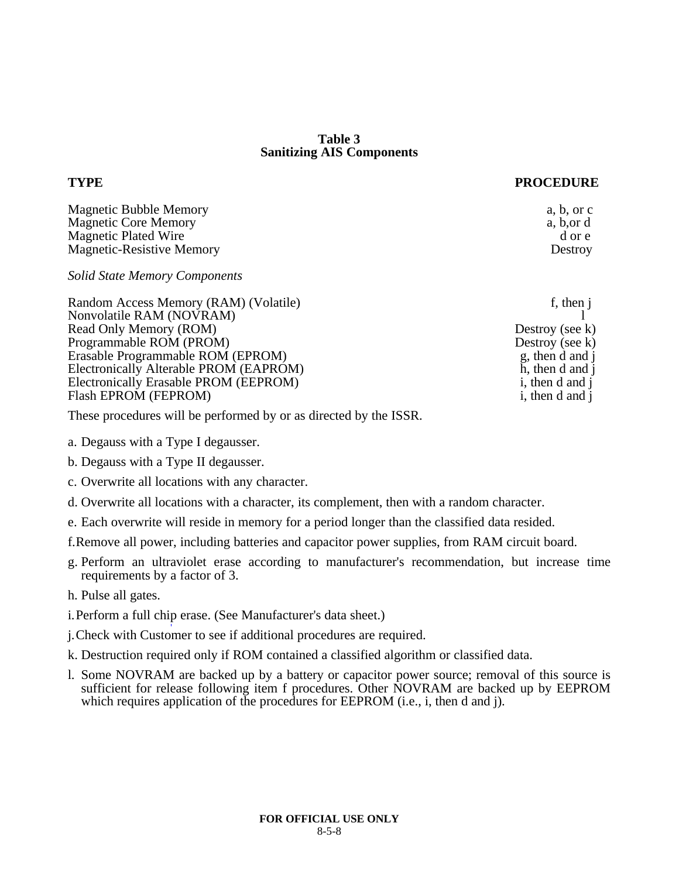**Table 3**
**Sanitizing AIS Components**

| TYPE | PROCEDURE |
|---|---|
| Magnetic Bubble Memory | a, b, or c |
| Magnetic Core Memory | a, b,or d |
| Magnetic Plated Wire | d or e |
| Magnetic-Resistive Memory | Destroy |
| *Solid State Memory Components* | |
| Random Access Memory (RAM) (Volatile) | f, then j |
| Nonvolatile RAM (NOVRAM) | l |
| Read Only Memory (ROM) | Destroy (see k) |
| Programmable ROM (PROM) | Destroy (see k) |
| Erasable Programmable ROM (EPROM) | g, then d and j |
| Electronically Alterable PROM (EAPROM) | h, then d and j |
| Electronically Erasable PROM (EEPROM) | i, then d and j |
| Flash EPROM (FEPROM) | i, then d and j |

These procedures will be performed by or as directed by the ISSR.

a. Degauss with a Type I degausser.

b. Degauss with a Type II degausser.

c. Overwrite all locations with any character.

d. Overwrite all locations with a character, its complement, then with a random character.

e. Each overwrite will reside in memory for a period longer than the classified data resided.

f. Remove all power, including batteries and capacitor power supplies, from RAM circuit board.

g. Perform an ultraviolet erase according to manufacturer's recommendation, but increase time requirements by a factor of 3.

h. Pulse all gates.

i. Perform a full chip erase. (See Manufacturer's data sheet.)

j. Check with Customer to see if additional procedures are required.

k. Destruction required only if ROM contained a classified algorithm or classified data.

l. Some NOVRAM are backed up by a battery or capacitor power source; removal of this source is sufficient for release following item f procedures. Other NOVRAM are backed up by EEPROM which requires application of the procedures for EEPROM (i.e., i, then d and j).

**FOR OFFICIAL USE ONLY**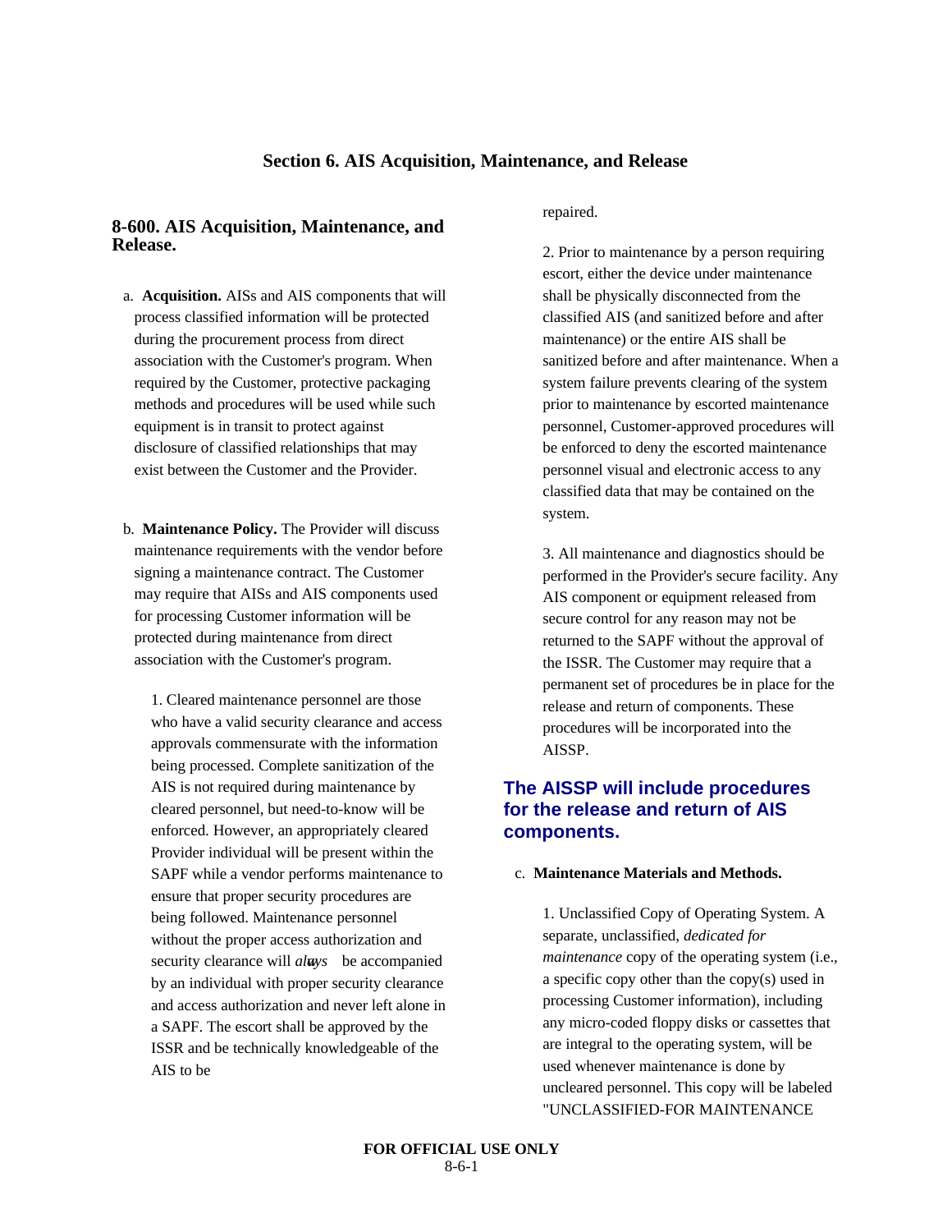## Section 6. AIS Acquisition, Maintenance, and Release

### 8-600. AIS Acquisition, Maintenance, and Release.

a. **Acquisition.** AISs and AIS components that will process classified information will be protected during the procurement process from direct association with the Customer's program. When required by the Customer, protective packaging methods and procedures will be used while such equipment is in transit to protect against disclosure of classified relationships that may exist between the Customer and the Provider.

b. **Maintenance Policy.** The Provider will discuss maintenance requirements with the vendor before signing a maintenance contract. The Customer may require that AISs and AIS components used for processing Customer information will be protected during maintenance from direct association with the Customer's program.

1. Cleared maintenance personnel are those who have a valid security clearance and access approvals commensurate with the information being processed. Complete sanitization of the AIS is not required during maintenance by cleared personnel, but need-to-know will be enforced. However, an appropriately cleared Provider individual will be present within the SAPF while a vendor performs maintenance to ensure that proper security procedures are being followed. Maintenance personnel without the proper access authorization and security clearance will *always* be accompanied by an individual with proper security clearance and access authorization and never left alone in a SAPF. The escort shall be approved by the ISSR and be technically knowledgeable of the AIS to be repaired.

2. Prior to maintenance by a person requiring escort, either the device under maintenance shall be physically disconnected from the classified AIS (and sanitized before and after maintenance) or the entire AIS shall be sanitized before and after maintenance. When a system failure prevents clearing of the system prior to maintenance by escorted maintenance personnel, Customer-approved procedures will be enforced to deny the escorted maintenance personnel visual and electronic access to any classified data that may be contained on the system.

3. All maintenance and diagnostics should be performed in the Provider's secure facility. Any AIS component or equipment released from secure control for any reason may not be returned to the SAPF without the approval of the ISSR. The Customer may require that a permanent set of procedures be in place for the release and return of components. These procedures will be incorporated into the AISSP.

**The AISSP will include procedures for the release and return of AIS components.**

c. **Maintenance Materials and Methods.**

1. Unclassified Copy of Operating System. A separate, unclassified, *dedicated for maintenance* copy of the operating system (i.e., a specific copy other than the copy(s) used in processing Customer information), including any micro-coded floppy disks or cassettes that are integral to the operating system, will be used whenever maintenance is done by uncleared personnel. This copy will be labeled "UNCLASSIFIED-FOR MAINTENANCE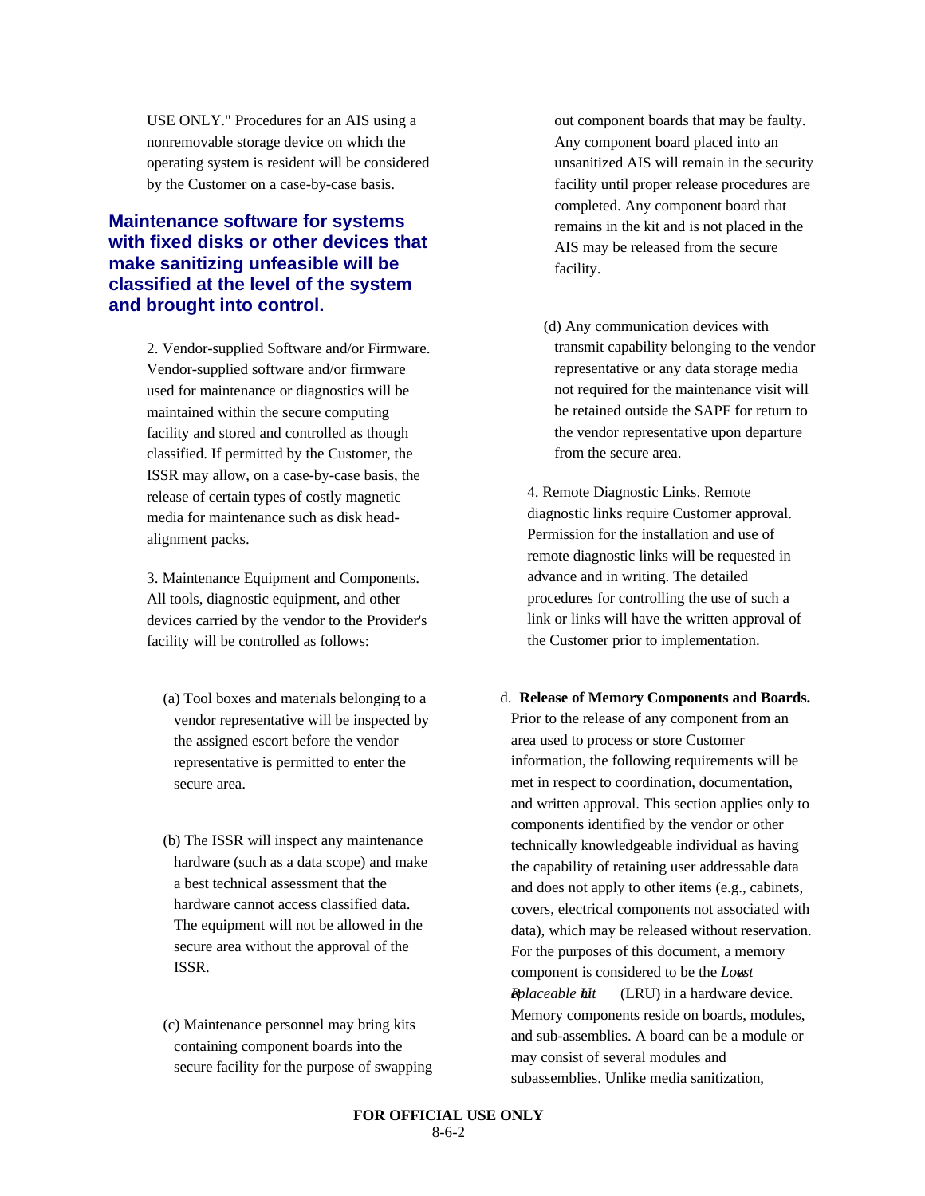USE ONLY." Procedures for an AIS using a nonremovable storage device on which the operating system is resident will be considered by the Customer on a case-by-case basis.

**Maintenance software for systems with fixed disks or other devices that make sanitizing unfeasible will be classified at the level of the system and brought into control.**

2. Vendor-supplied Software and/or Firmware. Vendor-supplied software and/or firmware used for maintenance or diagnostics will be maintained within the secure computing facility and stored and controlled as though classified. If permitted by the Customer, the ISSR may allow, on a case-by-case basis, the release of certain types of costly magnetic media for maintenance such as disk head-alignment packs.

3. Maintenance Equipment and Components. All tools, diagnostic equipment, and other devices carried by the vendor to the Provider's facility will be controlled as follows:

(a) Tool boxes and materials belonging to a vendor representative will be inspected by the assigned escort before the vendor representative is permitted to enter the secure area.

(b) The ISSR will inspect any maintenance hardware (such as a data scope) and make a best technical assessment that the hardware cannot access classified data. The equipment will not be allowed in the secure area without the approval of the ISSR.

(c) Maintenance personnel may bring kits containing component boards into the secure facility for the purpose of swapping out component boards that may be faulty. Any component board placed into an unsanitized AIS will remain in the security facility until proper release procedures are completed. Any component board that remains in the kit and is not placed in the AIS may be released from the secure facility.

(d) Any communication devices with transmit capability belonging to the vendor representative or any data storage media not required for the maintenance visit will be retained outside the SAPF for return to the vendor representative upon departure from the secure area.

4. Remote Diagnostic Links. Remote diagnostic links require Customer approval. Permission for the installation and use of remote diagnostic links will be requested in advance and in writing. The detailed procedures for controlling the use of such a link or links will have the written approval of the Customer prior to implementation.

d. **Release of Memory Components and Boards.** Prior to the release of any component from an area used to process or store Customer information, the following requirements will be met in respect to coordination, documentation, and written approval. This section applies only to components identified by the vendor or other technically knowledgeable individual as having the capability of retaining user addressable data and does not apply to other items (e.g., cabinets, covers, electrical components not associated with data), which may be released without reservation. For the purposes of this document, a memory component is considered to be the *Lowest Replaceable Unit* (LRU) in a hardware device. Memory components reside on boards, modules, and sub-assemblies. A board can be a module or may consist of several modules and subassemblies. Unlike media sanitization,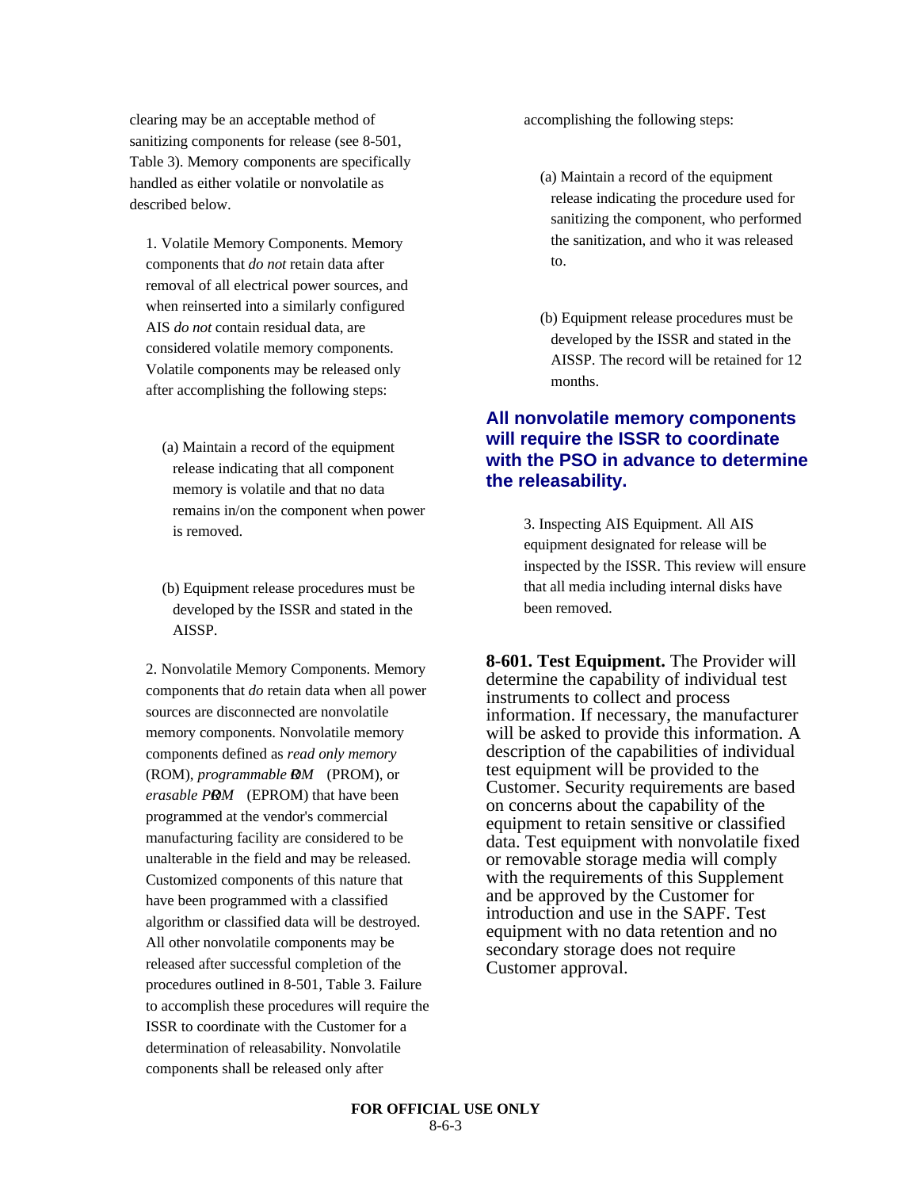clearing may be an acceptable method of sanitizing components for release (see 8-501, Table 3). Memory components are specifically handled as either volatile or nonvolatile as described below.

1. Volatile Memory Components. Memory components that *do not* retain data after removal of all electrical power sources, and when reinserted into a similarly configured AIS *do not* contain residual data, are considered volatile memory components. Volatile components may be released only after accomplishing the following steps:

(a) Maintain a record of the equipment release indicating that all component memory is volatile and that no data remains in/on the component when power is removed.

(b) Equipment release procedures must be developed by the ISSR and stated in the AISSP.

2. Nonvolatile Memory Components. Memory components that *do* retain data when all power sources are disconnected are nonvolatile memory components. Nonvolatile memory components defined as *read only memory* (ROM), *programmable ROM* (PROM), or *erasable PROM* (EPROM) that have been programmed at the vendor's commercial manufacturing facility are considered to be unalterable in the field and may be released. Customized components of this nature that have been programmed with a classified algorithm or classified data will be destroyed. All other nonvolatile components may be released after successful completion of the procedures outlined in 8-501, Table 3. Failure to accomplish these procedures will require the ISSR to coordinate with the Customer for a determination of releasability. Nonvolatile components shall be released only after accomplishing the following steps:

(a) Maintain a record of the equipment release indicating the procedure used for sanitizing the component, who performed the sanitization, and who it was released to.

(b) Equipment release procedures must be developed by the ISSR and stated in the AISSP. The record will be retained for 12 months.

**All nonvolatile memory components will require the ISSR to coordinate with the PSO in advance to determine the releasability.**

3. Inspecting AIS Equipment. All AIS equipment designated for release will be inspected by the ISSR. This review will ensure that all media including internal disks have been removed.

**8-601. Test Equipment.** The Provider will determine the capability of individual test instruments to collect and process information. If necessary, the manufacturer will be asked to provide this information. A description of the capabilities of individual test equipment will be provided to the Customer. Security requirements are based on concerns about the capability of the equipment to retain sensitive or classified data. Test equipment with nonvolatile fixed or removable storage media will comply with the requirements of this Supplement and be approved by the Customer for introduction and use in the SAPF. Test equipment with no data retention and no secondary storage does not require Customer approval.

FOR OFFICIAL USE ONLY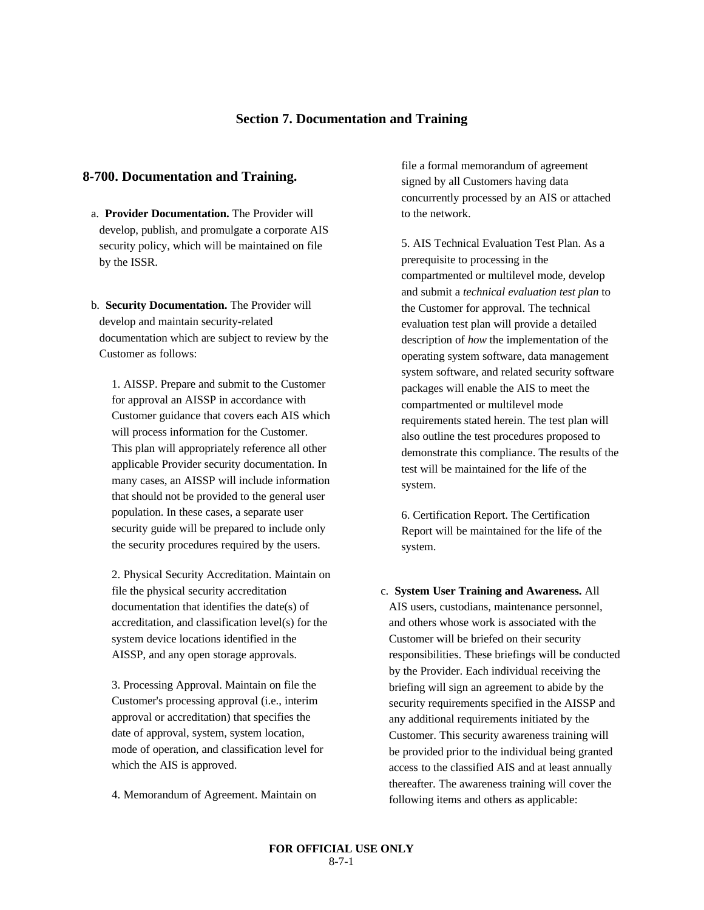## Section 7. Documentation and Training

### 8-700. Documentation and Training.

a. **Provider Documentation.** The Provider will develop, publish, and promulgate a corporate AIS security policy, which will be maintained on file by the ISSR.

b. **Security Documentation.** The Provider will develop and maintain security-related documentation which are subject to review by the Customer as follows:

1. AISSP. Prepare and submit to the Customer for approval an AISSP in accordance with Customer guidance that covers each AIS which will process information for the Customer. This plan will appropriately reference all other applicable Provider security documentation. In many cases, an AISSP will include information that should not be provided to the general user population. In these cases, a separate user security guide will be prepared to include only the security procedures required by the users.

2. Physical Security Accreditation. Maintain on file the physical security accreditation documentation that identifies the date(s) of accreditation, and classification level(s) for the system device locations identified in the AISSP, and any open storage approvals.

3. Processing Approval. Maintain on file the Customer's processing approval (i.e., interim approval or accreditation) that specifies the date of approval, system, system location, mode of operation, and classification level for which the AIS is approved.

4. Memorandum of Agreement. Maintain on file a formal memorandum of agreement signed by all Customers having data concurrently processed by an AIS or attached to the network.

5. AIS Technical Evaluation Test Plan. As a prerequisite to processing in the compartmented or multilevel mode, develop and submit a *technical evaluation test plan* to the Customer for approval. The technical evaluation test plan will provide a detailed description of *how* the implementation of the operating system software, data management system software, and related security software packages will enable the AIS to meet the compartmented or multilevel mode requirements stated herein. The test plan will also outline the test procedures proposed to demonstrate this compliance. The results of the test will be maintained for the life of the system.

6. Certification Report. The Certification Report will be maintained for the life of the system.

c. **System User Training and Awareness.** All AIS users, custodians, maintenance personnel, and others whose work is associated with the Customer will be briefed on their security responsibilities. These briefings will be conducted by the Provider. Each individual receiving the briefing will sign an agreement to abide by the security requirements specified in the AISSP and any additional requirements initiated by the Customer. This security awareness training will be provided prior to the individual being granted access to the classified AIS and at least annually thereafter. The awareness training will cover the following items and others as applicable:

FOR OFFICIAL USE ONLY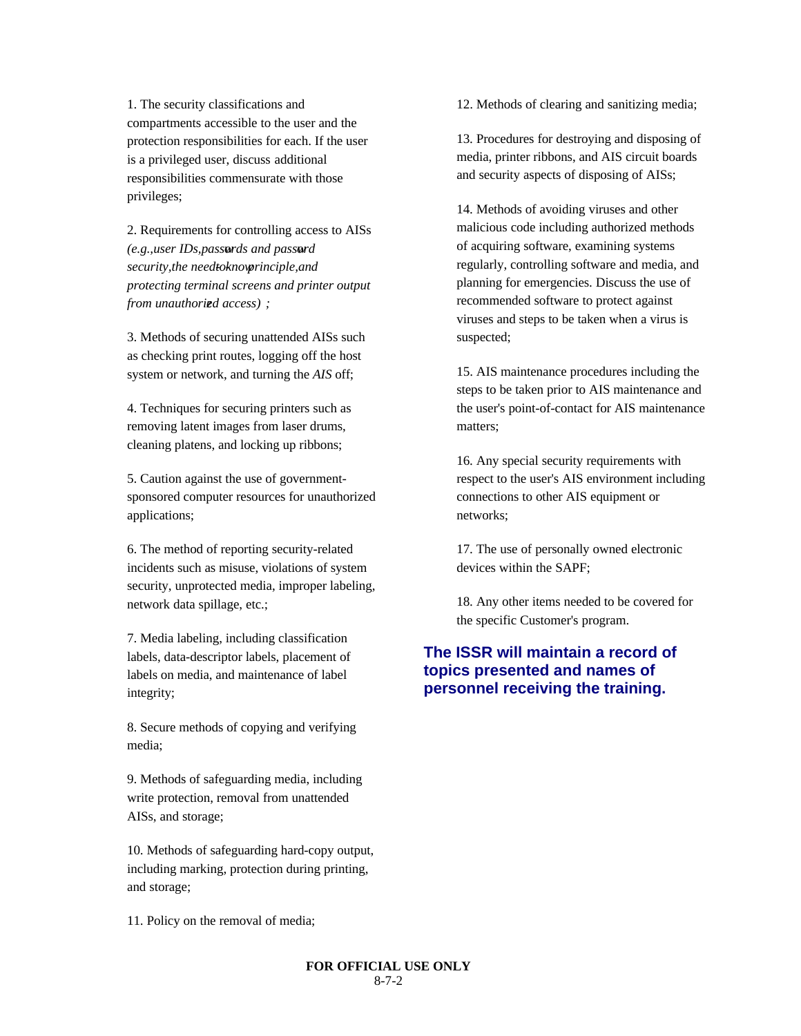1. The security classifications and compartments accessible to the user and the protection responsibilities for each. If the user is a privileged user, discuss additional responsibilities commensurate with those privileges;

2. Requirements for controlling access to AISs *(e.g., user IDs, passwords and password security, the need-to-know principle, and protecting terminal screens and printer output from unauthorized access)*;

3. Methods of securing unattended AISs such as checking print routes, logging off the host system or network, and turning the *AIS* off;

4. Techniques for securing printers such as removing latent images from laser drums, cleaning platens, and locking up ribbons;

5. Caution against the use of government-sponsored computer resources for unauthorized applications;

6. The method of reporting security-related incidents such as misuse, violations of system security, unprotected media, improper labeling, network data spillage, etc.;

7. Media labeling, including classification labels, data-descriptor labels, placement of labels on media, and maintenance of label integrity;

8. Secure methods of copying and verifying media;

9. Methods of safeguarding media, including write protection, removal from unattended AISs, and storage;

10. Methods of safeguarding hard-copy output, including marking, protection during printing, and storage;

11. Policy on the removal of media;

12. Methods of clearing and sanitizing media;

13. Procedures for destroying and disposing of media, printer ribbons, and AIS circuit boards and security aspects of disposing of AISs;

14. Methods of avoiding viruses and other malicious code including authorized methods of acquiring software, examining systems regularly, controlling software and media, and planning for emergencies. Discuss the use of recommended software to protect against viruses and steps to be taken when a virus is suspected;

15. AIS maintenance procedures including the steps to be taken prior to AIS maintenance and the user's point-of-contact for AIS maintenance matters;

16. Any special security requirements with respect to the user's AIS environment including connections to other AIS equipment or networks;

17. The use of personally owned electronic devices within the SAPF;

18. Any other items needed to be covered for the specific Customer's program.

**The ISSR will maintain a record of topics presented and names of personnel receiving the training.**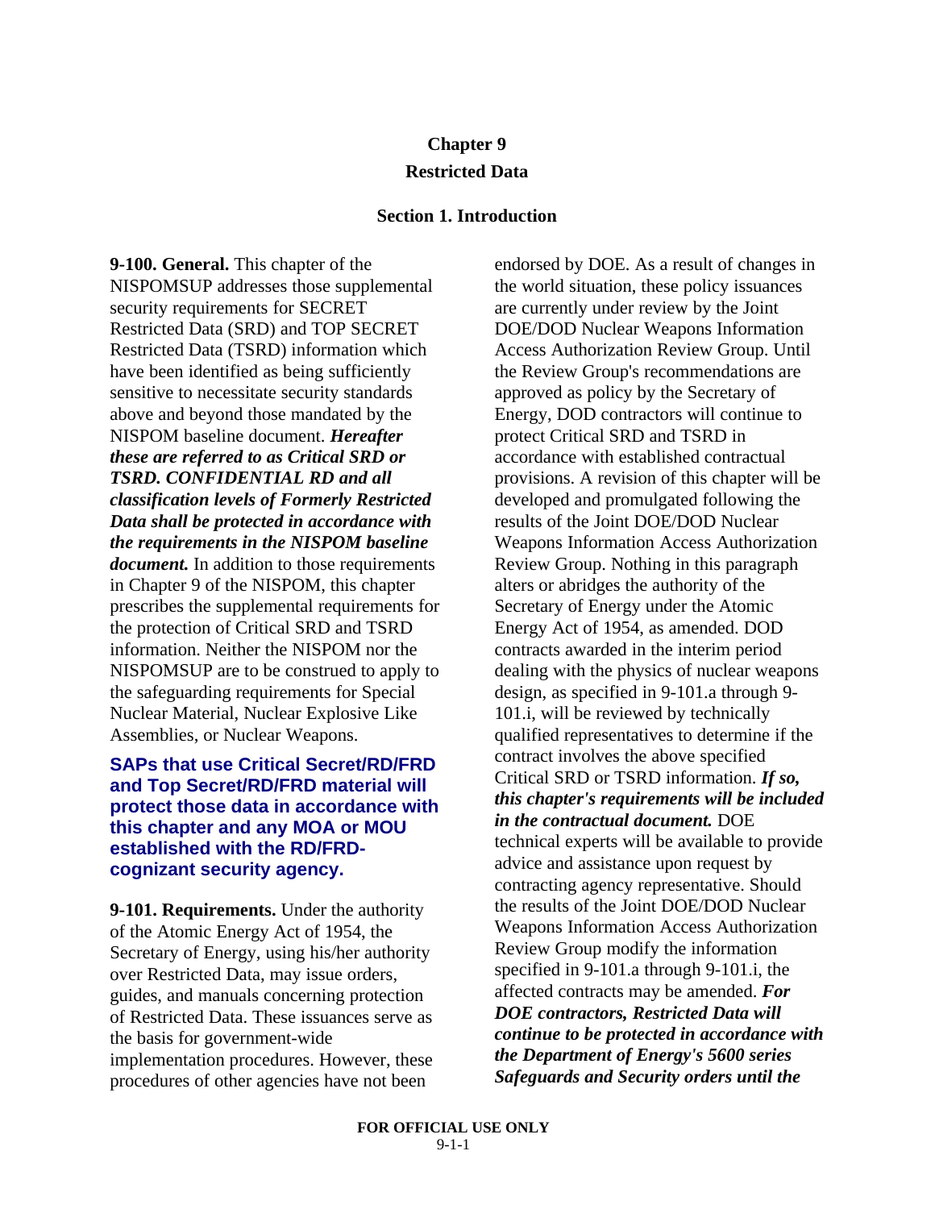# Chapter 9

# Restricted Data

## Section 1. Introduction

**9-100. General.** This chapter of the NISPOMSUP addresses those supplemental security requirements for SECRET Restricted Data (SRD) and TOP SECRET Restricted Data (TSRD) information which have been identified as being sufficiently sensitive to necessitate security standards above and beyond those mandated by the NISPOM baseline document. ***Hereafter these are referred to as Critical SRD or TSRD. CONFIDENTIAL RD and all classification levels of Formerly Restricted Data shall be protected in accordance with the requirements in the NISPOM baseline document.*** In addition to those requirements in Chapter 9 of the NISPOM, this chapter prescribes the supplemental requirements for the protection of Critical SRD and TSRD information. Neither the NISPOM nor the NISPOMSUP are to be construed to apply to the safeguarding requirements for Special Nuclear Material, Nuclear Explosive Like Assemblies, or Nuclear Weapons.

**SAPs that use Critical Secret/RD/FRD and Top Secret/RD/FRD material will protect those data in accordance with this chapter and any MOA or MOU established with the RD/FRD-cognizant security agency.**

**9-101. Requirements.** Under the authority of the Atomic Energy Act of 1954, the Secretary of Energy, using his/her authority over Restricted Data, may issue orders, guides, and manuals concerning protection of Restricted Data. These issuances serve as the basis for government-wide implementation procedures. However, these procedures of other agencies have not been endorsed by DOE. As a result of changes in the world situation, these policy issuances are currently under review by the Joint DOE/DOD Nuclear Weapons Information Access Authorization Review Group. Until the Review Group's recommendations are approved as policy by the Secretary of Energy, DOD contractors will continue to protect Critical SRD and TSRD in accordance with established contractual provisions. A revision of this chapter will be developed and promulgated following the results of the Joint DOE/DOD Nuclear Weapons Information Access Authorization Review Group. Nothing in this paragraph alters or abridges the authority of the Secretary of Energy under the Atomic Energy Act of 1954, as amended. DOD contracts awarded in the interim period dealing with the physics of nuclear weapons design, as specified in 9-101.a through 9-101.i, will be reviewed by technically qualified representatives to determine if the contract involves the above specified Critical SRD or TSRD information. ***If so, this chapter's requirements will be included in the contractual document.*** DOE technical experts will be available to provide advice and assistance upon request by contracting agency representative. Should the results of the Joint DOE/DOD Nuclear Weapons Information Access Authorization Review Group modify the information specified in 9-101.a through 9-101.i, the affected contracts may be amended. ***For DOE contractors, Restricted Data will continue to be protected in accordance with the Department of Energy's 5600 series Safeguards and Security orders until the***

FOR OFFICIAL USE ONLY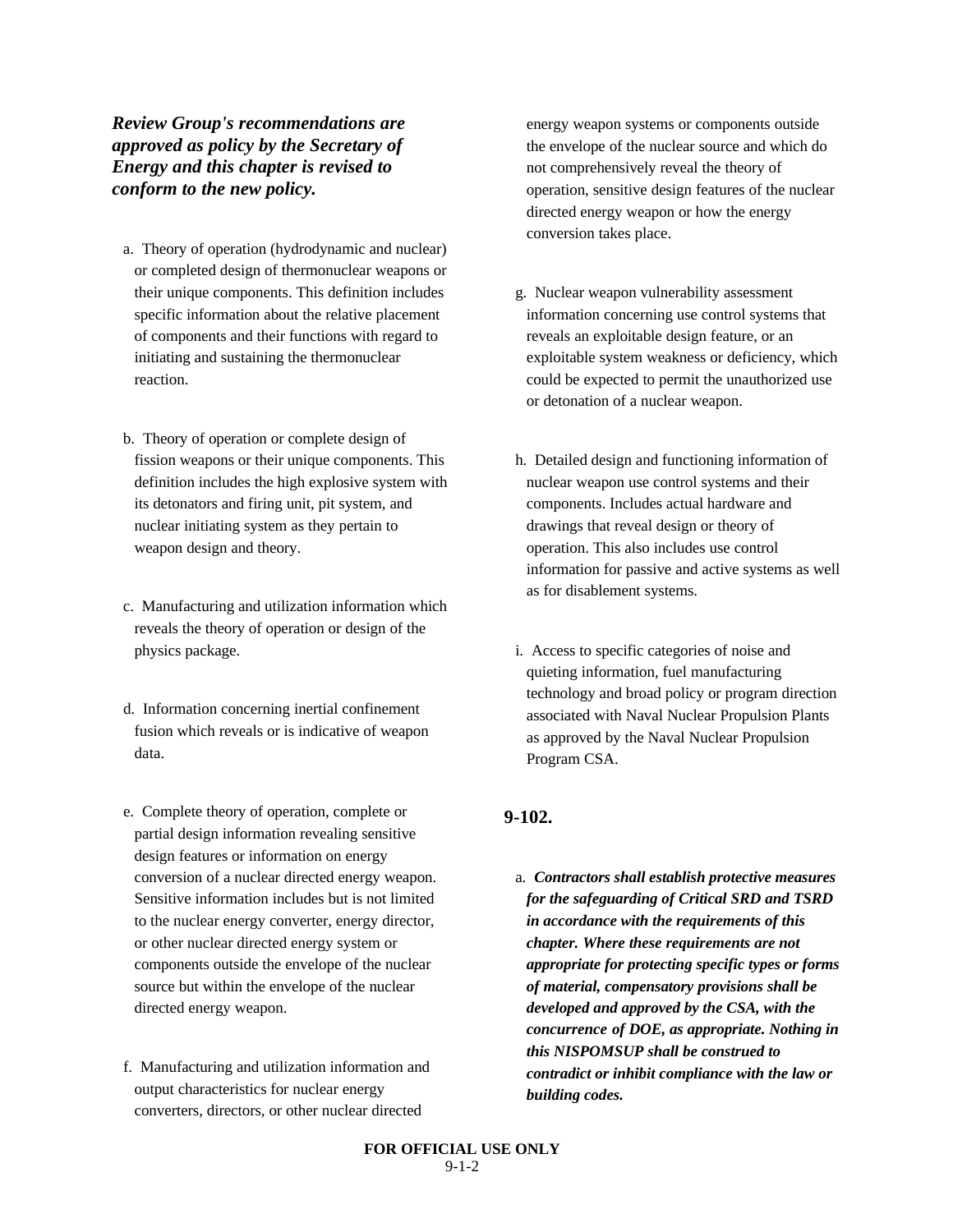***Review Group's recommendations are approved as policy by the Secretary of Energy and this chapter is revised to conform to the new policy.***

a. Theory of operation (hydrodynamic and nuclear) or completed design of thermonuclear weapons or their unique components. This definition includes specific information about the relative placement of components and their functions with regard to initiating and sustaining the thermonuclear reaction.

b. Theory of operation or complete design of fission weapons or their unique components. This definition includes the high explosive system with its detonators and firing unit, pit system, and nuclear initiating system as they pertain to weapon design and theory.

c. Manufacturing and utilization information which reveals the theory of operation or design of the physics package.

d. Information concerning inertial confinement fusion which reveals or is indicative of weapon data.

e. Complete theory of operation, complete or partial design information revealing sensitive design features or information on energy conversion of a nuclear directed energy weapon. Sensitive information includes but is not limited to the nuclear energy converter, energy director, or other nuclear directed energy system or components outside the envelope of the nuclear source but within the envelope of the nuclear directed energy weapon.

f. Manufacturing and utilization information and output characteristics for nuclear energy converters, directors, or other nuclear directed energy weapon systems or components outside the envelope of the nuclear source and which do not comprehensively reveal the theory of operation, sensitive design features of the nuclear directed energy weapon or how the energy conversion takes place.

g. Nuclear weapon vulnerability assessment information concerning use control systems that reveals an exploitable design feature, or an exploitable system weakness or deficiency, which could be expected to permit the unauthorized use or detonation of a nuclear weapon.

h. Detailed design and functioning information of nuclear weapon use control systems and their components. Includes actual hardware and drawings that reveal design or theory of operation. This also includes use control information for passive and active systems as well as for disablement systems.

i. Access to specific categories of noise and quieting information, fuel manufacturing technology and broad policy or program direction associated with Naval Nuclear Propulsion Plants as approved by the Naval Nuclear Propulsion Program CSA.

**9-102.**

a. ***Contractors shall establish protective measures for the safeguarding of Critical SRD and TSRD in accordance with the requirements of this chapter. Where these requirements are not appropriate for protecting specific types or forms of material, compensatory provisions shall be developed and approved by the CSA, with the concurrence of DOE, as appropriate. Nothing in this NISPOMSUP shall be construed to contradict or inhibit compliance with the law or building codes.***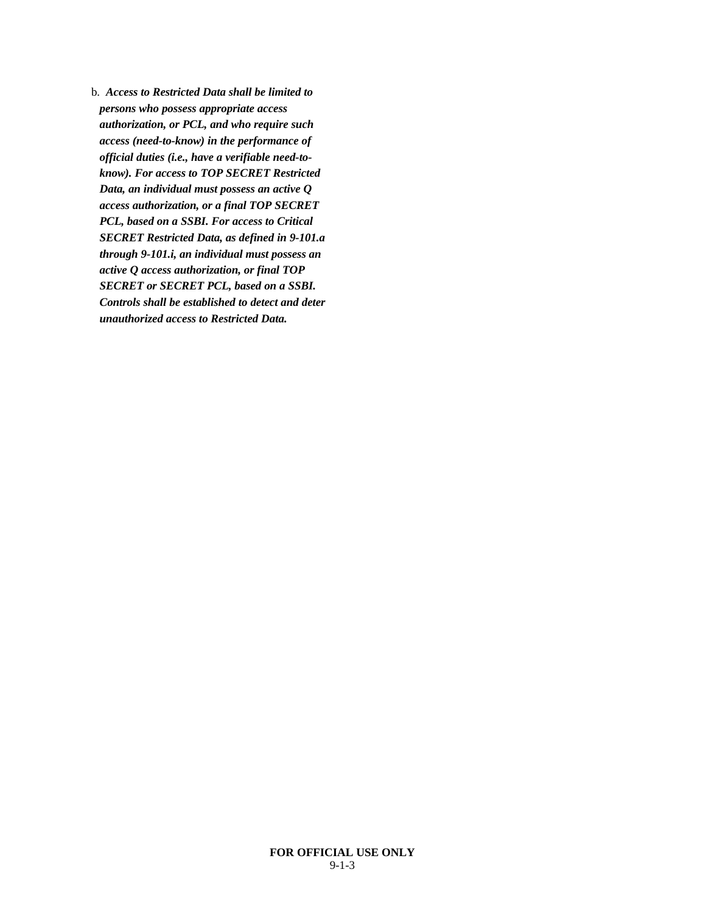b. ***Access to Restricted Data shall be limited to persons who possess appropriate access authorization, or PCL, and who require such access (need-to-know) in the performance of official duties (i.e., have a verifiable need-to-know). For access to TOP SECRET Restricted Data, an individual must possess an active Q access authorization, or a final TOP SECRET PCL, based on a SSBI. For access to Critical SECRET Restricted Data, as defined in 9-101.a through 9-101.i, an individual must possess an active Q access authorization, or final TOP SECRET or SECRET PCL, based on a SSBI. Controls shall be established to detect and deter unauthorized access to Restricted Data.***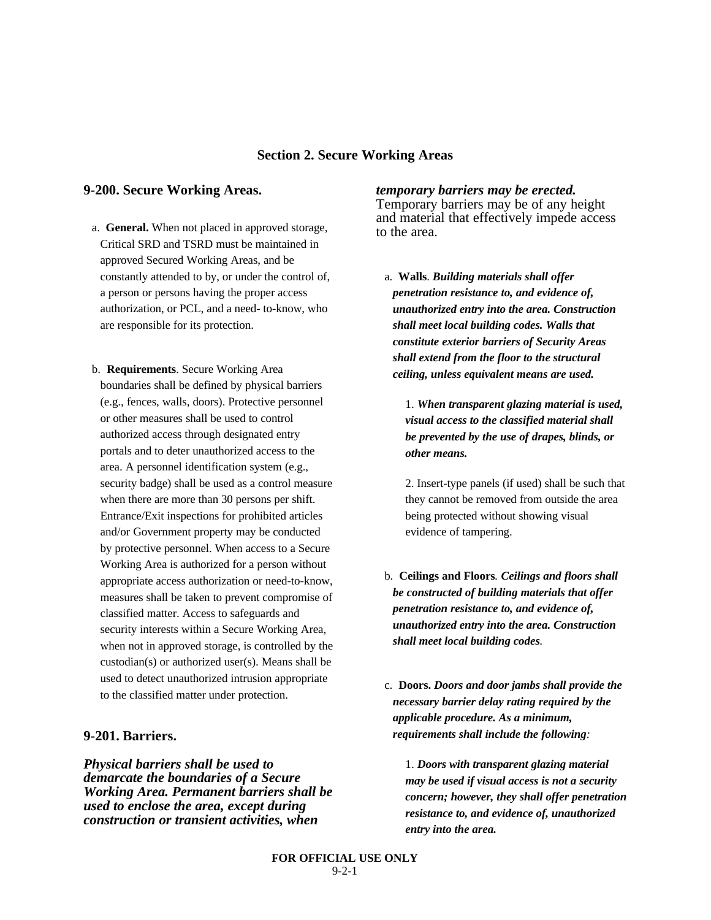## Section 2. Secure Working Areas

### 9-200. Secure Working Areas.

a. **General.** When not placed in approved storage, Critical SRD and TSRD must be maintained in approved Secured Working Areas, and be constantly attended to by, or under the control of, a person or persons having the proper access authorization, or PCL, and a need- to-know, who are responsible for its protection.

b. **Requirements**. Secure Working Area boundaries shall be defined by physical barriers (e.g., fences, walls, doors). Protective personnel or other measures shall be used to control authorized access through designated entry portals and to deter unauthorized access to the area. A personnel identification system (e.g., security badge) shall be used as a control measure when there are more than 30 persons per shift. Entrance/Exit inspections for prohibited articles and/or Government property may be conducted by protective personnel. When access to a Secure Working Area is authorized for a person without appropriate access authorization or need-to-know, measures shall be taken to prevent compromise of classified matter. Access to safeguards and security interests within a Secure Working Area, when not in approved storage, is controlled by the custodian(s) or authorized user(s). Means shall be used to detect unauthorized intrusion appropriate to the classified matter under protection.

### 9-201. Barriers.

***Physical barriers shall be used to demarcate the boundaries of a Secure Working Area. Permanent barriers shall be used to enclose the area, except during construction or transient activities, when temporary barriers may be erected.*** Temporary barriers may be of any height and material that effectively impede access to the area.

a. **Walls**. ***Building materials shall offer penetration resistance to, and evidence of, unauthorized entry into the area. Construction shall meet local building codes. Walls that constitute exterior barriers of Security Areas shall extend from the floor to the structural ceiling, unless equivalent means are used.***

1. ***When transparent glazing material is used, visual access to the classified material shall be prevented by the use of drapes, blinds, or other means.***

2. Insert-type panels (if used) shall be such that they cannot be removed from outside the area being protected without showing visual evidence of tampering.

b. **Ceilings and Floors**. ***Ceilings and floors shall be constructed of building materials that offer penetration resistance to, and evidence of, unauthorized entry into the area. Construction shall meet local building codes***.

c. **Doors.** ***Doors and door jambs shall provide the necessary barrier delay rating required by the applicable procedure. As a minimum, requirements shall include the following:***

1. ***Doors with transparent glazing material may be used if visual access is not a security concern; however, they shall offer penetration resistance to, and evidence of, unauthorized entry into the area.***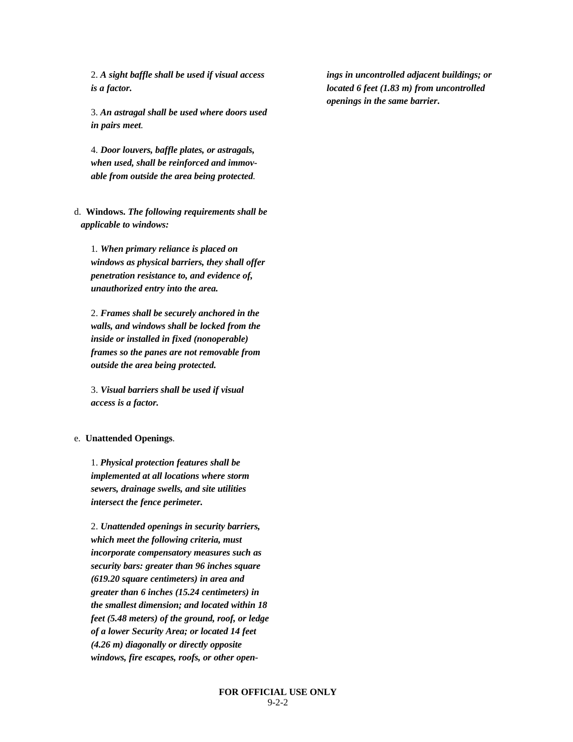2. ***A sight baffle shall be used if visual access is a factor.***

3. ***An astragal shall be used where doors used in pairs meet***.

4. ***Door louvers, baffle plates, or astragals, when used, shall be reinforced and immovable from outside the area being protected***.

d. **Windows.** ***The following requirements shall be applicable to windows:***

1. ***When primary reliance is placed on windows as physical barriers, they shall offer penetration resistance to, and evidence of, unauthorized entry into the area.***

2. ***Frames shall be securely anchored in the walls, and windows shall be locked from the inside or installed in fixed (nonoperable) frames so the panes are not removable from outside the area being protected.***

3. ***Visual barriers shall be used if visual access is a factor.***

e. **Unattended Openings**.

1. ***Physical protection features shall be implemented at all locations where storm sewers, drainage swells, and site utilities intersect the fence perimeter.***

2. ***Unattended openings in security barriers, which meet the following criteria, must incorporate compensatory measures such as security bars: greater than 96 inches square (619.20 square centimeters) in area and greater than 6 inches (15.24 centimeters) in the smallest dimension; and located within 18 feet (5.48 meters) of the ground, roof, or ledge of a lower Security Area; or located 14 feet (4.26 m) diagonally or directly opposite windows, fire escapes, roofs, or other openings in uncontrolled adjacent buildings; or located 6 feet (1.83 m) from uncontrolled openings in the same barrier.***

FOR OFFICIAL USE ONLY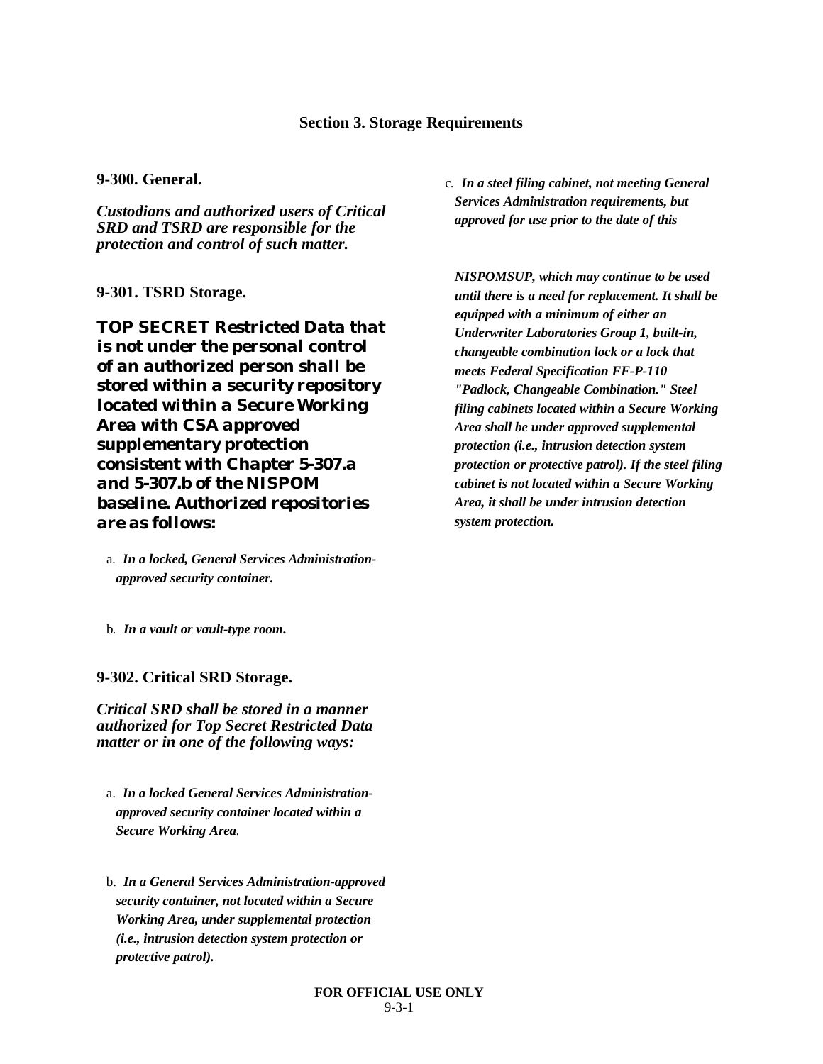## Section 3. Storage Requirements

**9-300. General.**

***Custodians and authorized users of Critical SRD and TSRD are responsible for the protection and control of such matter.***

**9-301. TSRD Storage.**

***TOP SECRET Restricted Data that is not under the personal control of an authorized person shall be stored within a security repository located within a Secure Working Area with CSA approved supplementary protection consistent with Chapter 5-307.a and 5-307.b of the NISPOM baseline. Authorized repositories are as follows:***

a. ***In a locked, General Services Administration-approved security container.***

b. ***In a vault or vault-type room.***

**9-302. Critical SRD Storage.**

***Critical SRD shall be stored in a manner authorized for Top Secret Restricted Data matter or in one of the following ways:***

a. ***In a locked General Services Administration-approved security container located within a Secure Working Area.***

b. ***In a General Services Administration-approved security container, not located within a Secure Working Area, under supplemental protection (i.e., intrusion detection system protection or protective patrol).***

c. ***In a steel filing cabinet, not meeting General Services Administration requirements, but approved for use prior to the date of this NISPOMSUP, which may continue to be used until there is a need for replacement. It shall be equipped with a minimum of either an Underwriter Laboratories Group 1, built-in, changeable combination lock or a lock that meets Federal Specification FF-P-110 "Padlock, Changeable Combination." Steel filing cabinets located within a Secure Working Area shall be under approved supplemental protection (i.e., intrusion detection system protection or protective patrol). If the steel filing cabinet is not located within a Secure Working Area, it shall be under intrusion detection system protection.***

FOR OFFICIAL USE ONLY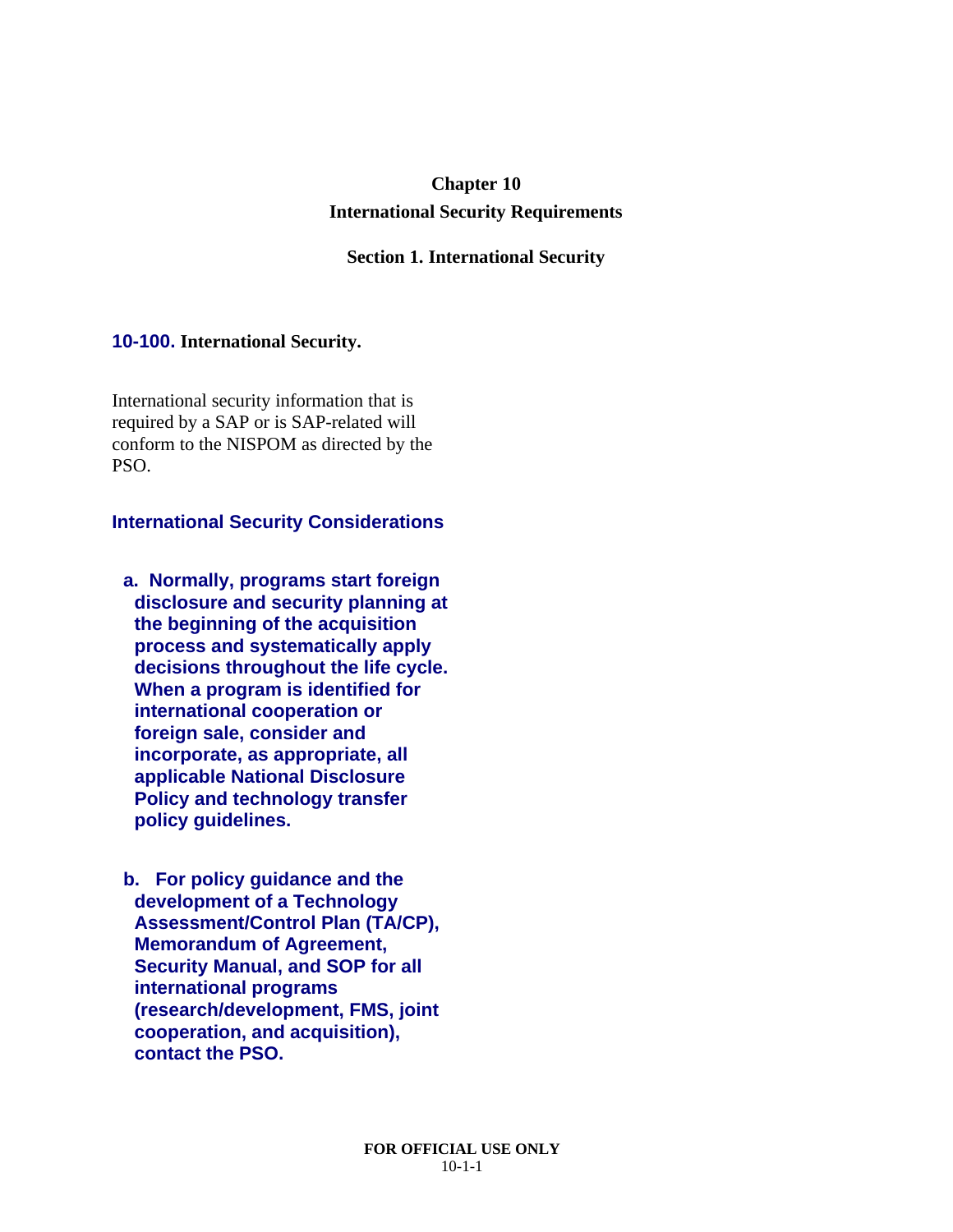# Chapter 10

# International Security Requirements

## Section 1. International Security

### 10-100. International Security.

International security information that is required by a SAP or is SAP-related will conform to the NISPOM as directed by the PSO.

**International Security Considerations**

**a. Normally, programs start foreign disclosure and security planning at the beginning of the acquisition process and systematically apply decisions throughout the life cycle. When a program is identified for international cooperation or foreign sale, consider and incorporate, as appropriate, all applicable National Disclosure Policy and technology transfer policy guidelines.**

**b. For policy guidance and the development of a Technology Assessment/Control Plan (TA/CP), Memorandum of Agreement, Security Manual, and SOP for all international programs (research/development, FMS, joint cooperation, and acquisition), contact the PSO.**

FOR OFFICIAL USE ONLY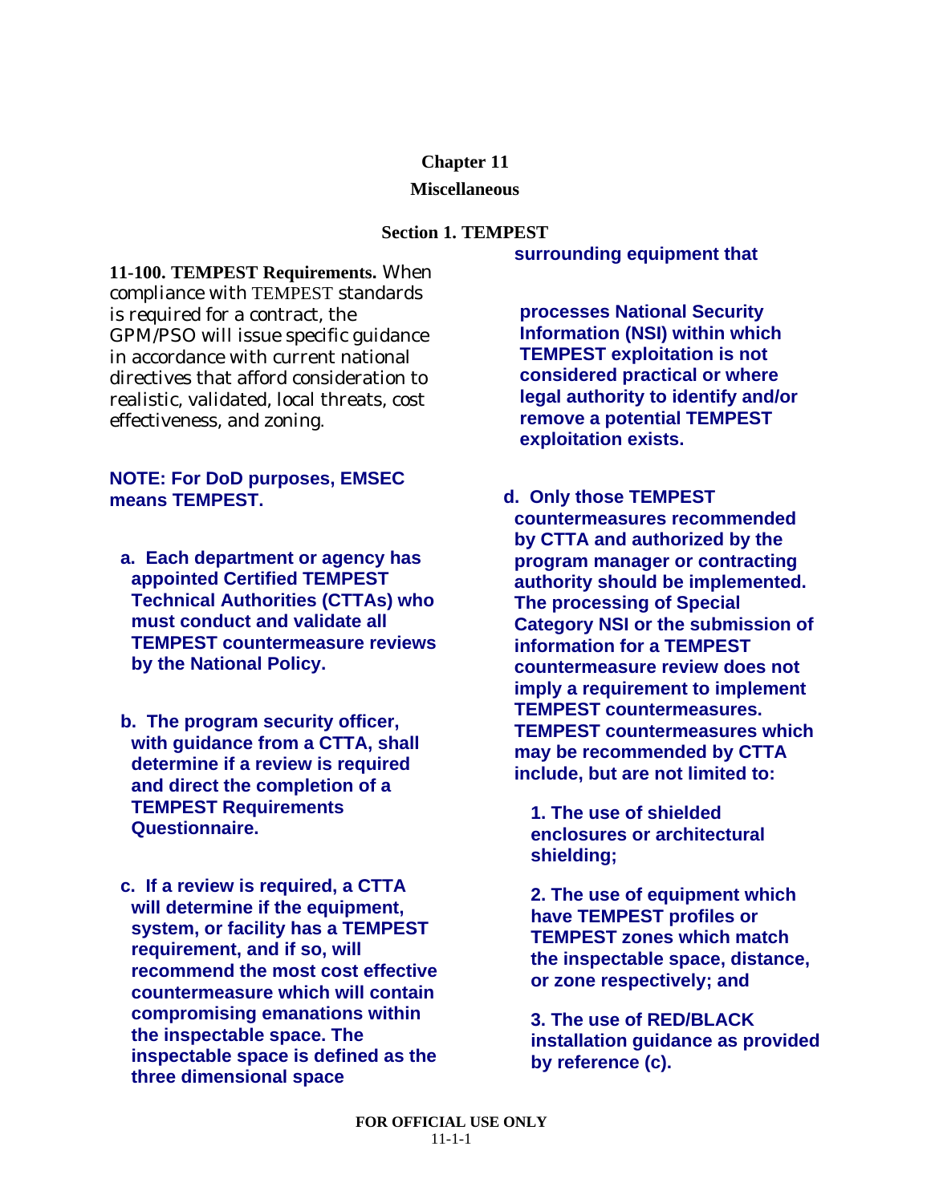# Chapter 11

## Miscellaneous

### Section 1. TEMPEST

**11-100. TEMPEST Requirements.** When compliance with TEMPEST standards is required for a contract, the GPM/PSO will issue specific guidance in accordance with current national directives that afford consideration to realistic, validated, local threats, cost effectiveness, and zoning.

**NOTE: For DoD purposes, EMSEC means TEMPEST.**

**a. Each department or agency has appointed Certified TEMPEST Technical Authorities (CTTAs) who must conduct and validate all TEMPEST countermeasure reviews by the National Policy.**

**b. The program security officer, with guidance from a CTTA, shall determine if a review is required and direct the completion of a TEMPEST Requirements Questionnaire.**

**c. If a review is required, a CTTA will determine if the equipment, system, or facility has a TEMPEST requirement, and if so, will recommend the most cost effective countermeasure which will contain compromising emanations within the inspectable space. The inspectable space is defined as the three dimensional space surrounding equipment that processes National Security Information (NSI) within which TEMPEST exploitation is not considered practical or where legal authority to identify and/or remove a potential TEMPEST exploitation exists.**

**d. Only those TEMPEST countermeasures recommended by CTTA and authorized by the program manager or contracting authority should be implemented. The processing of Special Category NSI or the submission of information for a TEMPEST countermeasure review does not imply a requirement to implement TEMPEST countermeasures. TEMPEST countermeasures which may be recommended by CTTA include, but are not limited to:**

**1. The use of shielded enclosures or architectural shielding;**

**2. The use of equipment which have TEMPEST profiles or TEMPEST zones which match the inspectable space, distance, or zone respectively; and**

**3. The use of RED/BLACK installation guidance as provided by reference (c).**

FOR OFFICIAL USE ONLY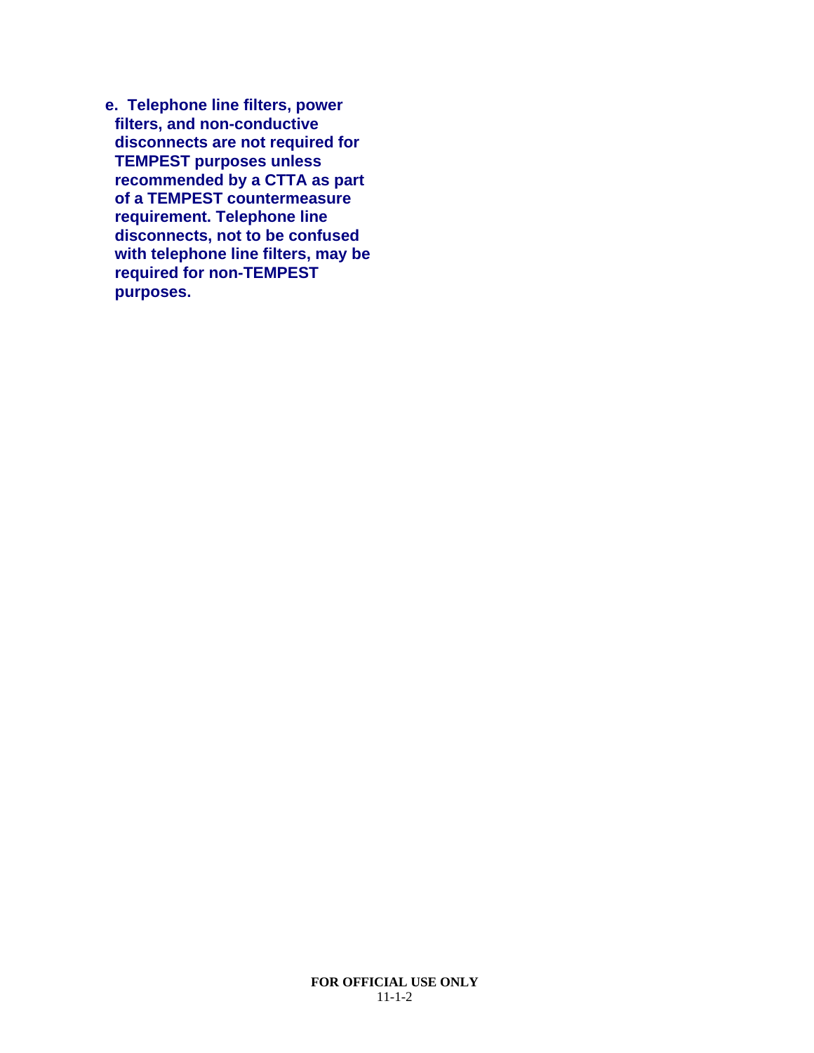**e. Telephone line filters, power filters, and non-conductive disconnects are not required for TEMPEST purposes unless recommended by a CTTA as part of a TEMPEST countermeasure requirement. Telephone line disconnects, not to be confused with telephone line filters, may be required for non-TEMPEST purposes.**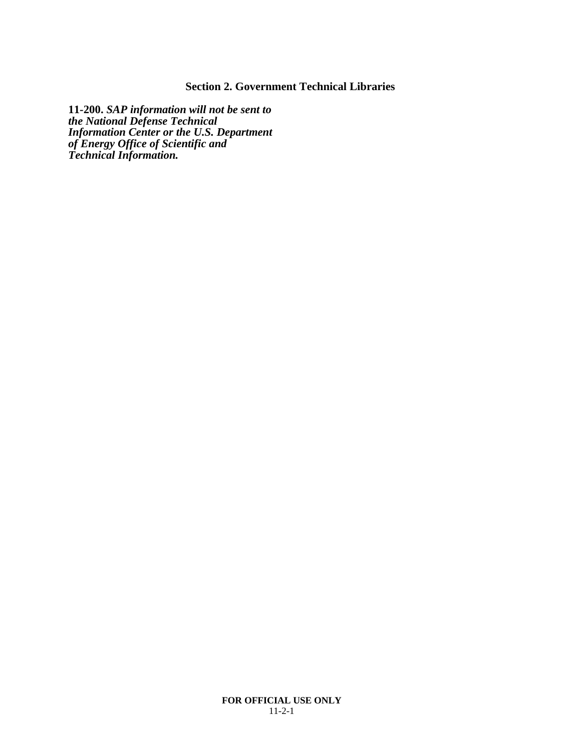## Section 2. Government Technical Libraries

**11-200.** ***SAP information will not be sent to the National Defense Technical Information Center or the U.S. Department of Energy Office of Scientific and Technical Information.***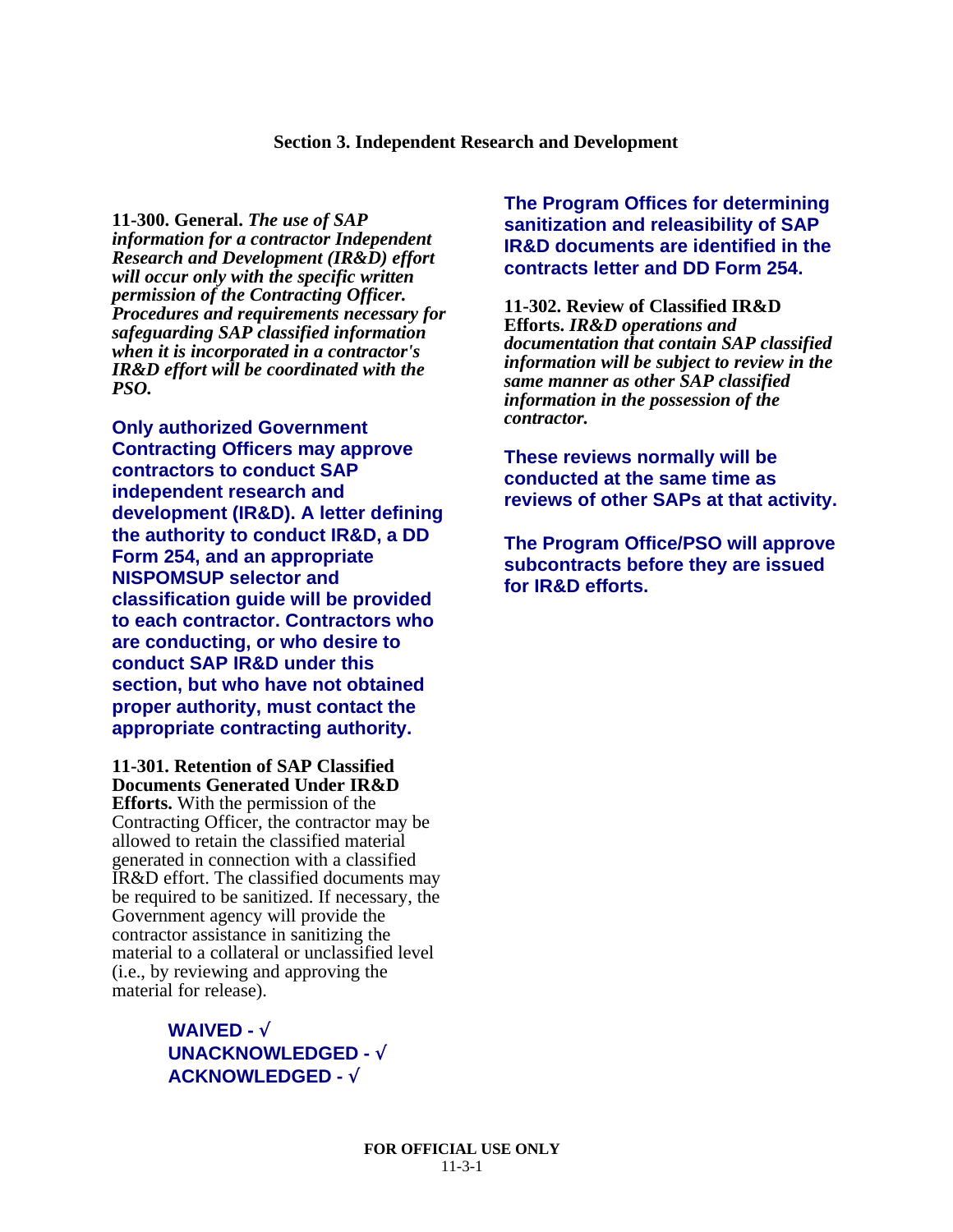## Section 3. Independent Research and Development

**11-300. General.** ***The use of SAP information for a contractor Independent Research and Development (IR&D) effort will occur only with the specific written permission of the Contracting Officer. Procedures and requirements necessary for safeguarding SAP classified information when it is incorporated in a contractor's IR&D effort will be coordinated with the PSO.***

**Only authorized Government Contracting Officers may approve contractors to conduct SAP independent research and development (IR&D). A letter defining the authority to conduct IR&D, a DD Form 254, and an appropriate NISPOMSUP selector and classification guide will be provided to each contractor. Contractors who are conducting, or who desire to conduct SAP IR&D under this section, but who have not obtained proper authority, must contact the appropriate contracting authority.**

**11-301. Retention of SAP Classified Documents Generated Under IR&D Efforts.** With the permission of the Contracting Officer, the contractor may be allowed to retain the classified material generated in connection with a classified IR&D effort. The classified documents may be required to be sanitized. If necessary, the Government agency will provide the contractor assistance in sanitizing the material to a collateral or unclassified level (i.e., by reviewing and approving the material for release).

**WAIVED - √**
**UNACKNOWLEDGED - √**
**ACKNOWLEDGED - √**

**The Program Offices for determining sanitization and releasibility of SAP IR&D documents are identified in the contracts letter and DD Form 254.**

**11-302. Review of Classified IR&D Efforts.** ***IR&D operations and documentation that contain SAP classified information will be subject to review in the same manner as other SAP classified information in the possession of the contractor.***

**These reviews normally will be conducted at the same time as reviews of other SAPs at that activity.**

**The Program Office/PSO will approve subcontracts before they are issued for IR&D efforts.**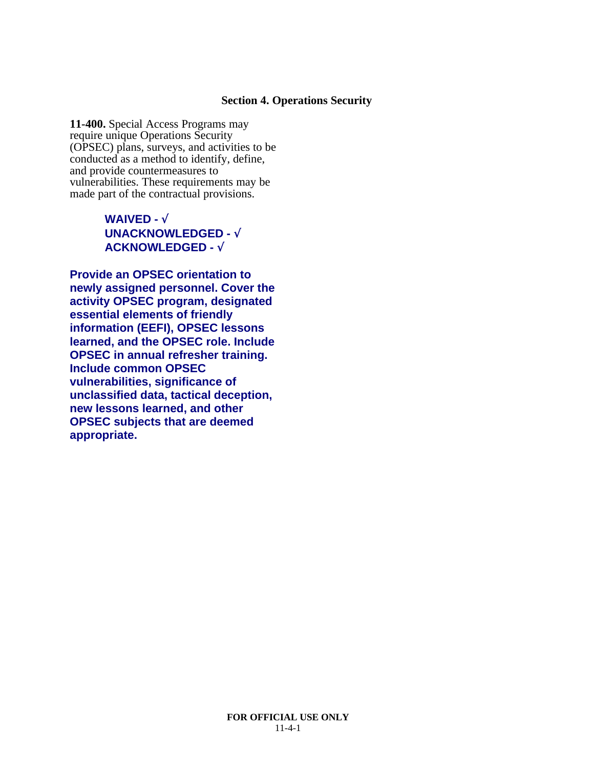## Section 4. Operations Security

**11-400.** Special Access Programs may require unique Operations Security (OPSEC) plans, surveys, and activities to be conducted as a method to identify, define, and provide countermeasures to vulnerabilities. These requirements may be made part of the contractual provisions.

> **WAIVED - √**
> **UNACKNOWLEDGED - √**
> **ACKNOWLEDGED - √**

**Provide an OPSEC orientation to newly assigned personnel. Cover the activity OPSEC program, designated essential elements of friendly information (EEFI), OPSEC lessons learned, and the OPSEC role. Include OPSEC in annual refresher training. Include common OPSEC vulnerabilities, significance of unclassified data, tactical deception, new lessons learned, and other OPSEC subjects that are deemed appropriate.**

**FOR OFFICIAL USE ONLY**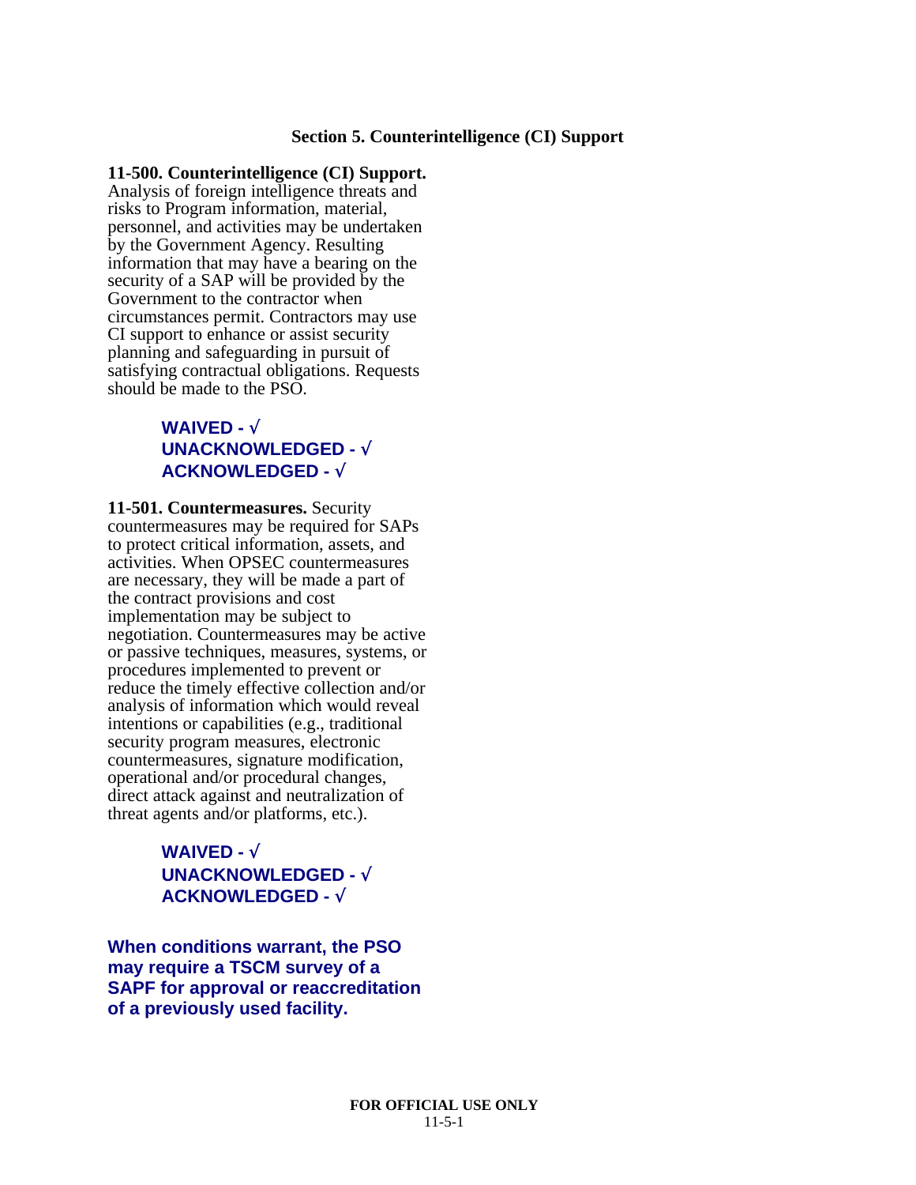## Section 5. Counterintelligence (CI) Support

**11-500. Counterintelligence (CI) Support.** Analysis of foreign intelligence threats and risks to Program information, material, personnel, and activities may be undertaken by the Government Agency. Resulting information that may have a bearing on the security of a SAP will be provided by the Government to the contractor when circumstances permit. Contractors may use CI support to enhance or assist security planning and safeguarding in pursuit of satisfying contractual obligations. Requests should be made to the PSO.

**WAIVED - √**
**UNACKNOWLEDGED - √**
**ACKNOWLEDGED - √**

**11-501. Countermeasures.** Security countermeasures may be required for SAPs to protect critical information, assets, and activities. When OPSEC countermeasures are necessary, they will be made a part of the contract provisions and cost implementation may be subject to negotiation. Countermeasures may be active or passive techniques, measures, systems, or procedures implemented to prevent or reduce the timely effective collection and/or analysis of information which would reveal intentions or capabilities (e.g., traditional security program measures, electronic countermeasures, signature modification, operational and/or procedural changes, direct attack against and neutralization of threat agents and/or platforms, etc.).

**WAIVED - √**
**UNACKNOWLEDGED - √**
**ACKNOWLEDGED - √**

**When conditions warrant, the PSO may require a TSCM survey of a SAPF for approval or reaccreditation of a previously used facility.**

FOR OFFICIAL USE ONLY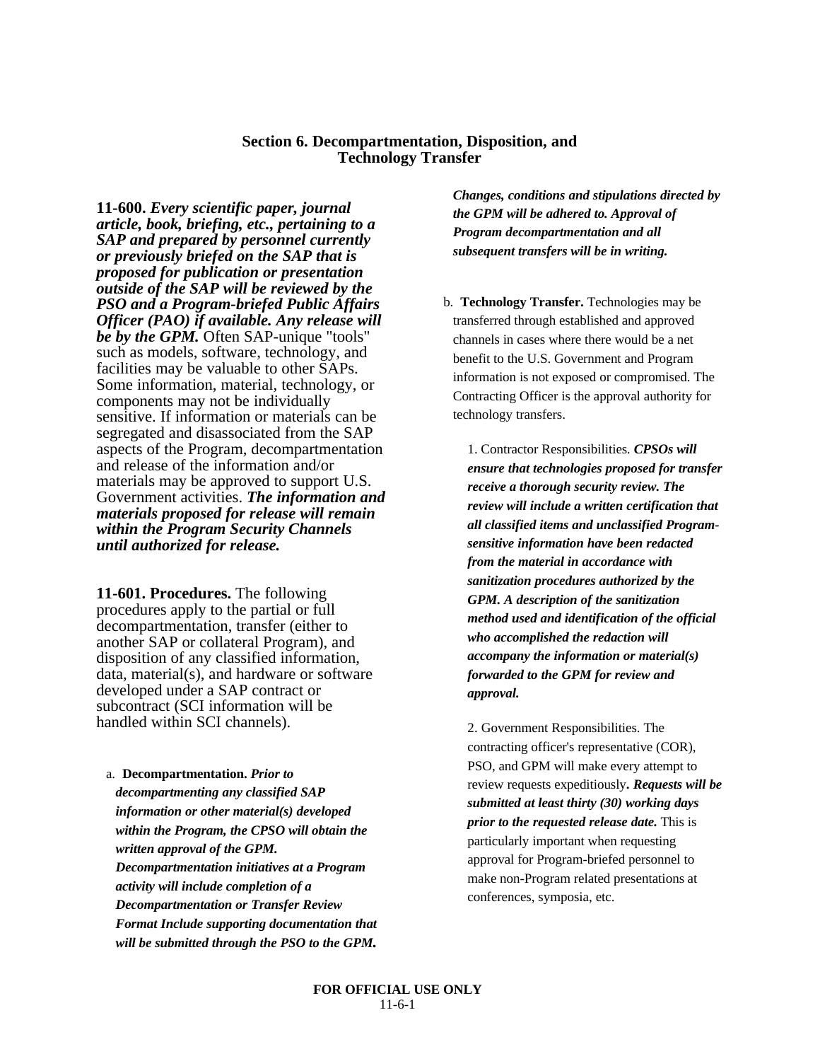## Section 6. Decompartmentation, Disposition, and Technology Transfer

**11-600.** ***Every scientific paper, journal article, book, briefing, etc., pertaining to a SAP and prepared by personnel currently or previously briefed on the SAP that is proposed for publication or presentation outside of the SAP will be reviewed by the PSO and a Program-briefed Public Affairs Officer (PAO) if available. Any release will be by the GPM.*** Often SAP-unique "tools" such as models, software, technology, and facilities may be valuable to other SAPs. Some information, material, technology, or components may not be individually sensitive. If information or materials can be segregated and disassociated from the SAP aspects of the Program, decompartmentation and release of the information and/or materials may be approved to support U.S. Government activities. ***The information and materials proposed for release will remain within the Program Security Channels until authorized for release.***

**11-601. Procedures.** The following procedures apply to the partial or full decompartmentation, transfer (either to another SAP or collateral Program), and disposition of any classified information, data, material(s), and hardware or software developed under a SAP contract or subcontract (SCI information will be handled within SCI channels).

a. **Decompartmentation.** ***Prior to decompartmenting any classified SAP information or other material(s) developed within the Program, the CPSO will obtain the written approval of the GPM. Decompartmentation initiatives at a Program activity will include completion of a Decompartmentation or Transfer Review Format Include supporting documentation that will be submitted through the PSO to the GPM. Changes, conditions and stipulations directed by the GPM will be adhered to. Approval of Program decompartmentation and all subsequent transfers will be in writing.***

b. **Technology Transfer.** Technologies may be transferred through established and approved channels in cases where there would be a net benefit to the U.S. Government and Program information is not exposed or compromised. The Contracting Officer is the approval authority for technology transfers.

1. Contractor Responsibilities. ***CPSOs will ensure that technologies proposed for transfer receive a thorough security review. The review will include a written certification that all classified items and unclassified Program-sensitive information have been redacted from the material in accordance with sanitization procedures authorized by the GPM. A description of the sanitization method used and identification of the official who accomplished the redaction will accompany the information or material(s) forwarded to the GPM for review and approval.***

2. Government Responsibilities. The contracting officer's representative (COR), PSO, and GPM will make every attempt to review requests expeditiously**.** ***Requests will be submitted at least thirty (30) working days prior to the requested release date.*** This is particularly important when requesting approval for Program-briefed personnel to make non-Program related presentations at conferences, symposia, etc.

FOR OFFICIAL USE ONLY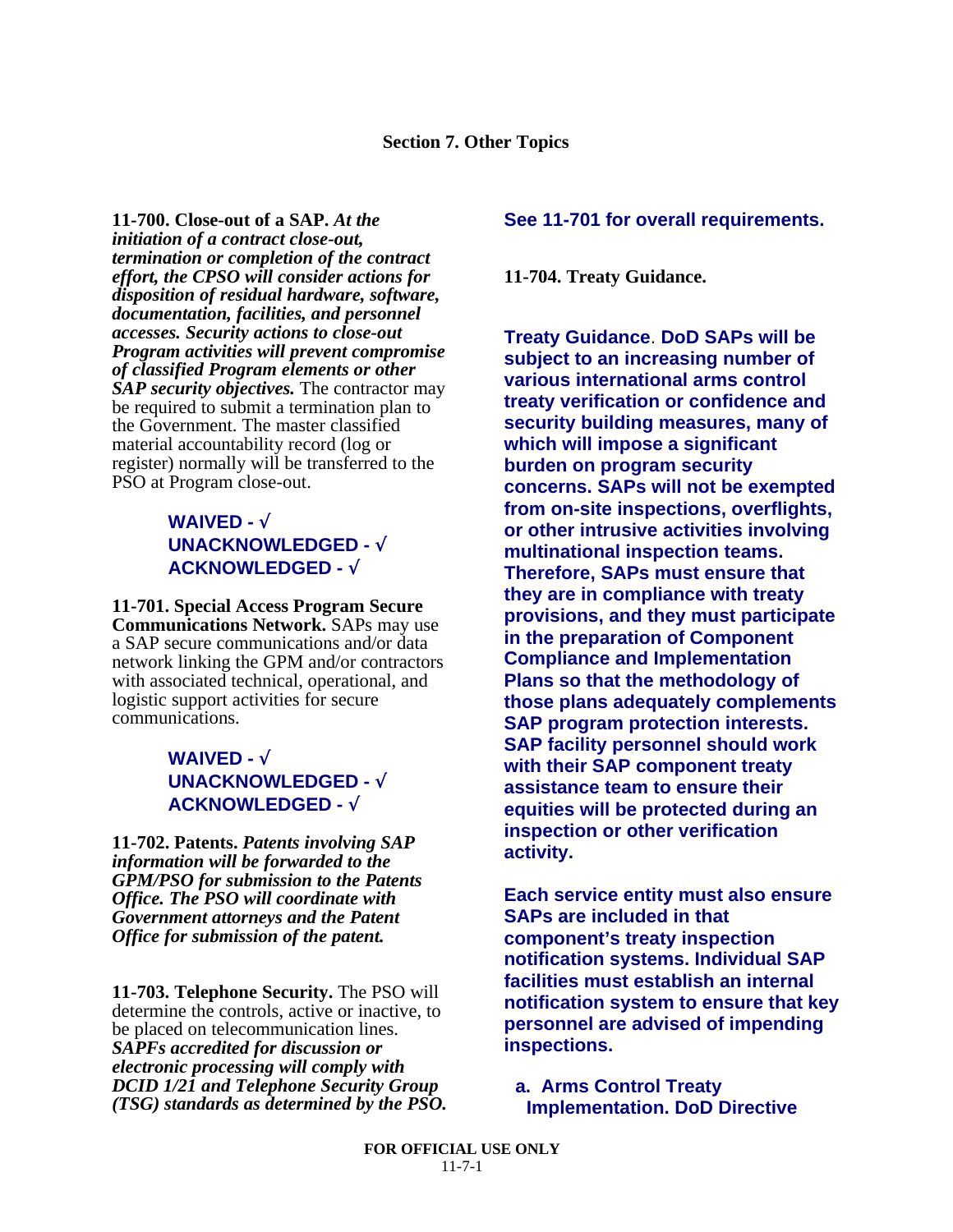## Section 7. Other Topics

**11-700. Close-out of a SAP.** ***At the initiation of a contract close-out, termination or completion of the contract effort, the CPSO will consider actions for disposition of residual hardware, software, documentation, facilities, and personnel accesses. Security actions to close-out Program activities will prevent compromise of classified Program elements or other SAP security objectives.*** The contractor may be required to submit a termination plan to the Government. The master classified material accountability record (log or register) normally will be transferred to the PSO at Program close-out.

**WAIVED - √**
**UNACKNOWLEDGED - √**
**ACKNOWLEDGED - √**

**11-701. Special Access Program Secure Communications Network.** SAPs may use a SAP secure communications and/or data network linking the GPM and/or contractors with associated technical, operational, and logistic support activities for secure communications.

**WAIVED - √**
**UNACKNOWLEDGED - √**
**ACKNOWLEDGED - √**

**11-702. Patents.** ***Patents involving SAP information will be forwarded to the GPM/PSO for submission to the Patents Office. The PSO will coordinate with Government attorneys and the Patent Office for submission of the patent.***

**11-703. Telephone Security.** The PSO will determine the controls, active or inactive, to be placed on telecommunication lines. ***SAPFs accredited for discussion or electronic processing will comply with DCID 1/21 and Telephone Security Group (TSG) standards as determined by the PSO.***

**See 11-701 for overall requirements.**

**11-704. Treaty Guidance.**

**Treaty Guidance. DoD SAPs will be subject to an increasing number of various international arms control treaty verification or confidence and security building measures, many of which will impose a significant burden on program security concerns. SAPs will not be exempted from on-site inspections, overflights, or other intrusive activities involving multinational inspection teams. Therefore, SAPs must ensure that they are in compliance with treaty provisions, and they must participate in the preparation of Component Compliance and Implementation Plans so that the methodology of those plans adequately complements SAP program protection interests. SAP facility personnel should work with their SAP component treaty assistance team to ensure their equities will be protected during an inspection or other verification activity.**

**Each service entity must also ensure SAPs are included in that component's treaty inspection notification systems. Individual SAP facilities must establish an internal notification system to ensure that key personnel are advised of impending inspections.**

**a. Arms Control Treaty Implementation. DoD Directive**

FOR OFFICIAL USE ONLY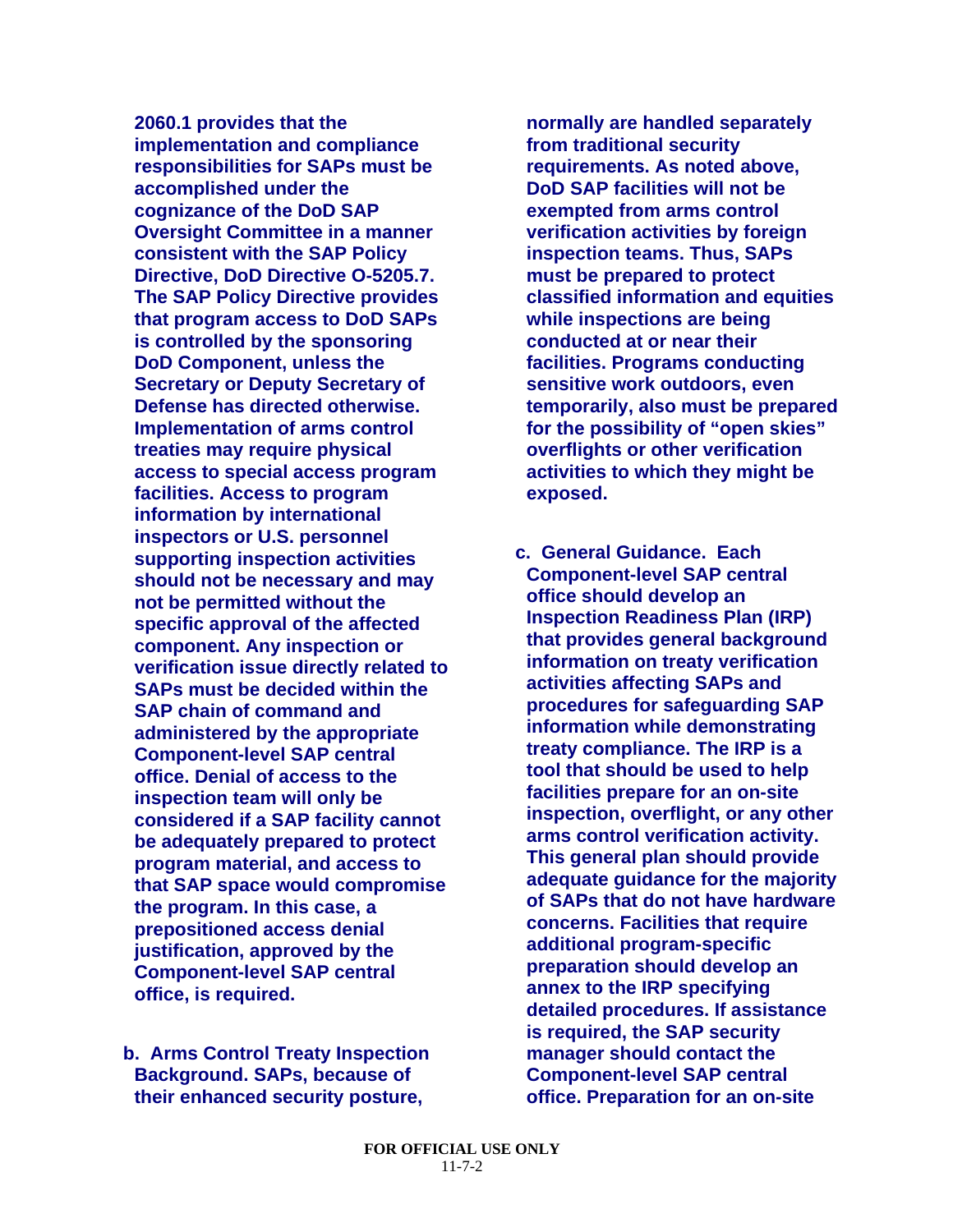**2060.1 provides that the implementation and compliance responsibilities for SAPs must be accomplished under the cognizance of the DoD SAP Oversight Committee in a manner consistent with the SAP Policy Directive, DoD Directive O-5205.7. The SAP Policy Directive provides that program access to DoD SAPs is controlled by the sponsoring DoD Component, unless the Secretary or Deputy Secretary of Defense has directed otherwise. Implementation of arms control treaties may require physical access to special access program facilities. Access to program information by international inspectors or U.S. personnel supporting inspection activities should not be necessary and may not be permitted without the specific approval of the affected component. Any inspection or verification issue directly related to SAPs must be decided within the SAP chain of command and administered by the appropriate Component-level SAP central office. Denial of access to the inspection team will only be considered if a SAP facility cannot be adequately prepared to protect program material, and access to that SAP space would compromise the program. In this case, a prepositioned access denial justification, approved by the Component-level SAP central office, is required.**

**b. Arms Control Treaty Inspection Background. SAPs, because of their enhanced security posture, normally are handled separately from traditional security requirements. As noted above, DoD SAP facilities will not be exempted from arms control verification activities by foreign inspection teams. Thus, SAPs must be prepared to protect classified information and equities while inspections are being conducted at or near their facilities. Programs conducting sensitive work outdoors, even temporarily, also must be prepared for the possibility of "open skies" overflights or other verification activities to which they might be exposed.**

**c. General Guidance. Each Component-level SAP central office should develop an Inspection Readiness Plan (IRP) that provides general background information on treaty verification activities affecting SAPs and procedures for safeguarding SAP information while demonstrating treaty compliance. The IRP is a tool that should be used to help facilities prepare for an on-site inspection, overflight, or any other arms control verification activity. This general plan should provide adequate guidance for the majority of SAPs that do not have hardware concerns. Facilities that require additional program-specific preparation should develop an annex to the IRP specifying detailed procedures. If assistance is required, the SAP security manager should contact the Component-level SAP central office. Preparation for an on-site**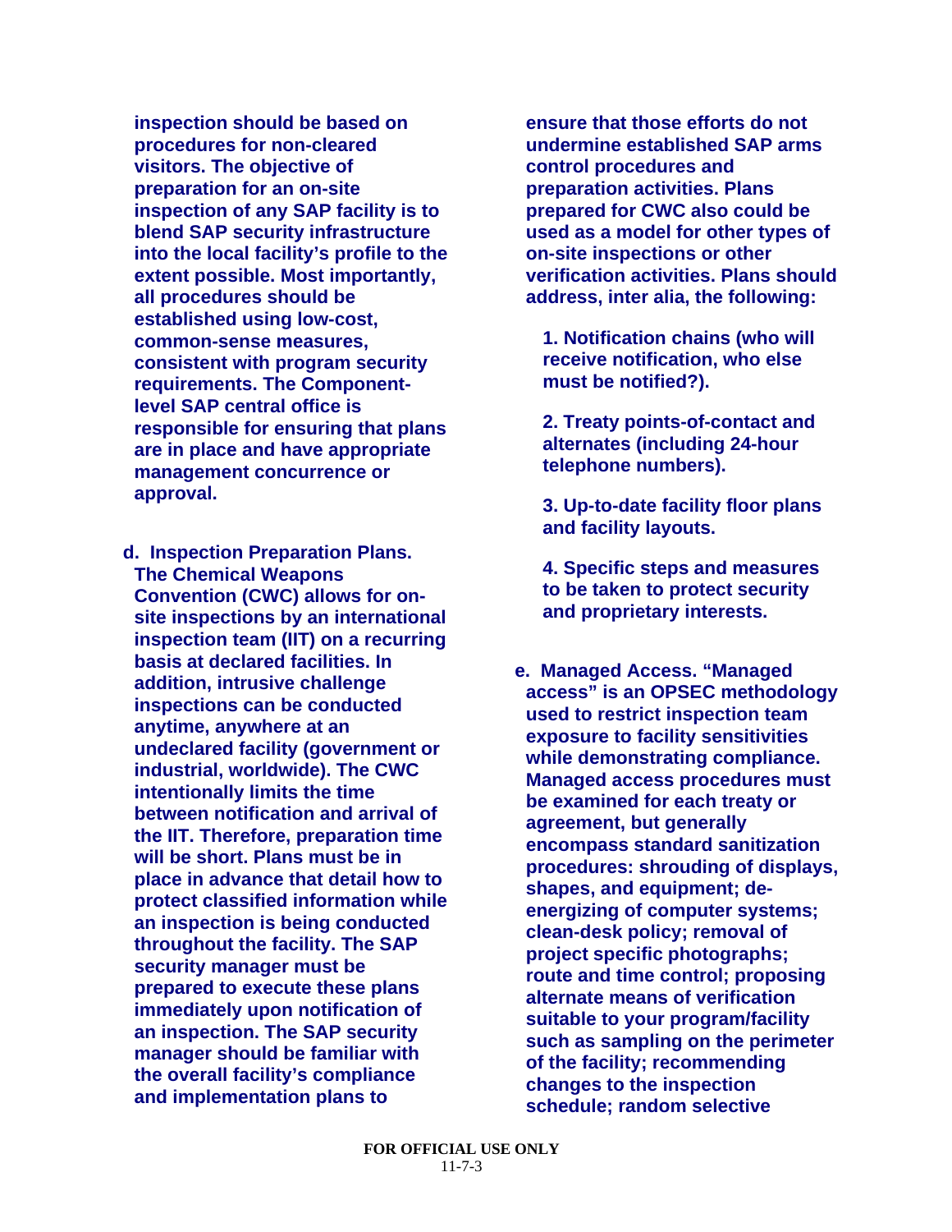**inspection should be based on procedures for non-cleared visitors. The objective of preparation for an on-site inspection of any SAP facility is to blend SAP security infrastructure into the local facility's profile to the extent possible. Most importantly, all procedures should be established using low-cost, common-sense measures, consistent with program security requirements. The Component-level SAP central office is responsible for ensuring that plans are in place and have appropriate management concurrence or approval.**

**d. Inspection Preparation Plans. The Chemical Weapons Convention (CWC) allows for on-site inspections by an international inspection team (IIT) on a recurring basis at declared facilities. In addition, intrusive challenge inspections can be conducted anytime, anywhere at an undeclared facility (government or industrial, worldwide). The CWC intentionally limits the time between notification and arrival of the IIT. Therefore, preparation time will be short. Plans must be in place in advance that detail how to protect classified information while an inspection is being conducted throughout the facility. The SAP security manager must be prepared to execute these plans immediately upon notification of an inspection. The SAP security manager should be familiar with the overall facility's compliance and implementation plans to ensure that those efforts do not undermine established SAP arms control procedures and preparation activities. Plans prepared for CWC also could be used as a model for other types of on-site inspections or other verification activities. Plans should address, inter alia, the following:**

**1. Notification chains (who will receive notification, who else must be notified?).**

**2. Treaty points-of-contact and alternates (including 24-hour telephone numbers).**

**3. Up-to-date facility floor plans and facility layouts.**

**4. Specific steps and measures to be taken to protect security and proprietary interests.**

**e. Managed Access. "Managed access" is an OPSEC methodology used to restrict inspection team exposure to facility sensitivities while demonstrating compliance. Managed access procedures must be examined for each treaty or agreement, but generally encompass standard sanitization procedures: shrouding of displays, shapes, and equipment; de-energizing of computer systems; clean-desk policy; removal of project specific photographs; route and time control; proposing alternate means of verification suitable to your program/facility such as sampling on the perimeter of the facility; recommending changes to the inspection schedule; random selective**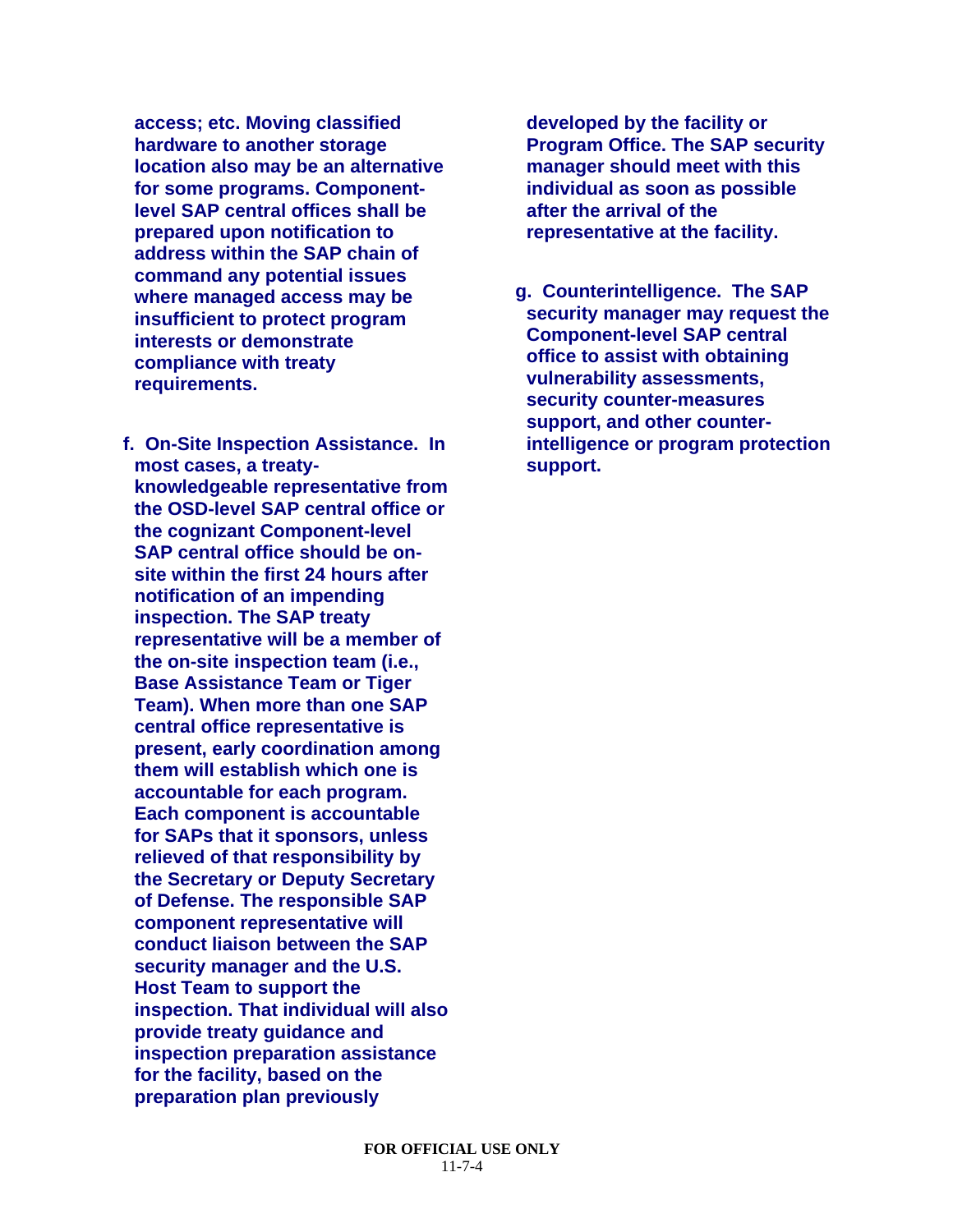**access; etc. Moving classified hardware to another storage location also may be an alternative for some programs. Component-level SAP central offices shall be prepared upon notification to address within the SAP chain of command any potential issues where managed access may be insufficient to protect program interests or demonstrate compliance with treaty requirements.**

**f. On-Site Inspection Assistance. In most cases, a treaty-knowledgeable representative from the OSD-level SAP central office or the cognizant Component-level SAP central office should be on-site within the first 24 hours after notification of an impending inspection. The SAP treaty representative will be a member of the on-site inspection team (i.e., Base Assistance Team or Tiger Team). When more than one SAP central office representative is present, early coordination among them will establish which one is accountable for each program. Each component is accountable for SAPs that it sponsors, unless relieved of that responsibility by the Secretary or Deputy Secretary of Defense. The responsible SAP component representative will conduct liaison between the SAP security manager and the U.S. Host Team to support the inspection. That individual will also provide treaty guidance and inspection preparation assistance for the facility, based on the preparation plan previously developed by the facility or Program Office. The SAP security manager should meet with this individual as soon as possible after the arrival of the representative at the facility.**

**g. Counterintelligence. The SAP security manager may request the Component-level SAP central office to assist with obtaining vulnerability assessments, security counter-measures support, and other counter-intelligence or program protection support.**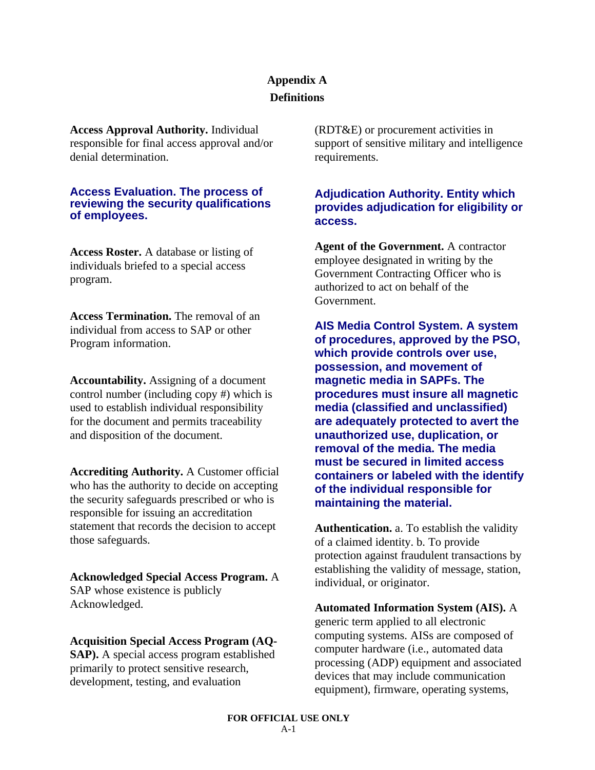# Appendix A

## Definitions

**Access Approval Authority.** Individual responsible for final access approval and/or denial determination.

**Access Evaluation. The process of reviewing the security qualifications of employees.**

**Access Roster.** A database or listing of individuals briefed to a special access program.

**Access Termination.** The removal of an individual from access to SAP or other Program information.

**Accountability.** Assigning of a document control number (including copy #) which is used to establish individual responsibility for the document and permits traceability and disposition of the document.

**Accrediting Authority.** A Customer official who has the authority to decide on accepting the security safeguards prescribed or who is responsible for issuing an accreditation statement that records the decision to accept those safeguards.

**Acknowledged Special Access Program.** A SAP whose existence is publicly Acknowledged.

**Acquisition Special Access Program (AQ-SAP).** A special access program established primarily to protect sensitive research, development, testing, and evaluation (RDT&E) or procurement activities in support of sensitive military and intelligence requirements.

**Adjudication Authority. Entity which provides adjudication for eligibility or access.**

**Agent of the Government.** A contractor employee designated in writing by the Government Contracting Officer who is authorized to act on behalf of the Government.

**AIS Media Control System. A system of procedures, approved by the PSO, which provide controls over use, possession, and movement of magnetic media in SAPFs. The procedures must insure all magnetic media (classified and unclassified) are adequately protected to avert the unauthorized use, duplication, or removal of the media. The media must be secured in limited access containers or labeled with the identify of the individual responsible for maintaining the material.**

**Authentication.** a. To establish the validity of a claimed identity. b. To provide protection against fraudulent transactions by establishing the validity of message, station, individual, or originator.

**Automated Information System (AIS).** A generic term applied to all electronic computing systems. AISs are composed of computer hardware (i.e., automated data processing (ADP) equipment and associated devices that may include communication equipment), firmware, operating systems,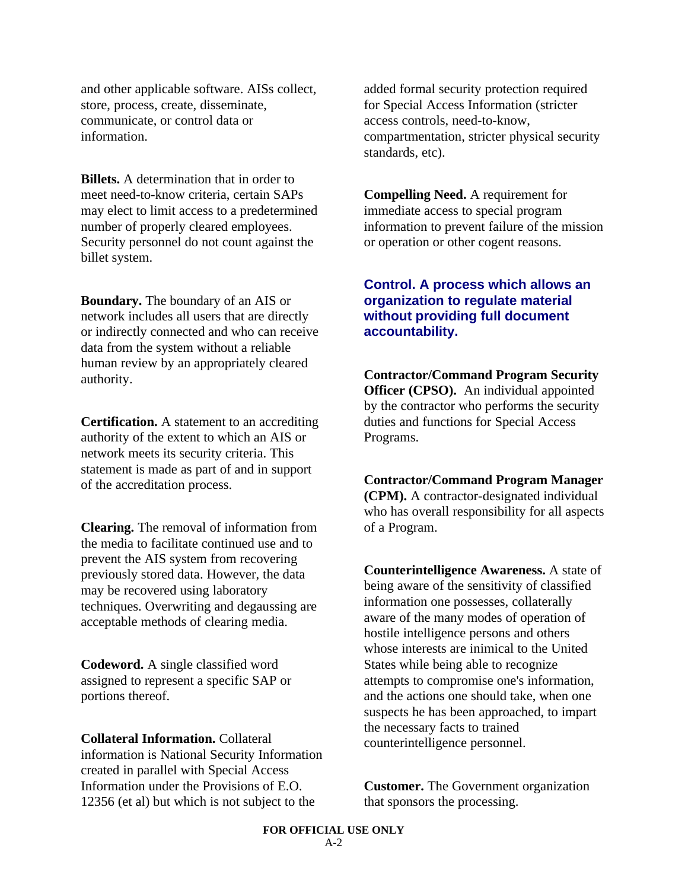and other applicable software. AISs collect, store, process, create, disseminate, communicate, or control data or information.

**Billets.** A determination that in order to meet need-to-know criteria, certain SAPs may elect to limit access to a predetermined number of properly cleared employees. Security personnel do not count against the billet system.

**Boundary.** The boundary of an AIS or network includes all users that are directly or indirectly connected and who can receive data from the system without a reliable human review by an appropriately cleared authority.

**Certification.** A statement to an accrediting authority of the extent to which an AIS or network meets its security criteria. This statement is made as part of and in support of the accreditation process.

**Clearing.** The removal of information from the media to facilitate continued use and to prevent the AIS system from recovering previously stored data. However, the data may be recovered using laboratory techniques. Overwriting and degaussing are acceptable methods of clearing media.

**Codeword.** A single classified word assigned to represent a specific SAP or portions thereof.

**Collateral Information.** Collateral information is National Security Information created in parallel with Special Access Information under the Provisions of E.O. 12356 (et al) but which is not subject to the added formal security protection required for Special Access Information (stricter access controls, need-to-know, compartmentation, stricter physical security standards, etc).

**Compelling Need.** A requirement for immediate access to special program information to prevent failure of the mission or operation or other cogent reasons.

**Control. A process which allows an organization to regulate material without providing full document accountability.**

**Contractor/Command Program Security Officer (CPSO).** An individual appointed by the contractor who performs the security duties and functions for Special Access Programs.

**Contractor/Command Program Manager (CPM).** A contractor-designated individual who has overall responsibility for all aspects of a Program.

**Counterintelligence Awareness.** A state of being aware of the sensitivity of classified information one possesses, collaterally aware of the many modes of operation of hostile intelligence persons and others whose interests are inimical to the United States while being able to recognize attempts to compromise one's information, and the actions one should take, when one suspects he has been approached, to impart the necessary facts to trained counterintelligence personnel.

**Customer.** The Government organization that sponsors the processing.

FOR OFFICIAL USE ONLY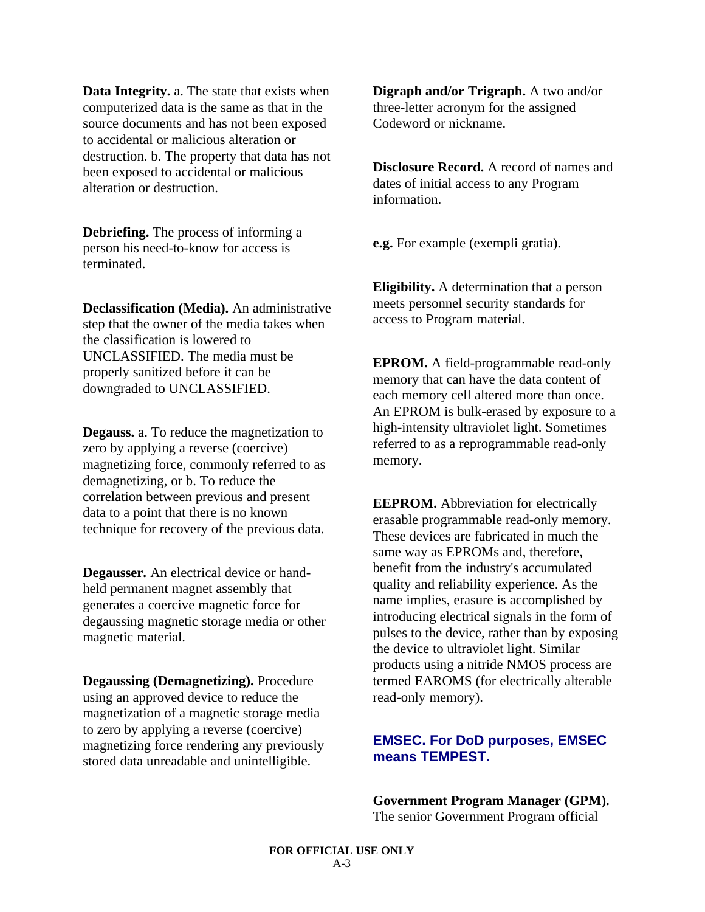**Data Integrity.** a. The state that exists when computerized data is the same as that in the source documents and has not been exposed to accidental or malicious alteration or destruction. b. The property that data has not been exposed to accidental or malicious alteration or destruction.

**Debriefing.** The process of informing a person his need-to-know for access is terminated.

**Declassification (Media).** An administrative step that the owner of the media takes when the classification is lowered to UNCLASSIFIED. The media must be properly sanitized before it can be downgraded to UNCLASSIFIED.

**Degauss.** a. To reduce the magnetization to zero by applying a reverse (coercive) magnetizing force, commonly referred to as demagnetizing, or b. To reduce the correlation between previous and present data to a point that there is no known technique for recovery of the previous data.

**Degausser.** An electrical device or hand-held permanent magnet assembly that generates a coercive magnetic force for degaussing magnetic storage media or other magnetic material.

**Degaussing (Demagnetizing).** Procedure using an approved device to reduce the magnetization of a magnetic storage media to zero by applying a reverse (coercive) magnetizing force rendering any previously stored data unreadable and unintelligible.

**Digraph and/or Trigraph.** A two and/or three-letter acronym for the assigned Codeword or nickname.

**Disclosure Record.** A record of names and dates of initial access to any Program information.

**e.g.** For example (exempli gratia).

**Eligibility.** A determination that a person meets personnel security standards for access to Program material.

**EPROM.** A field-programmable read-only memory that can have the data content of each memory cell altered more than once. An EPROM is bulk-erased by exposure to a high-intensity ultraviolet light. Sometimes referred to as a reprogrammable read-only memory.

**EEPROM.** Abbreviation for electrically erasable programmable read-only memory. These devices are fabricated in much the same way as EPROMs and, therefore, benefit from the industry's accumulated quality and reliability experience. As the name implies, erasure is accomplished by introducing electrical signals in the form of pulses to the device, rather than by exposing the device to ultraviolet light. Similar products using a nitride NMOS process are termed EAROMS (for electrically alterable read-only memory).

**EMSEC. For DoD purposes, EMSEC means TEMPEST.**

**Government Program Manager (GPM).** The senior Government Program official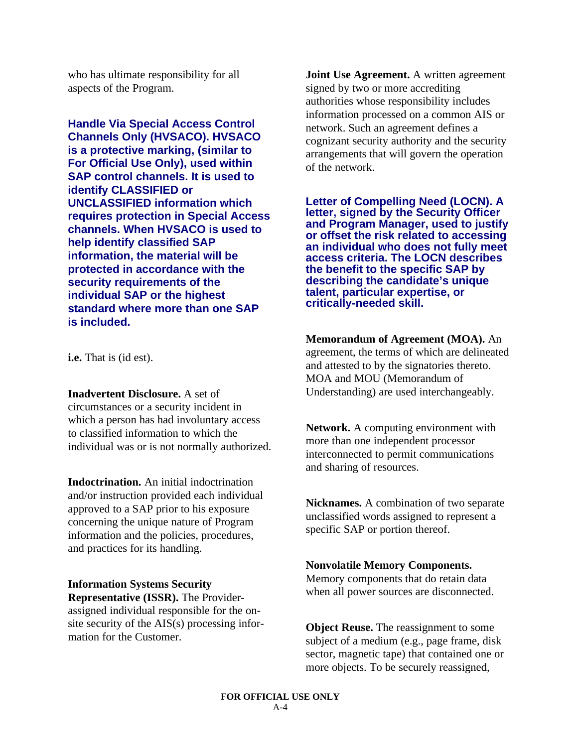who has ultimate responsibility for all aspects of the Program.

**Handle Via Special Access Control Channels Only (HVSACO). HVSACO is a protective marking, (similar to For Official Use Only), used within SAP control channels. It is used to identify CLASSIFIED or UNCLASSIFIED information which requires protection in Special Access channels. When HVSACO is used to help identify classified SAP information, the material will be protected in accordance with the security requirements of the individual SAP or the highest standard where more than one SAP is included.**

**i.e.** That is (id est).

**Inadvertent Disclosure.** A set of circumstances or a security incident in which a person has had involuntary access to classified information to which the individual was or is not normally authorized.

**Indoctrination.** An initial indoctrination and/or instruction provided each individual approved to a SAP prior to his exposure concerning the unique nature of Program information and the policies, procedures, and practices for its handling.

**Information Systems Security Representative (ISSR).** The Provider-assigned individual responsible for the on-site security of the AIS(s) processing information for the Customer.

**Joint Use Agreement.** A written agreement signed by two or more accrediting authorities whose responsibility includes information processed on a common AIS or network. Such an agreement defines a cognizant security authority and the security arrangements that will govern the operation of the network.

**Letter of Compelling Need (LOCN). A letter, signed by the Security Officer and Program Manager, used to justify or offset the risk related to accessing an individual who does not fully meet access criteria. The LOCN describes the benefit to the specific SAP by describing the candidate's unique talent, particular expertise, or critically-needed skill.**

**Memorandum of Agreement (MOA).** An agreement, the terms of which are delineated and attested to by the signatories thereto. MOA and MOU (Memorandum of Understanding) are used interchangeably.

**Network.** A computing environment with more than one independent processor interconnected to permit communications and sharing of resources.

**Nicknames.** A combination of two separate unclassified words assigned to represent a specific SAP or portion thereof.

**Nonvolatile Memory Components.** Memory components that do retain data when all power sources are disconnected.

**Object Reuse.** The reassignment to some subject of a medium (e.g., page frame, disk sector, magnetic tape) that contained one or more objects. To be securely reassigned,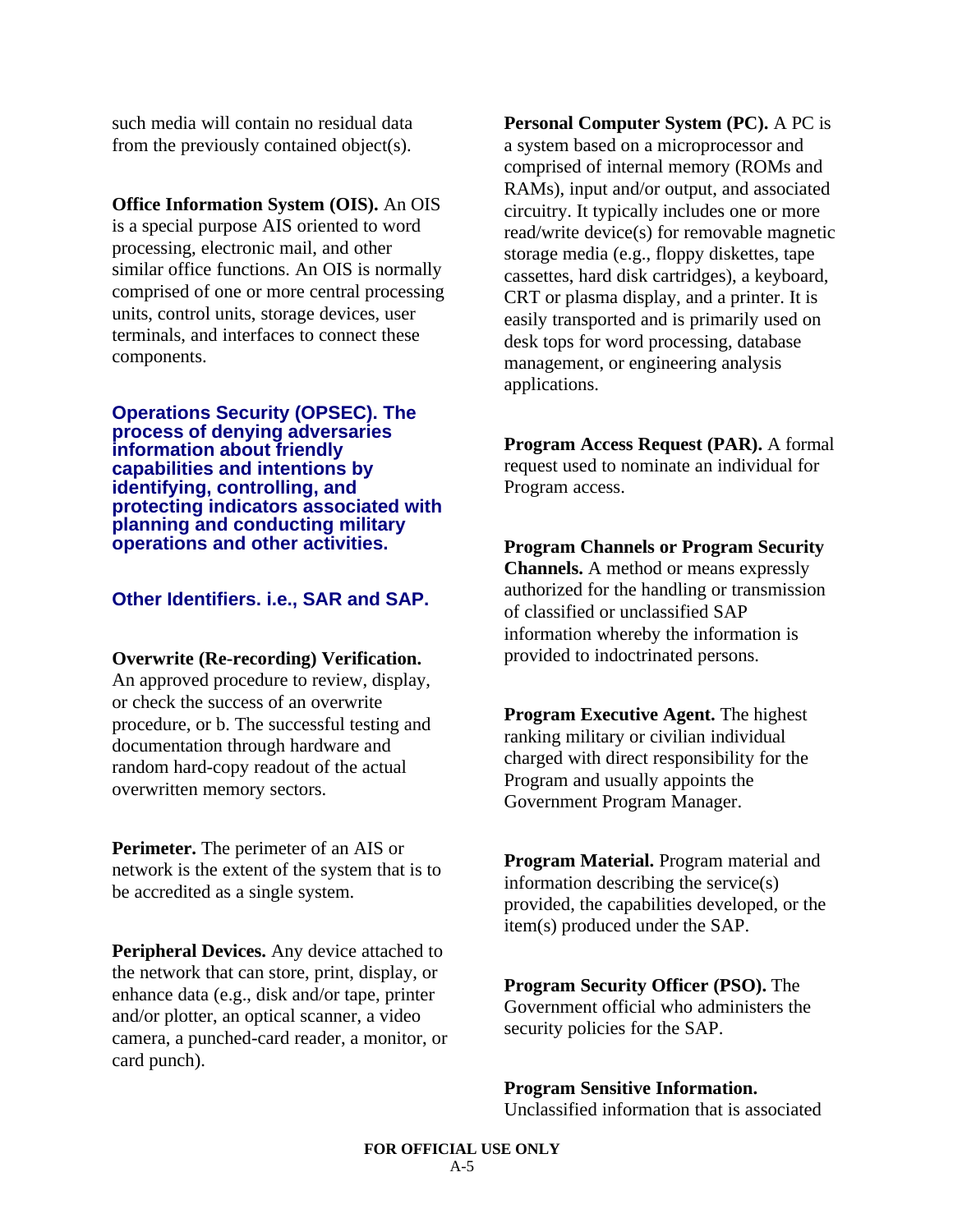such media will contain no residual data from the previously contained object(s).

**Office Information System (OIS).** An OIS is a special purpose AIS oriented to word processing, electronic mail, and other similar office functions. An OIS is normally comprised of one or more central processing units, control units, storage devices, user terminals, and interfaces to connect these components.

**Operations Security (OPSEC). The process of denying adversaries information about friendly capabilities and intentions by identifying, controlling, and protecting indicators associated with planning and conducting military operations and other activities.**

**Other Identifiers. i.e., SAR and SAP.**

**Overwrite (Re-recording) Verification.** An approved procedure to review, display, or check the success of an overwrite procedure, or b. The successful testing and documentation through hardware and random hard-copy readout of the actual overwritten memory sectors.

**Perimeter.** The perimeter of an AIS or network is the extent of the system that is to be accredited as a single system.

**Peripheral Devices.** Any device attached to the network that can store, print, display, or enhance data (e.g., disk and/or tape, printer and/or plotter, an optical scanner, a video camera, a punched-card reader, a monitor, or card punch).

**Personal Computer System (PC).** A PC is a system based on a microprocessor and comprised of internal memory (ROMs and RAMs), input and/or output, and associated circuitry. It typically includes one or more read/write device(s) for removable magnetic storage media (e.g., floppy diskettes, tape cassettes, hard disk cartridges), a keyboard, CRT or plasma display, and a printer. It is easily transported and is primarily used on desk tops for word processing, database management, or engineering analysis applications.

**Program Access Request (PAR).** A formal request used to nominate an individual for Program access.

**Program Channels or Program Security Channels.** A method or means expressly authorized for the handling or transmission of classified or unclassified SAP information whereby the information is provided to indoctrinated persons.

**Program Executive Agent.** The highest ranking military or civilian individual charged with direct responsibility for the Program and usually appoints the Government Program Manager.

**Program Material.** Program material and information describing the service(s) provided, the capabilities developed, or the item(s) produced under the SAP.

**Program Security Officer (PSO).** The Government official who administers the security policies for the SAP.

**Program Sensitive Information.** Unclassified information that is associated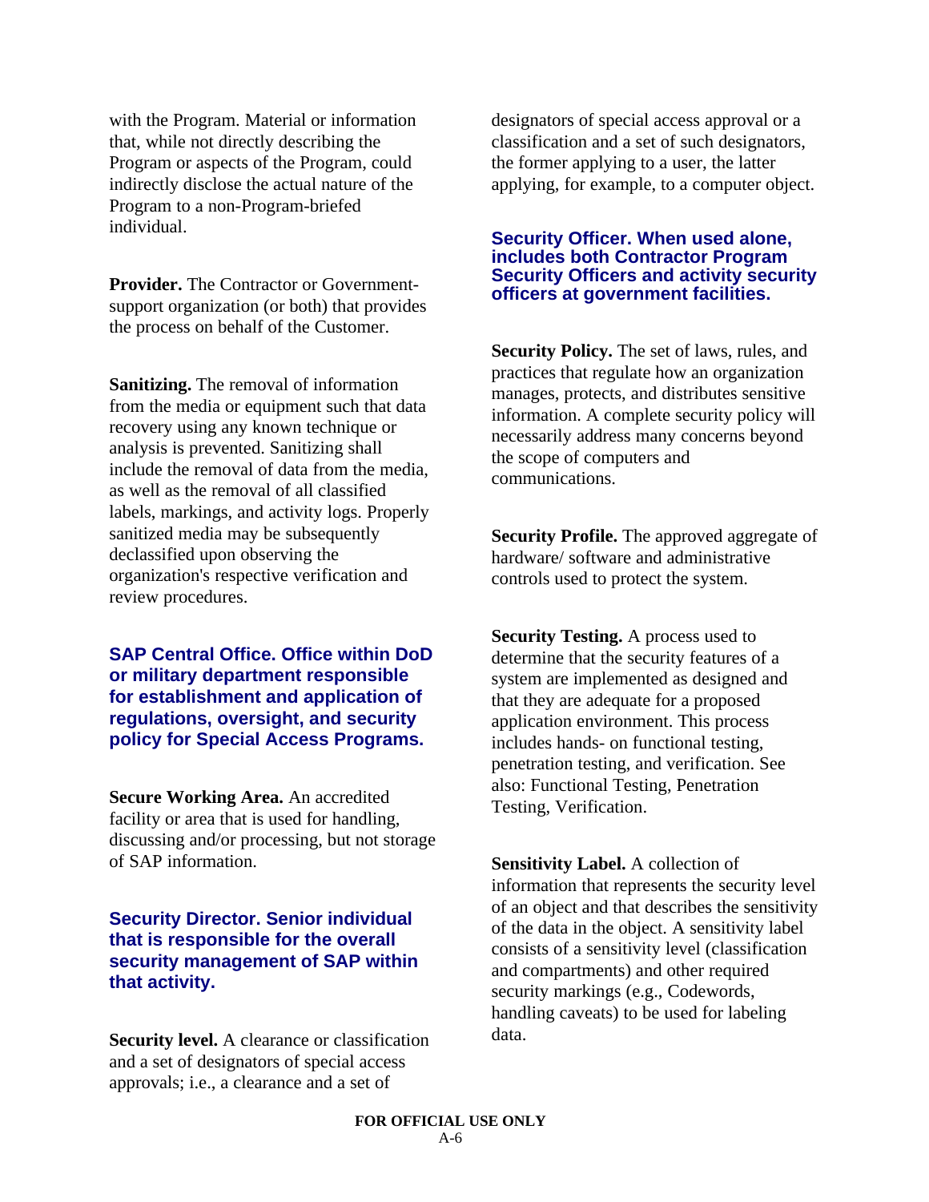with the Program. Material or information that, while not directly describing the Program or aspects of the Program, could indirectly disclose the actual nature of the Program to a non-Program-briefed individual.

**Provider.** The Contractor or Government-support organization (or both) that provides the process on behalf of the Customer.

**Sanitizing.** The removal of information from the media or equipment such that data recovery using any known technique or analysis is prevented. Sanitizing shall include the removal of data from the media, as well as the removal of all classified labels, markings, and activity logs. Properly sanitized media may be subsequently declassified upon observing the organization's respective verification and review procedures.

**SAP Central Office. Office within DoD or military department responsible for establishment and application of regulations, oversight, and security policy for Special Access Programs.**

**Secure Working Area.** An accredited facility or area that is used for handling, discussing and/or processing, but not storage of SAP information.

**Security Director. Senior individual that is responsible for the overall security management of SAP within that activity.**

**Security level.** A clearance or classification and a set of designators of special access approvals; i.e., a clearance and a set of designators of special access approval or a classification and a set of such designators, the former applying to a user, the latter applying, for example, to a computer object.

**Security Officer. When used alone, includes both Contractor Program Security Officers and activity security officers at government facilities.**

**Security Policy.** The set of laws, rules, and practices that regulate how an organization manages, protects, and distributes sensitive information. A complete security policy will necessarily address many concerns beyond the scope of computers and communications.

**Security Profile.** The approved aggregate of hardware/ software and administrative controls used to protect the system.

**Security Testing.** A process used to determine that the security features of a system are implemented as designed and that they are adequate for a proposed application environment. This process includes hands- on functional testing, penetration testing, and verification. See also: Functional Testing, Penetration Testing, Verification.

**Sensitivity Label.** A collection of information that represents the security level of an object and that describes the sensitivity of the data in the object. A sensitivity label consists of a sensitivity level (classification and compartments) and other required security markings (e.g., Codewords, handling caveats) to be used for labeling data.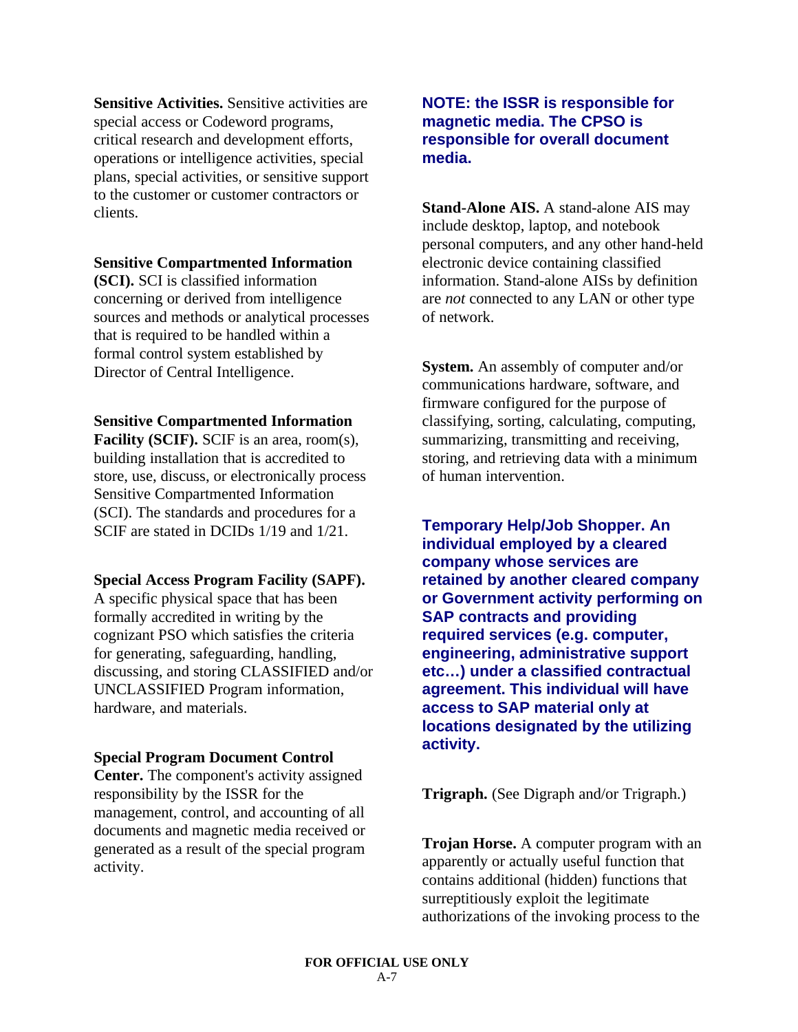**Sensitive Activities.** Sensitive activities are special access or Codeword programs, critical research and development efforts, operations or intelligence activities, special plans, special activities, or sensitive support to the customer or customer contractors or clients.

**Sensitive Compartmented Information (SCI).** SCI is classified information concerning or derived from intelligence sources and methods or analytical processes that is required to be handled within a formal control system established by Director of Central Intelligence.

**Sensitive Compartmented Information Facility (SCIF).** SCIF is an area, room(s), building installation that is accredited to store, use, discuss, or electronically process Sensitive Compartmented Information (SCI). The standards and procedures for a SCIF are stated in DCIDs 1/19 and 1/21.

**Special Access Program Facility (SAPF).** A specific physical space that has been formally accredited in writing by the cognizant PSO which satisfies the criteria for generating, safeguarding, handling, discussing, and storing CLASSIFIED and/or UNCLASSIFIED Program information, hardware, and materials.

**Special Program Document Control Center.** The component's activity assigned responsibility by the ISSR for the management, control, and accounting of all documents and magnetic media received or generated as a result of the special program activity.

**NOTE: the ISSR is responsible for magnetic media. The CPSO is responsible for overall document media.**

**Stand-Alone AIS.** A stand-alone AIS may include desktop, laptop, and notebook personal computers, and any other hand-held electronic device containing classified information. Stand-alone AISs by definition are *not* connected to any LAN or other type of network.

**System.** An assembly of computer and/or communications hardware, software, and firmware configured for the purpose of classifying, sorting, calculating, computing, summarizing, transmitting and receiving, storing, and retrieving data with a minimum of human intervention.

**Temporary Help/Job Shopper. An individual employed by a cleared company whose services are retained by another cleared company or Government activity performing on SAP contracts and providing required services (e.g. computer, engineering, administrative support etc…) under a classified contractual agreement. This individual will have access to SAP material only at locations designated by the utilizing activity.**

**Trigraph.** (See Digraph and/or Trigraph.)

**Trojan Horse.** A computer program with an apparently or actually useful function that contains additional (hidden) functions that surreptitiously exploit the legitimate authorizations of the invoking process to the

FOR OFFICIAL USE ONLY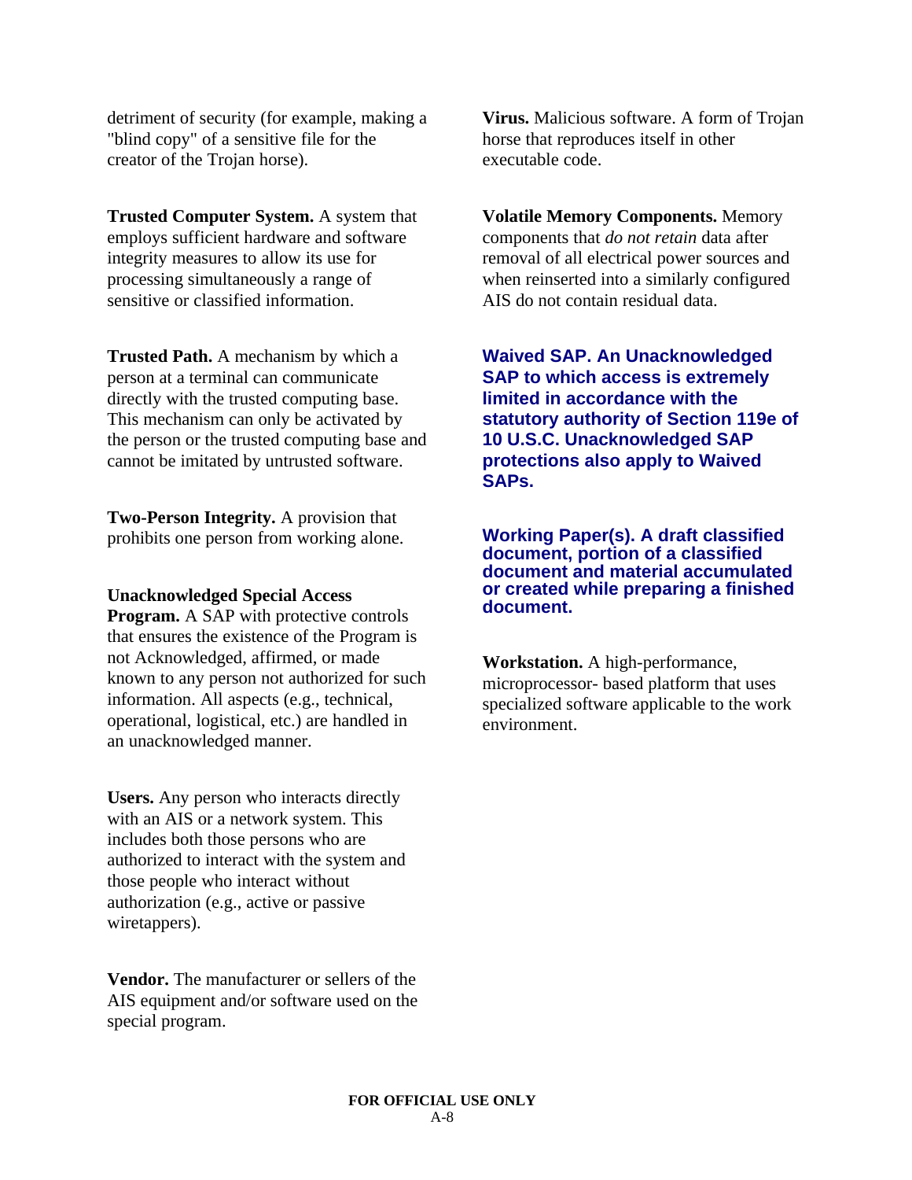detriment of security (for example, making a "blind copy" of a sensitive file for the creator of the Trojan horse).

**Trusted Computer System.** A system that employs sufficient hardware and software integrity measures to allow its use for processing simultaneously a range of sensitive or classified information.

**Trusted Path.** A mechanism by which a person at a terminal can communicate directly with the trusted computing base. This mechanism can only be activated by the person or the trusted computing base and cannot be imitated by untrusted software.

**Two-Person Integrity.** A provision that prohibits one person from working alone.

**Unacknowledged Special Access Program.** A SAP with protective controls that ensures the existence of the Program is not Acknowledged, affirmed, or made known to any person not authorized for such information. All aspects (e.g., technical, operational, logistical, etc.) are handled in an unacknowledged manner.

**Users.** Any person who interacts directly with an AIS or a network system. This includes both those persons who are authorized to interact with the system and those people who interact without authorization (e.g., active or passive wiretappers).

**Vendor.** The manufacturer or sellers of the AIS equipment and/or software used on the special program.

**Virus.** Malicious software. A form of Trojan horse that reproduces itself in other executable code.

**Volatile Memory Components.** Memory components that *do not retain* data after removal of all electrical power sources and when reinserted into a similarly configured AIS do not contain residual data.

**Waived SAP. An Unacknowledged SAP to which access is extremely limited in accordance with the statutory authority of Section 119e of 10 U.S.C. Unacknowledged SAP protections also apply to Waived SAPs.**

**Working Paper(s). A draft classified document, portion of a classified document and material accumulated or created while preparing a finished document.**

**Workstation.** A high-performance, microprocessor- based platform that uses specialized software applicable to the work environment.

**FOR OFFICIAL USE ONLY**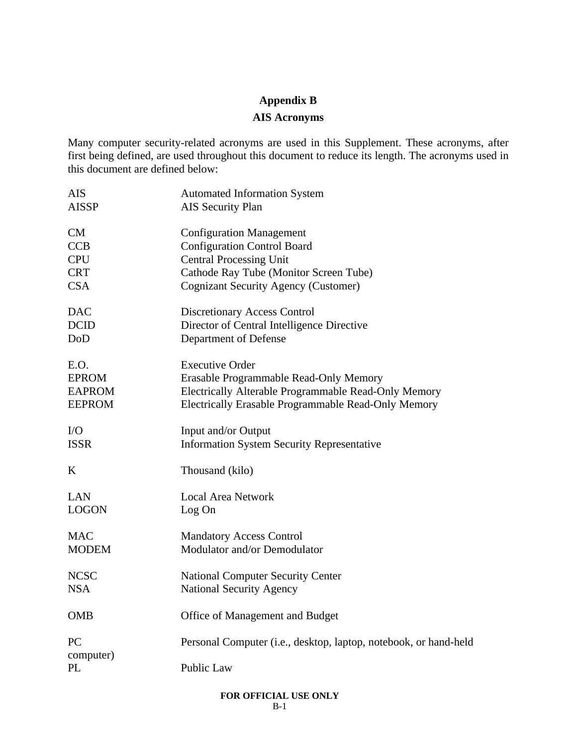# Appendix B

## AIS Acronyms

Many computer security-related acronyms are used in this Supplement. These acronyms, after first being defined, are used throughout this document to reduce its length. The acronyms used in this document are defined below:

| | |
|---|---|
| AIS | Automated Information System |
| AISSP | AIS Security Plan |
| | |
| CM | Configuration Management |
| CCB | Configuration Control Board |
| CPU | Central Processing Unit |
| CRT | Cathode Ray Tube (Monitor Screen Tube) |
| CSA | Cognizant Security Agency (Customer) |
| | |
| DAC | Discretionary Access Control |
| DCID | Director of Central Intelligence Directive |
| DoD | Department of Defense |
| | |
| E.O. | Executive Order |
| EPROM | Erasable Programmable Read-Only Memory |
| EAPROM | Electrically Alterable Programmable Read-Only Memory |
| EEPROM | Electrically Erasable Programmable Read-Only Memory |
| | |
| I/O | Input and/or Output |
| ISSR | Information System Security Representative |
| | |
| K | Thousand (kilo) |
| | |
| LAN | Local Area Network |
| LOGON | Log On |
| | |
| MAC | Mandatory Access Control |
| MODEM | Modulator and/or Demodulator |
| | |
| NCSC | National Computer Security Center |
| NSA | National Security Agency |
| | |
| OMB | Office of Management and Budget |
| | |
| PC | Personal Computer (i.e., desktop, laptop, notebook, or hand-held computer) |
| PL | Public Law |

**FOR OFFICIAL USE ONLY**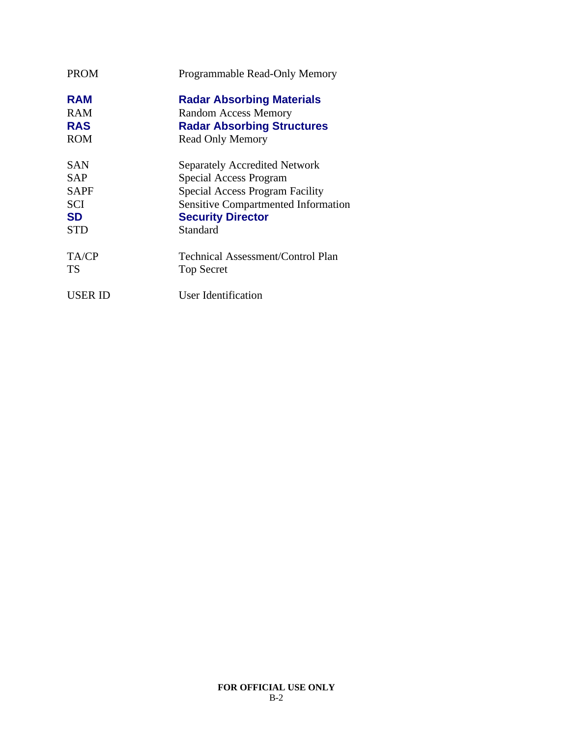| | |
|---|---|
| PROM | Programmable Read-Only Memory |
| **RAM** | **Radar Absorbing Materials** |
| RAM | Random Access Memory |
| **RAS** | **Radar Absorbing Structures** |
| ROM | Read Only Memory |
| SAN | Separately Accredited Network |
| SAP | Special Access Program |
| SAPF | Special Access Program Facility |
| SCI | Sensitive Compartmented Information |
| **SD** | **Security Director** |
| STD | Standard |
| TA/CP | Technical Assessment/Control Plan |
| TS | Top Secret |
| USER ID | User Identification |

**FOR OFFICIAL USE ONLY**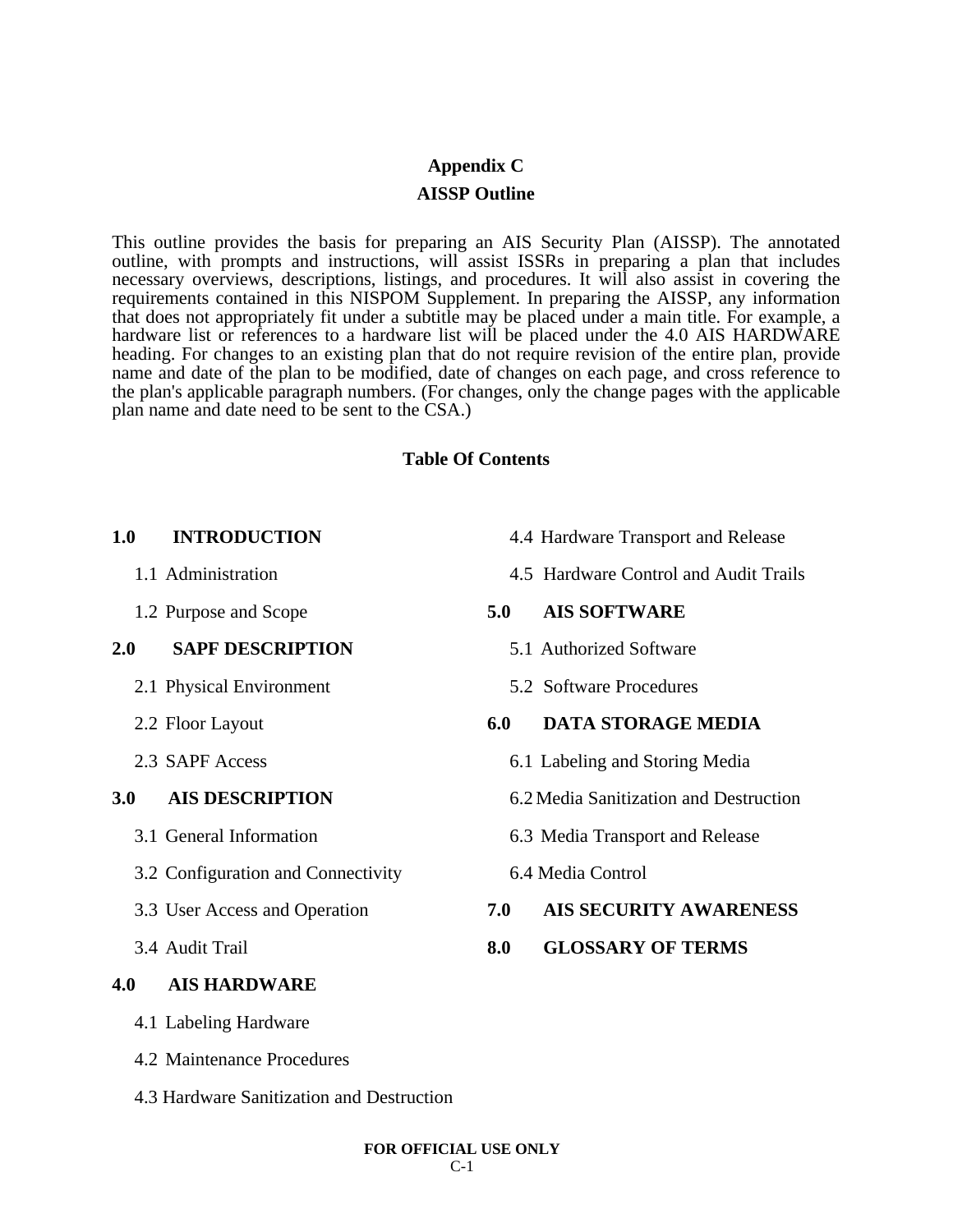# Appendix C

## AISSP Outline

This outline provides the basis for preparing an AIS Security Plan (AISSP). The annotated outline, with prompts and instructions, will assist ISSRs in preparing a plan that includes necessary overviews, descriptions, listings, and procedures. It will also assist in covering the requirements contained in this NISPOM Supplement. In preparing the AISSP, any information that does not appropriately fit under a subtitle may be placed under a main title. For example, a hardware list or references to a hardware list will be placed under the 4.0 AIS HARDWARE heading. For changes to an existing plan that do not require revision of the entire plan, provide name and date of the plan to be modified, date of changes on each page, and cross reference to the plan's applicable paragraph numbers. (For changes, only the change pages with the applicable plan name and date need to be sent to the CSA.)

### Table Of Contents

**1.0 INTRODUCTION**

- 1.1 Administration
- 1.2 Purpose and Scope

**2.0 SAPF DESCRIPTION**

- 2.1 Physical Environment
- 2.2 Floor Layout
- 2.3 SAPF Access

**3.0 AIS DESCRIPTION**

- 3.1 General Information
- 3.2 Configuration and Connectivity
- 3.3 User Access and Operation
- 3.4 Audit Trail

**4.0 AIS HARDWARE**

- 4.1 Labeling Hardware
- 4.2 Maintenance Procedures
- 4.3 Hardware Sanitization and Destruction
- 4.4 Hardware Transport and Release
- 4.5 Hardware Control and Audit Trails

**5.0 AIS SOFTWARE**

- 5.1 Authorized Software
- 5.2 Software Procedures

**6.0 DATA STORAGE MEDIA**

- 6.1 Labeling and Storing Media
- 6.2 Media Sanitization and Destruction
- 6.3 Media Transport and Release
- 6.4 Media Control

**7.0 AIS SECURITY AWARENESS**

**8.0 GLOSSARY OF TERMS**

FOR OFFICIAL USE ONLY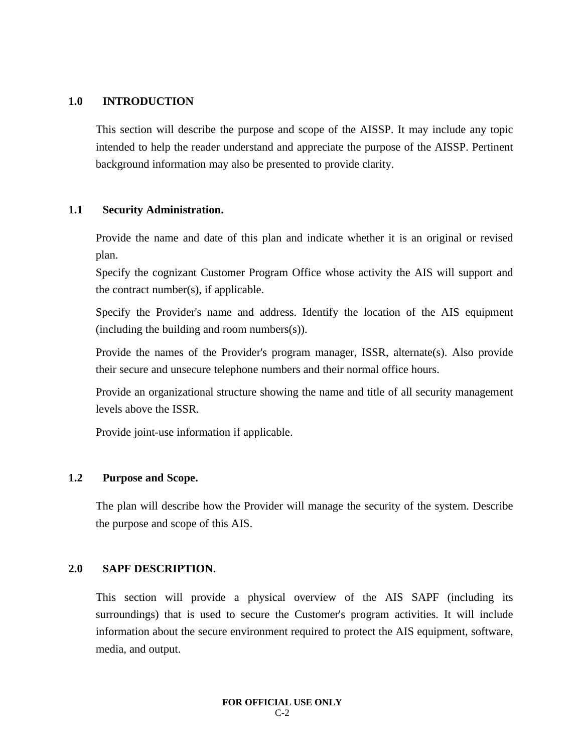## 1.0 INTRODUCTION

This section will describe the purpose and scope of the AISSP. It may include any topic intended to help the reader understand and appreciate the purpose of the AISSP. Pertinent background information may also be presented to provide clarity.

### 1.1 Security Administration.

Provide the name and date of this plan and indicate whether it is an original or revised plan.

Specify the cognizant Customer Program Office whose activity the AIS will support and the contract number(s), if applicable.

Specify the Provider's name and address. Identify the location of the AIS equipment (including the building and room numbers(s)).

Provide the names of the Provider's program manager, ISSR, alternate(s). Also provide their secure and unsecure telephone numbers and their normal office hours.

Provide an organizational structure showing the name and title of all security management levels above the ISSR.

Provide joint-use information if applicable.

### 1.2 Purpose and Scope.

The plan will describe how the Provider will manage the security of the system. Describe the purpose and scope of this AIS.

## 2.0 SAPF DESCRIPTION.

This section will provide a physical overview of the AIS SAPF (including its surroundings) that is used to secure the Customer's program activities. It will include information about the secure environment required to protect the AIS equipment, software, media, and output.

FOR OFFICIAL USE ONLY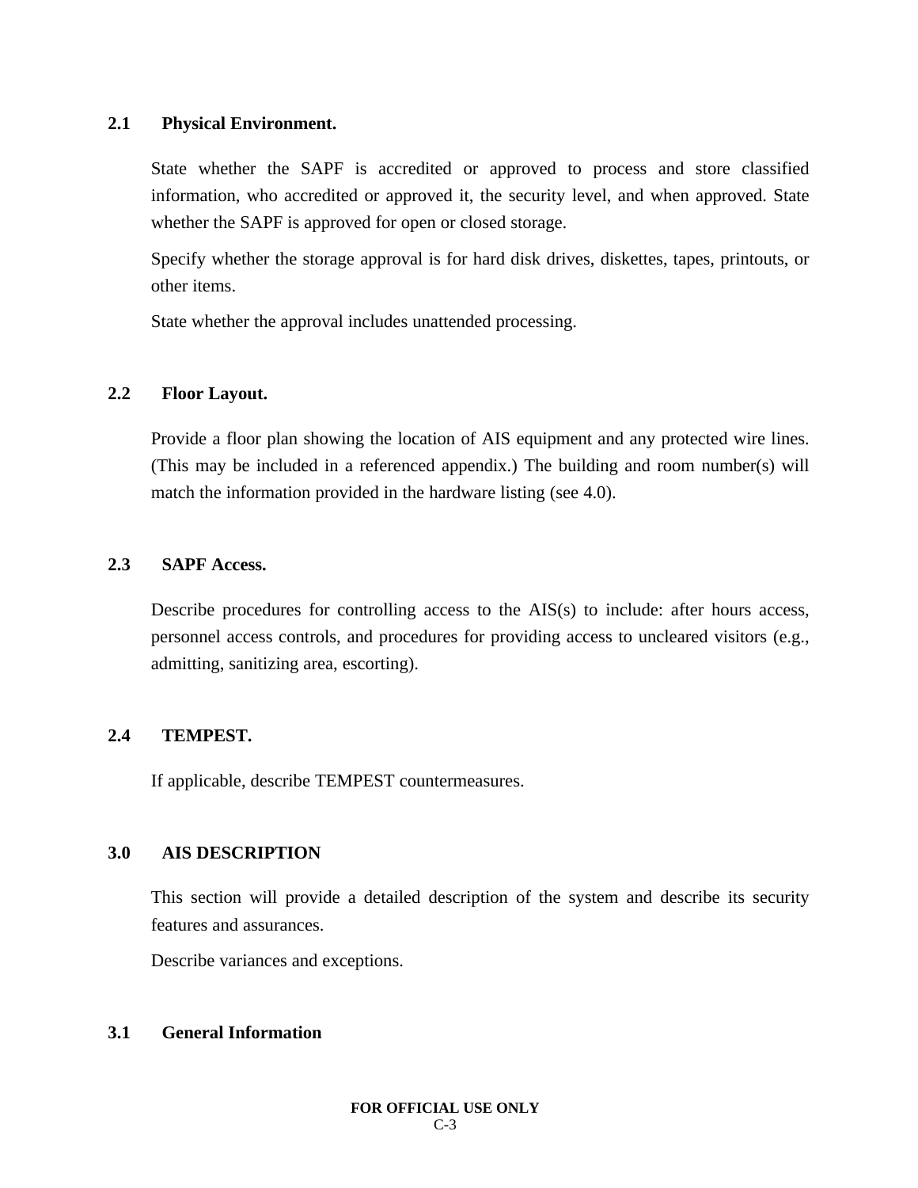### 2.1 Physical Environment.

State whether the SAPF is accredited or approved to process and store classified information, who accredited or approved it, the security level, and when approved. State whether the SAPF is approved for open or closed storage.

Specify whether the storage approval is for hard disk drives, diskettes, tapes, printouts, or other items.

State whether the approval includes unattended processing.

### 2.2 Floor Layout.

Provide a floor plan showing the location of AIS equipment and any protected wire lines. (This may be included in a referenced appendix.) The building and room number(s) will match the information provided in the hardware listing (see 4.0).

### 2.3 SAPF Access.

Describe procedures for controlling access to the AIS(s) to include: after hours access, personnel access controls, and procedures for providing access to uncleared visitors (e.g., admitting, sanitizing area, escorting).

### 2.4 TEMPEST.

If applicable, describe TEMPEST countermeasures.

## 3.0 AIS DESCRIPTION

This section will provide a detailed description of the system and describe its security features and assurances.

Describe variances and exceptions.

### 3.1 General Information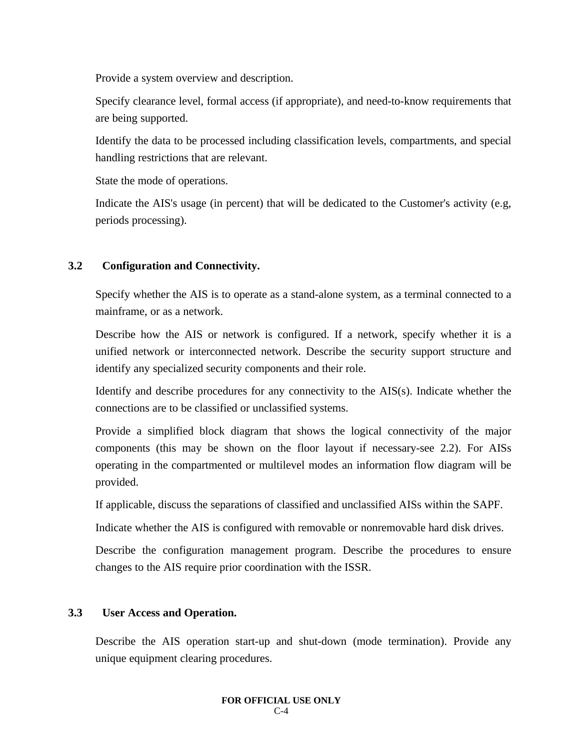Provide a system overview and description.

Specify clearance level, formal access (if appropriate), and need-to-know requirements that are being supported.

Identify the data to be processed including classification levels, compartments, and special handling restrictions that are relevant.

State the mode of operations.

Indicate the AIS's usage (in percent) that will be dedicated to the Customer's activity (e.g, periods processing).

### 3.2 Configuration and Connectivity.

Specify whether the AIS is to operate as a stand-alone system, as a terminal connected to a mainframe, or as a network.

Describe how the AIS or network is configured. If a network, specify whether it is a unified network or interconnected network. Describe the security support structure and identify any specialized security components and their role.

Identify and describe procedures for any connectivity to the AIS(s). Indicate whether the connections are to be classified or unclassified systems.

Provide a simplified block diagram that shows the logical connectivity of the major components (this may be shown on the floor layout if necessary-see 2.2). For AISs operating in the compartmented or multilevel modes an information flow diagram will be provided.

If applicable, discuss the separations of classified and unclassified AISs within the SAPF.

Indicate whether the AIS is configured with removable or nonremovable hard disk drives.

Describe the configuration management program. Describe the procedures to ensure changes to the AIS require prior coordination with the ISSR.

### 3.3 User Access and Operation.

Describe the AIS operation start-up and shut-down (mode termination). Provide any unique equipment clearing procedures.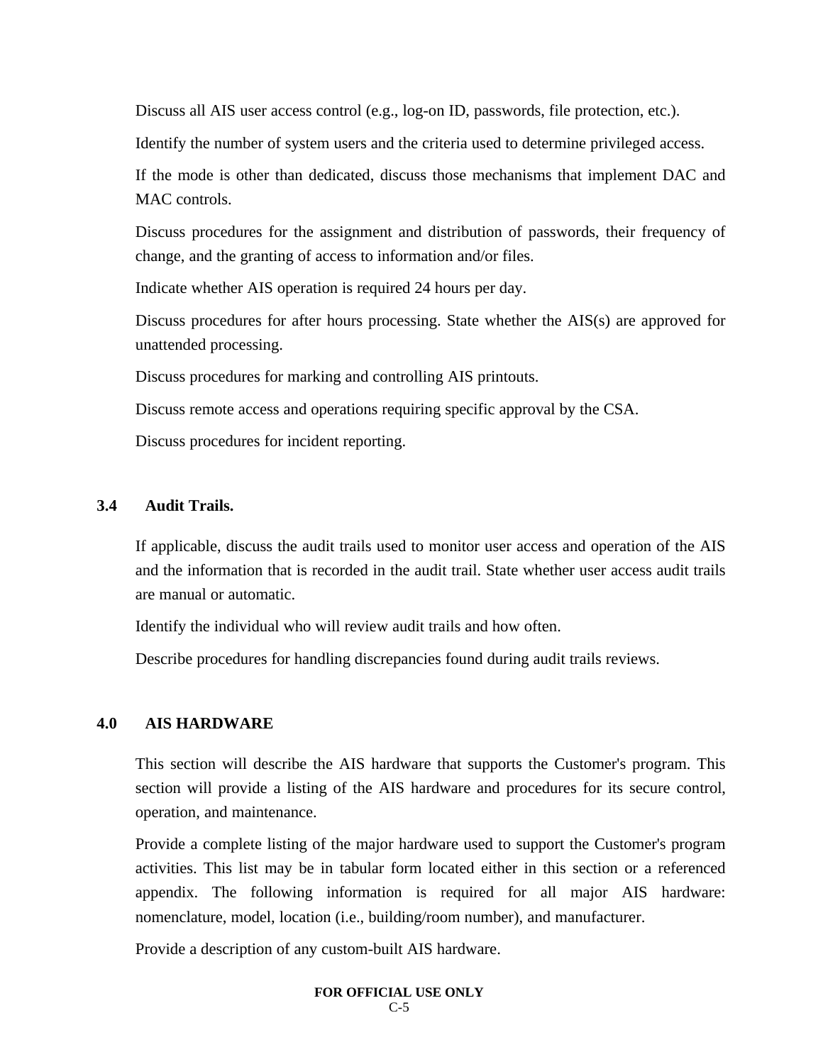Discuss all AIS user access control (e.g., log-on ID, passwords, file protection, etc.).

Identify the number of system users and the criteria used to determine privileged access.

If the mode is other than dedicated, discuss those mechanisms that implement DAC and MAC controls.

Discuss procedures for the assignment and distribution of passwords, their frequency of change, and the granting of access to information and/or files.

Indicate whether AIS operation is required 24 hours per day.

Discuss procedures for after hours processing. State whether the AIS(s) are approved for unattended processing.

Discuss procedures for marking and controlling AIS printouts.

Discuss remote access and operations requiring specific approval by the CSA.

Discuss procedures for incident reporting.

### 3.4 Audit Trails.

If applicable, discuss the audit trails used to monitor user access and operation of the AIS and the information that is recorded in the audit trail. State whether user access audit trails are manual or automatic.

Identify the individual who will review audit trails and how often.

Describe procedures for handling discrepancies found during audit trails reviews.

## 4.0 AIS HARDWARE

This section will describe the AIS hardware that supports the Customer's program. This section will provide a listing of the AIS hardware and procedures for its secure control, operation, and maintenance.

Provide a complete listing of the major hardware used to support the Customer's program activities. This list may be in tabular form located either in this section or a referenced appendix. The following information is required for all major AIS hardware: nomenclature, model, location (i.e., building/room number), and manufacturer.

Provide a description of any custom-built AIS hardware.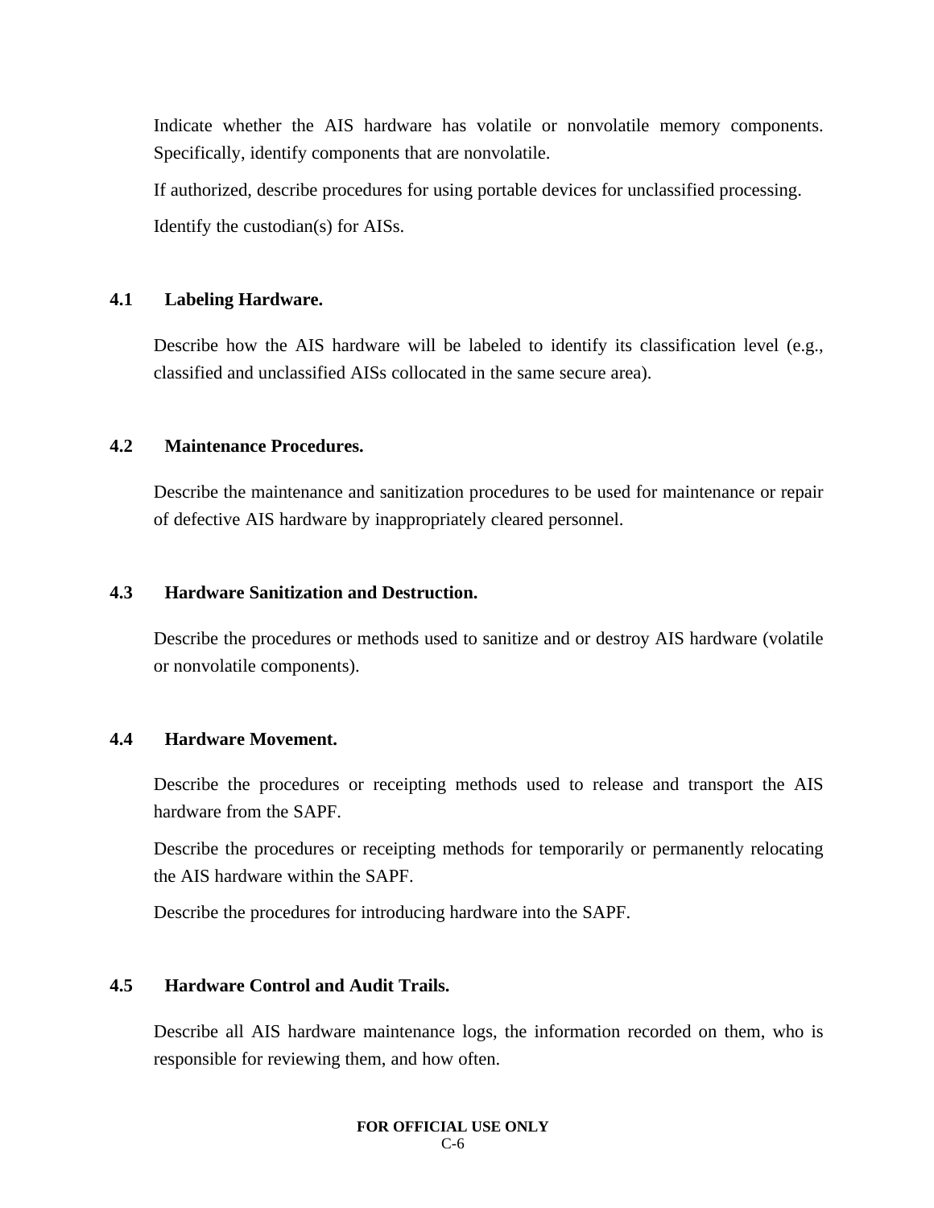Indicate whether the AIS hardware has volatile or nonvolatile memory components. Specifically, identify components that are nonvolatile.

If authorized, describe procedures for using portable devices for unclassified processing.

Identify the custodian(s) for AISs.

### 4.1 Labeling Hardware.

Describe how the AIS hardware will be labeled to identify its classification level (e.g., classified and unclassified AISs collocated in the same secure area).

### 4.2 Maintenance Procedures.

Describe the maintenance and sanitization procedures to be used for maintenance or repair of defective AIS hardware by inappropriately cleared personnel.

### 4.3 Hardware Sanitization and Destruction.

Describe the procedures or methods used to sanitize and or destroy AIS hardware (volatile or nonvolatile components).

### 4.4 Hardware Movement.

Describe the procedures or receipting methods used to release and transport the AIS hardware from the SAPF.

Describe the procedures or receipting methods for temporarily or permanently relocating the AIS hardware within the SAPF.

Describe the procedures for introducing hardware into the SAPF.

### 4.5 Hardware Control and Audit Trails.

Describe all AIS hardware maintenance logs, the information recorded on them, who is responsible for reviewing them, and how often.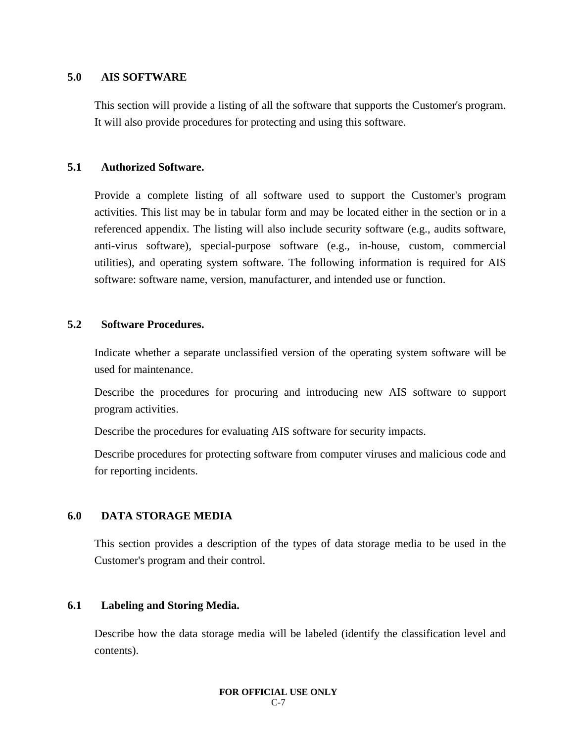## 5.0 AIS SOFTWARE

This section will provide a listing of all the software that supports the Customer's program. It will also provide procedures for protecting and using this software.

### 5.1 Authorized Software.

Provide a complete listing of all software used to support the Customer's program activities. This list may be in tabular form and may be located either in the section or in a referenced appendix. The listing will also include security software (e.g., audits software, anti-virus software), special-purpose software (e.g., in-house, custom, commercial utilities), and operating system software. The following information is required for AIS software: software name, version, manufacturer, and intended use or function.

### 5.2 Software Procedures.

Indicate whether a separate unclassified version of the operating system software will be used for maintenance.

Describe the procedures for procuring and introducing new AIS software to support program activities.

Describe the procedures for evaluating AIS software for security impacts.

Describe procedures for protecting software from computer viruses and malicious code and for reporting incidents.

## 6.0 DATA STORAGE MEDIA

This section provides a description of the types of data storage media to be used in the Customer's program and their control.

### 6.1 Labeling and Storing Media.

Describe how the data storage media will be labeled (identify the classification level and contents).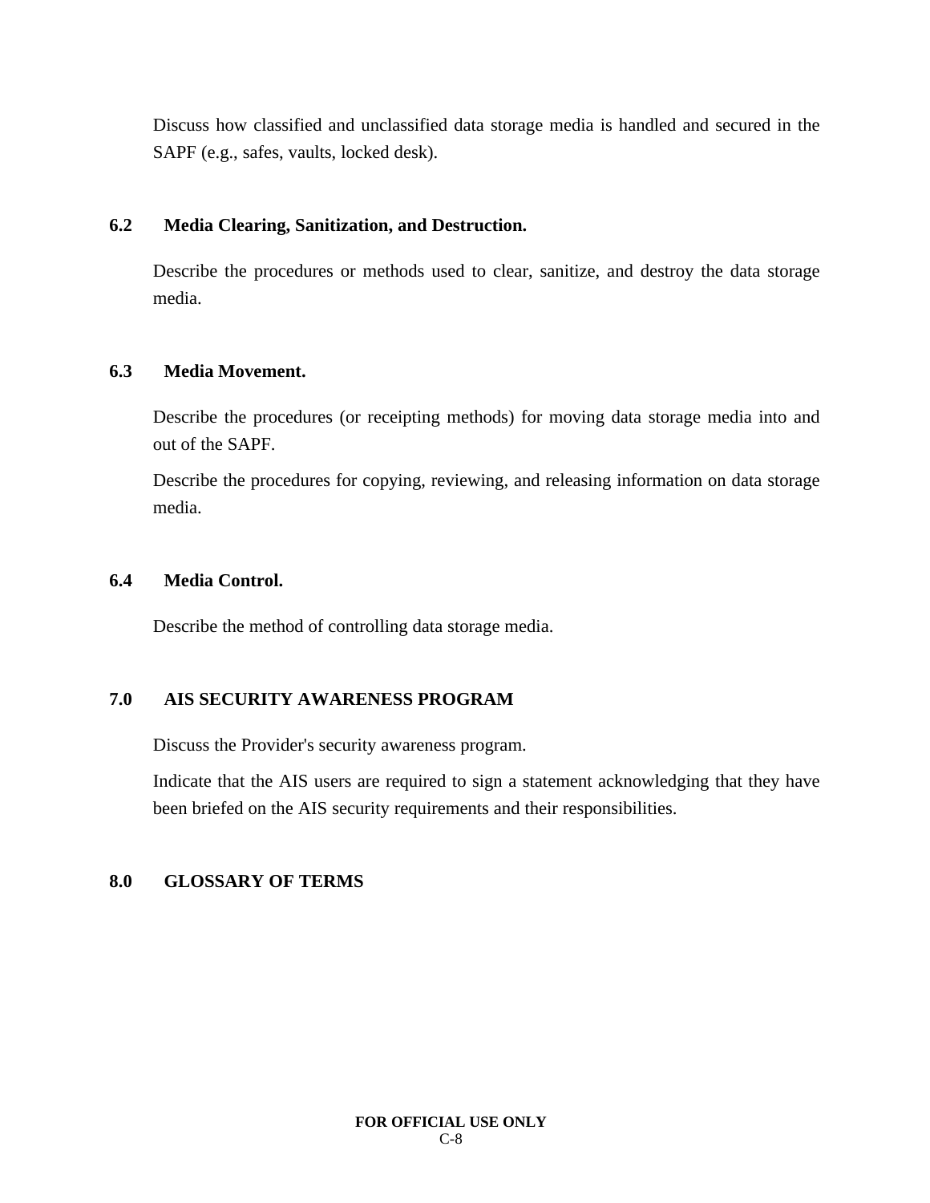Discuss how classified and unclassified data storage media is handled and secured in the SAPF (e.g., safes, vaults, locked desk).

### 6.2 Media Clearing, Sanitization, and Destruction.

Describe the procedures or methods used to clear, sanitize, and destroy the data storage media.

### 6.3 Media Movement.

Describe the procedures (or receipting methods) for moving data storage media into and out of the SAPF.

Describe the procedures for copying, reviewing, and releasing information on data storage media.

### 6.4 Media Control.

Describe the method of controlling data storage media.

## 7.0 AIS SECURITY AWARENESS PROGRAM

Discuss the Provider's security awareness program.

Indicate that the AIS users are required to sign a statement acknowledging that they have been briefed on the AIS security requirements and their responsibilities.

## 8.0 GLOSSARY OF TERMS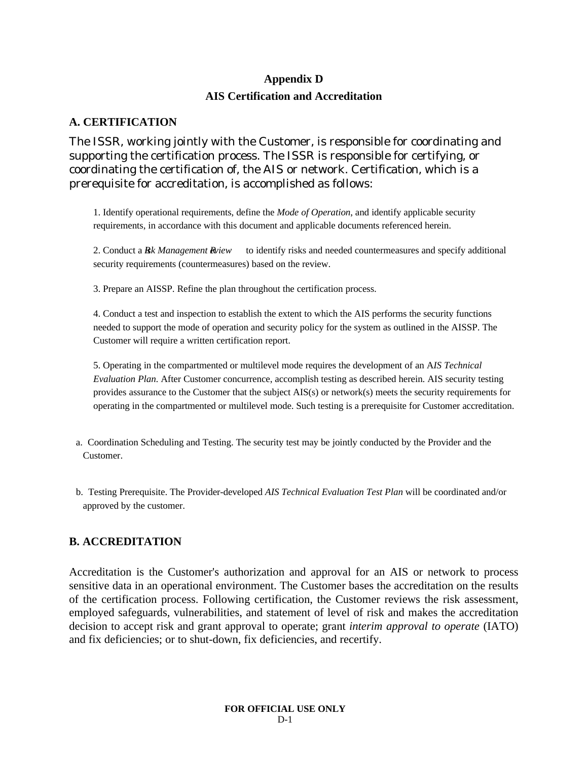# Appendix D

## AIS Certification and Accreditation

### A. CERTIFICATION

The ISSR, working jointly with the Customer, is responsible for coordinating and supporting the certification process. The ISSR is responsible for certifying, or coordinating the certification of, the AIS or network. Certification, which is a prerequisite for accreditation, is accomplished as follows:

1. Identify operational requirements, define the *Mode of Operation*, and identify applicable security requirements, in accordance with this document and applicable documents referenced herein.

2. Conduct a *Risk Management Review* to identify risks and needed countermeasures and specify additional security requirements (countermeasures) based on the review.

3. Prepare an AISSP. Refine the plan throughout the certification process.

4. Conduct a test and inspection to establish the extent to which the AIS performs the security functions needed to support the mode of operation and security policy for the system as outlined in the AISSP. The Customer will require a written certification report.

5. Operating in the compartmented or multilevel mode requires the development of an A*IS Technical Evaluation Plan.* After Customer concurrence, accomplish testing as described herein. AIS security testing provides assurance to the Customer that the subject AIS(s) or network(s) meets the security requirements for operating in the compartmented or multilevel mode. Such testing is a prerequisite for Customer accreditation.

a. Coordination Scheduling and Testing. The security test may be jointly conducted by the Provider and the Customer.

b. Testing Prerequisite. The Provider-developed *AIS Technical Evaluation Test Plan* will be coordinated and/or approved by the customer.

### B. ACCREDITATION

Accreditation is the Customer's authorization and approval for an AIS or network to process sensitive data in an operational environment. The Customer bases the accreditation on the results of the certification process. Following certification, the Customer reviews the risk assessment, employed safeguards, vulnerabilities, and statement of level of risk and makes the accreditation decision to accept risk and grant approval to operate; grant *interim approval to operate* (IATO) and fix deficiencies; or to shut-down, fix deficiencies, and recertify.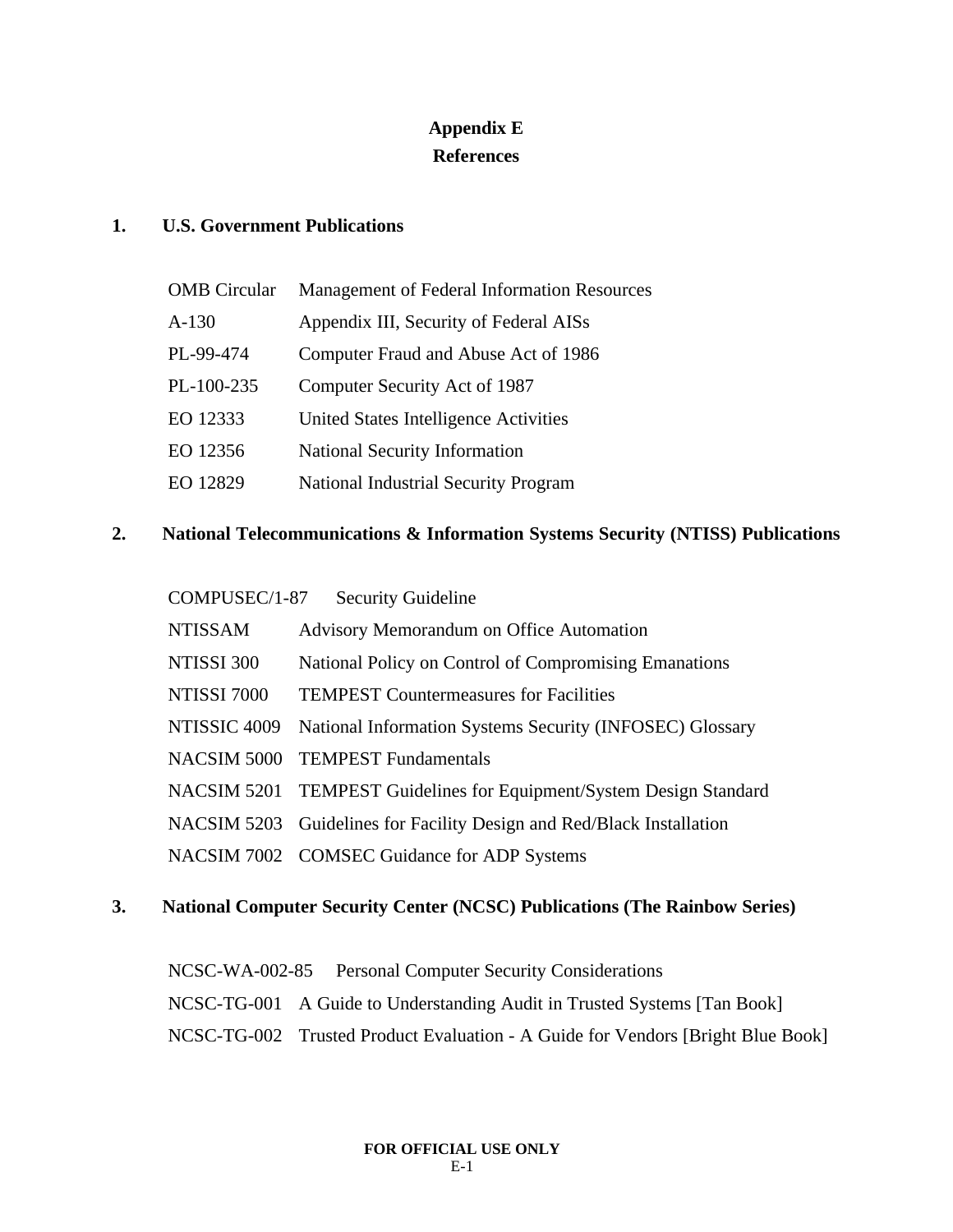# Appendix E
# References

## 1. U.S. Government Publications

| | |
|---|---|
| OMB Circular | Management of Federal Information Resources |
| A-130 | Appendix III, Security of Federal AISs |
| PL-99-474 | Computer Fraud and Abuse Act of 1986 |
| PL-100-235 | Computer Security Act of 1987 |
| EO 12333 | United States Intelligence Activities |
| EO 12356 | National Security Information |
| EO 12829 | National Industrial Security Program |

## 2. National Telecommunications & Information Systems Security (NTISS) Publications

| | |
|---|---|
| COMPUSEC/1-87 | Security Guideline |
| NTISSAM | Advisory Memorandum on Office Automation |
| NTISSI 300 | National Policy on Control of Compromising Emanations |
| NTISSI 7000 | TEMPEST Countermeasures for Facilities |
| NTISSIC 4009 | National Information Systems Security (INFOSEC) Glossary |
| NACSIM 5000 | TEMPEST Fundamentals |
| NACSIM 5201 | TEMPEST Guidelines for Equipment/System Design Standard |
| NACSIM 5203 | Guidelines for Facility Design and Red/Black Installation |
| NACSIM 7002 | COMSEC Guidance for ADP Systems |

## 3. National Computer Security Center (NCSC) Publications (The Rainbow Series)

| | |
|---|---|
| NCSC-WA-002-85 | Personal Computer Security Considerations |
| NCSC-TG-001 | A Guide to Understanding Audit in Trusted Systems [Tan Book] |
| NCSC-TG-002 | Trusted Product Evaluation - A Guide for Vendors [Bright Blue Book] |

**FOR OFFICIAL USE ONLY**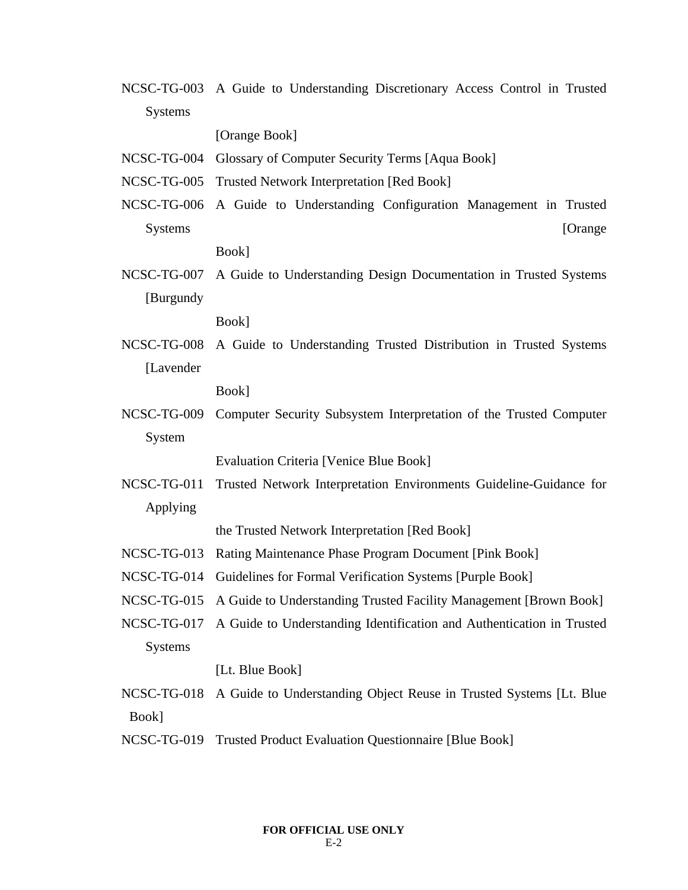NCSC-TG-003 A Guide to Understanding Discretionary Access Control in Trusted Systems [Orange Book]

NCSC-TG-004 Glossary of Computer Security Terms [Aqua Book]

NCSC-TG-005 Trusted Network Interpretation [Red Book]

NCSC-TG-006 A Guide to Understanding Configuration Management in Trusted Systems [Orange Book]

NCSC-TG-007 A Guide to Understanding Design Documentation in Trusted Systems [Burgundy Book]

NCSC-TG-008 A Guide to Understanding Trusted Distribution in Trusted Systems [Lavender Book]

NCSC-TG-009 Computer Security Subsystem Interpretation of the Trusted Computer System Evaluation Criteria [Venice Blue Book]

NCSC-TG-011 Trusted Network Interpretation Environments Guideline-Guidance for Applying the Trusted Network Interpretation [Red Book]

NCSC-TG-013 Rating Maintenance Phase Program Document [Pink Book]

NCSC-TG-014 Guidelines for Formal Verification Systems [Purple Book]

NCSC-TG-015 A Guide to Understanding Trusted Facility Management [Brown Book]

NCSC-TG-017 A Guide to Understanding Identification and Authentication in Trusted Systems [Lt. Blue Book]

NCSC-TG-018 A Guide to Understanding Object Reuse in Trusted Systems [Lt. Blue Book]

NCSC-TG-019 Trusted Product Evaluation Questionnaire [Blue Book]

**FOR OFFICIAL USE ONLY**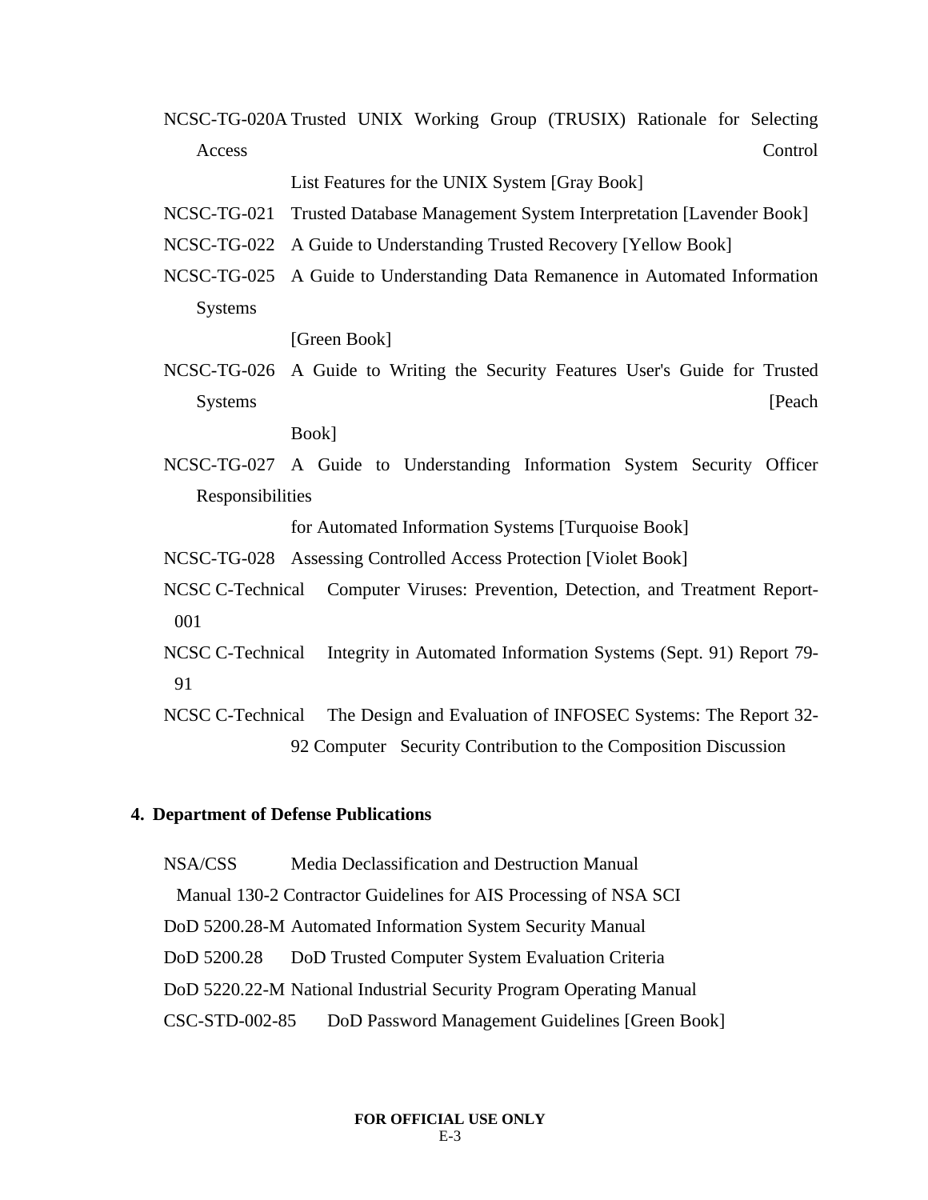NCSC-TG-020A Trusted UNIX Working Group (TRUSIX) Rationale for Selecting Access Control List Features for the UNIX System [Gray Book]

NCSC-TG-021 Trusted Database Management System Interpretation [Lavender Book]

NCSC-TG-022 A Guide to Understanding Trusted Recovery [Yellow Book]

NCSC-TG-025 A Guide to Understanding Data Remanence in Automated Information Systems [Green Book]

NCSC-TG-026 A Guide to Writing the Security Features User's Guide for Trusted Systems [Peach Book]

NCSC-TG-027 A Guide to Understanding Information System Security Officer Responsibilities for Automated Information Systems [Turquoise Book]

NCSC-TG-028 Assessing Controlled Access Protection [Violet Book]

NCSC C-Technical Report-001 Computer Viruses: Prevention, Detection, and Treatment

NCSC C-Technical Report 79-91 Integrity in Automated Information Systems (Sept. 91)

NCSC C-Technical Report 32-92 The Design and Evaluation of INFOSEC Systems: The Computer Security Contribution to the Composition Discussion

**4. Department of Defense Publications**

NSA/CSS Manual 130-2 Media Declassification and Destruction Manual Contractor Guidelines for AIS Processing of NSA SCI

DoD 5200.28-M Automated Information System Security Manual

DoD 5200.28 DoD Trusted Computer System Evaluation Criteria

DoD 5220.22-M National Industrial Security Program Operating Manual

CSC-STD-002-85 DoD Password Management Guidelines [Green Book]

FOR OFFICIAL USE ONLY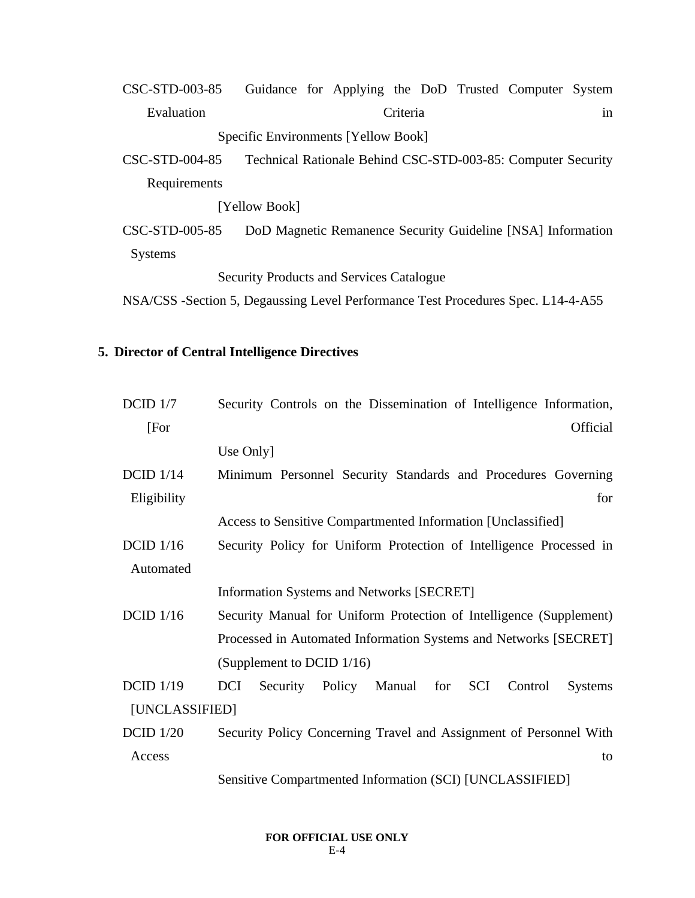CSC-STD-003-85 Guidance for Applying the DoD Trusted Computer System Evaluation Criteria in Specific Environments [Yellow Book]

CSC-STD-004-85 Technical Rationale Behind CSC-STD-003-85: Computer Security Requirements [Yellow Book]

CSC-STD-005-85 DoD Magnetic Remanence Security Guideline [NSA] Information Systems Security Products and Services Catalogue

NSA/CSS -Section 5, Degaussing Level Performance Test Procedures Spec. L14-4-A55

## 5. Director of Central Intelligence Directives

DCID 1/7 Security Controls on the Dissemination of Intelligence Information, [For Official Use Only]

DCID 1/14 Minimum Personnel Security Standards and Procedures Governing Eligibility for Access to Sensitive Compartmented Information [Unclassified]

DCID 1/16 Security Policy for Uniform Protection of Intelligence Processed in Automated Information Systems and Networks [SECRET]

DCID 1/16 Security Manual for Uniform Protection of Intelligence (Supplement) Processed in Automated Information Systems and Networks [SECRET] (Supplement to DCID 1/16)

DCID 1/19 DCI Security Policy Manual for SCI Control Systems [UNCLASSIFIED]

DCID 1/20 Security Policy Concerning Travel and Assignment of Personnel With Access to Sensitive Compartmented Information (SCI) [UNCLASSIFIED]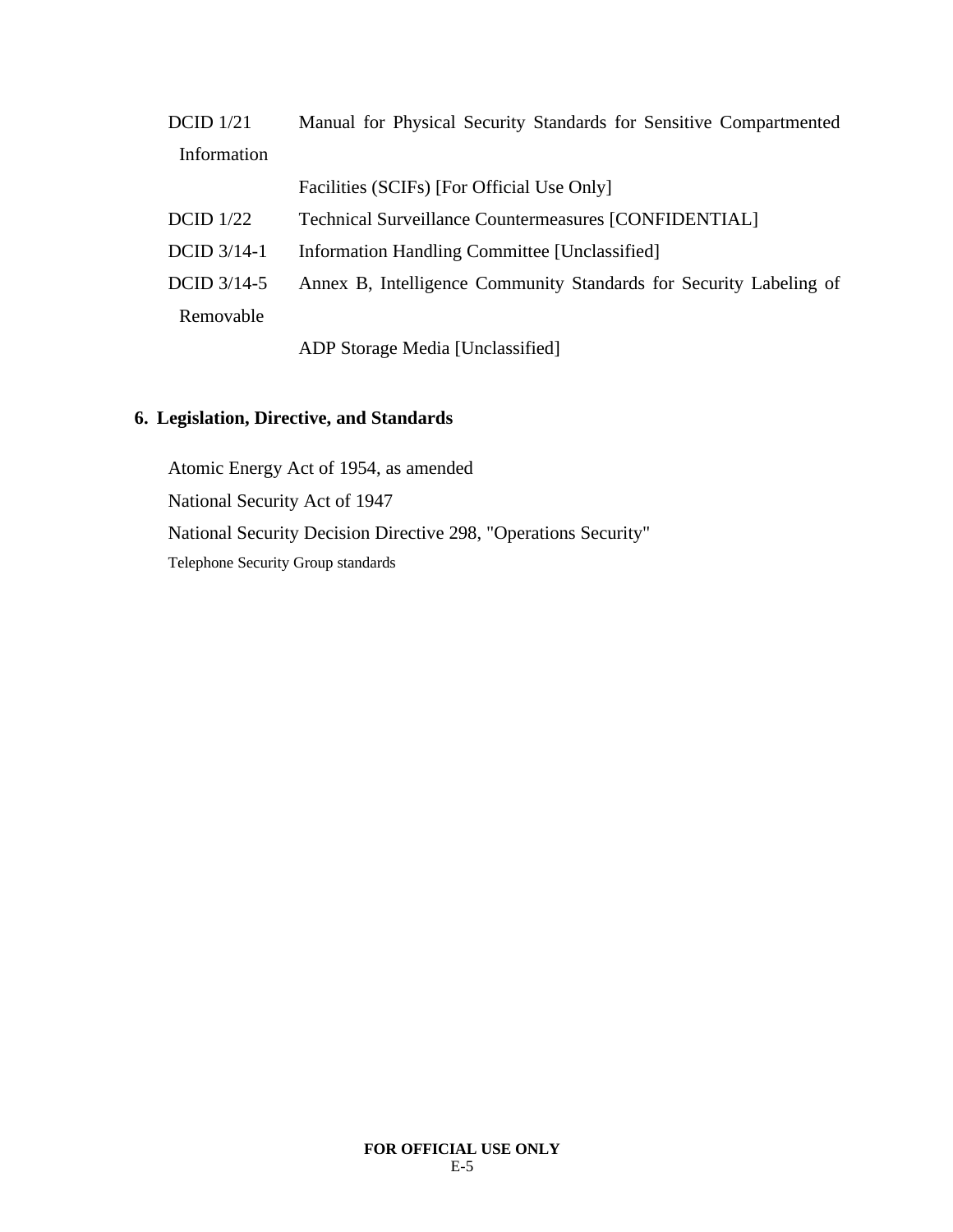DCID 1/21 Manual for Physical Security Standards for Sensitive Compartmented Information Facilities (SCIFs) [For Official Use Only]

DCID 1/22 Technical Surveillance Countermeasures [CONFIDENTIAL]

DCID 3/14-1 Information Handling Committee [Unclassified]

DCID 3/14-5 Annex B, Intelligence Community Standards for Security Labeling of Removable ADP Storage Media [Unclassified]

**6. Legislation, Directive, and Standards**

Atomic Energy Act of 1954, as amended

National Security Act of 1947

National Security Decision Directive 298, "Operations Security"

Telephone Security Group standards

**FOR OFFICIAL USE ONLY**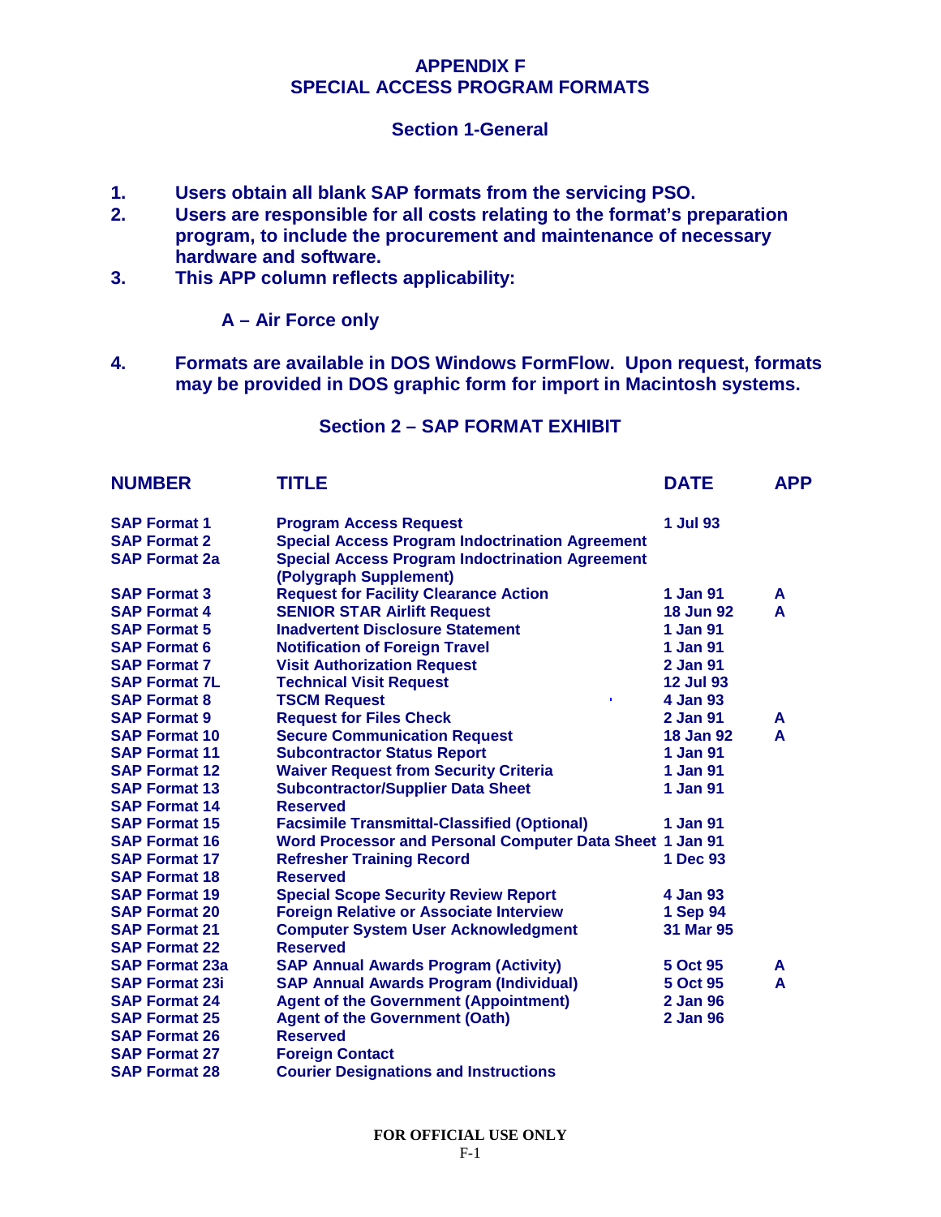# APPENDIX F
# SPECIAL ACCESS PROGRAM FORMATS

## Section 1-General

1. Users obtain all blank SAP formats from the servicing PSO.
2. Users are responsible for all costs relating to the format's preparation program, to include the procurement and maintenance of necessary hardware and software.
3. This APP column reflects applicability:

   A – Air Force only

4. Formats are available in DOS Windows FormFlow. Upon request, formats may be provided in DOS graphic form for import in Macintosh systems.

## Section 2 – SAP FORMAT EXHIBIT

| NUMBER | TITLE | DATE | APP |
|---|---|---|---|
| SAP Format 1 | Program Access Request | 1 Jul 93 | |
| SAP Format 2 | Special Access Program Indoctrination Agreement | | |
| SAP Format 2a | Special Access Program Indoctrination Agreement (Polygraph Supplement) | | |
| SAP Format 3 | Request for Facility Clearance Action | 1 Jan 91 | A |
| SAP Format 4 | SENIOR STAR Airlift Request | 18 Jun 92 | A |
| SAP Format 5 | Inadvertent Disclosure Statement | 1 Jan 91 | |
| SAP Format 6 | Notification of Foreign Travel | 1 Jan 91 | |
| SAP Format 7 | Visit Authorization Request | 2 Jan 91 | |
| SAP Format 7L | Technical Visit Request | 12 Jul 93 | |
| SAP Format 8 | TSCM Request | 4 Jan 93 | |
| SAP Format 9 | Request for Files Check | 2 Jan 91 | A |
| SAP Format 10 | Secure Communication Request | 18 Jan 92 | A |
| SAP Format 11 | Subcontractor Status Report | 1 Jan 91 | |
| SAP Format 12 | Waiver Request from Security Criteria | 1 Jan 91 | |
| SAP Format 13 | Subcontractor/Supplier Data Sheet | 1 Jan 91 | |
| SAP Format 14 | Reserved | | |
| SAP Format 15 | Facsimile Transmittal-Classified (Optional) | 1 Jan 91 | |
| SAP Format 16 | Word Processor and Personal Computer Data Sheet | 1 Jan 91 | |
| SAP Format 17 | Refresher Training Record | 1 Dec 93 | |
| SAP Format 18 | Reserved | | |
| SAP Format 19 | Special Scope Security Review Report | 4 Jan 93 | |
| SAP Format 20 | Foreign Relative or Associate Interview | 1 Sep 94 | |
| SAP Format 21 | Computer System User Acknowledgment | 31 Mar 95 | |
| SAP Format 22 | Reserved | | |
| SAP Format 23a | SAP Annual Awards Program (Activity) | 5 Oct 95 | A |
| SAP Format 23i | SAP Annual Awards Program (Individual) | 5 Oct 95 | A |
| SAP Format 24 | Agent of the Government (Appointment) | 2 Jan 96 | |
| SAP Format 25 | Agent of the Government (Oath) | 2 Jan 96 | |
| SAP Format 26 | Reserved | | |
| SAP Format 27 | Foreign Contact | | |
| SAP Format 28 | Courier Designations and Instructions | | |

FOR OFFICIAL USE ONLY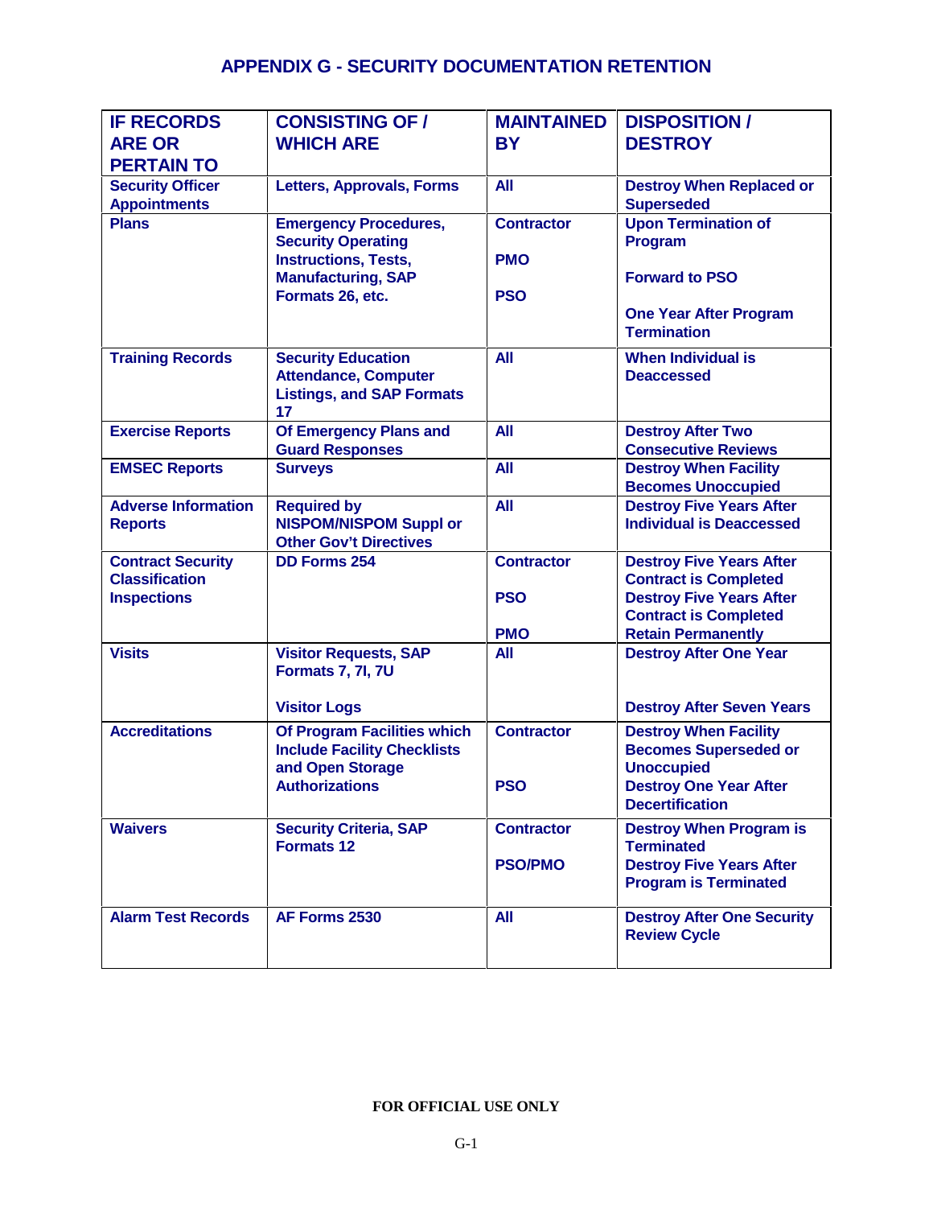# APPENDIX G - SECURITY DOCUMENTATION RETENTION

| IF RECORDS ARE OR PERTAIN TO | CONSISTING OF / WHICH ARE | MAINTAINED BY | DISPOSITION / DESTROY |
|---|---|---|---|
| Security Officer Appointments | Letters, Approvals, Forms | All | Destroy When Replaced or Superseded |
| Plans | Emergency Procedures, Security Operating Instructions, Tests, Manufacturing, SAP Formats 26, etc. | Contractor<br>PMO<br>PSO | Upon Termination of Program<br>Forward to PSO<br>One Year After Program Termination |
| Training Records | Security Education Attendance, Computer Listings, and SAP Formats 17 | All | When Individual is Deaccessed |
| Exercise Reports | Of Emergency Plans and Guard Responses | All | Destroy After Two Consecutive Reviews |
| EMSEC Reports | Surveys | All | Destroy When Facility Becomes Unoccupied |
| Adverse Information Reports | Required by NISPOM/NISPOM Suppl or Other Gov't Directives | All | Destroy Five Years After Individual is Deaccessed |
| Contract Security Classification Inspections | DD Forms 254 | Contractor<br>PSO<br>PMO | Destroy Five Years After Contract is Completed<br>Destroy Five Years After Contract is Completed<br>Retain Permanently |
| Visits | Visitor Requests, SAP Formats 7, 7I, 7U<br>Visitor Logs | All | Destroy After One Year<br>Destroy After Seven Years |
| Accreditations | Of Program Facilities which Include Facility Checklists and Open Storage Authorizations | Contractor<br>PSO | Destroy When Facility Becomes Superseded or Unoccupied<br>Destroy One Year After Decertification |
| Waivers | Security Criteria, SAP Formats 12 | Contractor<br>PSO/PMO | Destroy When Program is Terminated<br>Destroy Five Years After Program is Terminated |
| Alarm Test Records | AF Forms 2530 | All | Destroy After One Security Review Cycle |

FOR OFFICIAL USE ONLY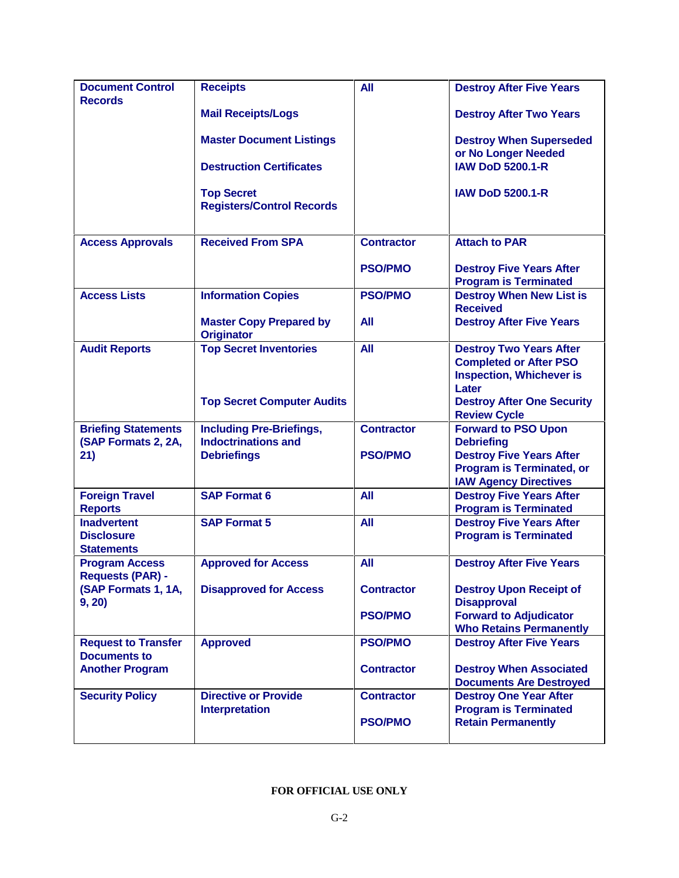| | | | |
|---|---|---|---|
| Document Control Records | Receipts<br><br>Mail Receipts/Logs<br><br>Master Document Listings<br><br>Destruction Certificates<br><br>Top Secret Registers/Control Records | All | Destroy After Five Years<br><br>Destroy After Two Years<br><br>Destroy When Superseded or No Longer Needed<br>IAW DoD 5200.1-R<br><br>IAW DoD 5200.1-R |
| Access Approvals | Received From SPA | Contractor<br><br>PSO/PMO | Attach to PAR<br><br>Destroy Five Years After Program is Terminated |
| Access Lists | Information Copies<br><br>Master Copy Prepared by Originator | PSO/PMO<br><br>All | Destroy When New List is Received<br>Destroy After Five Years |
| Audit Reports | Top Secret Inventories<br><br>Top Secret Computer Audits | All | Destroy Two Years After Completed or After PSO Inspection, Whichever is Later<br>Destroy After One Security Review Cycle |
| Briefing Statements (SAP Formats 2, 2A, 21) | Including Pre-Briefings, Indoctrinations and Debriefings | Contractor<br><br>PSO/PMO | Forward to PSO Upon Debriefing<br>Destroy Five Years After Program is Terminated, or IAW Agency Directives |
| Foreign Travel Reports | SAP Format 6 | All | Destroy Five Years After Program is Terminated |
| Inadvertent Disclosure Statements | SAP Format 5 | All | Destroy Five Years After Program is Terminated |
| Program Access Requests (PAR) - (SAP Formats 1, 1A, 9, 20) | Approved for Access<br><br>Disapproved for Access | All<br><br>Contractor<br><br>PSO/PMO | Destroy After Five Years<br><br>Destroy Upon Receipt of Disapproval<br>Forward to Adjudicator Who Retains Permanently |
| Request to Transfer Documents to Another Program | Approved | PSO/PMO<br><br>Contractor | Destroy After Five Years<br><br>Destroy When Associated Documents Are Destroyed |
| Security Policy | Directive or Provide Interpretation | Contractor<br><br>PSO/PMO | Destroy One Year After Program is Terminated<br>Retain Permanently |

**FOR OFFICIAL USE ONLY**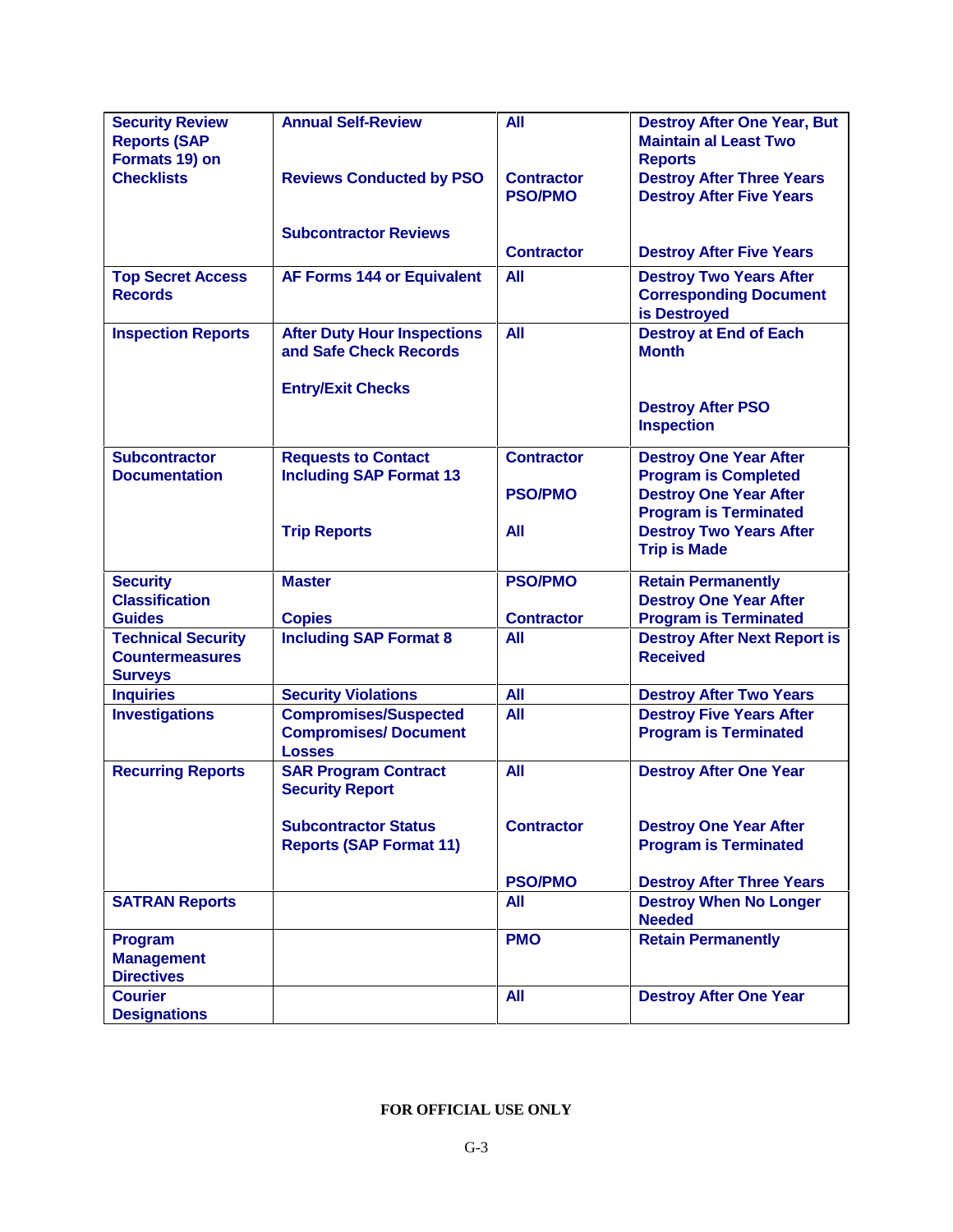| | | | |
|---|---|---|---|
| Security Review Reports (SAP Formats 19) on Checklists | Annual Self-Review | All | Destroy After One Year, But Maintain al Least Two Reports |
| | Reviews Conducted by PSO | Contractor<br>PSO/PMO | Destroy After Three Years<br>Destroy After Five Years |
| | Subcontractor Reviews | Contractor | Destroy After Five Years |
| Top Secret Access Records | AF Forms 144 or Equivalent | All | Destroy Two Years After Corresponding Document is Destroyed |
| Inspection Reports | After Duty Hour Inspections and Safe Check Records | All | Destroy at End of Each Month |
| | Entry/Exit Checks | | Destroy After PSO Inspection |
| Subcontractor Documentation | Requests to Contact Including SAP Format 13 | Contractor | Destroy One Year After Program is Completed |
| | | PSO/PMO | Destroy One Year After Program is Terminated |
| | Trip Reports | All | Destroy Two Years After Trip is Made |
| Security Classification Guides | Master | PSO/PMO | Retain Permanently |
| | Copies | Contractor | Destroy One Year After Program is Terminated |
| Technical Security Countermeasures Surveys | Including SAP Format 8 | All | Destroy After Next Report is Received |
| Inquiries | Security Violations | All | Destroy After Two Years |
| Investigations | Compromises/Suspected Compromises/ Document Losses | All | Destroy Five Years After Program is Terminated |
| Recurring Reports | SAR Program Contract Security Report | All | Destroy After One Year |
| | Subcontractor Status Reports (SAP Format 11) | Contractor | Destroy One Year After Program is Terminated |
| | | PSO/PMO | Destroy After Three Years |
| SATRAN Reports | | All | Destroy When No Longer Needed |
| Program Management Directives | | PMO | Retain Permanently |
| Courier Designations | | All | Destroy After One Year |

FOR OFFICIAL USE ONLY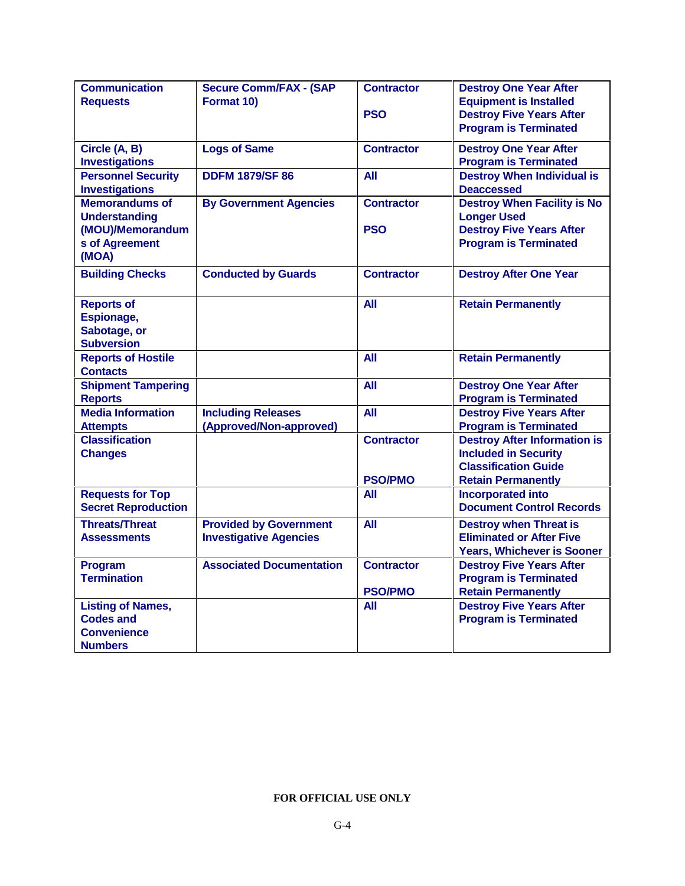| Communication Requests | Secure Comm/FAX - (SAP Format 10) | Contractor<br><br>PSO | Destroy One Year After Equipment is Installed<br>Destroy Five Years After Program is Terminated |
|---|---|---|---|
| Circle (A, B) Investigations | Logs of Same | Contractor | Destroy One Year After Program is Terminated |
| Personnel Security Investigations | DDFM 1879/SF 86 | All | Destroy When Individual is Deaccessed |
| Memorandums of Understanding (MOU)/Memorandums of Agreement (MOA) | By Government Agencies | Contractor<br><br>PSO | Destroy When Facility is No Longer Used<br>Destroy Five Years After Program is Terminated |
| Building Checks | Conducted by Guards | Contractor | Destroy After One Year |
| Reports of Espionage, Sabotage, or Subversion | | All | Retain Permanently |
| Reports of Hostile Contacts | | All | Retain Permanently |
| Shipment Tampering Reports | | All | Destroy One Year After Program is Terminated |
| Media Information Attempts | Including Releases (Approved/Non-approved) | All | Destroy Five Years After Program is Terminated |
| Classification Changes | | Contractor<br><br>PSO/PMO | Destroy After Information is Included in Security Classification Guide<br>Retain Permanently |
| Requests for Top Secret Reproduction | | All | Incorporated into Document Control Records |
| Threats/Threat Assessments | Provided by Government Investigative Agencies | All | Destroy when Threat is Eliminated or After Five Years, Whichever is Sooner |
| Program Termination | Associated Documentation | Contractor<br><br>PSO/PMO | Destroy Five Years After Program is Terminated<br>Retain Permanently |
| Listing of Names, Codes and Convenience Numbers | | All | Destroy Five Years After Program is Terminated |

FOR OFFICIAL USE ONLY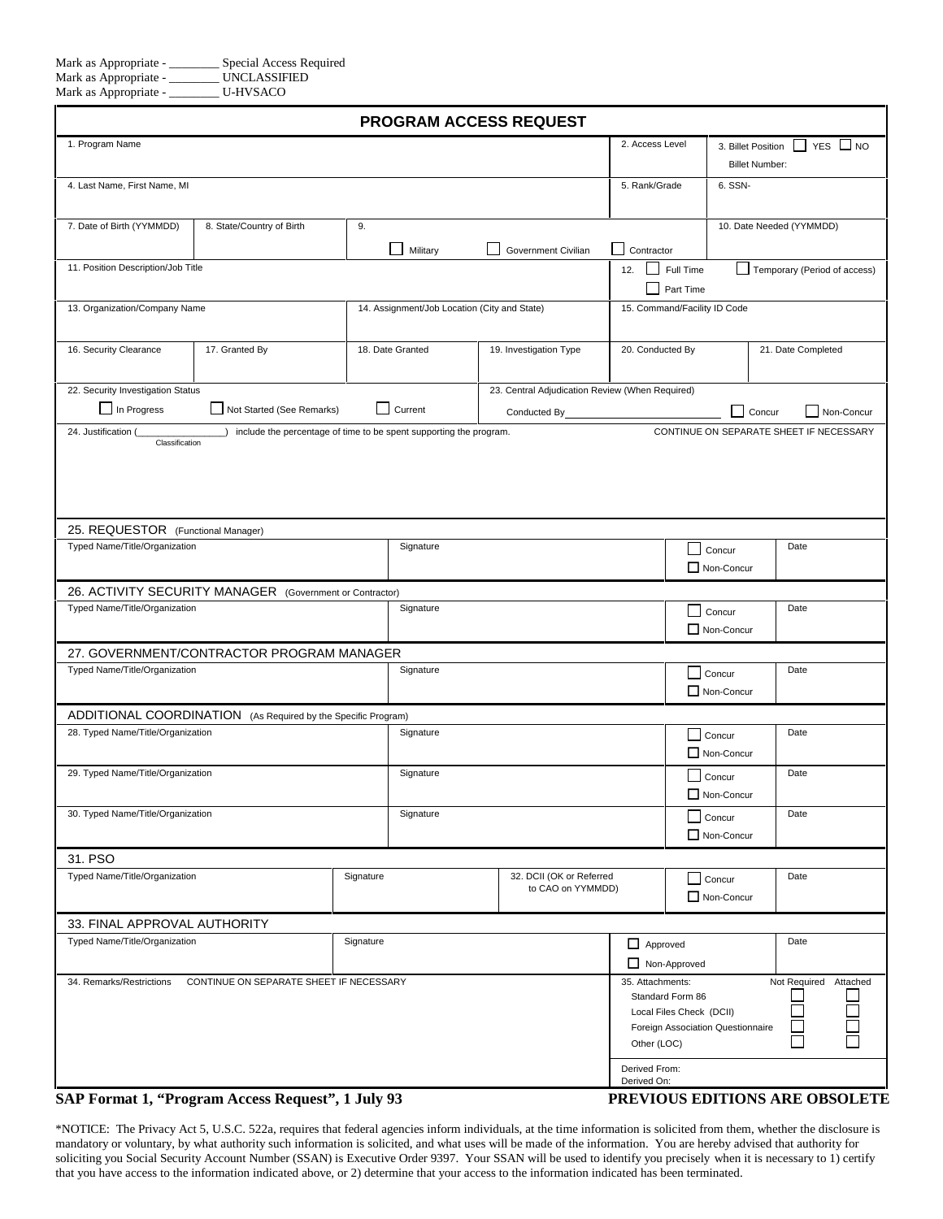Mark as Appropriate - ________ Special Access Required
Mark as Appropriate - ________ UNCLASSIFIED
Mark as Appropriate - ________ U-HVSACO

# PROGRAM ACCESS REQUEST

| 1. Program Name | | | 2. Access Level | 3. Billet Position ☐ YES ☐ NO<br>Billet Number: |
|---|---|---|---|---|
| 4. Last Name, First Name, MI | | | 5. Rank/Grade | 6. SSN- |
| 7. Date of Birth (YYMMDD) | 8. State/Country of Birth | 9. ☐ Military ☐ Government Civilian ☐ Contractor | | 10. Date Needed (YYMMDD) |
| 11. Position Description/Job Title | | | 12. ☐ Full Time ☐ Part Time | ☐ Temporary (Period of access) |
| 13. Organization/Company Name | | 14. Assignment/Job Location (City and State) | 15. Command/Facility ID Code | |

| 16. Security Clearance | 17. Granted By | 18. Date Granted | 19. Investigation Type | 20. Conducted By | 21. Date Completed |
|---|---|---|---|---|---|

| 22. Security Investigation Status | 23. Central Adjudication Review (When Required) |
|---|---|
| ☐ In Progress ☐ Not Started (See Remarks) ☐ Current | Conducted By________________ ☐ Concur ☐ Non-Concur |

24. Justification (________________) include the percentage of time to be spent supporting the program. CONTINUE ON SEPARATE SHEET IF NECESSARY
Classification

## 25. REQUESTOR (Functional Manager)

| Typed Name/Title/Organization | Signature | ☐ Concur ☐ Non-Concur | Date |
|---|---|---|---|

## 26. ACTIVITY SECURITY MANAGER (Government or Contractor)

| Typed Name/Title/Organization | Signature | ☐ Concur ☐ Non-Concur | Date |
|---|---|---|---|

## 27. GOVERNMENT/CONTRACTOR PROGRAM MANAGER

| Typed Name/Title/Organization | Signature | ☐ Concur ☐ Non-Concur | Date |
|---|---|---|---|

## ADDITIONAL COORDINATION (As Required by the Specific Program)

| 28. Typed Name/Title/Organization | Signature | ☐ Concur ☐ Non-Concur | Date |
|---|---|---|---|
| 29. Typed Name/Title/Organization | Signature | ☐ Concur ☐ Non-Concur | Date |
| 30. Typed Name/Title/Organization | Signature | ☐ Concur ☐ Non-Concur | Date |

## 31. PSO

| Typed Name/Title/Organization | Signature | 32. DCII (OK or Referred to CAO on YYMMDD) | ☐ Concur ☐ Non-Concur | Date |
|---|---|---|---|---|

## 33. FINAL APPROVAL AUTHORITY

| Typed Name/Title/Organization | Signature | ☐ Approved ☐ Non-Approved | Date |
|---|---|---|---|

34. Remarks/Restrictions CONTINUE ON SEPARATE SHEET IF NECESSARY

| 35. Attachments: | Not Required | Attached |
|---|---|---|
| Standard Form 86 | ☐ | ☐ |
| Local Files Check (DCII) | ☐ | ☐ |
| Foreign Association Questionnaire | ☐ | ☐ |
| Other (LOC) | ☐ | ☐ |

Derived From:
Derived On:

**SAP Format 1, "Program Access Request", 1 July 93** **PREVIOUS EDITIONS ARE OBSOLETE**

*NOTICE: The Privacy Act 5, U.S.C. 522a, requires that federal agencies inform individuals, at the time information is solicited from them, whether the disclosure is mandatory or voluntary, by what authority such information is solicited, and what uses will be made of the information. You are hereby advised that authority for soliciting you Social Security Account Number (SSAN) is Executive Order 9397. Your SSAN will be used to identify you precisely when it is necessary to 1) certify that you have access to the information indicated above, or 2) determine that your access to the information indicated has been terminated.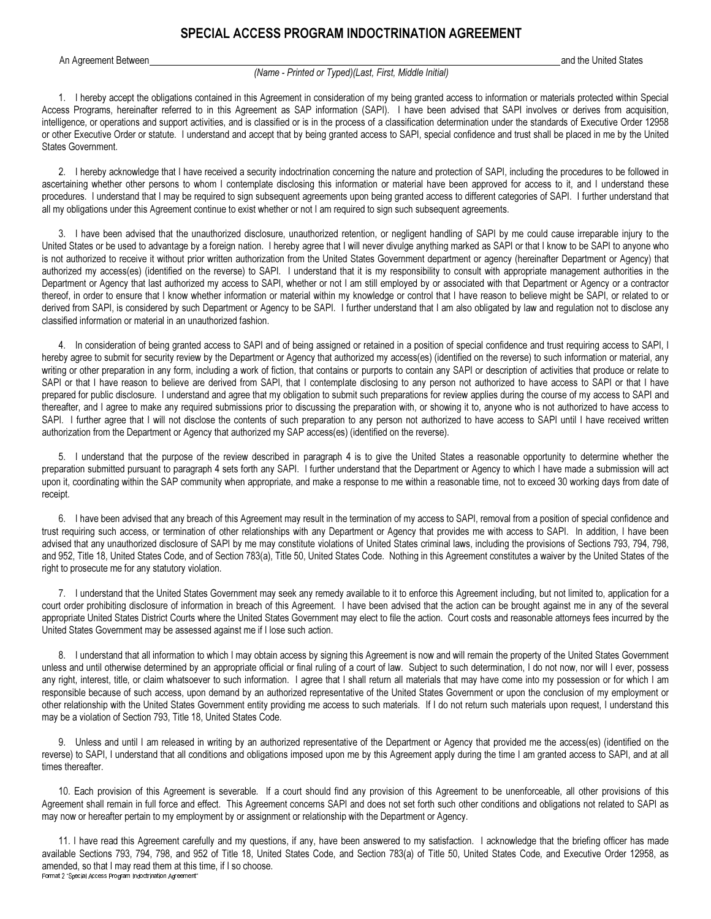# SPECIAL ACCESS PROGRAM INDOCTRINATION AGREEMENT

An Agreement Between \_\_\_\_\_\_\_\_\_\_\_\_\_\_\_\_\_\_\_\_\_\_\_\_\_\_\_\_\_\_\_\_\_\_\_\_\_\_\_\_\_\_\_\_\_\_\_\_\_\_\_\_\_\_\_\_ and the United States

*(Name - Printed or Typed)(Last, First, Middle Initial)*

1. I hereby accept the obligations contained in this Agreement in consideration of my being granted access to information or materials protected within Special Access Programs, hereinafter referred to in this Agreement as SAP information (SAPI). I have been advised that SAPI involves or derives from acquisition, intelligence, or operations and support activities, and is classified or is in the process of a classification determination under the standards of Executive Order 12958 or other Executive Order or statute. I understand and accept that by being granted access to SAPI, special confidence and trust shall be placed in me by the United States Government.

2. I hereby acknowledge that I have received a security indoctrination concerning the nature and protection of SAPI, including the procedures to be followed in ascertaining whether other persons to whom I contemplate disclosing this information or material have been approved for access to it, and I understand these procedures. I understand that I may be required to sign subsequent agreements upon being granted access to different categories of SAPI. I further understand that all my obligations under this Agreement continue to exist whether or not I am required to sign such subsequent agreements.

3. I have been advised that the unauthorized disclosure, unauthorized retention, or negligent handling of SAPI by me could cause irreparable injury to the United States or be used to advantage by a foreign nation. I hereby agree that I will never divulge anything marked as SAPI or that I know to be SAPI to anyone who is not authorized to receive it without prior written authorization from the United States Government department or agency (hereinafter Department or Agency) that authorized my access(es) (identified on the reverse) to SAPI. I understand that it is my responsibility to consult with appropriate management authorities in the Department or Agency that last authorized my access to SAPI, whether or not I am still employed by or associated with that Department or Agency or a contractor thereof, in order to ensure that I know whether information or material within my knowledge or control that I have reason to believe might be SAPI, or related to or derived from SAPI, is considered by such Department or Agency to be SAPI. I further understand that I am also obligated by law and regulation not to disclose any classified information or material in an unauthorized fashion.

4. In consideration of being granted access to SAPI and of being assigned or retained in a position of special confidence and trust requiring access to SAPI, I hereby agree to submit for security review by the Department or Agency that authorized my access(es) (identified on the reverse) to such information or material, any writing or other preparation in any form, including a work of fiction, that contains or purports to contain any SAPI or description of activities that produce or relate to SAPI or that I have reason to believe are derived from SAPI, that I contemplate disclosing to any person not authorized to have access to SAPI or that I have prepared for public disclosure. I understand and agree that my obligation to submit such preparations for review applies during the course of my access to SAPI and thereafter, and I agree to make any required submissions prior to discussing the preparation with, or showing it to, anyone who is not authorized to have access to SAPI. I further agree that I will not disclose the contents of such preparation to any person not authorized to have access to SAPI until I have received written authorization from the Department or Agency that authorized my SAP access(es) (identified on the reverse).

5. I understand that the purpose of the review described in paragraph 4 is to give the United States a reasonable opportunity to determine whether the preparation submitted pursuant to paragraph 4 sets forth any SAPI. I further understand that the Department or Agency to which I have made a submission will act upon it, coordinating within the SAP community when appropriate, and make a response to me within a reasonable time, not to exceed 30 working days from date of receipt.

6. I have been advised that any breach of this Agreement may result in the termination of my access to SAPI, removal from a position of special confidence and trust requiring such access, or termination of other relationships with any Department or Agency that provides me with access to SAPI. In addition, I have been advised that any unauthorized disclosure of SAPI by me may constitute violations of United States criminal laws, including the provisions of Sections 793, 794, 798, and 952, Title 18, United States Code, and of Section 783(a), Title 50, United States Code. Nothing in this Agreement constitutes a waiver by the United States of the right to prosecute me for any statutory violation.

7. I understand that the United States Government may seek any remedy available to it to enforce this Agreement including, but not limited to, application for a court order prohibiting disclosure of information in breach of this Agreement. I have been advised that the action can be brought against me in any of the several appropriate United States District Courts where the United States Government may elect to file the action. Court costs and reasonable attorneys fees incurred by the United States Government may be assessed against me if I lose such action.

8. I understand that all information to which I may obtain access by signing this Agreement is now and will remain the property of the United States Government unless and until otherwise determined by an appropriate official or final ruling of a court of law. Subject to such determination, I do not now, nor will I ever, possess any right, interest, title, or claim whatsoever to such information. I agree that I shall return all materials that may have come into my possession or for which I am responsible because of such access, upon demand by an authorized representative of the United States Government or upon the conclusion of my employment or other relationship with the United States Government entity providing me access to such materials. If I do not return such materials upon request, I understand this may be a violation of Section 793, Title 18, United States Code.

9. Unless and until I am released in writing by an authorized representative of the Department or Agency that provided me the access(es) (identified on the reverse) to SAPI, I understand that all conditions and obligations imposed upon me by this Agreement apply during the time I am granted access to SAPI, and at all times thereafter.

10. Each provision of this Agreement is severable. If a court should find any provision of this Agreement to be unenforceable, all other provisions of this Agreement shall remain in full force and effect. This Agreement concerns SAPI and does not set forth such other conditions and obligations not related to SAPI as may now or hereafter pertain to my employment by or assignment or relationship with the Department or Agency.

11. I have read this Agreement carefully and my questions, if any, have been answered to my satisfaction. I acknowledge that the briefing officer has made available Sections 793, 794, 798, and 952 of Title 18, United States Code, and Section 783(a) of Title 50, United States Code, and Executive Order 12958, as amended, so that I may read them at this time, if I so choose.

Format 2 "Special Access Program Indoctrination Agreement"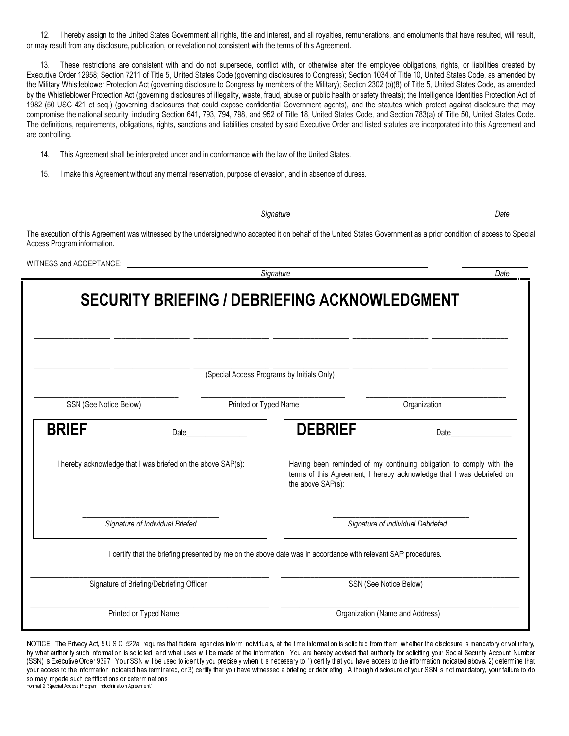12. I hereby assign to the United States Government all rights, title and interest, and all royalties, remunerations, and emoluments that have resulted, will result, or may result from any disclosure, publication, or revelation not consistent with the terms of this Agreement.

13. These restrictions are consistent with and do not supersede, conflict with, or otherwise alter the employee obligations, rights, or liabilities created by Executive Order 12958; Section 7211 of Title 5, United States Code (governing disclosures to Congress); Section 1034 of Title 10, United States Code, as amended by the Military Whistleblower Protection Act (governing disclosure to Congress by members of the Military); Section 2302 (b)(8) of Title 5, United States Code, as amended by the Whistleblower Protection Act (governing disclosures of illegality, waste, fraud, abuse or public health or safety threats); the Intelligence Identities Protection Act of 1982 (50 USC 421 et seq.) (governing disclosures that could expose confidential Government agents), and the statutes which protect against disclosure that may compromise the national security, including Section 641, 793, 794, 798, and 952 of Title 18, United States Code, and Section 783(a) of Title 50, United States Code. The definitions, requirements, obligations, rights, sanctions and liabilities created by said Executive Order and listed statutes are incorporated into this Agreement and are controlling.

14. This Agreement shall be interpreted under and in conformance with the law of the United States.

15. I make this Agreement without any mental reservation, purpose of evasion, and in absence of duress.

\_\_\_\_\_\_\_\_\_\_\_\_\_\_\_\_\_\_\_\_\_\_\_\_\_\_\_\_\_\_\_\_\_\_\_\_\_\_\_\_ \_\_\_\_\_\_\_\_\_\_\_\_\_\_\_
*Signature* *Date*

The execution of this Agreement was witnessed by the undersigned who accepted it on behalf of the United States Government as a prior condition of access to Special Access Program information.

WITNESS and ACCEPTANCE: \_\_\_\_\_\_\_\_\_\_\_\_\_\_\_\_\_\_\_\_\_\_\_\_\_\_\_\_\_\_\_\_\_\_\_\_\_\_\_\_ \_\_\_\_\_\_\_\_\_\_\_\_\_\_\_
*Signature* *Date*

# SECURITY BRIEFING / DEBRIEFING ACKNOWLEDGMENT

\_\_\_\_\_\_\_\_\_\_ \_\_\_\_\_\_\_\_\_\_ \_\_\_\_\_\_\_\_\_\_ \_\_\_\_\_\_\_\_\_\_ \_\_\_\_\_\_\_\_\_\_ \_\_\_\_\_\_\_\_\_\_

\_\_\_\_\_\_\_\_\_\_ \_\_\_\_\_\_\_\_\_\_ \_\_\_\_\_\_\_\_\_\_ \_\_\_\_\_\_\_\_\_\_ \_\_\_\_\_\_\_\_\_\_ \_\_\_\_\_\_\_\_\_\_

(Special Access Programs by Initials Only)

| SSN (See Notice Below) | Printed or Typed Name | Organization |
|---|---|---|

| **BRIEF** Date\_\_\_\_\_\_\_\_\_\_ | **DEBRIEF** Date\_\_\_\_\_\_\_\_\_\_ |
|---|---|
| I hereby acknowledge that I was briefed on the above SAP(s): | Having been reminded of my continuing obligation to comply with the terms of this Agreement, I hereby acknowledge that I was debriefed on the above SAP(s): |
| *Signature of Individual Briefed* | *Signature of Individual Debriefed* |

I certify that the briefing presented by me on the above date was in accordance with relevant SAP procedures.

| Signature of Briefing/Debriefing Officer | SSN (See Notice Below) |
|---|---|
| Printed or Typed Name | Organization (Name and Address) |

NOTICE: The Privacy Act, 5 U.S.C. 522a, requires that federal agencies inform individuals, at the time information is solicited from them, whether the disclosure is mandatory or voluntary, by what authority such information is solicited, and what uses will be made of the information. You are hereby advised that authority for soliciting your Social Security Account Number (SSN) is Executive Order 9397. Your SSN will be used to identify you precisely when it is necessary to 1) certify that you have access to the information indicated above, 2) determine that your access to the information indicated has terminated, or 3) certify that you have witnessed a briefing or debriefing. Although disclosure of your SSN is not mandatory, your failure to do so may impede such certifications or determinations.

Format 2 "Special Access Program Indoctrination Agreement"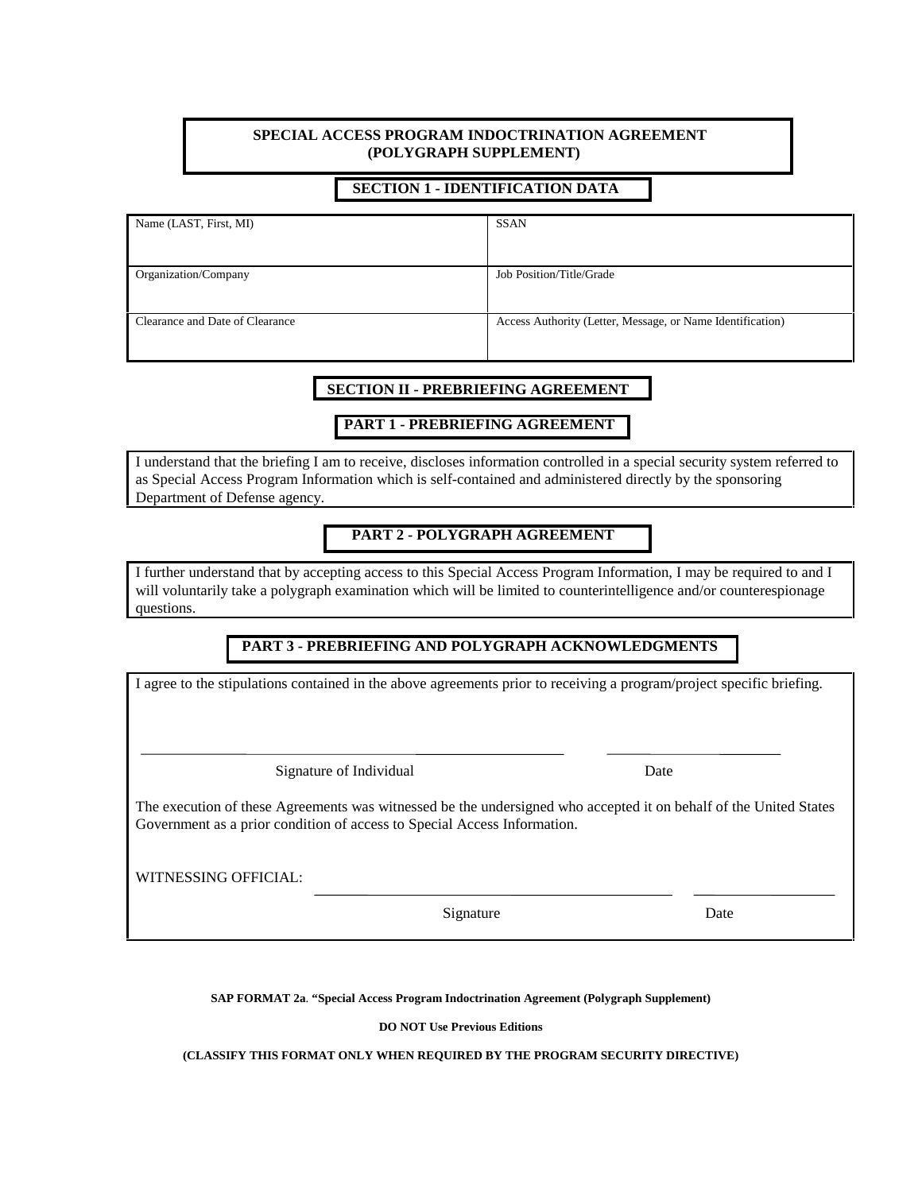**SPECIAL ACCESS PROGRAM INDOCTRINATION AGREEMENT**
**(POLYGRAPH SUPPLEMENT)**

**SECTION 1 - IDENTIFICATION DATA**

| Name (LAST, First, MI) | SSAN |
|---|---|
| Organization/Company | Job Position/Title/Grade |
| Clearance and Date of Clearance | Access Authority (Letter, Message, or Name Identification) |

**SECTION II - PREBRIEFING AGREEMENT**

**PART 1 - PREBRIEFING AGREEMENT**

I understand that the briefing I am to receive, discloses information controlled in a special security system referred to as Special Access Program Information which is self-contained and administered directly by the sponsoring Department of Defense agency.

**PART 2 - POLYGRAPH AGREEMENT**

I further understand that by accepting access to this Special Access Program Information, I may be required to and I will voluntarily take a polygraph examination which will be limited to counterintelligence and/or counterespionage questions.

**PART 3 - PREBRIEFING AND POLYGRAPH ACKNOWLEDGMENTS**

I agree to the stipulations contained in the above agreements prior to receiving a program/project specific briefing.

\_\_\_\_\_\_\_\_\_\_\_\_\_\_\_\_\_\_\_\_\_\_\_\_\_\_\_\_\_\_\_\_\_\_\_\_\_\_ \_\_\_\_\_\_\_\_\_\_\_\_\_\_\_\_
Signature of Individual Date

The execution of these Agreements was witnessed be the undersigned who accepted it on behalf of the United States Government as a prior condition of access to Special Access Information.

WITNESSING OFFICIAL: \_\_\_\_\_\_\_\_\_\_\_\_\_\_\_\_\_\_\_\_\_\_\_\_\_\_\_\_\_\_\_\_\_\_ \_\_\_\_\_\_\_\_\_\_\_\_\_\_
Signature Date

**SAP FORMAT 2a**. **"Special Access Program Indoctrination Agreement (Polygraph Supplement)**

**DO NOT Use Previous Editions**

**(CLASSIFY THIS FORMAT ONLY WHEN REQUIRED BY THE PROGRAM SECURITY DIRECTIVE)**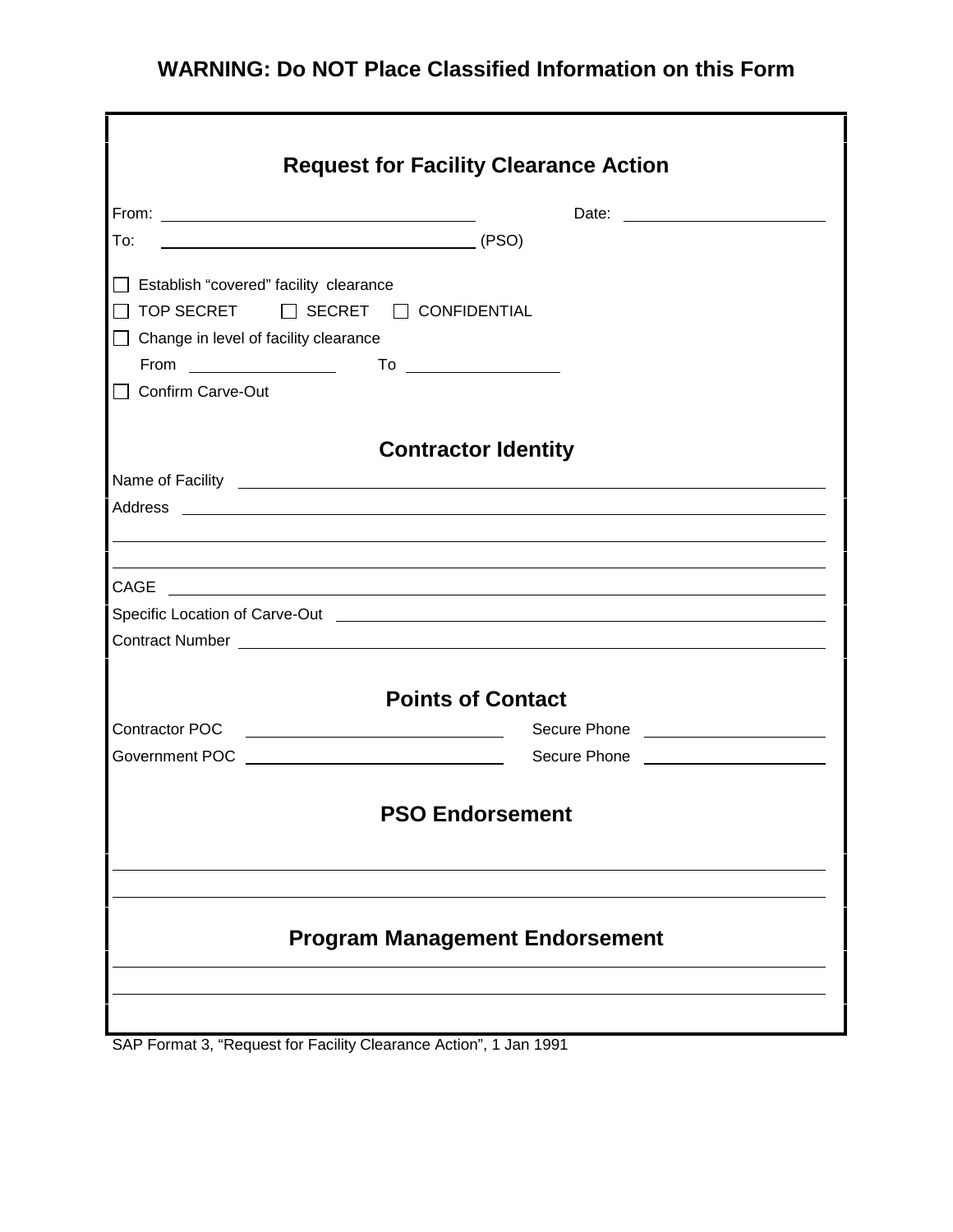**WARNING: Do NOT Place Classified Information on this Form**

## Request for Facility Clearance Action

From: ______________________________ Date: ____________________

To: ______________________________ (PSO)

☐ Establish "covered" facility clearance

☐ TOP SECRET ☐ SECRET ☐ CONFIDENTIAL

☐ Change in level of facility clearance

From ______________ To ______________

☐ Confirm Carve-Out

## Contractor Identity

Name of Facility ____________________________________________

Address ____________________________________________

____________________________________________

____________________________________________

CAGE ____________________________________________

Specific Location of Carve-Out ____________________________________________

Contract Number ____________________________________________

## Points of Contact

Contractor POC ________________________ Secure Phone ________________

Government POC ________________________ Secure Phone ________________

## PSO Endorsement

____________________________________________

____________________________________________

## Program Management Endorsement

____________________________________________

____________________________________________

SAP Format 3, "Request for Facility Clearance Action", 1 Jan 1991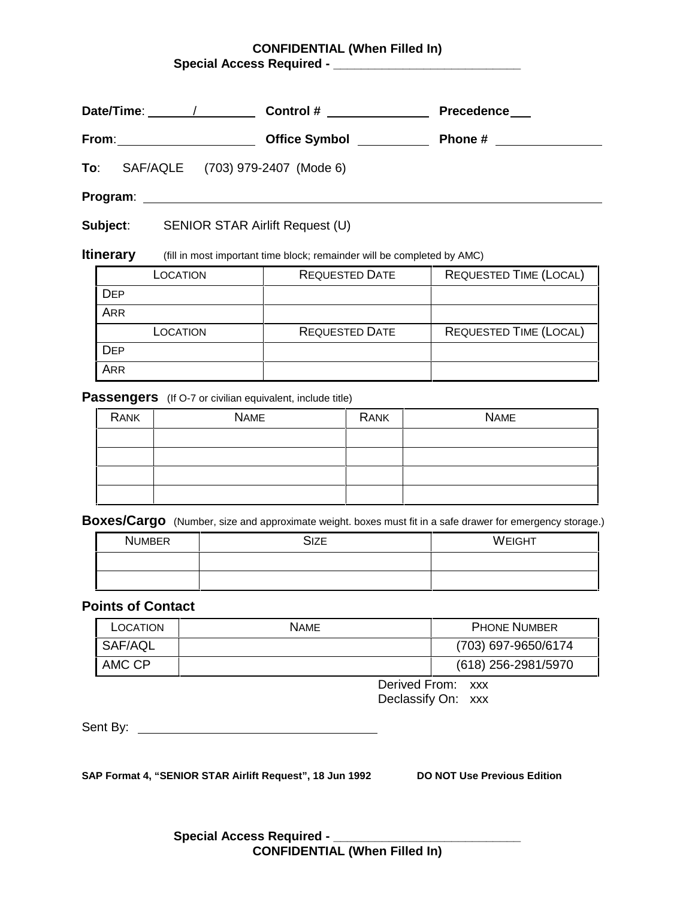**CONFIDENTIAL (When Filled In)**
**Special Access Required - ___________________________**

**Date/Time**: ______/________ **Control #** ______________ **Precedence** ___

**From**: ____________________ **Office Symbol** __________ **Phone #** _______________

**To**: SAF/AQLE (703) 979-2407 (Mode 6)

**Program**: ______________________________________________________________

**Subject**: SENIOR STAR Airlift Request (U)

**Itinerary** (fill in most important time block; remainder will be completed by AMC)

| LOCATION | REQUESTED DATE | REQUESTED TIME (LOCAL) |
|---|---|---|
| DEP | | |
| ARR | | |
| LOCATION | REQUESTED DATE | REQUESTED TIME (LOCAL) |
| DEP | | |
| ARR | | |

**Passengers** (If O-7 or civilian equivalent, include title)

| RANK | NAME | RANK | NAME |
|---|---|---|---|
| | | | |
| | | | |
| | | | |
| | | | |

**Boxes/Cargo** (Number, size and approximate weight. boxes must fit in a safe drawer for emergency storage.)

| NUMBER | SIZE | WEIGHT |
|---|---|---|
| | | |
| | | |

**Points of Contact**

| LOCATION | NAME | PHONE NUMBER |
|---|---|---|
| SAF/AQL | | (703) 697-9650/6174 |
| AMC CP | | (618) 256-2981/5970 |

Derived From: xxx
Declassify On: xxx

Sent By: ___________________________________

**SAP Format 4, "SENIOR STAR Airlift Request", 18 Jun 1992** **DO NOT Use Previous Edition**

**Special Access Required - ___________________________**
**CONFIDENTIAL (When Filled In)**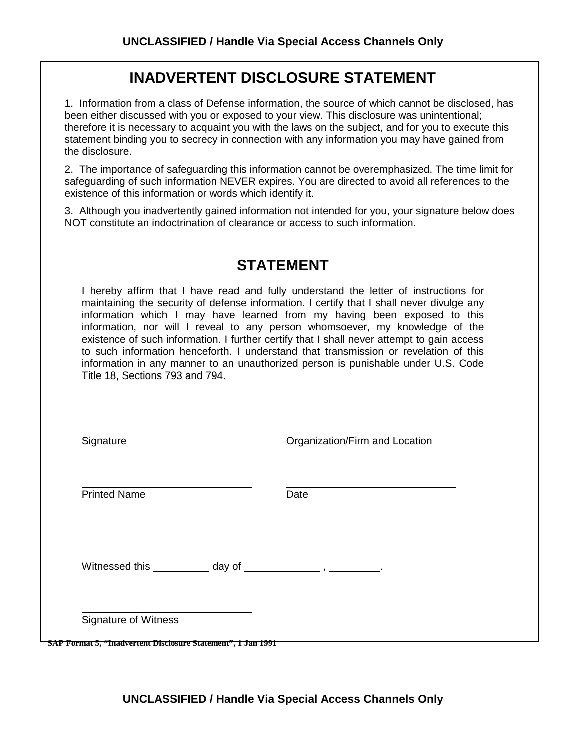# INADVERTENT DISCLOSURE STATEMENT

1. Information from a class of Defense information, the source of which cannot be disclosed, has been either discussed with you or exposed to your view. This disclosure was unintentional; therefore it is necessary to acquaint you with the laws on the subject, and for you to execute this statement binding you to secrecy in connection with any information you may have gained from the disclosure.

2. The importance of safeguarding this information cannot be overemphasized. The time limit for safeguarding of such information NEVER expires. You are directed to avoid all references to the existence of this information or words which identify it.

3. Although you inadvertently gained information not intended for you, your signature below does NOT constitute an indoctrination of clearance or access to such information.

## STATEMENT

I hereby affirm that I have read and fully understand the letter of instructions for maintaining the security of defense information. I certify that I shall never divulge any information which I may have learned from my having been exposed to this information, nor will I reveal to any person whomsoever, my knowledge of the existence of such information. I further certify that I shall never attempt to gain access to such information henceforth. I understand that transmission or revelation of this information in any manner to an unauthorized person is punishable under U.S. Code Title 18, Sections 793 and 794.

| | |
|---|---|
| ______________________________ | ______________________________ |
| Signature | Organization/Firm and Location |
| ______________________________ | ______________________________ |
| Printed Name | Date |

Witnessed this __________ day of _____________ , _________.

______________________________
Signature of Witness

SAP Format 5, "Inadvertent Disclosure Statement", 1 Jan 1991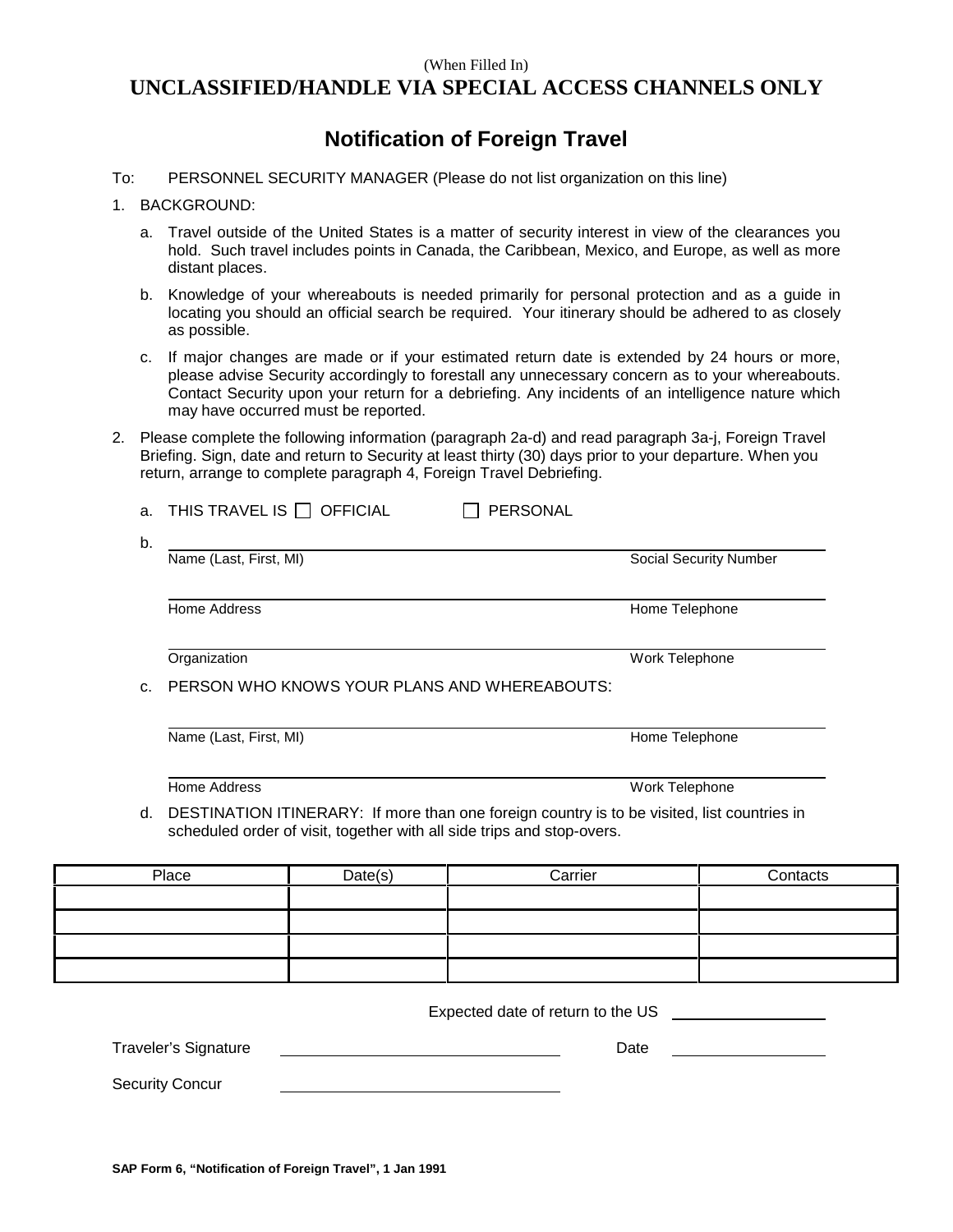(When Filled In)

**UNCLASSIFIED/HANDLE VIA SPECIAL ACCESS CHANNELS ONLY**

# Notification of Foreign Travel

To: PERSONNEL SECURITY MANAGER (Please do not list organization on this line)

1. BACKGROUND:

   a. Travel outside of the United States is a matter of security interest in view of the clearances you hold. Such travel includes points in Canada, the Caribbean, Mexico, and Europe, as well as more distant places.

   b. Knowledge of your whereabouts is needed primarily for personal protection and as a guide in locating you should an official search be required. Your itinerary should be adhered to as closely as possible.

   c. If major changes are made or if your estimated return date is extended by 24 hours or more, please advise Security accordingly to forestall any unnecessary concern as to your whereabouts. Contact Security upon your return for a debriefing. Any incidents of an intelligence nature which may have occurred must be reported.

2. Please complete the following information (paragraph 2a-d) and read paragraph 3a-j, Foreign Travel Briefing. Sign, date and return to Security at least thirty (30) days prior to your departure. When you return, arrange to complete paragraph 4, Foreign Travel Debriefing.

   a. THIS TRAVEL IS ☐ OFFICIAL ☐ PERSONAL

   b. 

   ______________________________________________
   Name (Last, First, MI) Social Security Number

   ______________________________________________
   Home Address Home Telephone

   ______________________________________________
   Organization Work Telephone

   c. PERSON WHO KNOWS YOUR PLANS AND WHEREABOUTS:

   ______________________________________________
   Name (Last, First, MI) Home Telephone

   ______________________________________________
   Home Address Work Telephone

   d. DESTINATION ITINERARY: If more than one foreign country is to be visited, list countries in scheduled order of visit, together with all side trips and stop-overs.

| Place | Date(s) | Carrier | Contacts |
|---|---|---|---|
| | | | |
| | | | |
| | | | |
| | | | |

Expected date of return to the US ____________

Traveler's Signature ______________________ Date ____________

Security Concur ______________________

SAP Form 6, "Notification of Foreign Travel", 1 Jan 1991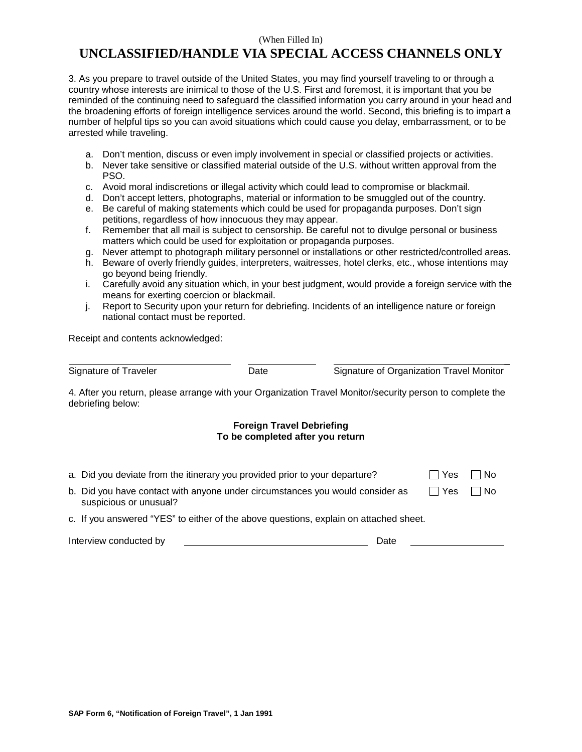(When Filled In)

**UNCLASSIFIED/HANDLE VIA SPECIAL ACCESS CHANNELS ONLY**

3. As you prepare to travel outside of the United States, you may find yourself traveling to or through a country whose interests are inimical to those of the U.S. First and foremost, it is important that you be reminded of the continuing need to safeguard the classified information you carry around in your head and the broadening efforts of foreign intelligence services around the world. Second, this briefing is to impart a number of helpful tips so you can avoid situations which could cause you delay, embarrassment, or to be arrested while traveling.

a. Don't mention, discuss or even imply involvement in special or classified projects or activities.
b. Never take sensitive or classified material outside of the U.S. without written approval from the PSO.
c. Avoid moral indiscretions or illegal activity which could lead to compromise or blackmail.
d. Don't accept letters, photographs, material or information to be smuggled out of the country.
e. Be careful of making statements which could be used for propaganda purposes. Don't sign petitions, regardless of how innocuous they may appear.
f. Remember that all mail is subject to censorship. Be careful not to divulge personal or business matters which could be used for exploitation or propaganda purposes.
g. Never attempt to photograph military personnel or installations or other restricted/controlled areas.
h. Beware of overly friendly guides, interpreters, waitresses, hotel clerks, etc., whose intentions may go beyond being friendly.
i. Carefully avoid any situation which, in your best judgment, would provide a foreign service with the means for exerting coercion or blackmail.
j. Report to Security upon your return for debriefing. Incidents of an intelligence nature or foreign national contact must be reported.

Receipt and contents acknowledged:

| ______________________ | __________ | ______________________ |
|---|---|---|
| Signature of Traveler | Date | Signature of Organization Travel Monitor |

4. After you return, please arrange with your Organization Travel Monitor/security person to complete the debriefing below:

**Foreign Travel Debriefing**
**To be completed after you return**

a. Did you deviate from the itinerary you provided prior to your departure? ☐ Yes ☐ No

b. Did you have contact with anyone under circumstances you would consider as suspicious or unusual? ☐ Yes ☐ No

c. If you answered "YES" to either of the above questions, explain on attached sheet.

Interview conducted by ______________________ Date ______________

**SAP Form 6, "Notification of Foreign Travel", 1 Jan 1991**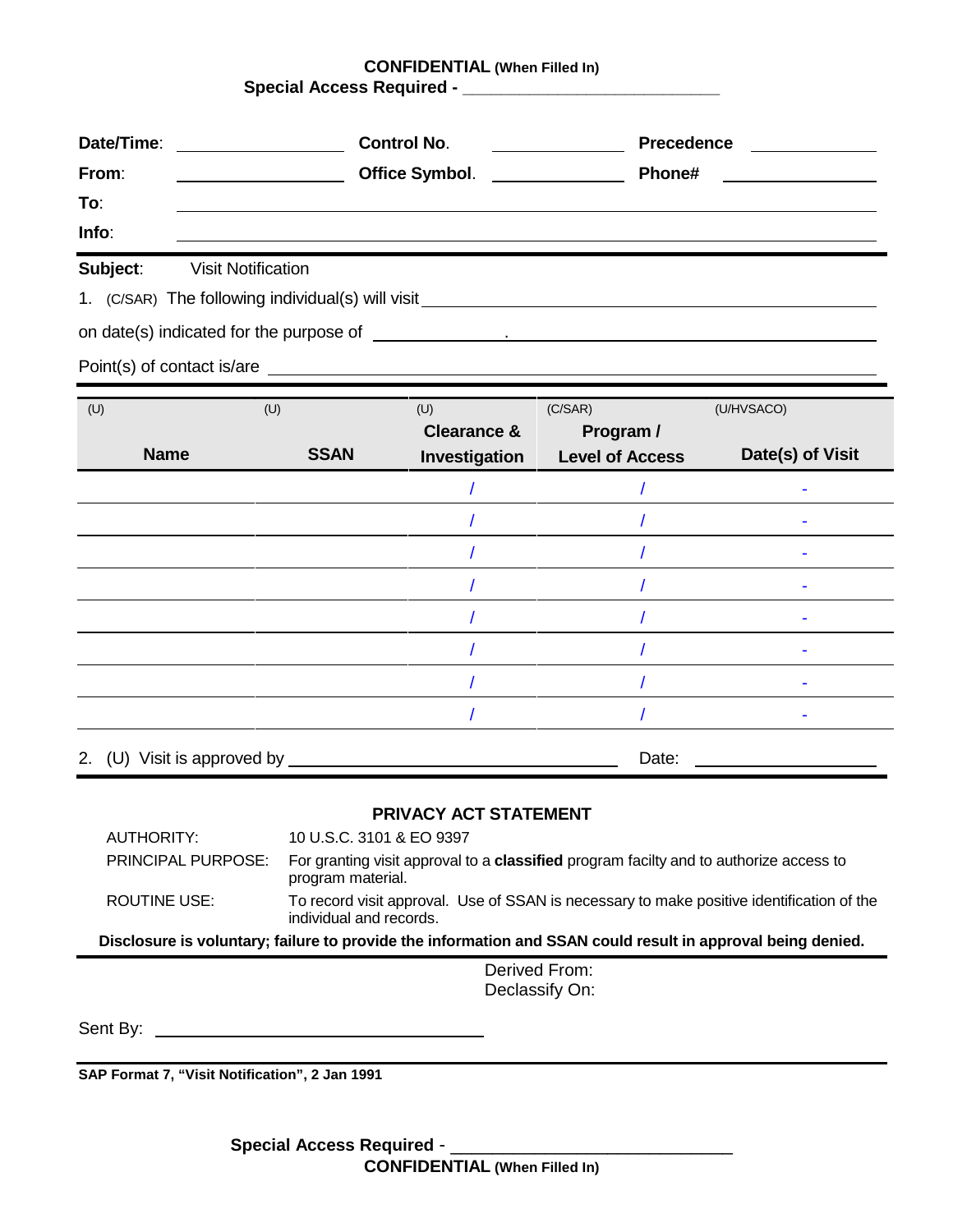**CONFIDENTIAL (When Filled In)**
**Special Access Required - ___________________________**

| | | | | | |
|---|---|---|---|---|---|
| **Date/Time**: | __________ | **Control No.** | __________ | **Precedence** | __________ |
| **From**: | __________ | **Office Symbol**. | __________ | **Phone#** | __________ |

**To**: ______________________________________________

**Info**: ______________________________________________

**Subject**: Visit Notification

1. (C/SAR) The following individual(s) will visit ______________________________

on date(s) indicated for the purpose of ______________ . ______________________________

Point(s) of contact is/are ______________________________________________

| (U) Name | (U) SSAN | (U) Clearance & Investigation | (C/SAR) Program / Level of Access | (U/HVSACO) Date(s) of Visit |
|---|---|---|---|---|
| | | / | / | - |
| | | / | / | - |
| | | / | / | - |
| | | / | / | - |
| | | / | / | - |
| | | / | / | - |
| | | / | / | - |
| | | / | / | - |

2. (U) Visit is approved by ______________________________ Date: ______________

**PRIVACY ACT STATEMENT**

AUTHORITY: 10 U.S.C. 3101 & EO 9397

PRINCIPAL PURPOSE: For granting visit approval to a **classified** program facilty and to authorize access to program material.

ROUTINE USE: To record visit approval. Use of SSAN is necessary to make positive identification of the individual and records.

**Disclosure is voluntary; failure to provide the information and SSAN could result in approval being denied.**

Derived From:
Declassify On:

Sent By: ______________________________

**SAP Format 7, "Visit Notification", 2 Jan 1991**

**Special Access Required** - ___________________________
**CONFIDENTIAL (When Filled In)**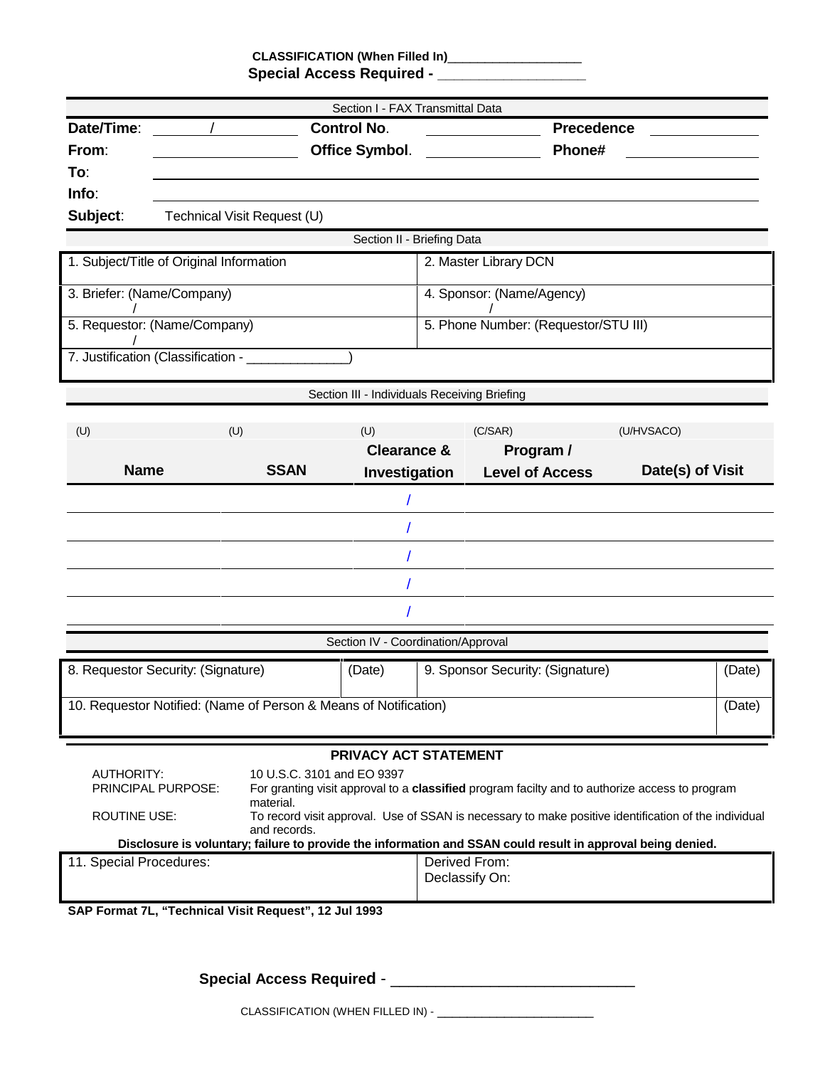**CLASSIFICATION (When Filled In)**___________________

**Special Access Required - __________________**

Section I - FAX Transmittal Data

| | | | | | |
|---|---|---|---|---|---|
| **Date/Time**: | / | **Control No**. | | **Precedence** | |
| **From**: | | **Office Symbol**. | | **Phone#** | |
| **To**: | | | | | |
| **Info**: | | | | | |
| **Subject**: | Technical Visit Request (U) | | | | |

Section II - Briefing Data

| | |
|---|---|
| 1. Subject/Title of Original Information | 2. Master Library DCN |
| 3. Briefer: (Name/Company) / | 4. Sponsor: (Name/Agency) / |
| 5. Requestor: (Name/Company) / | 5. Phone Number: (Requestor/STU III) |
| 7. Justification (Classification - _____________) | |

Section III - Individuals Receiving Briefing

| (U) Name | (U) SSAN | (U) Clearance & Investigation | (C/SAR) Program / Level of Access | (U/HVSACO) Date(s) of Visit |
|---|---|---|---|---|
| | | / | | |
| | | / | | |
| | | / | | |
| | | / | | |
| | | / | | |

Section IV - Coordination/Approval

| | | | |
|---|---|---|---|
| 8. Requestor Security: (Signature) | (Date) | 9. Sponsor Security: (Signature) | (Date) |
| 10. Requestor Notified: (Name of Person & Means of Notification) | | | (Date) |

**PRIVACY ACT STATEMENT**

AUTHORITY: 10 U.S.C. 3101 and EO 9397

PRINCIPAL PURPOSE: For granting visit approval to a **classified** program facilty and to authorize access to program material.

ROUTINE USE: To record visit approval. Use of SSAN is necessary to make positive identification of the individual and records.

**Disclosure is voluntary; failure to provide the information and SSAN could result in approval being denied.**

| | |
|---|---|
| 11. Special Procedures: | Derived From: Declassify On: |

**SAP Format 7L, "Technical Visit Request", 12 Jul 1993**

**Special Access Required** - ____________________________

CLASSIFICATION (WHEN FILLED IN) - _________________________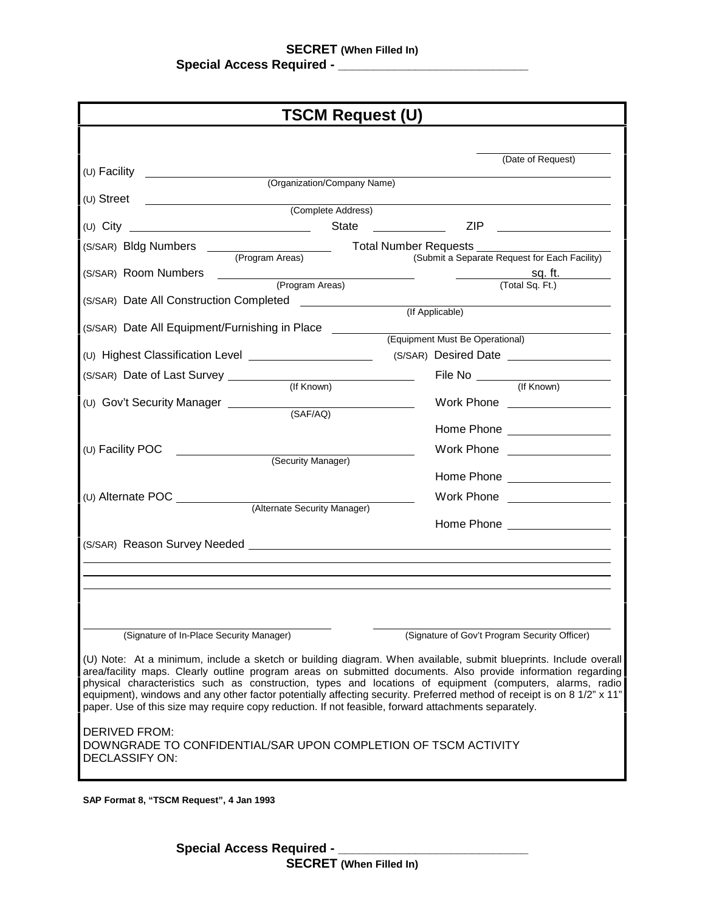**SECRET (When Filled In)**
**Special Access Required - ____________________________**

# TSCM Request (U)

_____________________ (Date of Request)

(U) Facility _____________________ (Organization/Company Name)

(U) Street _____________________ (Complete Address)

(U) City _____________________ State __________ ZIP __________

(S/SAR) Bldg Numbers __________ (Program Areas) Total Number Requests __________ (Submit a Separate Request for Each Facility)

(S/SAR) Room Numbers __________ (Program Areas) __________ sq. ft. (Total Sq. Ft.)

(S/SAR) Date All Construction Completed __________ (If Applicable)

(S/SAR) Date All Equipment/Furnishing in Place __________ (Equipment Must Be Operational)

(U) Highest Classification Level __________ (S/SAR) Desired Date __________

(S/SAR) Date of Last Survey __________ (If Known) File No __________ (If Known)

(U) Gov't Security Manager __________ (SAF/AQ) Work Phone __________

Home Phone __________

(U) Facility POC __________ (Security Manager) Work Phone __________

Home Phone __________

(U) Alternate POC __________ (Alternate Security Manager) Work Phone __________

Home Phone __________

(S/SAR) Reason Survey Needed _____________________

_____________________

_____________________

_____________________

_____________________ (Signature of In-Place Security Manager) _____________________ (Signature of Gov't Program Security Officer)

(U) Note: At a minimum, include a sketch or building diagram. When available, submit blueprints. Include overall area/facility maps. Clearly outline program areas on submitted documents. Also provide information regarding physical characteristics such as construction, types and locations of equipment (computers, alarms, radio equipment), windows and any other factor potentially affecting security. Preferred method of receipt is on 8 1/2" x 11" paper. Use of this size may require copy reduction. If not feasible, forward attachments separately.

DERIVED FROM:
DOWNGRADE TO CONFIDENTIAL/SAR UPON COMPLETION OF TSCM ACTIVITY
DECLASSIFY ON:

**SAP Format 8, "TSCM Request", 4 Jan 1993**

**Special Access Required - ____________________________**
**SECRET (When Filled In)**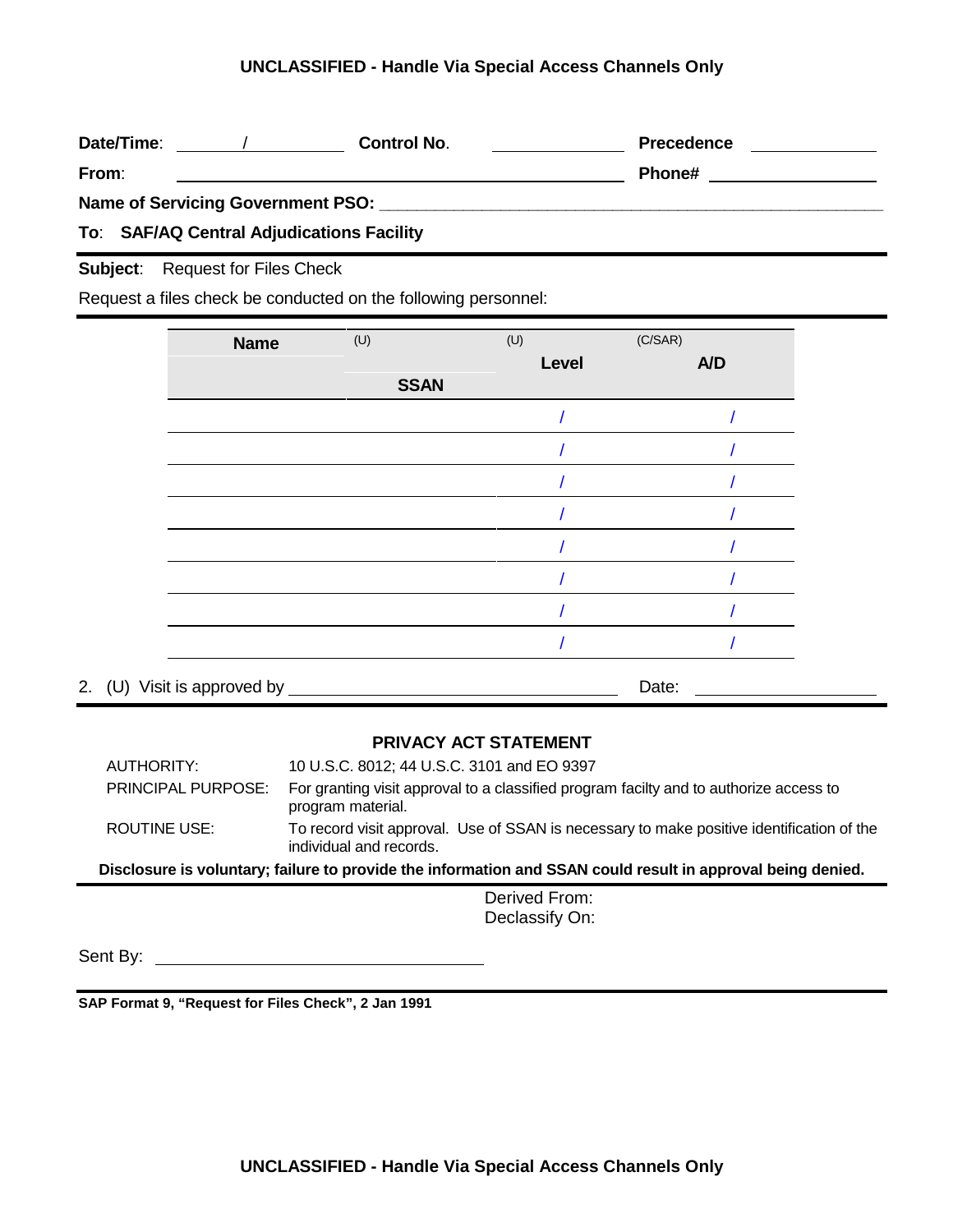UNCLASSIFIED - Handle Via Special Access Channels Only

**Date/Time**: _______ / __________ **Control No**. ______________ **Precedence** ____________

**From**: ______________________________________________ **Phone#** ________________

**Name of Servicing Government PSO:** ______________________________________________

**To**: **SAF/AQ Central Adjudications Facility**

**Subject**: Request for Files Check

Request a files check be conducted on the following personnel:

| Name | (U) SSAN | (U) Level | (C/SAR) A/D |
|---|---|---|---|
| | | / | / |
| | | / | / |
| | | / | / |
| | | / | / |
| | | / | / |
| | | / | / |
| | | / | / |
| | | / | / |

2. (U) Visit is approved by ______________________________ Date: ______________

**PRIVACY ACT STATEMENT**

AUTHORITY: 10 U.S.C. 8012; 44 U.S.C. 3101 and EO 9397

PRINCIPAL PURPOSE: For granting visit approval to a classified program facilty and to authorize access to program material.

ROUTINE USE: To record visit approval. Use of SSAN is necessary to make positive identification of the individual and records.

**Disclosure is voluntary; failure to provide the information and SSAN could result in approval being denied.**

Derived From:
Declassify On:

Sent By: ______________________________

**SAP Format 9, "Request for Files Check", 2 Jan 1991**

UNCLASSIFIED - Handle Via Special Access Channels Only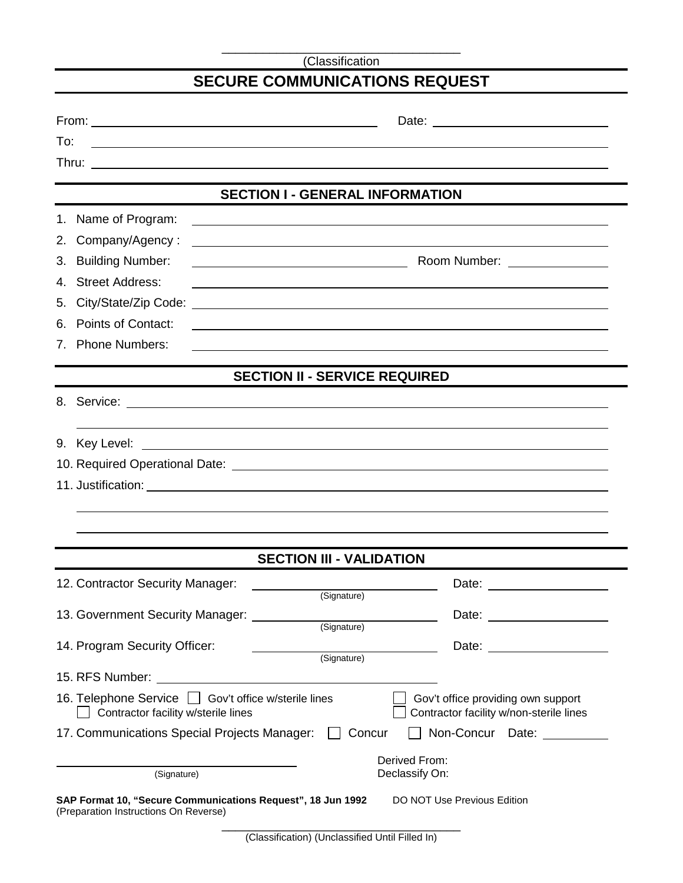______________________________

(Classification

# SECURE COMMUNICATIONS REQUEST

From: ______________________________ Date: ______________________

To: ______________________________________________________________

Thru: ____________________________________________________________

## SECTION I - GENERAL INFORMATION

1. Name of Program: ______________________________________________
2. Company/Agency : ______________________________________________
3. Building Number: ______________________ Room Number: __________
4. Street Address: _______________________________________________
5. City/State/Zip Code: __________________________________________
6. Points of Contact: ____________________________________________
7. Phone Numbers: ________________________________________________

## SECTION II - SERVICE REQUIRED

8. Service: ______________________________________________________

   __________________________________________________________________

9. Key Level: ____________________________________________________
10. Required Operational Date: ____________________________________
11. Justification: _______________________________________________

    __________________________________________________________________

    __________________________________________________________________

## SECTION III - VALIDATION

12. Contractor Security Manager: ______________________ Date: ______________
    (Signature)
13. Government Security Manager: ______________________ Date: ______________
    (Signature)
14. Program Security Officer: ______________________ Date: ______________
    (Signature)
15. RFS Number: ______________________________
16. Telephone Service ☐ Gov't office w/sterile lines ☐ Gov't office providing own support ☐ Contractor facility w/sterile lines ☐ Contractor facility w/non-sterile lines
17. Communications Special Projects Manager: ☐ Concur ☐ Non-Concur Date: __________

______________________________
(Signature)

Derived From:
Declassify On:

**SAP Format 10, "Secure Communications Request", 18 Jun 1992** DO NOT Use Previous Edition
(Preparation Instructions On Reverse)

______________________________

(Classification) (Unclassified Until Filled In)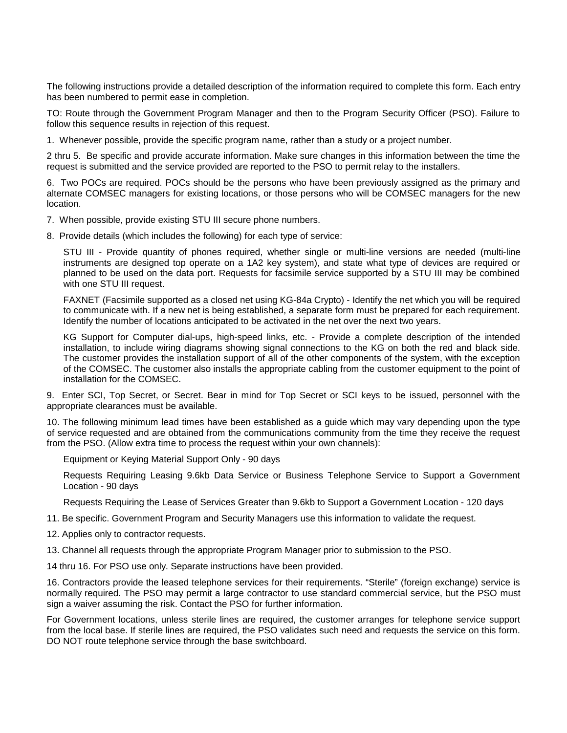The following instructions provide a detailed description of the information required to complete this form. Each entry has been numbered to permit ease in completion.

TO: Route through the Government Program Manager and then to the Program Security Officer (PSO). Failure to follow this sequence results in rejection of this request.

1. Whenever possible, provide the specific program name, rather than a study or a project number.

2 thru 5. Be specific and provide accurate information. Make sure changes in this information between the time the request is submitted and the service provided are reported to the PSO to permit relay to the installers.

6. Two POCs are required. POCs should be the persons who have been previously assigned as the primary and alternate COMSEC managers for existing locations, or those persons who will be COMSEC managers for the new location.

7. When possible, provide existing STU III secure phone numbers.

8. Provide details (which includes the following) for each type of service:

STU III - Provide quantity of phones required, whether single or multi-line versions are needed (multi-line instruments are designed top operate on a 1A2 key system), and state what type of devices are required or planned to be used on the data port. Requests for facsimile service supported by a STU III may be combined with one STU III request.

FAXNET (Facsimile supported as a closed net using KG-84a Crypto) - Identify the net which you will be required to communicate with. If a new net is being established, a separate form must be prepared for each requirement. Identify the number of locations anticipated to be activated in the net over the next two years.

KG Support for Computer dial-ups, high-speed links, etc. - Provide a complete description of the intended installation, to include wiring diagrams showing signal connections to the KG on both the red and black side. The customer provides the installation support of all of the other components of the system, with the exception of the COMSEC. The customer also installs the appropriate cabling from the customer equipment to the point of installation for the COMSEC.

9. Enter SCI, Top Secret, or Secret. Bear in mind for Top Secret or SCI keys to be issued, personnel with the appropriate clearances must be available.

10. The following minimum lead times have been established as a guide which may vary depending upon the type of service requested and are obtained from the communications community from the time they receive the request from the PSO. (Allow extra time to process the request within your own channels):

Equipment or Keying Material Support Only - 90 days

Requests Requiring Leasing 9.6kb Data Service or Business Telephone Service to Support a Government Location - 90 days

Requests Requiring the Lease of Services Greater than 9.6kb to Support a Government Location - 120 days

11. Be specific. Government Program and Security Managers use this information to validate the request.

12. Applies only to contractor requests.

13. Channel all requests through the appropriate Program Manager prior to submission to the PSO.

14 thru 16. For PSO use only. Separate instructions have been provided.

16. Contractors provide the leased telephone services for their requirements. “Sterile” (foreign exchange) service is normally required. The PSO may permit a large contractor to use standard commercial service, but the PSO must sign a waiver assuming the risk. Contact the PSO for further information.

For Government locations, unless sterile lines are required, the customer arranges for telephone service support from the local base. If sterile lines are required, the PSO validates such need and requests the service on this form. DO NOT route telephone service through the base switchboard.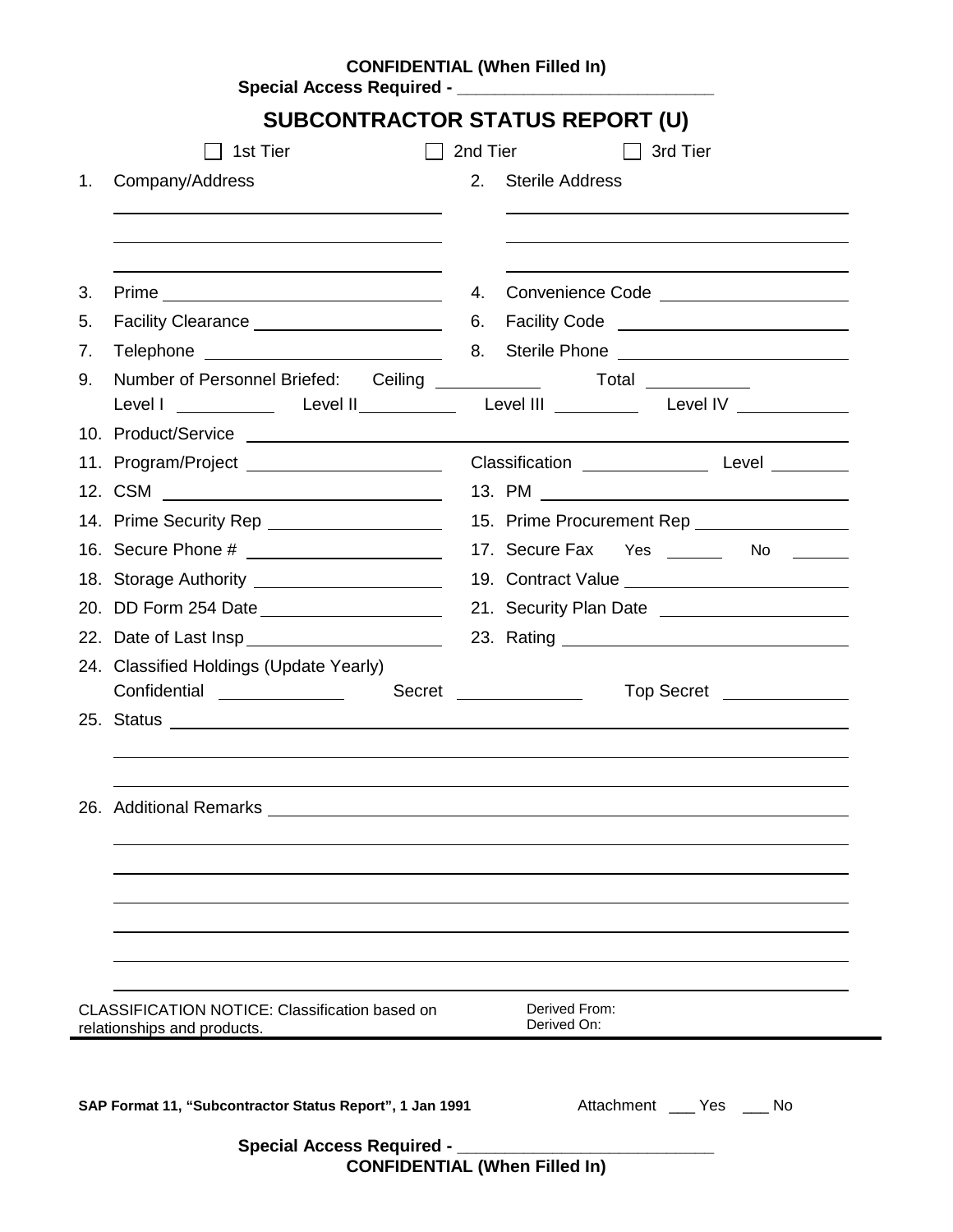**CONFIDENTIAL (When Filled In)**
**Special Access Required - ___________________________**

# SUBCONTRACTOR STATUS REPORT (U)

☐ 1st Tier ☐ 2nd Tier ☐ 3rd Tier

1. Company/Address ______________________________
2. Sterile Address ______________________________
3. Prime ______________________________
4. Convenience Code ______________________________
5. Facility Clearance ______________________________
6. Facility Code ______________________________
7. Telephone ______________________________
8. Sterile Phone ______________________________
9. Number of Personnel Briefed: Ceiling __________ Total __________
   Level I __________ Level II __________ Level III __________ Level IV __________
10. Product/Service ______________________________
11. Program/Project ______________________________ Classification __________ Level __________
12. CSM ______________________________
13. PM ______________________________
14. Prime Security Rep ______________________________
15. Prime Procurement Rep ______________________________
16. Secure Phone # ______________________________
17. Secure Fax Yes ______ No ______
18. Storage Authority ______________________________
19. Contract Value ______________________________
20. DD Form 254 Date ______________________________
21. Security Plan Date ______________________________
22. Date of Last Insp ______________________________
23. Rating ______________________________
24. Classified Holdings (Update Yearly)
    Confidential __________ Secret __________ Top Secret __________
25. Status ______________________________
26. Additional Remarks ______________________________

CLASSIFICATION NOTICE: Classification based on relationships and products.

Derived From:
Derived On:

**SAP Format 11, "Subcontractor Status Report", 1 Jan 1991**

Attachment ___ Yes ___ No

**Special Access Required - ___________________________**
**CONFIDENTIAL (When Filled In)**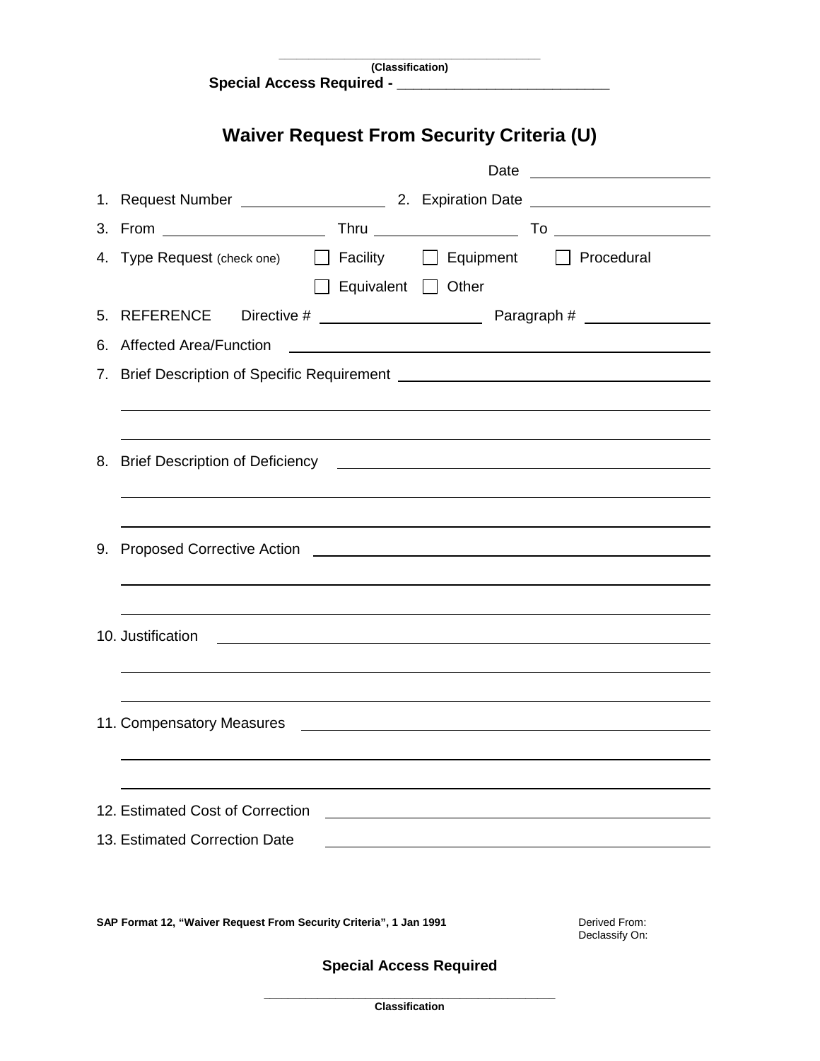\_\_\_\_\_\_\_\_\_\_\_\_\_\_\_\_\_\_\_\_\_\_\_\_\_\_\_\_\_\_\_\_\_\_\_\_

**(Classification)**

**Special Access Required - \_\_\_\_\_\_\_\_\_\_\_\_\_\_\_\_\_\_\_\_\_\_\_\_\_\_\_**

# Waiver Request From Security Criteria (U)

Date \_\_\_\_\_\_\_\_\_\_\_\_\_\_\_\_\_\_\_\_

1. Request Number \_\_\_\_\_\_\_\_\_\_\_\_\_\_\_\_ 2. Expiration Date \_\_\_\_\_\_\_\_\_\_\_\_\_\_\_\_\_\_\_\_

3. From \_\_\_\_\_\_\_\_\_\_\_\_\_\_\_\_ Thru \_\_\_\_\_\_\_\_\_\_\_\_\_\_\_\_ To \_\_\_\_\_\_\_\_\_\_\_\_\_\_\_\_

4. Type Request (check one) ☐ Facility ☐ Equipment ☐ Procedural ☐ Equivalent ☐ Other

5. REFERENCE Directive # \_\_\_\_\_\_\_\_\_\_\_\_\_\_\_\_ Paragraph # \_\_\_\_\_\_\_\_\_\_\_\_\_\_

6. Affected Area/Function \_\_\_\_\_\_\_\_\_\_\_\_\_\_\_\_\_\_\_\_\_\_\_\_\_\_\_\_\_\_\_\_\_\_\_\_\_\_\_\_

7. Brief Description of Specific Requirement \_\_\_\_\_\_\_\_\_\_\_\_\_\_\_\_\_\_\_\_\_\_\_\_\_\_\_\_\_\_\_\_

\_\_\_\_\_\_\_\_\_\_\_\_\_\_\_\_\_\_\_\_\_\_\_\_\_\_\_\_\_\_\_\_\_\_\_\_\_\_\_\_\_\_\_\_\_\_\_\_\_\_\_\_\_\_\_\_\_\_\_\_\_\_\_\_

\_\_\_\_\_\_\_\_\_\_\_\_\_\_\_\_\_\_\_\_\_\_\_\_\_\_\_\_\_\_\_\_\_\_\_\_\_\_\_\_\_\_\_\_\_\_\_\_\_\_\_\_\_\_\_\_\_\_\_\_\_\_\_\_

8. Brief Description of Deficiency \_\_\_\_\_\_\_\_\_\_\_\_\_\_\_\_\_\_\_\_\_\_\_\_\_\_\_\_\_\_\_\_\_\_\_\_\_\_\_\_

\_\_\_\_\_\_\_\_\_\_\_\_\_\_\_\_\_\_\_\_\_\_\_\_\_\_\_\_\_\_\_\_\_\_\_\_\_\_\_\_\_\_\_\_\_\_\_\_\_\_\_\_\_\_\_\_\_\_\_\_\_\_\_\_

\_\_\_\_\_\_\_\_\_\_\_\_\_\_\_\_\_\_\_\_\_\_\_\_\_\_\_\_\_\_\_\_\_\_\_\_\_\_\_\_\_\_\_\_\_\_\_\_\_\_\_\_\_\_\_\_\_\_\_\_\_\_\_\_

9. Proposed Corrective Action \_\_\_\_\_\_\_\_\_\_\_\_\_\_\_\_\_\_\_\_\_\_\_\_\_\_\_\_\_\_\_\_\_\_\_\_\_\_\_\_

\_\_\_\_\_\_\_\_\_\_\_\_\_\_\_\_\_\_\_\_\_\_\_\_\_\_\_\_\_\_\_\_\_\_\_\_\_\_\_\_\_\_\_\_\_\_\_\_\_\_\_\_\_\_\_\_\_\_\_\_\_\_\_\_

\_\_\_\_\_\_\_\_\_\_\_\_\_\_\_\_\_\_\_\_\_\_\_\_\_\_\_\_\_\_\_\_\_\_\_\_\_\_\_\_\_\_\_\_\_\_\_\_\_\_\_\_\_\_\_\_\_\_\_\_\_\_\_\_

10. Justification \_\_\_\_\_\_\_\_\_\_\_\_\_\_\_\_\_\_\_\_\_\_\_\_\_\_\_\_\_\_\_\_\_\_\_\_\_\_\_\_\_\_\_\_\_\_\_\_\_\_

\_\_\_\_\_\_\_\_\_\_\_\_\_\_\_\_\_\_\_\_\_\_\_\_\_\_\_\_\_\_\_\_\_\_\_\_\_\_\_\_\_\_\_\_\_\_\_\_\_\_\_\_\_\_\_\_\_\_\_\_\_\_\_\_

\_\_\_\_\_\_\_\_\_\_\_\_\_\_\_\_\_\_\_\_\_\_\_\_\_\_\_\_\_\_\_\_\_\_\_\_\_\_\_\_\_\_\_\_\_\_\_\_\_\_\_\_\_\_\_\_\_\_\_\_\_\_\_\_

11. Compensatory Measures \_\_\_\_\_\_\_\_\_\_\_\_\_\_\_\_\_\_\_\_\_\_\_\_\_\_\_\_\_\_\_\_\_\_\_\_\_\_\_\_\_\_

\_\_\_\_\_\_\_\_\_\_\_\_\_\_\_\_\_\_\_\_\_\_\_\_\_\_\_\_\_\_\_\_\_\_\_\_\_\_\_\_\_\_\_\_\_\_\_\_\_\_\_\_\_\_\_\_\_\_\_\_\_\_\_\_

\_\_\_\_\_\_\_\_\_\_\_\_\_\_\_\_\_\_\_\_\_\_\_\_\_\_\_\_\_\_\_\_\_\_\_\_\_\_\_\_\_\_\_\_\_\_\_\_\_\_\_\_\_\_\_\_\_\_\_\_\_\_\_\_

12. Estimated Cost of Correction \_\_\_\_\_\_\_\_\_\_\_\_\_\_\_\_\_\_\_\_\_\_\_\_\_\_\_\_\_\_\_\_\_\_\_\_\_\_

13. Estimated Correction Date \_\_\_\_\_\_\_\_\_\_\_\_\_\_\_\_\_\_\_\_\_\_\_\_\_\_\_\_\_\_\_\_\_\_\_\_\_\_

**SAP Format 12, "Waiver Request From Security Criteria", 1 Jan 1991**

Derived From:
Declassify On:

**Special Access Required**

\_\_\_\_\_\_\_\_\_\_\_\_\_\_\_\_\_\_\_\_\_\_\_\_\_\_\_\_\_\_\_\_\_\_\_\_

**Classification**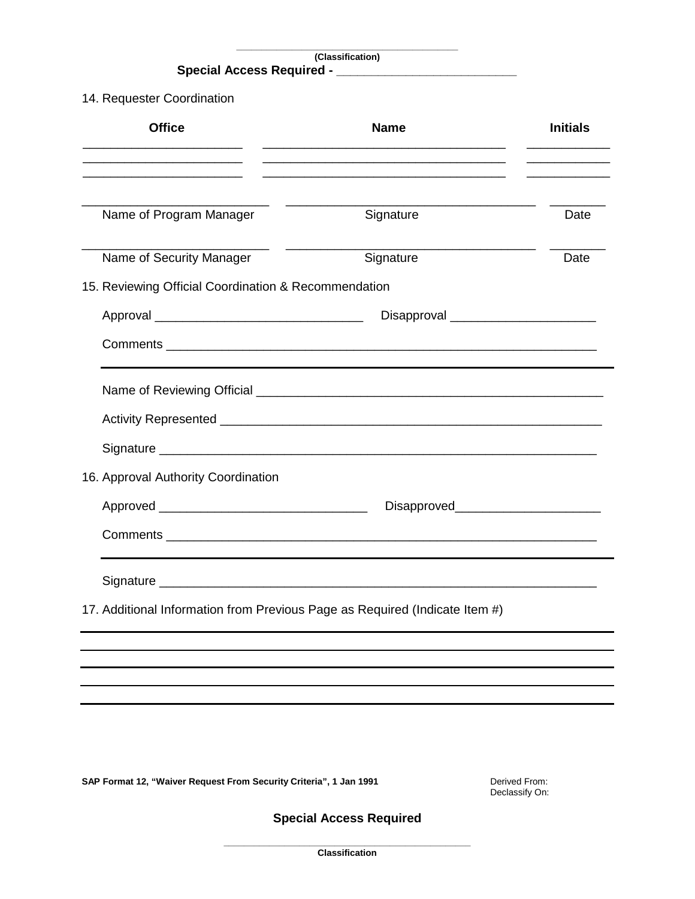\_\_\_\_\_\_\_\_\_\_\_\_\_\_\_\_\_\_\_\_\_\_\_\_\_\_\_\_\_\_\_\_\_\_\_\_

**(Classification)**

**Special Access Required - \_\_\_\_\_\_\_\_\_\_\_\_\_\_\_\_\_\_\_\_\_\_\_\_\_\_**

14. Requester Coordination

| Office | Name | Initials |
|---|---|---|
| \_\_\_\_\_\_\_\_\_\_\_\_\_\_\_\_\_\_\_\_\_\_ | \_\_\_\_\_\_\_\_\_\_\_\_\_\_\_\_\_\_\_\_\_\_\_\_\_\_\_\_\_\_\_\_\_\_ | \_\_\_\_\_\_\_\_\_\_\_\_ |
| \_\_\_\_\_\_\_\_\_\_\_\_\_\_\_\_\_\_\_\_\_\_ | \_\_\_\_\_\_\_\_\_\_\_\_\_\_\_\_\_\_\_\_\_\_\_\_\_\_\_\_\_\_\_\_\_\_ | \_\_\_\_\_\_\_\_\_\_\_\_ |
| \_\_\_\_\_\_\_\_\_\_\_\_\_\_\_\_\_\_\_\_\_\_ | \_\_\_\_\_\_\_\_\_\_\_\_\_\_\_\_\_\_\_\_\_\_\_\_\_\_\_\_\_\_\_\_\_\_ | \_\_\_\_\_\_\_\_\_\_\_\_ |

| \_\_\_\_\_\_\_\_\_\_\_\_\_\_\_\_\_\_\_\_\_\_\_\_\_\_ | \_\_\_\_\_\_\_\_\_\_\_\_\_\_\_\_\_\_\_\_\_\_\_\_\_\_\_\_\_\_\_\_\_\_\_ | \_\_\_\_\_\_\_\_ |
|---|---|---|
| Name of Program Manager | Signature | Date |
| \_\_\_\_\_\_\_\_\_\_\_\_\_\_\_\_\_\_\_\_\_\_\_\_\_\_ | \_\_\_\_\_\_\_\_\_\_\_\_\_\_\_\_\_\_\_\_\_\_\_\_\_\_\_\_\_\_\_\_\_\_\_ | \_\_\_\_\_\_\_\_ |
| Name of Security Manager | Signature | Date |

15. Reviewing Official Coordination & Recommendation

Approval \_\_\_\_\_\_\_\_\_\_\_\_\_\_\_\_\_\_\_\_\_\_\_\_\_\_\_\_\_\_ Disapproval \_\_\_\_\_\_\_\_\_\_\_\_\_\_\_\_\_\_\_\_\_

Comments \_\_\_\_\_\_\_\_\_\_\_\_\_\_\_\_\_\_\_\_\_\_\_\_\_\_\_\_\_\_\_\_\_\_\_\_\_\_\_\_\_\_\_\_\_\_\_\_\_\_\_\_\_\_\_\_\_\_\_\_\_\_

\_\_\_\_\_\_\_\_\_\_\_\_\_\_\_\_\_\_\_\_\_\_\_\_\_\_\_\_\_\_\_\_\_\_\_\_\_\_\_\_\_\_\_\_\_\_\_\_\_\_\_\_\_\_\_\_\_\_\_\_\_\_\_\_\_\_\_\_\_\_\_\_\_

Name of Reviewing Official \_\_\_\_\_\_\_\_\_\_\_\_\_\_\_\_\_\_\_\_\_\_\_\_\_\_\_\_\_\_\_\_\_\_\_\_\_\_\_\_\_\_\_\_\_\_\_\_\_\_\_

Activity Represented \_\_\_\_\_\_\_\_\_\_\_\_\_\_\_\_\_\_\_\_\_\_\_\_\_\_\_\_\_\_\_\_\_\_\_\_\_\_\_\_\_\_\_\_\_\_\_\_\_\_\_\_\_\_\_\_

Signature \_\_\_\_\_\_\_\_\_\_\_\_\_\_\_\_\_\_\_\_\_\_\_\_\_\_\_\_\_\_\_\_\_\_\_\_\_\_\_\_\_\_\_\_\_\_\_\_\_\_\_\_\_\_\_\_\_\_\_\_\_\_\_

16. Approval Authority Coordination

Approved \_\_\_\_\_\_\_\_\_\_\_\_\_\_\_\_\_\_\_\_\_\_\_\_\_\_\_\_\_\_ Disapproved\_\_\_\_\_\_\_\_\_\_\_\_\_\_\_\_\_\_\_\_\_

Comments \_\_\_\_\_\_\_\_\_\_\_\_\_\_\_\_\_\_\_\_\_\_\_\_\_\_\_\_\_\_\_\_\_\_\_\_\_\_\_\_\_\_\_\_\_\_\_\_\_\_\_\_\_\_\_\_\_\_\_\_\_\_

\_\_\_\_\_\_\_\_\_\_\_\_\_\_\_\_\_\_\_\_\_\_\_\_\_\_\_\_\_\_\_\_\_\_\_\_\_\_\_\_\_\_\_\_\_\_\_\_\_\_\_\_\_\_\_\_\_\_\_\_\_\_\_\_\_\_\_\_\_\_\_\_\_

Signature \_\_\_\_\_\_\_\_\_\_\_\_\_\_\_\_\_\_\_\_\_\_\_\_\_\_\_\_\_\_\_\_\_\_\_\_\_\_\_\_\_\_\_\_\_\_\_\_\_\_\_\_\_\_\_\_\_\_\_\_\_\_\_

17. Additional Information from Previous Page as Required (Indicate Item #)

\_\_\_\_\_\_\_\_\_\_\_\_\_\_\_\_\_\_\_\_\_\_\_\_\_\_\_\_\_\_\_\_\_\_\_\_\_\_\_\_\_\_\_\_\_\_\_\_\_\_\_\_\_\_\_\_\_\_\_\_\_\_\_\_\_\_\_\_\_\_\_\_\_\_\_\_

\_\_\_\_\_\_\_\_\_\_\_\_\_\_\_\_\_\_\_\_\_\_\_\_\_\_\_\_\_\_\_\_\_\_\_\_\_\_\_\_\_\_\_\_\_\_\_\_\_\_\_\_\_\_\_\_\_\_\_\_\_\_\_\_\_\_\_\_\_\_\_\_\_\_\_\_

\_\_\_\_\_\_\_\_\_\_\_\_\_\_\_\_\_\_\_\_\_\_\_\_\_\_\_\_\_\_\_\_\_\_\_\_\_\_\_\_\_\_\_\_\_\_\_\_\_\_\_\_\_\_\_\_\_\_\_\_\_\_\_\_\_\_\_\_\_\_\_\_\_\_\_\_

\_\_\_\_\_\_\_\_\_\_\_\_\_\_\_\_\_\_\_\_\_\_\_\_\_\_\_\_\_\_\_\_\_\_\_\_\_\_\_\_\_\_\_\_\_\_\_\_\_\_\_\_\_\_\_\_\_\_\_\_\_\_\_\_\_\_\_\_\_\_\_\_\_\_\_\_

\_\_\_\_\_\_\_\_\_\_\_\_\_\_\_\_\_\_\_\_\_\_\_\_\_\_\_\_\_\_\_\_\_\_\_\_\_\_\_\_\_\_\_\_\_\_\_\_\_\_\_\_\_\_\_\_\_\_\_\_\_\_\_\_\_\_\_\_\_\_\_\_\_\_\_\_

**SAP Format 12, "Waiver Request From Security Criteria", 1 Jan 1991**

Derived From:
Declassify On:

**Special Access Required**

\_\_\_\_\_\_\_\_\_\_\_\_\_\_\_\_\_\_\_\_\_\_\_\_\_\_\_\_\_\_\_\_\_\_\_\_\_\_\_\_

**Classification**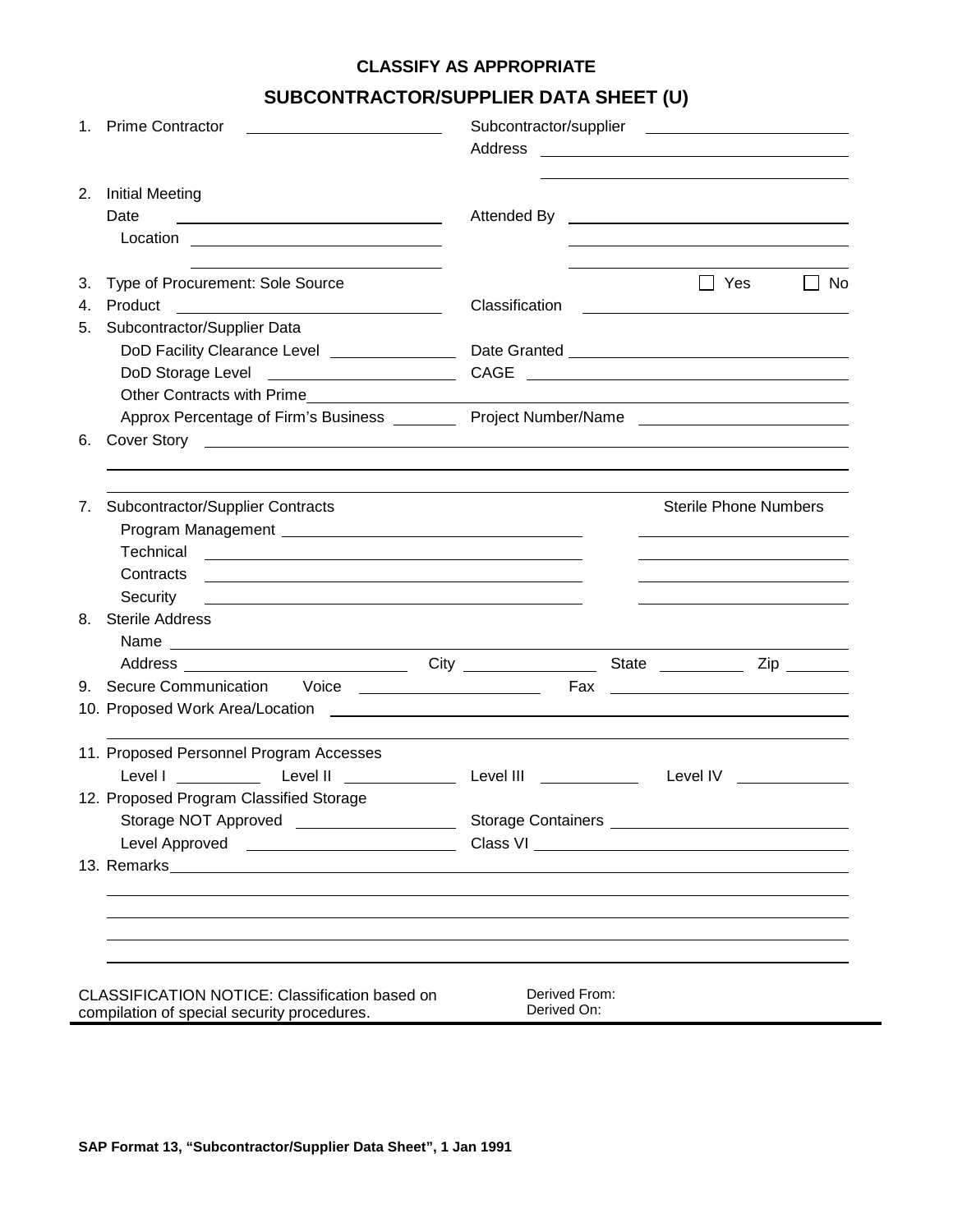**CLASSIFY AS APPROPRIATE**

# SUBCONTRACTOR/SUPPLIER DATA SHEET (U)

1. Prime Contractor ______________________ Subcontractor/supplier ______________________
   Address ______________________
   ______________________

2. Initial Meeting
   Date ______________________ Attended By ______________________
   Location ______________________ ______________________
   ______________________ ______________________

3. Type of Procurement: Sole Source ☐ Yes ☐ No
4. Product ______________________ Classification ______________________
5. Subcontractor/Supplier Data
   DoD Facility Clearance Level ____________ Date Granted ______________________
   DoD Storage Level ______________________ CAGE ______________________
   Other Contracts with Prime ______________________
   Approx Percentage of Firm's Business ________ Project Number/Name ______________________
6. Cover Story ______________________
   ______________________
   ______________________
7. Subcontractor/Supplier Contracts — Sterile Phone Numbers
   Program Management ______________________ ______________________
   Technical ______________________ ______________________
   Contracts ______________________ ______________________
   Security ______________________ ______________________
8. Sterile Address
   Name ______________________
   Address ______________________ City ____________ State ________ Zip ______
9. Secure Communication Voice ______________________ Fax ______________________
10. Proposed Work Area/Location ______________________
    ______________________
11. Proposed Personnel Program Accesses
    Level I ________ Level II __________ Level III __________ Level IV __________
12. Proposed Program Classified Storage
    Storage NOT Approved ______________________ Storage Containers ______________________
    Level Approved ______________________ Class VI ______________________
13. Remarks ______________________
    ______________________
    ______________________
    ______________________
    ______________________

CLASSIFICATION NOTICE: Classification based on compilation of special security procedures.

Derived From:
Derived On:

**SAP Format 13, "Subcontractor/Supplier Data Sheet", 1 Jan 1991**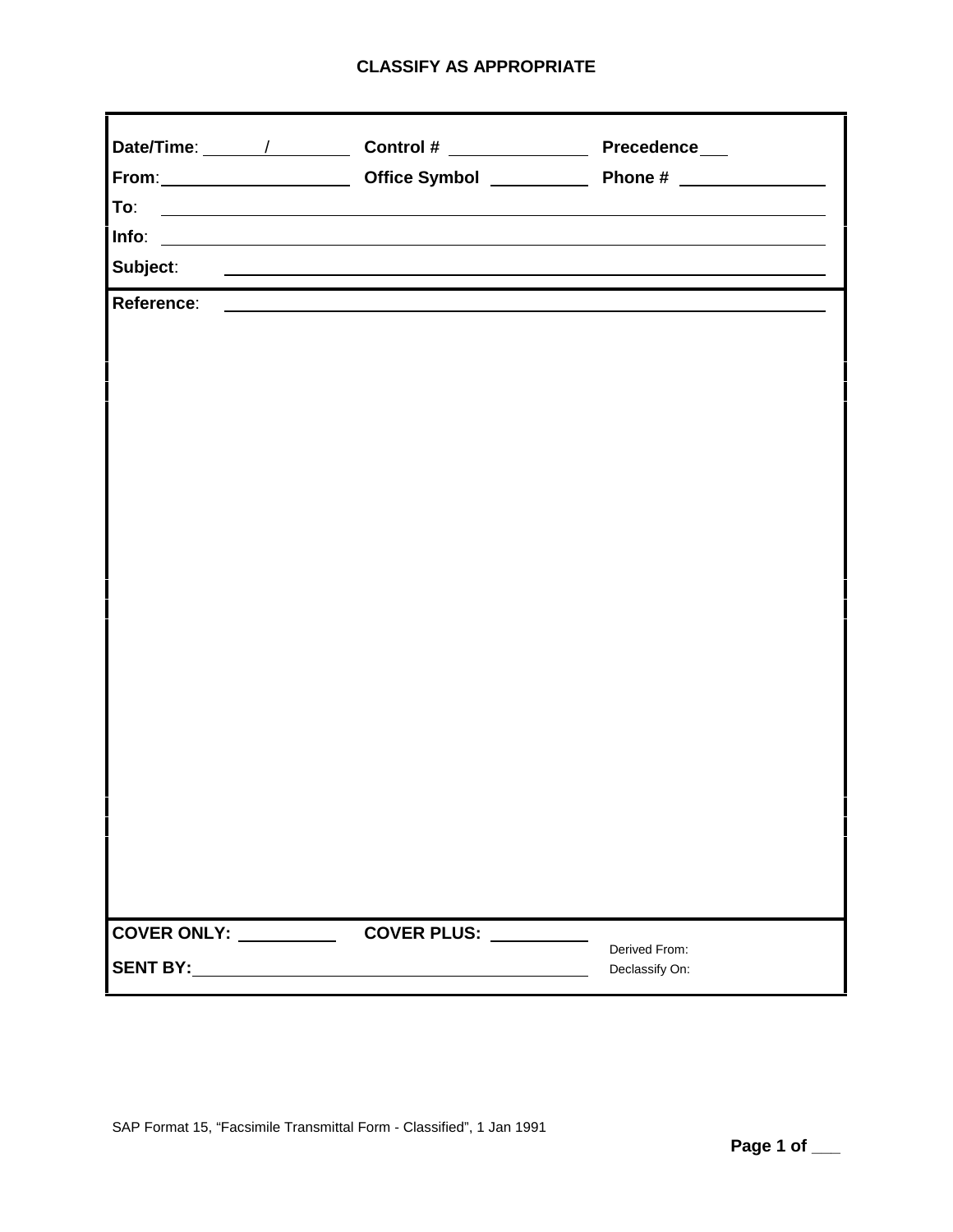**CLASSIFY AS APPROPRIATE**

**Date/Time**: ______/________ **Control #** ______________ **Precedence** ___

**From**: ____________________ **Office Symbol** __________ **Phone #** ______________

**To**: ______________________________________________________________

**Info**: ______________________________________________________________

**Subject**: ______________________________________________________________

**Reference**: ______________________________________________________________

**COVER ONLY:** __________ **COVER PLUS:** __________

**SENT BY:** ________________________________________

Derived From:

Declassify On:

SAP Format 15, "Facsimile Transmittal Form - Classified", 1 Jan 1991

**Page 1 of ___**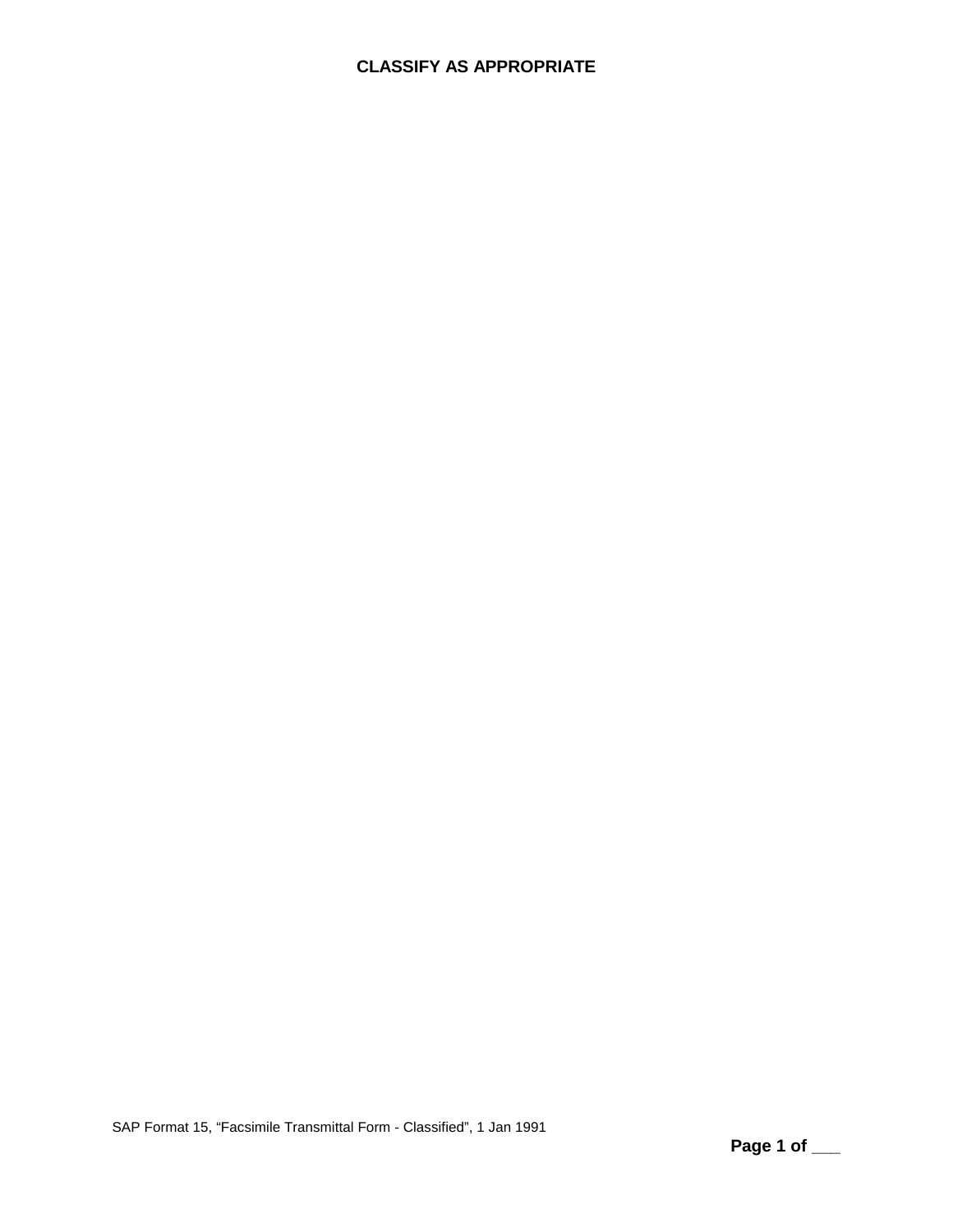**CLASSIFY AS APPROPRIATE**

SAP Format 15, “Facsimile Transmittal Form - Classified”, 1 Jan 1991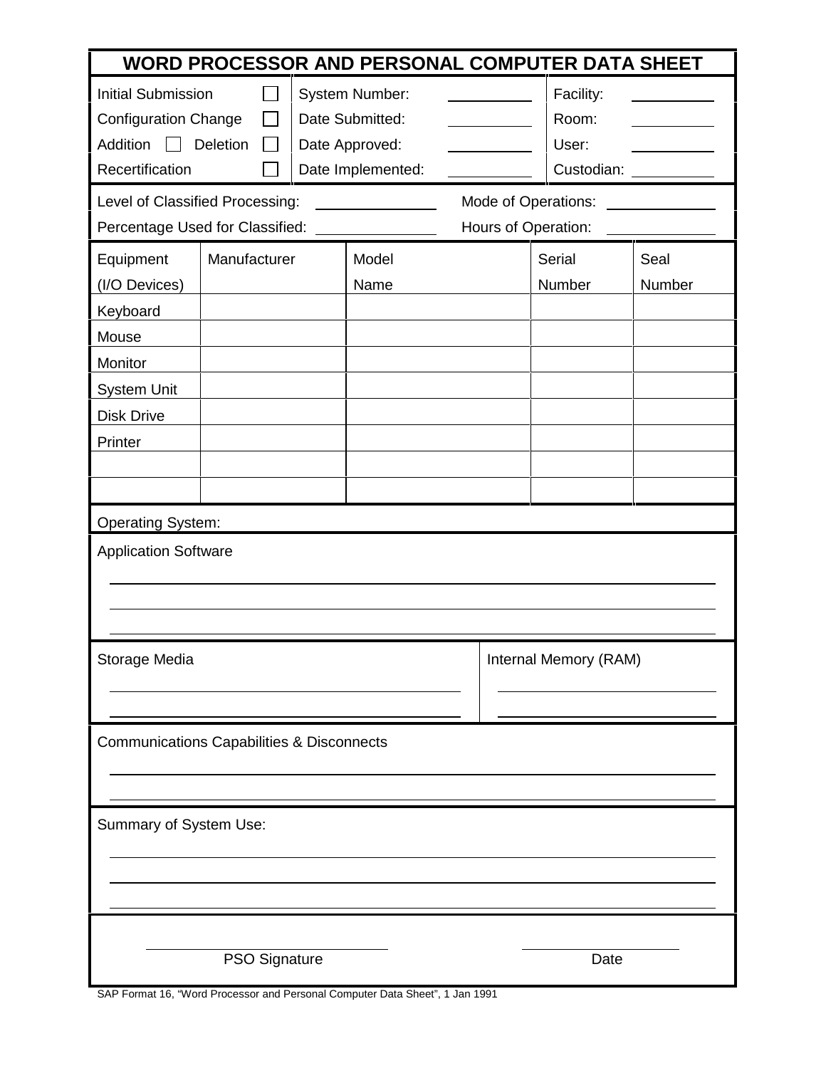# WORD PROCESSOR AND PERSONAL COMPUTER DATA SHEET

| | | |
|---|---|---|
| Initial Submission ☐ | System Number: \_\_\_\_\_\_\_\_\_\_ | Facility: \_\_\_\_\_\_\_\_\_\_ |
| Configuration Change ☐ | Date Submitted: \_\_\_\_\_\_\_\_\_\_ | Room: \_\_\_\_\_\_\_\_\_\_ |
| Addition ☐ Deletion ☐ | Date Approved: \_\_\_\_\_\_\_\_\_\_ | User: \_\_\_\_\_\_\_\_\_\_ |
| Recertification ☐ | Date Implemented: \_\_\_\_\_\_\_\_\_\_ | Custodian: \_\_\_\_\_\_\_\_\_\_ |

Level of Classified Processing: \_\_\_\_\_\_\_\_\_\_\_\_\_\_ Mode of Operations: \_\_\_\_\_\_\_\_\_\_\_\_\_\_

Percentage Used for Classified: \_\_\_\_\_\_\_\_\_\_\_\_\_\_ Hours of Operation: \_\_\_\_\_\_\_\_\_\_\_\_\_\_

| Equipment (I/O Devices) | Manufacturer | Model Name | Serial Number | Seal Number |
|---|---|---|---|---|
| Keyboard | | | | |
| Mouse | | | | |
| Monitor | | | | |
| System Unit | | | | |
| Disk Drive | | | | |
| Printer | | | | |
| | | | | |
| | | | | |

Operating System:

Application Software

\_\_\_\_\_\_\_\_\_\_\_\_\_\_\_\_\_\_\_\_\_\_\_\_\_\_\_\_\_\_\_\_\_\_\_\_\_\_\_\_\_\_\_\_\_\_\_\_\_\_\_\_\_\_\_\_\_\_\_\_

\_\_\_\_\_\_\_\_\_\_\_\_\_\_\_\_\_\_\_\_\_\_\_\_\_\_\_\_\_\_\_\_\_\_\_\_\_\_\_\_\_\_\_\_\_\_\_\_\_\_\_\_\_\_\_\_\_\_\_\_

\_\_\_\_\_\_\_\_\_\_\_\_\_\_\_\_\_\_\_\_\_\_\_\_\_\_\_\_\_\_\_\_\_\_\_\_\_\_\_\_\_\_\_\_\_\_\_\_\_\_\_\_\_\_\_\_\_\_\_\_

| Storage Media | Internal Memory (RAM) |
|---|---|
| \_\_\_\_\_\_\_\_\_\_\_\_\_\_\_\_\_\_\_\_ | \_\_\_\_\_\_\_\_\_\_\_\_\_\_\_\_\_\_\_\_ |
| \_\_\_\_\_\_\_\_\_\_\_\_\_\_\_\_\_\_\_\_ | \_\_\_\_\_\_\_\_\_\_\_\_\_\_\_\_\_\_\_\_ |

Communications Capabilities & Disconnects

\_\_\_\_\_\_\_\_\_\_\_\_\_\_\_\_\_\_\_\_\_\_\_\_\_\_\_\_\_\_\_\_\_\_\_\_\_\_\_\_\_\_\_\_\_\_\_\_\_\_\_\_\_\_\_\_\_\_\_\_

\_\_\_\_\_\_\_\_\_\_\_\_\_\_\_\_\_\_\_\_\_\_\_\_\_\_\_\_\_\_\_\_\_\_\_\_\_\_\_\_\_\_\_\_\_\_\_\_\_\_\_\_\_\_\_\_\_\_\_\_

Summary of System Use:

\_\_\_\_\_\_\_\_\_\_\_\_\_\_\_\_\_\_\_\_\_\_\_\_\_\_\_\_\_\_\_\_\_\_\_\_\_\_\_\_\_\_\_\_\_\_\_\_\_\_\_\_\_\_\_\_\_\_\_\_

\_\_\_\_\_\_\_\_\_\_\_\_\_\_\_\_\_\_\_\_\_\_\_\_\_\_\_\_\_\_\_\_\_\_\_\_\_\_\_\_\_\_\_\_\_\_\_\_\_\_\_\_\_\_\_\_\_\_\_\_

\_\_\_\_\_\_\_\_\_\_\_\_\_\_\_\_\_\_\_\_\_\_\_\_\_\_\_\_\_\_\_\_\_\_\_\_\_\_\_\_\_\_\_\_\_\_\_\_\_\_\_\_\_\_\_\_\_\_\_\_

\_\_\_\_\_\_\_\_\_\_\_\_\_\_\_\_\_\_\_\_\_\_\_\_ \_\_\_\_\_\_\_\_\_\_\_\_\_\_\_\_

PSO Signature Date

SAP Format 16, "Word Processor and Personal Computer Data Sheet", 1 Jan 1991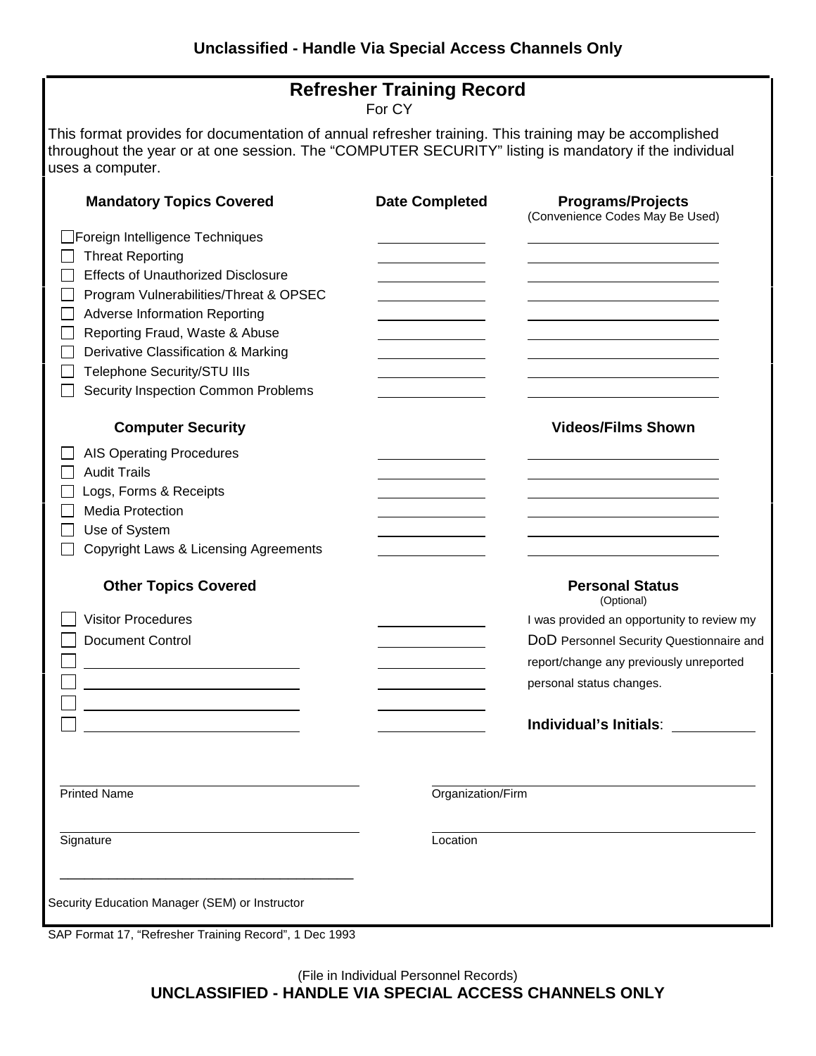Unclassified - Handle Via Special Access Channels Only

# Refresher Training Record

For CY

This format provides for documentation of annual refresher training. This training may be accomplished throughout the year or at one session. The "COMPUTER SECURITY" listing is mandatory if the individual uses a computer.

| Mandatory Topics Covered | Date Completed | Programs/Projects (Convenience Codes May Be Used) |
|---|---|---|
| ☐ Foreign Intelligence Techniques | | |
| ☐ Threat Reporting | | |
| ☐ Effects of Unauthorized Disclosure | | |
| ☐ Program Vulnerabilities/Threat & OPSEC | | |
| ☐ Adverse Information Reporting | | |
| ☐ Reporting Fraud, Waste & Abuse | | |
| ☐ Derivative Classification & Marking | | |
| ☐ Telephone Security/STU IIIs | | |
| ☐ Security Inspection Common Problems | | |

| Computer Security | | Videos/Films Shown |
|---|---|---|
| ☐ AIS Operating Procedures | | |
| ☐ Audit Trails | | |
| ☐ Logs, Forms & Receipts | | |
| ☐ Media Protection | | |
| ☐ Use of System | | |
| ☐ Copyright Laws & Licensing Agreements | | |

| Other Topics Covered | |
|---|---|
| ☐ Visitor Procedures | |
| ☐ Document Control | |
| ☐ | |
| ☐ | |
| ☐ | |
| ☐ | |

**Personal Status**
(Optional)

I was provided an opportunity to review my DoD Personnel Security Questionnaire and report/change any previously unreported personal status changes.

**Individual's Initials**: ___________

Printed Name ______________________ Organization/Firm ______________________

Signature ______________________ Location ______________________

______________________
Security Education Manager (SEM) or Instructor

SAP Format 17, "Refresher Training Record", 1 Dec 1993

(File in Individual Personnel Records)

UNCLASSIFIED - HANDLE VIA SPECIAL ACCESS CHANNELS ONLY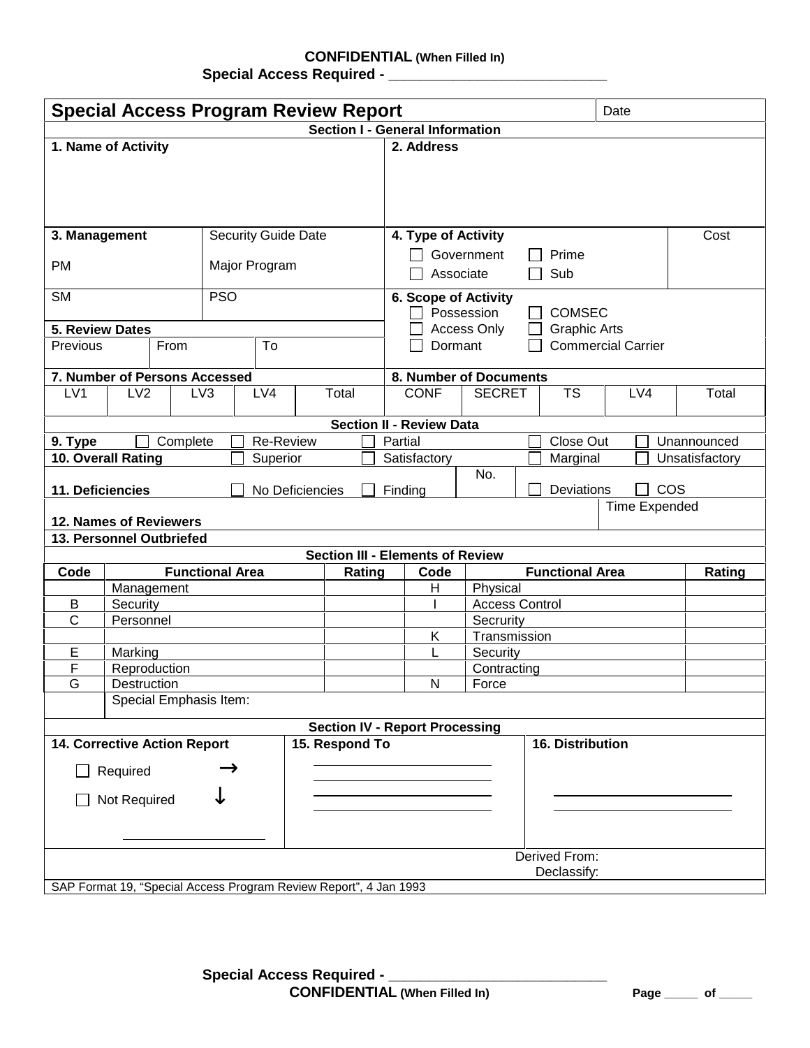**CONFIDENTIAL** (When Filled In)
**Special Access Required - ___________________________**

# Special Access Program Review Report

Date

## Section I - General Information

| **1. Name of Activity** | **2. Address** |
|---|---|
| | |

| **3. Management** | Security Guide Date | **4. Type of Activity** | Cost |
|---|---|---|---|
| PM | Major Program | ☐ Government ☐ Prime ☐ Associate ☐ Sub | |
| SM | PSO | | |

**5. Review Dates**

| Previous | From | To |
|---|---|---|
| | | |

**6. Scope of Activity**

☐ Possession ☐ COMSEC
☐ Access Only ☐ Graphic Arts
☐ Dormant ☐ Commercial Carrier

**7. Number of Persons Accessed**

| LV1 | LV2 | LV3 | LV4 | Total |
|---|---|---|---|---|
| | | | | |

**8. Number of Documents**

| CONF | SECRET | TS | LV4 | Total |
|---|---|---|---|---|
| | | | | |

## Section II - Review Data

**9. Type** ☐ Complete ☐ Re-Review ☐ Partial ☐ Close Out ☐ Unannounced

**10. Overall Rating** ☐ Superior ☐ Satisfactory ☐ Marginal ☐ Unsatisfactory

**11. Deficiencies** ☐ No Deficiencies ☐ Finding No. ☐ Deviations ☐ COS

**12. Names of Reviewers** Time Expended

**13. Personnel Outbriefed**

## Section III - Elements of Review

| Code | Functional Area | Rating | Code | Functional Area | Rating |
|---|---|---|---|---|---|
| | Management | | H | Physical | |
| B | Security | | I | Access Control | |
| C | Personnel | | | Secrurity | |
| | | | K | Transmission | |
| E | Marking | | L | Security | |
| F | Reproduction | | | Contracting | |
| G | Destruction | | N | Force | |
| | Special Emphasis Item: | | | | |

## Section IV - Report Processing

| **14. Corrective Action Report** | **15. Respond To** | **16. Distribution** |
|---|---|---|
| ☐ Required → <br> ☐ Not Required ↓ <br> ____________________ | ____________________ <br> ____________________ <br> ____________________ <br> ____________________ | ____________________ <br> ____________________ |

Derived From:
Declassify:

SAP Format 19, "Special Access Program Review Report", 4 Jan 1993

**Special Access Required - ___________________________**
**CONFIDENTIAL** (When Filled In)

Page _____ of _____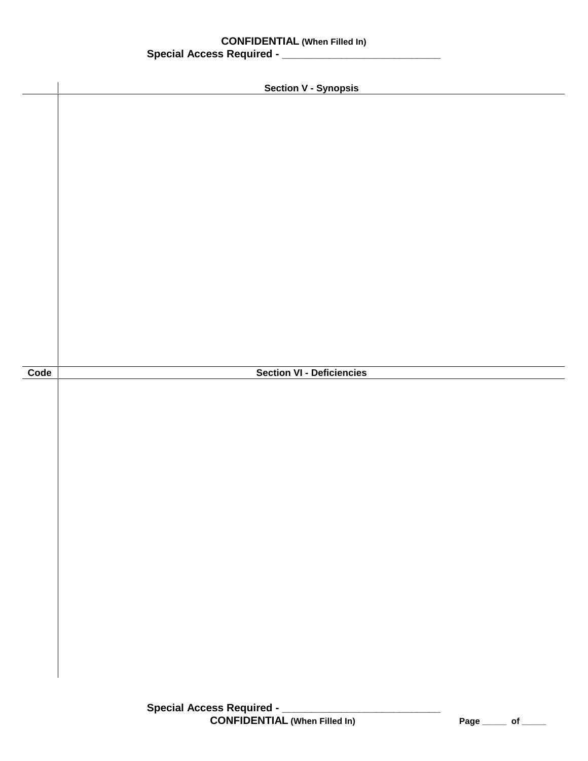**CONFIDENTIAL** (When Filled In)
**Special Access Required - ____________________________**

| | Section V - Synopsis |
|---|---|
| | |

| Code | Section VI - Deficiencies |
|---|---|
| | |

**Special Access Required - ____________________________**
**CONFIDENTIAL** (When Filled In)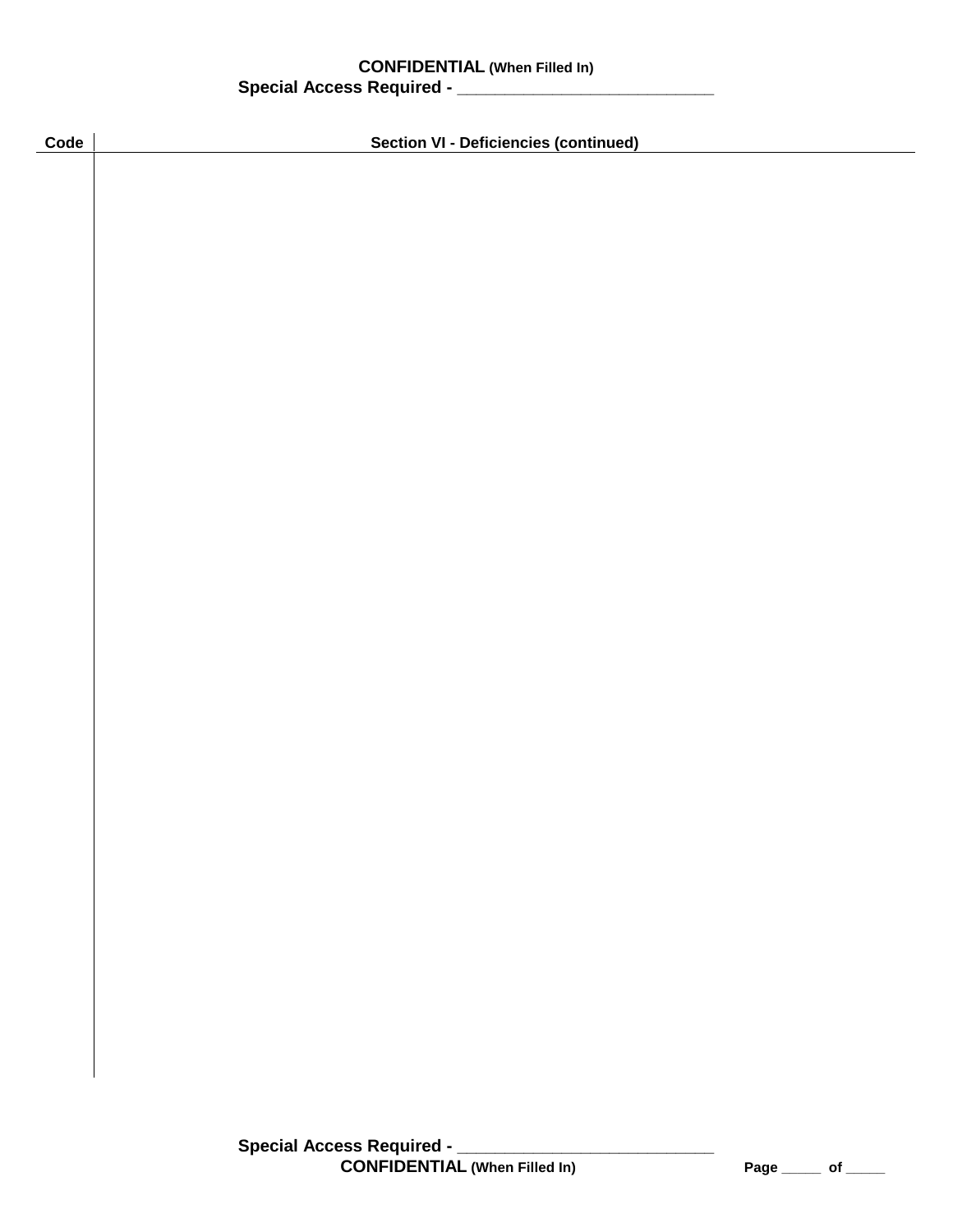CONFIDENTIAL (When Filled In)
Special Access Required - ____________________________

| Code | Section VI - Deficiencies (continued) |
|---|---|
| | |

Special Access Required - ____________________________
CONFIDENTIAL (When Filled In)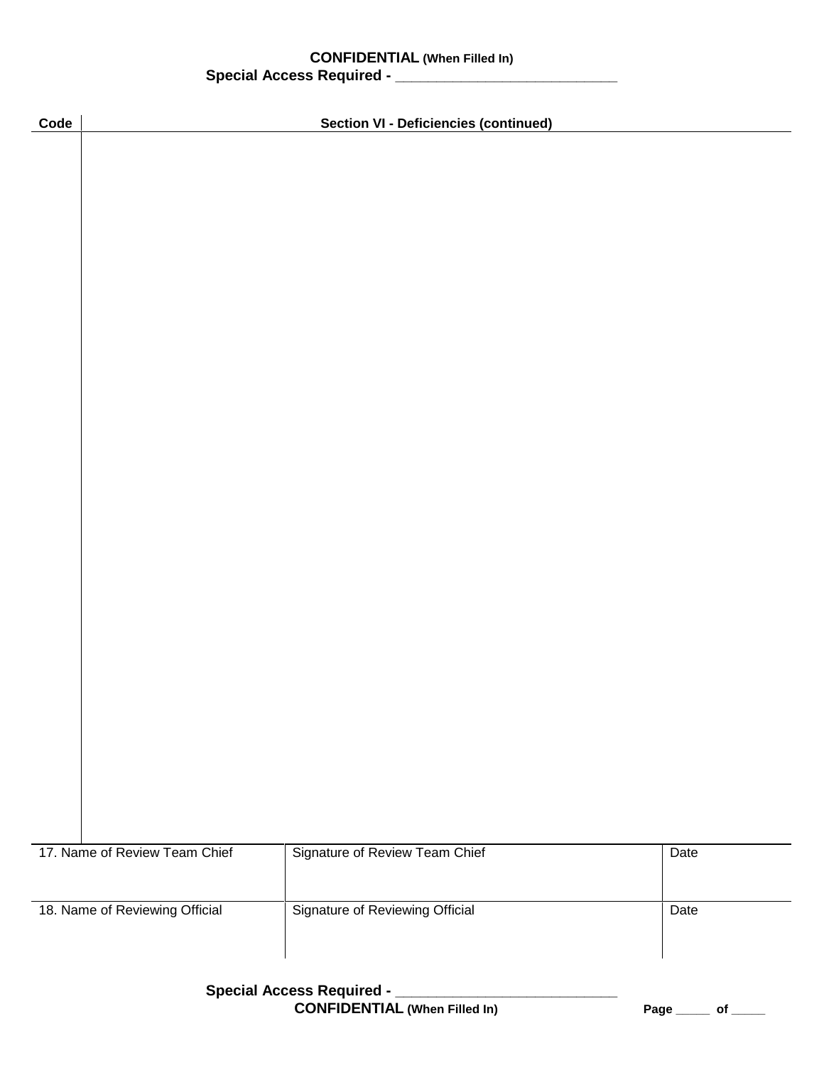**CONFIDENTIAL (When Filled In)**
**Special Access Required - ____________________________**

| Code | Section VI - Deficiencies (continued) |
|---|---|
| | |

| 17. Name of Review Team Chief | Signature of Review Team Chief | Date |
|---|---|---|
| 18. Name of Reviewing Official | Signature of Reviewing Official | Date |

**Special Access Required - ____________________________**
**CONFIDENTIAL (When Filled In)**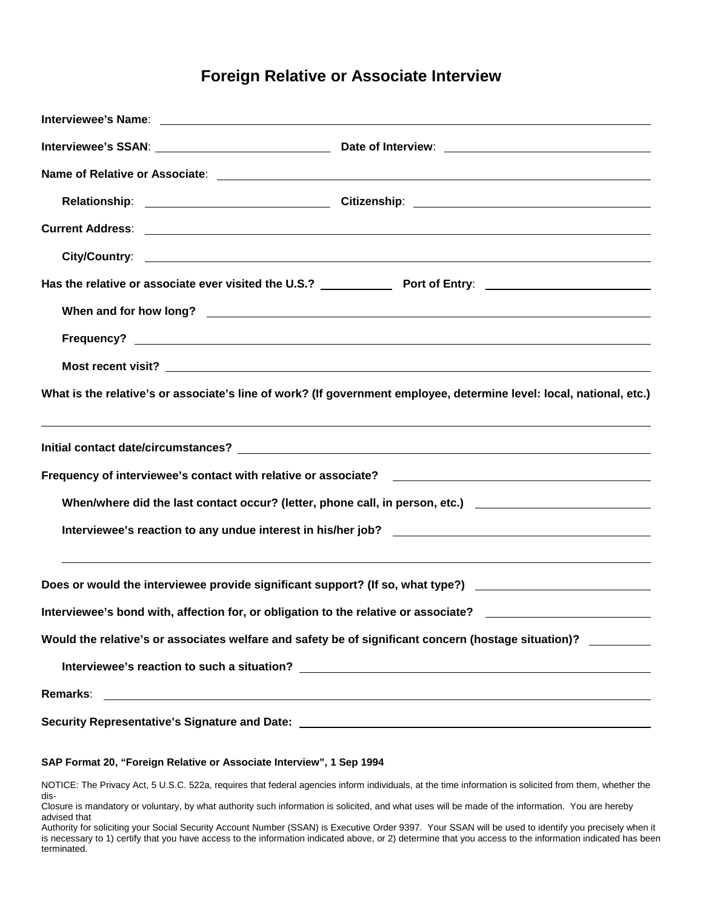# Foreign Relative or Associate Interview

**Interviewee's Name**: ______________________________

**Interviewee's SSAN**: ______________________________ **Date of Interview**: ______________________________

**Name of Relative or Associate**: ______________________________

**Relationship**: ______________________________ **Citizenship**: ______________________________

**Current Address**: ______________________________

**City/Country**: ______________________________

**Has the relative or associate ever visited the U.S.?** ____________ **Port of Entry**: ______________________________

**When and for how long?** ______________________________

**Frequency?** ______________________________

**Most recent visit?** ______________________________

**What is the relative's or associate's line of work? (If government employee, determine level: local, national, etc.)**

______________________________

**Initial contact date/circumstances?** ______________________________

**Frequency of interviewee's contact with relative or associate?** ______________________________

**When/where did the last contact occur? (letter, phone call, in person, etc.)** ______________________________

**Interviewee's reaction to any undue interest in his/her job?** ______________________________

______________________________

**Does or would the interviewee provide significant support? (If so, what type?)** ______________________________

**Interviewee's bond with, affection for, or obligation to the relative or associate?** ______________________________

**Would the relative's or associates welfare and safety be of significant concern (hostage situation)?** __________

**Interviewee's reaction to such a situation?** ______________________________

**Remarks**: ______________________________

**Security Representative's Signature and Date:** ______________________________

**SAP Format 20, "Foreign Relative or Associate Interview", 1 Sep 1994**

NOTICE: The Privacy Act, 5 U.S.C. 522a, requires that federal agencies inform individuals, at the time information is solicited from them, whether the dis-
Closure is mandatory or voluntary, by what authority such information is solicited, and what uses will be made of the information. You are hereby advised that
Authority for soliciting your Social Security Account Number (SSAN) is Executive Order 9397. Your SSAN will be used to identify you precisely when it is necessary to 1) certify that you have access to the information indicated above, or 2) determine that you access to the information indicated has been terminated.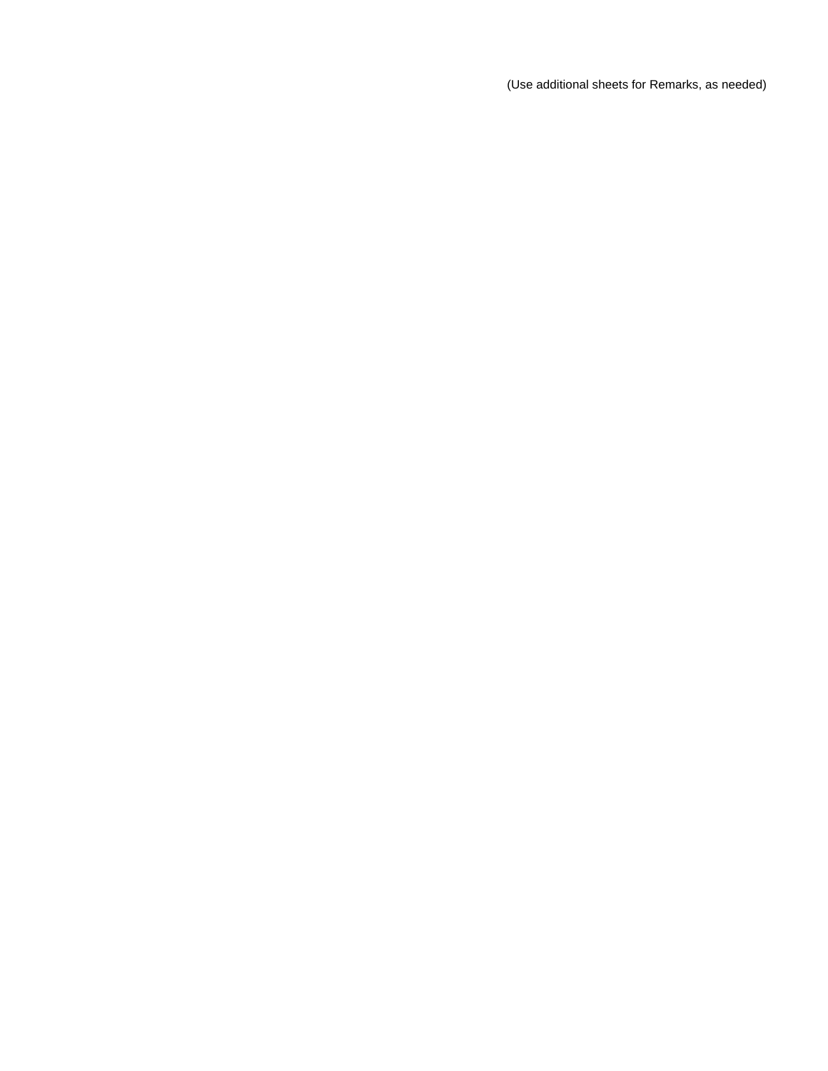(Use additional sheets for Remarks, as needed)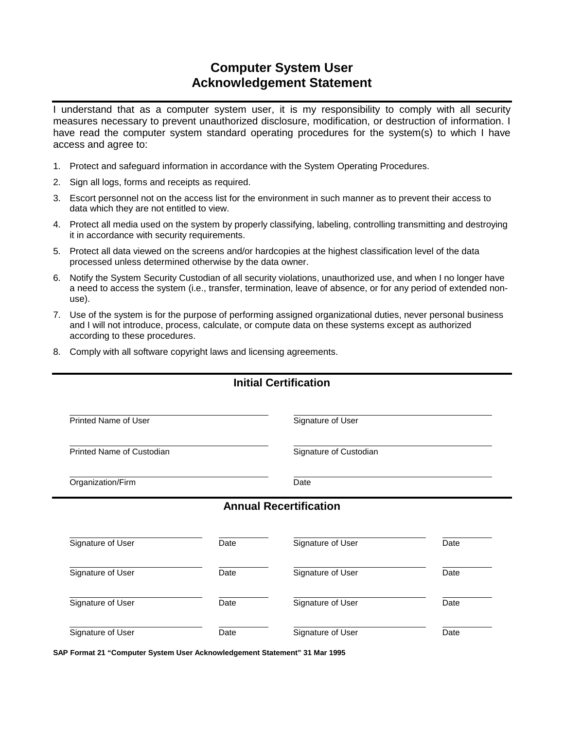# Computer System User Acknowledgement Statement

I understand that as a computer system user, it is my responsibility to comply with all security measures necessary to prevent unauthorized disclosure, modification, or destruction of information. I have read the computer system standard operating procedures for the system(s) to which I have access and agree to:

1. Protect and safeguard information in accordance with the System Operating Procedures.
2. Sign all logs, forms and receipts as required.
3. Escort personnel not on the access list for the environment in such manner as to prevent their access to data which they are not entitled to view.
4. Protect all media used on the system by properly classifying, labeling, controlling transmitting and destroying it in accordance with security requirements.
5. Protect all data viewed on the screens and/or hardcopies at the highest classification level of the data processed unless determined otherwise by the data owner.
6. Notify the System Security Custodian of all security violations, unauthorized use, and when I no longer have a need to access the system (i.e., transfer, termination, leave of absence, or for any period of extended non-use).
7. Use of the system is for the purpose of performing assigned organizational duties, never personal business and I will not introduce, process, calculate, or compute data on these systems except as authorized according to these procedures.
8. Comply with all software copyright laws and licensing agreements.

## Initial Certification

| | |
|---|---|
| Printed Name of User | Signature of User |
| Printed Name of Custodian | Signature of Custodian |
| Organization/Firm | Date |

## Annual Recertification

| | | | |
|---|---|---|---|
| Signature of User | Date | Signature of User | Date |
| Signature of User | Date | Signature of User | Date |
| Signature of User | Date | Signature of User | Date |
| Signature of User | Date | Signature of User | Date |

**SAP Format 21 "Computer System User Acknowledgement Statement" 31 Mar 1995**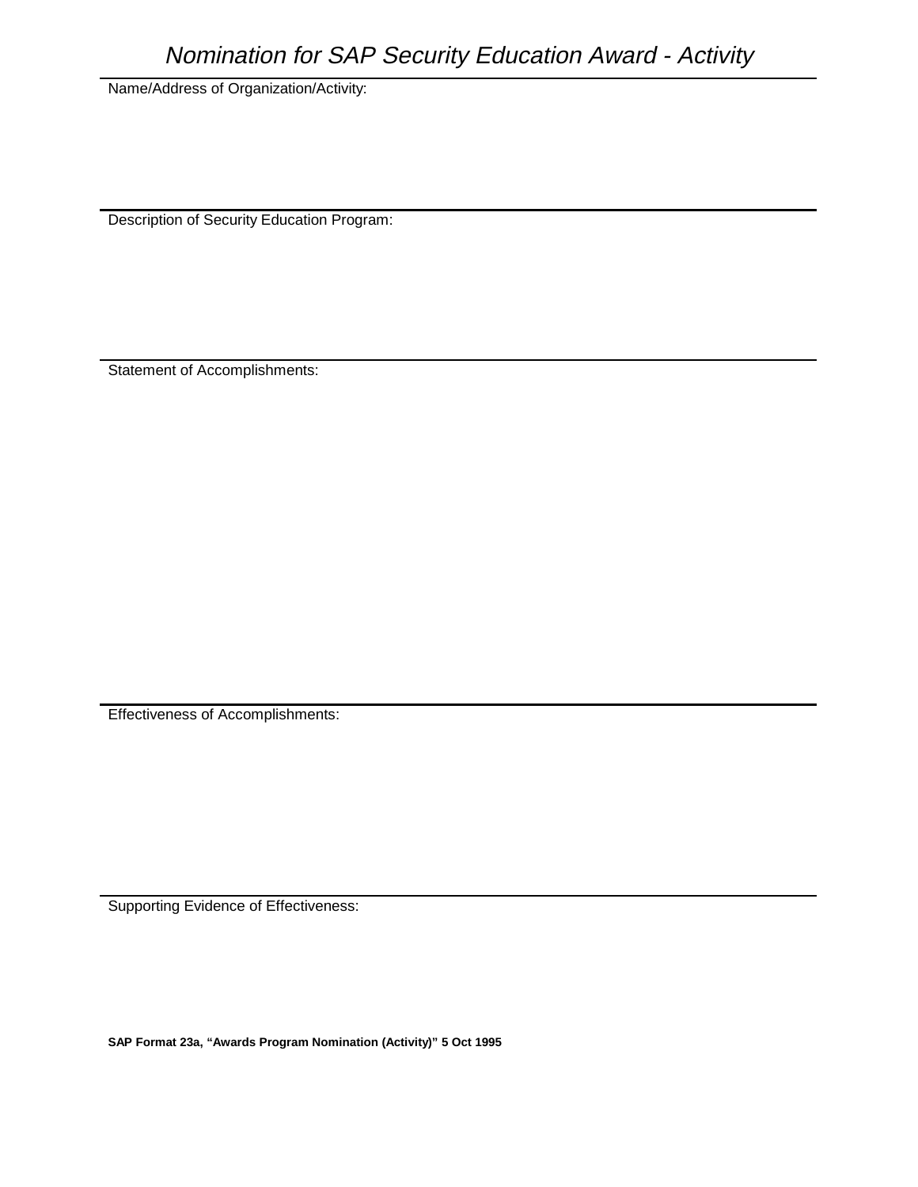# *Nomination for SAP Security Education Award - Activity*

Name/Address of Organization/Activity:

---

Description of Security Education Program:

---

Statement of Accomplishments:

---

Effectiveness of Accomplishments:

---

Supporting Evidence of Effectiveness:

**SAP Format 23a, "Awards Program Nomination (Activity)" 5 Oct 1995**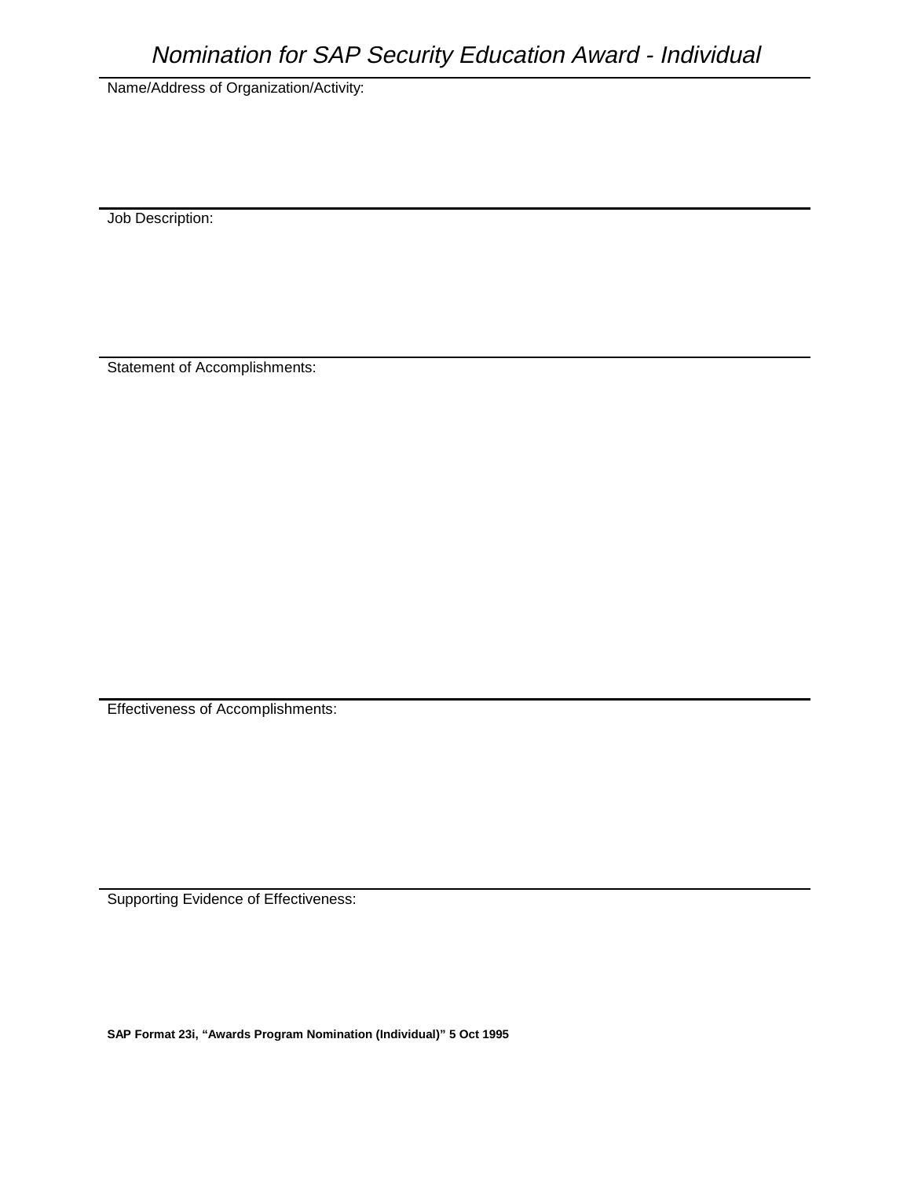# *Nomination for SAP Security Education Award - Individual*

Name/Address of Organization/Activity:

---

Job Description:

---

Statement of Accomplishments:

---

Effectiveness of Accomplishments:

---

Supporting Evidence of Effectiveness:

**SAP Format 23i, "Awards Program Nomination (Individual)" 5 Oct 1995**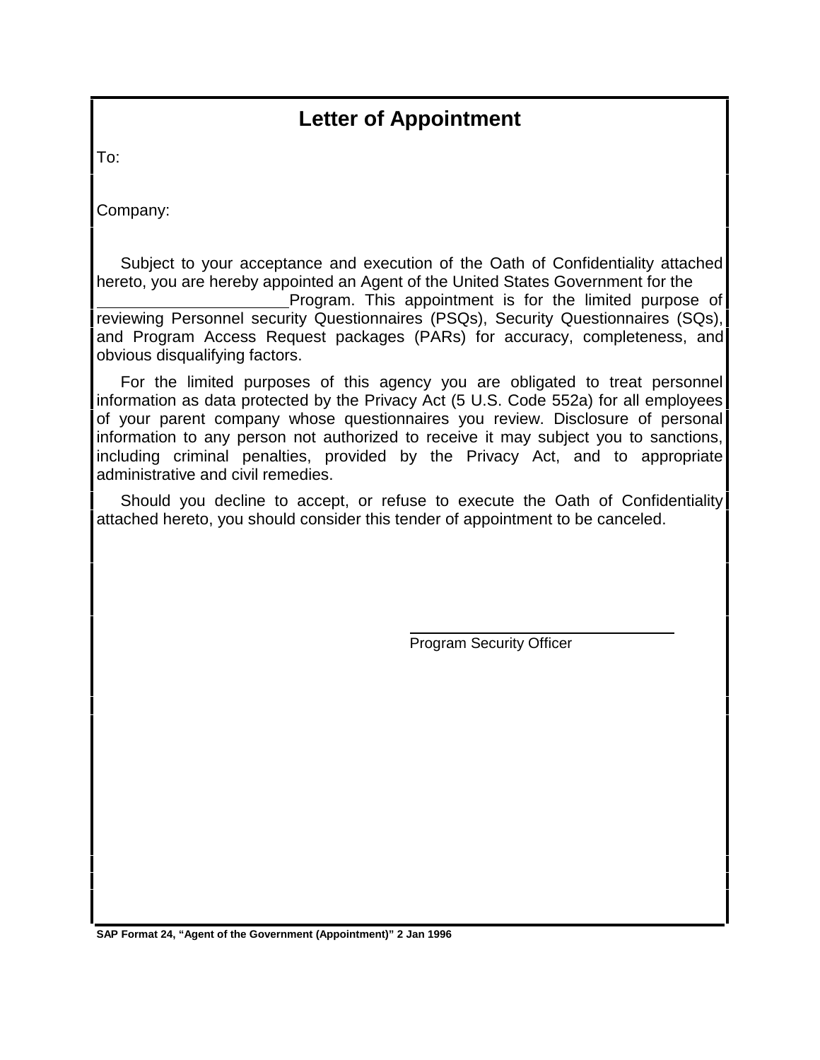# Letter of Appointment

To:

Company:

Subject to your acceptance and execution of the Oath of Confidentiality attached hereto, you are hereby appointed an Agent of the United States Government for the \_\_\_\_\_\_\_\_\_\_\_\_\_\_\_\_\_\_\_\_\_\_ Program. This appointment is for the limited purpose of reviewing Personnel security Questionnaires (PSQs), Security Questionnaires (SQs), and Program Access Request packages (PARs) for accuracy, completeness, and obvious disqualifying factors.

For the limited purposes of this agency you are obligated to treat personnel information as data protected by the Privacy Act (5 U.S. Code 552a) for all employees of your parent company whose questionnaires you review. Disclosure of personal information to any person not authorized to receive it may subject you to sanctions, including criminal penalties, provided by the Privacy Act, and to appropriate administrative and civil remedies.

Should you decline to accept, or refuse to execute the Oath of Confidentiality attached hereto, you should consider this tender of appointment to be canceled.

\_\_\_\_\_\_\_\_\_\_\_\_\_\_\_\_\_\_\_\_\_\_\_\_\_\_\_\_\_\_\_\_

Program Security Officer

**SAP Format 24, "Agent of the Government (Appointment)" 2 Jan 1996**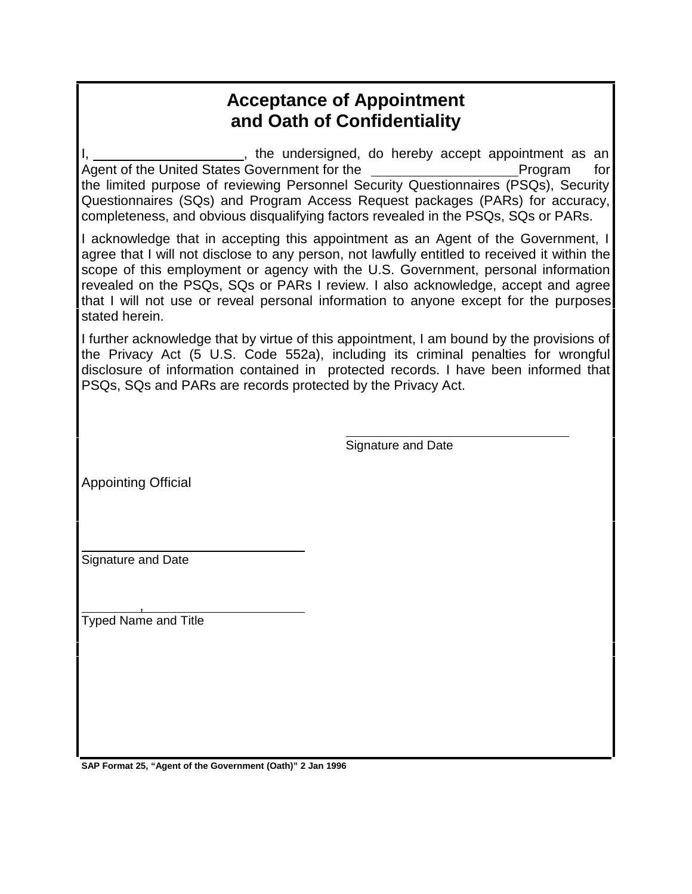# Acceptance of Appointment and Oath of Confidentiality

I, ____________________, the undersigned, do hereby accept appointment as an Agent of the United States Government for the ____________________ Program for the limited purpose of reviewing Personnel Security Questionnaires (PSQs), Security Questionnaires (SQs) and Program Access Request packages (PARs) for accuracy, completeness, and obvious disqualifying factors revealed in the PSQs, SQs or PARs.

I acknowledge that in accepting this appointment as an Agent of the Government, I agree that I will not disclose to any person, not lawfully entitled to received it within the scope of this employment or agency with the U.S. Government, personal information revealed on the PSQs, SQs or PARs I review. I also acknowledge, accept and agree that I will not use or reveal personal information to anyone except for the purposes stated herein.

I further acknowledge that by virtue of this appointment, I am bound by the provisions of the Privacy Act (5 U.S. Code 552a), including its criminal penalties for wrongful disclosure of information contained in protected records. I have been informed that PSQs, SQs and PARs are records protected by the Privacy Act.

________________________________
Signature and Date

Appointing Official

________________________________
Signature and Date

________,________________________
Typed Name and Title

**SAP Format 25, "Agent of the Government (Oath)" 2 Jan 1996**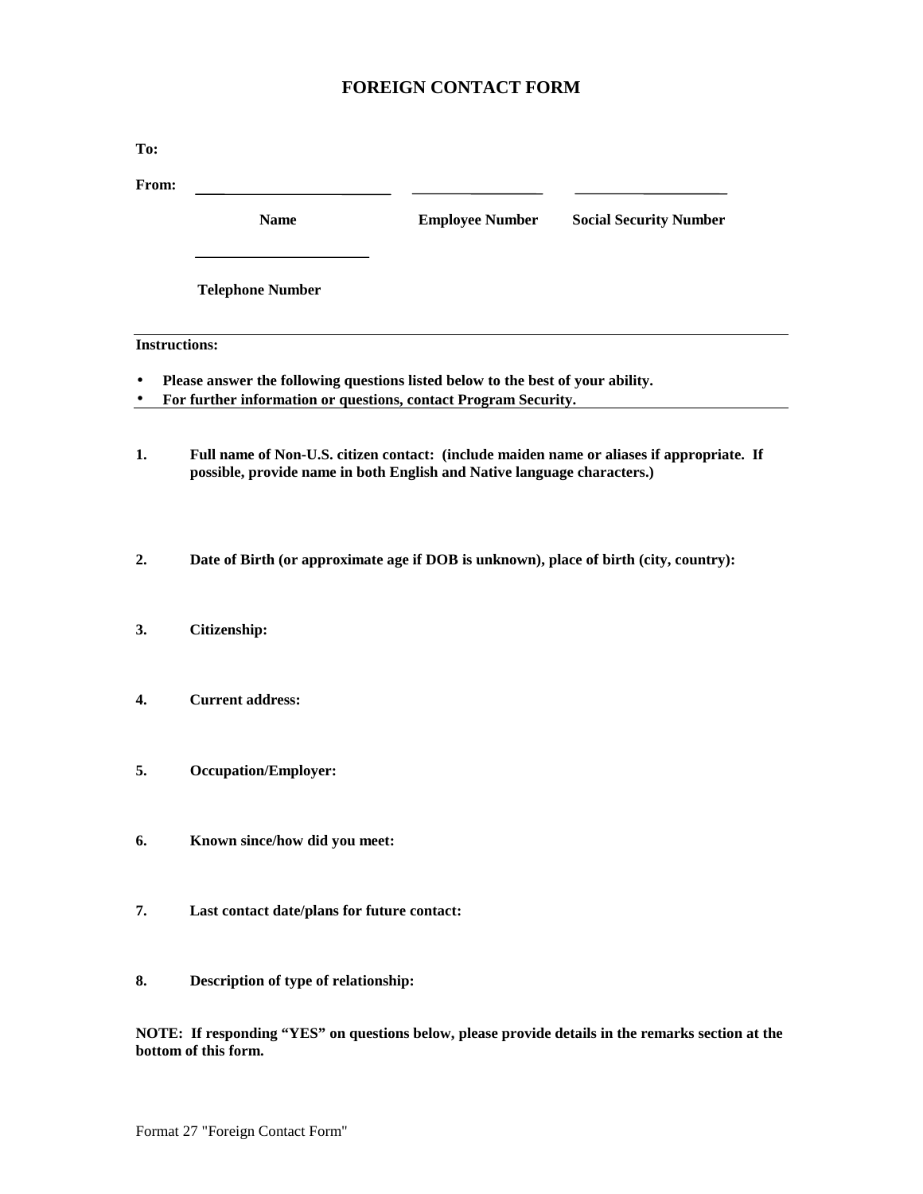# FOREIGN CONTACT FORM

**To:**

**From:** ______________________ ________________ __________________

| Name | Employee Number | Social Security Number |
|---|---|---|

______________________

**Telephone Number**

---

**Instructions:**

- **Please answer the following questions listed below to the best of your ability.**
- **For further information or questions, contact Program Security.**

---

**1.** **Full name of Non-U.S. citizen contact: (include maiden name or aliases if appropriate. If possible, provide name in both English and Native language characters.)**

**2.** **Date of Birth (or approximate age if DOB is unknown), place of birth (city, country):**

**3.** **Citizenship:**

**4.** **Current address:**

**5.** **Occupation/Employer:**

**6.** **Known since/how did you meet:**

**7.** **Last contact date/plans for future contact:**

**8.** **Description of type of relationship:**

**NOTE: If responding "YES" on questions below, please provide details in the remarks section at the bottom of this form.**

Format 27 "Foreign Contact Form"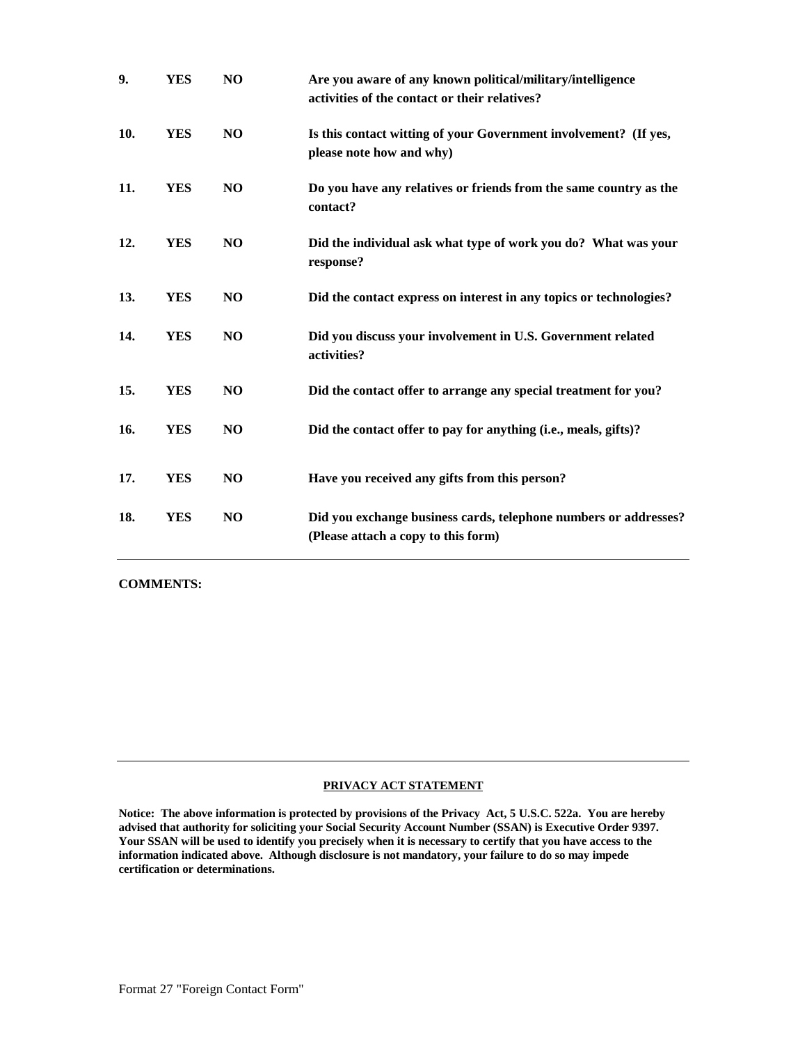| | | | |
|---|---|---|---|
| **9.** | **YES** | **NO** | **Are you aware of any known political/military/intelligence activities of the contact or their relatives?** |
| **10.** | **YES** | **NO** | **Is this contact witting of your Government involvement? (If yes, please note how and why)** |
| **11.** | **YES** | **NO** | **Do you have any relatives or friends from the same country as the contact?** |
| **12.** | **YES** | **NO** | **Did the individual ask what type of work you do? What was your response?** |
| **13.** | **YES** | **NO** | **Did the contact express on interest in any topics or technologies?** |
| **14.** | **YES** | **NO** | **Did you discuss your involvement in U.S. Government related activities?** |
| **15.** | **YES** | **NO** | **Did the contact offer to arrange any special treatment for you?** |
| **16.** | **YES** | **NO** | **Did the contact offer to pay for anything (i.e., meals, gifts)?** |
| **17.** | **YES** | **NO** | **Have you received any gifts from this person?** |
| **18.** | **YES** | **NO** | **Did you exchange business cards, telephone numbers or addresses? (Please attach a copy to this form)** |

**COMMENTS:**

**PRIVACY ACT STATEMENT**

**Notice: The above information is protected by provisions of the Privacy Act, 5 U.S.C. 522a. You are hereby advised that authority for soliciting your Social Security Account Number (SSAN) is Executive Order 9397. Your SSAN will be used to identify you precisely when it is necessary to certify that you have access to the information indicated above. Although disclosure is not mandatory, your failure to do so may impede certification or determinations.**

Format 27 "Foreign Contact Form"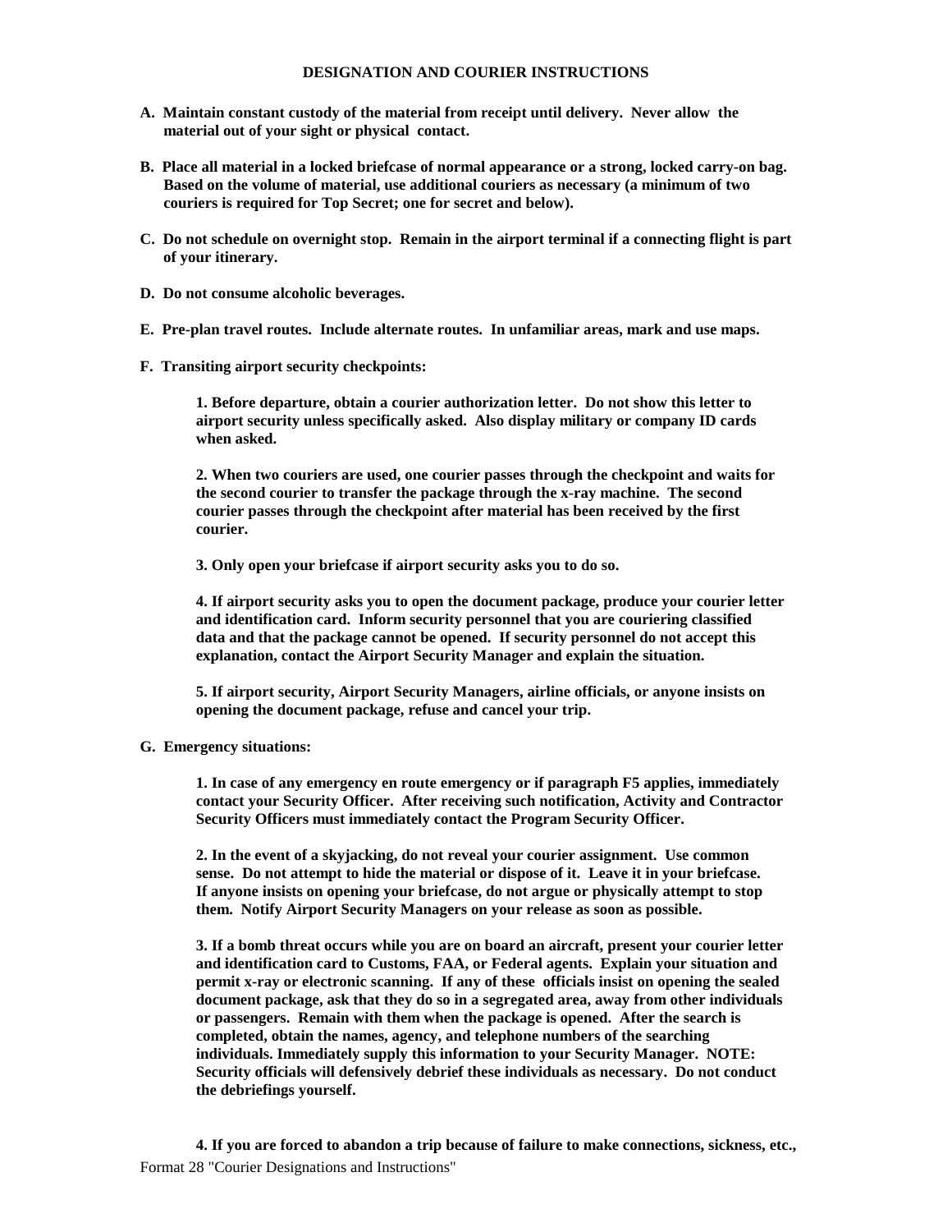## DESIGNATION AND COURIER INSTRUCTIONS

**A. Maintain constant custody of the material from receipt until delivery. Never allow the material out of your sight or physical contact.**

**B. Place all material in a locked briefcase of normal appearance or a strong, locked carry-on bag. Based on the volume of material, use additional couriers as necessary (a minimum of two couriers is required for Top Secret; one for secret and below).**

**C. Do not schedule on overnight stop. Remain in the airport terminal if a connecting flight is part of your itinerary.**

**D. Do not consume alcoholic beverages.**

**E. Pre-plan travel routes. Include alternate routes. In unfamiliar areas, mark and use maps.**

**F. Transiting airport security checkpoints:**

> **1. Before departure, obtain a courier authorization letter. Do not show this letter to airport security unless specifically asked. Also display military or company ID cards when asked.**
>
> **2. When two couriers are used, one courier passes through the checkpoint and waits for the second courier to transfer the package through the x-ray machine. The second courier passes through the checkpoint after material has been received by the first courier.**
>
> **3. Only open your briefcase if airport security asks you to do so.**
>
> **4. If airport security asks you to open the document package, produce your courier letter and identification card. Inform security personnel that you are couriering classified data and that the package cannot be opened. If security personnel do not accept this explanation, contact the Airport Security Manager and explain the situation.**
>
> **5. If airport security, Airport Security Managers, airline officials, or anyone insists on opening the document package, refuse and cancel your trip.**

**G. Emergency situations:**

> **1. In case of any emergency en route emergency or if paragraph F5 applies, immediately contact your Security Officer. After receiving such notification, Activity and Contractor Security Officers must immediately contact the Program Security Officer.**
>
> **2. In the event of a skyjacking, do not reveal your courier assignment. Use common sense. Do not attempt to hide the material or dispose of it. Leave it in your briefcase. If anyone insists on opening your briefcase, do not argue or physically attempt to stop them. Notify Airport Security Managers on your release as soon as possible.**
>
> **3. If a bomb threat occurs while you are on board an aircraft, present your courier letter and identification card to Customs, FAA, or Federal agents. Explain your situation and permit x-ray or electronic scanning. If any of these officials insist on opening the sealed document package, ask that they do so in a segregated area, away from other individuals or passengers. Remain with them when the package is opened. After the search is completed, obtain the names, agency, and telephone numbers of the searching individuals. Immediately supply this information to your Security Manager. NOTE: Security officials will defensively debrief these individuals as necessary. Do not conduct the debriefings yourself.**
>
> **4. If you are forced to abandon a trip because of failure to make connections, sickness, etc.,**

Format 28 "Courier Designations and Instructions"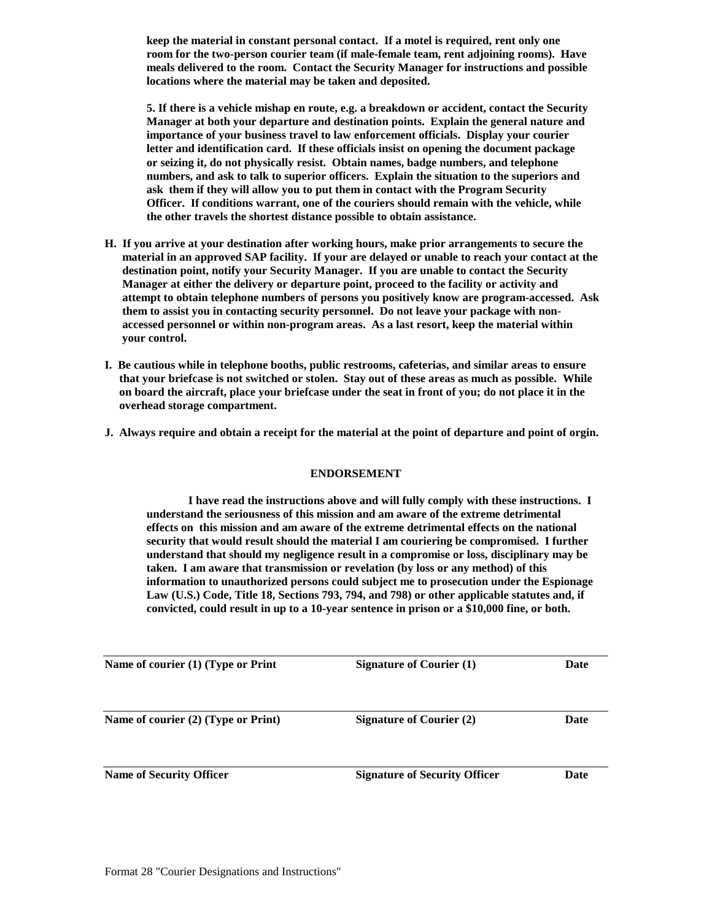**keep the material in constant personal contact. If a motel is required, rent only one room for the two-person courier team (if male-female team, rent adjoining rooms). Have meals delivered to the room. Contact the Security Manager for instructions and possible locations where the material may be taken and deposited.**

**5. If there is a vehicle mishap en route, e.g. a breakdown or accident, contact the Security Manager at both your departure and destination points. Explain the general nature and importance of your business travel to law enforcement officials. Display your courier letter and identification card. If these officials insist on opening the document package or seizing it, do not physically resist. Obtain names, badge numbers, and telephone numbers, and ask to talk to superior officers. Explain the situation to the superiors and ask them if they will allow you to put them in contact with the Program Security Officer. If conditions warrant, one of the couriers should remain with the vehicle, while the other travels the shortest distance possible to obtain assistance.**

**H. If you arrive at your destination after working hours, make prior arrangements to secure the material in an approved SAP facility. If your are delayed or unable to reach your contact at the destination point, notify your Security Manager. If you are unable to contact the Security Manager at either the delivery or departure point, proceed to the facility or activity and attempt to obtain telephone numbers of persons you positively know are program-accessed. Ask them to assist you in contacting security personnel. Do not leave your package with non-accessed personnel or within non-program areas. As a last resort, keep the material within your control.**

**I. Be cautious while in telephone booths, public restrooms, cafeterias, and similar areas to ensure that your briefcase is not switched or stolen. Stay out of these areas as much as possible. While on board the aircraft, place your briefcase under the seat in front of you; do not place it in the overhead storage compartment.**

**J. Always require and obtain a receipt for the material at the point of departure and point of orgin.**

**ENDORSEMENT**

**I have read the instructions above and will fully comply with these instructions. I understand the seriousness of this mission and am aware of the extreme detrimental effects on this mission and am aware of the extreme detrimental effects on the national security that would result should the material I am couriering be compromised. I further understand that should my negligence result in a compromise or loss, disciplinary may be taken. I am aware that transmission or revelation (by loss or any method) of this information to unauthorized persons could subject me to prosecution under the Espionage Law (U.S.) Code, Title 18, Sections 793, 794, and 798) or other applicable statutes and, if convicted, could result in up to a 10-year sentence in prison or a $10,000 fine, or both.**

| | | |
|---|---|---|
| **Name of courier (1) (Type or Print** | **Signature of Courier (1)** | **Date** |
| **Name of courier (2) (Type or Print)** | **Signature of Courier (2)** | **Date** |
| **Name of Security Officer** | **Signature of Security Officer** | **Date** |

Format 28 "Courier Designations and Instructions"